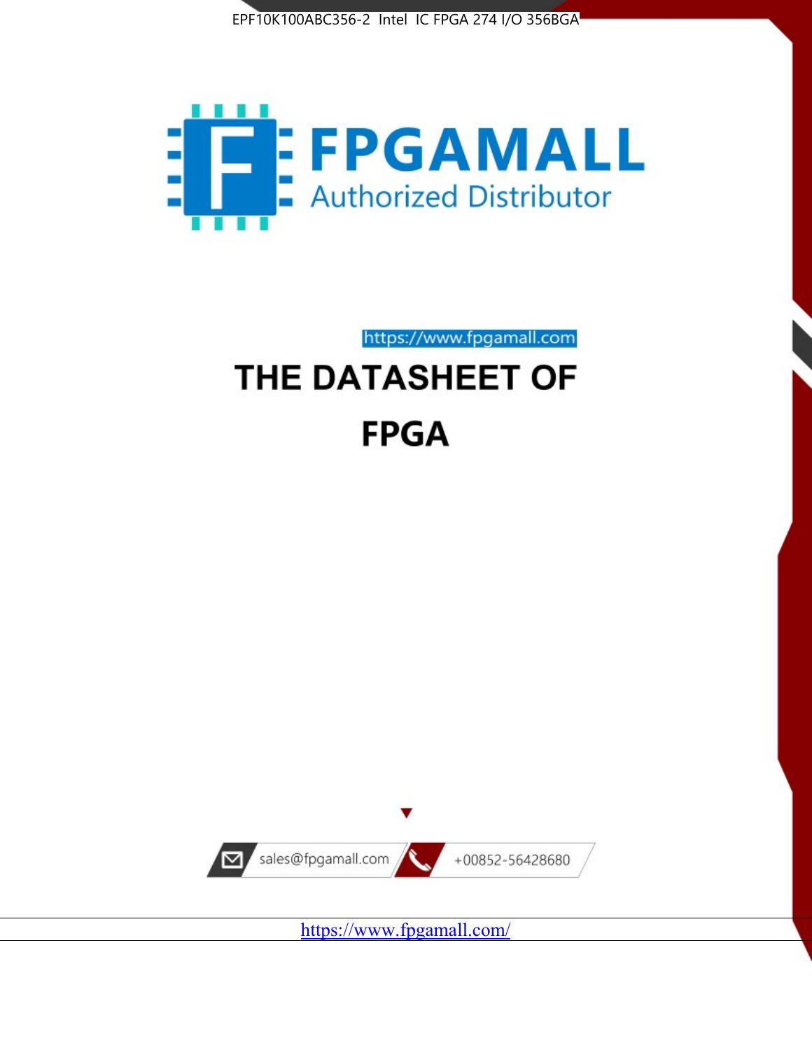EPF10K100ABC356-2 Intel IC FPGA 274 I/O 356BGA

**FPGAMALL**

Authorized Distributor

https://www.fpgamall.com

# THE DATASHEET OF

# FPGA

sales@fpgamall.com

+00852-56428680

https://www.fpgamall.com/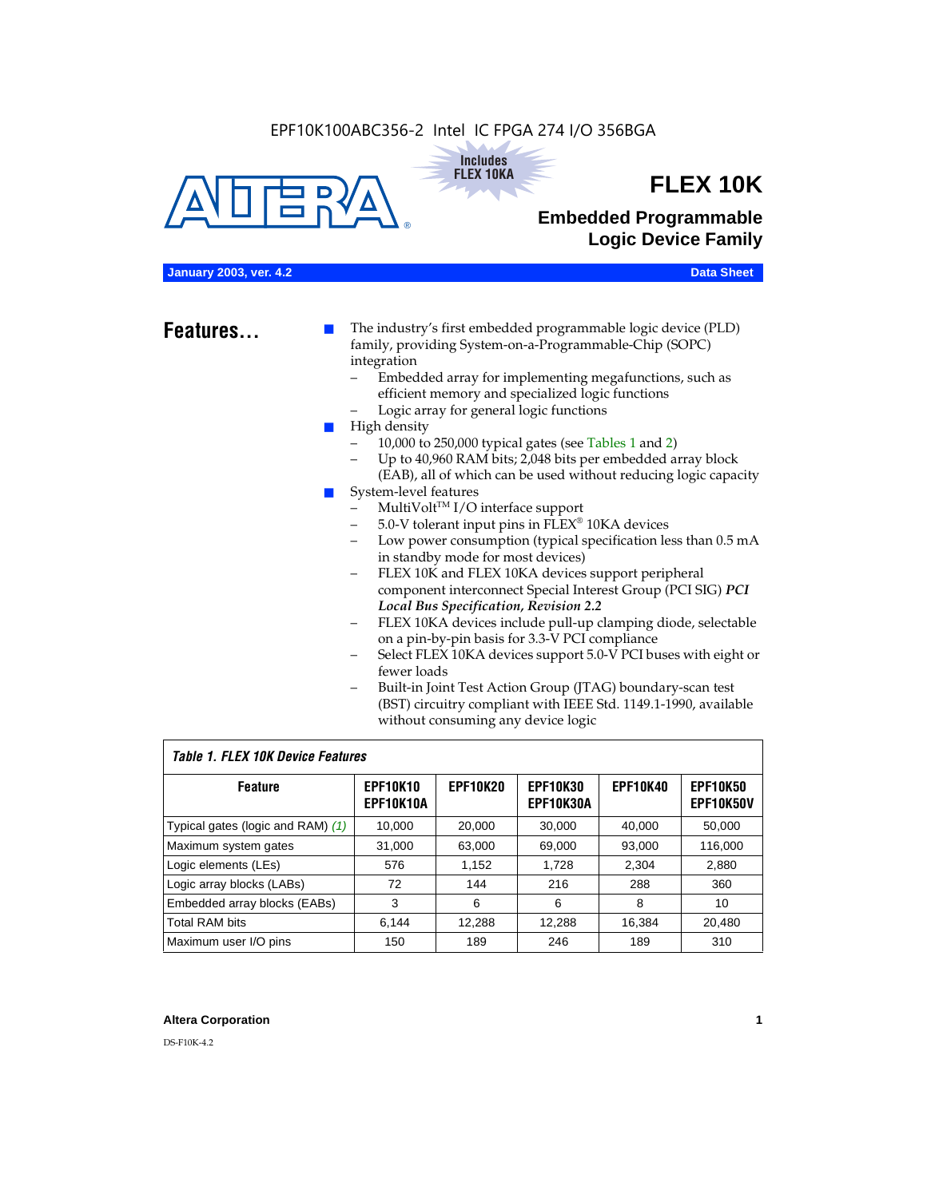EPF10K100ABC356-2 Intel IC FPGA 274 I/O 356BGA

Includes FLEX 10KA

# FLEX 10K

## Embedded Programmable Logic Device Family

**January 2003, ver. 4.2** **Data Sheet**

## Features...

- The industry's first embedded programmable logic device (PLD) family, providing System-on-a-Programmable-Chip (SOPC) integration
  - Embedded array for implementing megafunctions, such as efficient memory and specialized logic functions
  - Logic array for general logic functions
- High density
  - 10,000 to 250,000 typical gates (see Tables 1 and 2)
  - Up to 40,960 RAM bits; 2,048 bits per embedded array block (EAB), all of which can be used without reducing logic capacity
- System-level features
  - MultiVolt™ I/O interface support
  - 5.0-V tolerant input pins in FLEX® 10KA devices
  - Low power consumption (typical specification less than 0.5 mA in standby mode for most devices)
  - FLEX 10K and FLEX 10KA devices support peripheral component interconnect Special Interest Group (PCI SIG) ***PCI Local Bus Specification, Revision 2.2***
  - FLEX 10KA devices include pull-up clamping diode, selectable on a pin-by-pin basis for 3.3-V PCI compliance
  - Select FLEX 10KA devices support 5.0-V PCI buses with eight or fewer loads
  - Built-in Joint Test Action Group (JTAG) boundary-scan test (BST) circuitry compliant with IEEE Std. 1149.1-1990, available without consuming any device logic

*Table 1. FLEX 10K Device Features*

| Feature | EPF10K10 EPF10K10A | EPF10K20 | EPF10K30 EPF10K30A | EPF10K40 | EPF10K50 EPF10K50V |
|---|---|---|---|---|---|
| Typical gates (logic and RAM) *(1)* | 10,000 | 20,000 | 30,000 | 40,000 | 50,000 |
| Maximum system gates | 31,000 | 63,000 | 69,000 | 93,000 | 116,000 |
| Logic elements (LEs) | 576 | 1,152 | 1,728 | 2,304 | 2,880 |
| Logic array blocks (LABs) | 72 | 144 | 216 | 288 | 360 |
| Embedded array blocks (EABs) | 3 | 6 | 6 | 8 | 10 |
| Total RAM bits | 6,144 | 12,288 | 12,288 | 16,384 | 20,480 |
| Maximum user I/O pins | 150 | 189 | 246 | 189 | 310 |

**Altera Corporation**

DS-F10K-4.2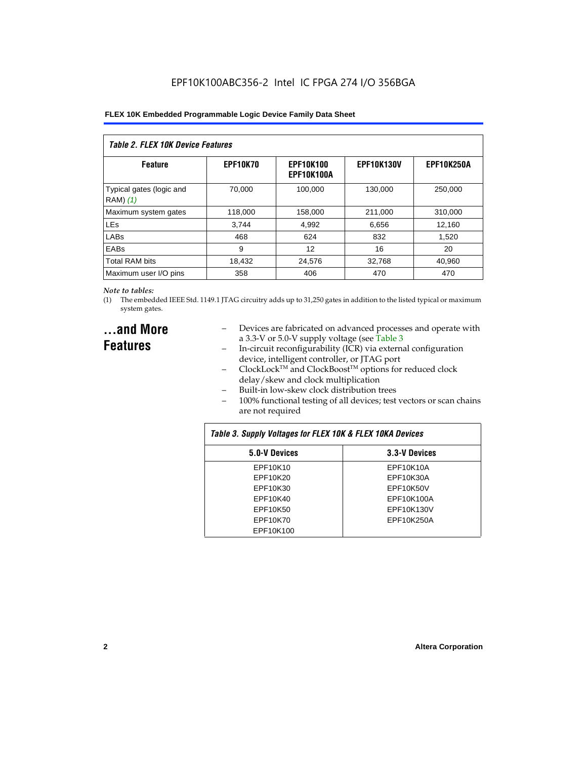*Table 2. FLEX 10K Device Features*

| Feature | EPF10K70 | EPF10K100 EPF10K100A | EPF10K130V | EPF10K250A |
|---|---|---|---|---|
| Typical gates (logic and RAM) *(1)* | 70,000 | 100,000 | 130,000 | 250,000 |
| Maximum system gates | 118,000 | 158,000 | 211,000 | 310,000 |
| LEs | 3,744 | 4,992 | 6,656 | 12,160 |
| LABs | 468 | 624 | 832 | 1,520 |
| EABs | 9 | 12 | 16 | 20 |
| Total RAM bits | 18,432 | 24,576 | 32,768 | 40,960 |
| Maximum user I/O pins | 358 | 406 | 470 | 470 |

*Note to tables:*

(1) The embedded IEEE Std. 1149.1 JTAG circuitry adds up to 31,250 gates in addition to the listed typical or maximum system gates.

## ...and More Features

- Devices are fabricated on advanced processes and operate with a 3.3-V or 5.0-V supply voltage (see Table 3
- In-circuit reconfigurability (ICR) via external configuration device, intelligent controller, or JTAG port
- ClockLock™ and ClockBoost™ options for reduced clock delay/skew and clock multiplication
- Built-in low-skew clock distribution trees
- 100% functional testing of all devices; test vectors or scan chains are not required

*Table 3. Supply Voltages for FLEX 10K & FLEX 10KA Devices*

| 5.0-V Devices | 3.3-V Devices |
|---|---|
| EPF10K10 | EPF10K10A |
| EPF10K20 | EPF10K30A |
| EPF10K30 | EPF10K50V |
| EPF10K40 | EPF10K100A |
| EPF10K50 | EPF10K130V |
| EPF10K70 | EPF10K250A |
| EPF10K100 | |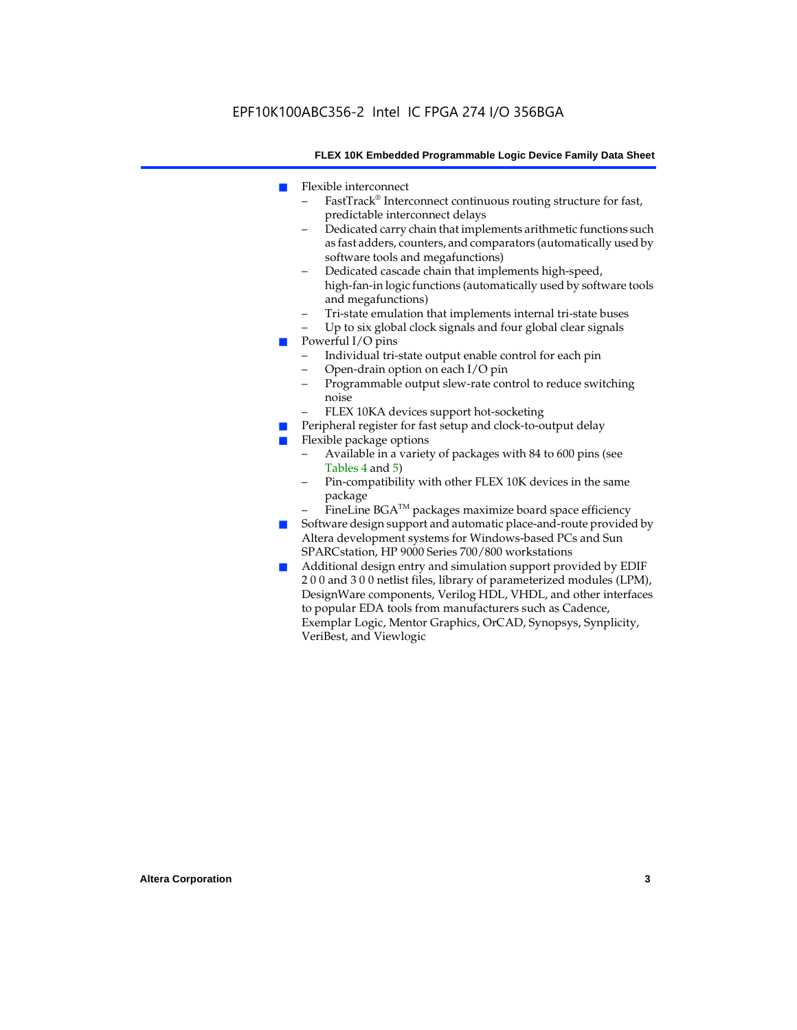- Flexible interconnect
  - FastTrack® Interconnect continuous routing structure for fast, predictable interconnect delays
  - Dedicated carry chain that implements arithmetic functions such as fast adders, counters, and comparators (automatically used by software tools and megafunctions)
  - Dedicated cascade chain that implements high-speed, high-fan-in logic functions (automatically used by software tools and megafunctions)
  - Tri-state emulation that implements internal tri-state buses
  - Up to six global clock signals and four global clear signals
- Powerful I/O pins
  - Individual tri-state output enable control for each pin
  - Open-drain option on each I/O pin
  - Programmable output slew-rate control to reduce switching noise
  - FLEX 10KA devices support hot-socketing
- Peripheral register for fast setup and clock-to-output delay
- Flexible package options
  - Available in a variety of packages with 84 to 600 pins (see Tables 4 and 5)
  - Pin-compatibility with other FLEX 10K devices in the same package
  - FineLine BGA™ packages maximize board space efficiency
- Software design support and automatic place-and-route provided by Altera development systems for Windows-based PCs and Sun SPARCstation, HP 9000 Series 700/800 workstations
- Additional design entry and simulation support provided by EDIF 2 0 0 and 3 0 0 netlist files, library of parameterized modules (LPM), DesignWare components, Verilog HDL, VHDL, and other interfaces to popular EDA tools from manufacturers such as Cadence, Exemplar Logic, Mentor Graphics, OrCAD, Synopsys, Synplicity, VeriBest, and Viewlogic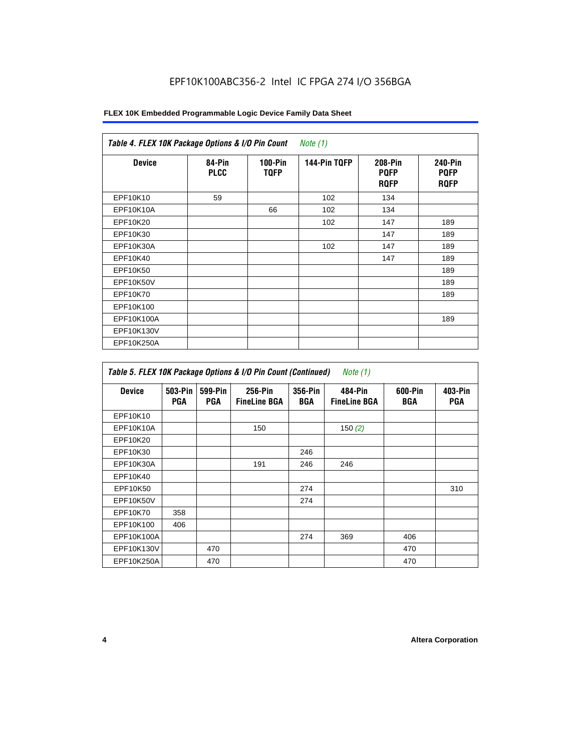EPF10K100ABC356-2 Intel IC FPGA 274 I/O 356BGA

| *Table 4. FLEX 10K Package Options & I/O Pin Count Note (1)* | | | | | |
|---|---|---|---|---|---|
| **Device** | **84-Pin PLCC** | **100-Pin TQFP** | **144-Pin TQFP** | **208-Pin PQFP RQFP** | **240-Pin PQFP RQFP** |
| EPF10K10 | 59 | | 102 | 134 | |
| EPF10K10A | | 66 | 102 | 134 | |
| EPF10K20 | | | 102 | 147 | 189 |
| EPF10K30 | | | | 147 | 189 |
| EPF10K30A | | | 102 | 147 | 189 |
| EPF10K40 | | | | 147 | 189 |
| EPF10K50 | | | | | 189 |
| EPF10K50V | | | | | 189 |
| EPF10K70 | | | | | 189 |
| EPF10K100 | | | | | |
| EPF10K100A | | | | | 189 |
| EPF10K130V | | | | | |
| EPF10K250A | | | | | |

| *Table 5. FLEX 10K Package Options & I/O Pin Count (Continued) Note (1)* | | | | | | | |
|---|---|---|---|---|---|---|---|
| **Device** | **503-Pin PGA** | **599-Pin PGA** | **256-Pin FineLine BGA** | **356-Pin BGA** | **484-Pin FineLine BGA** | **600-Pin BGA** | **403-Pin PGA** |
| EPF10K10 | | | | | | | |
| EPF10K10A | | | 150 | | 150 *(2)* | | |
| EPF10K20 | | | | | | | |
| EPF10K30 | | | | 246 | | | |
| EPF10K30A | | | 191 | 246 | 246 | | |
| EPF10K40 | | | | | | | |
| EPF10K50 | | | | 274 | | | 310 |
| EPF10K50V | | | | 274 | | | |
| EPF10K70 | 358 | | | | | | |
| EPF10K100 | 406 | | | | | | |
| EPF10K100A | | | | 274 | 369 | 406 | |
| EPF10K130V | | 470 | | | | 470 | |
| EPF10K250A | | 470 | | | | 470 | |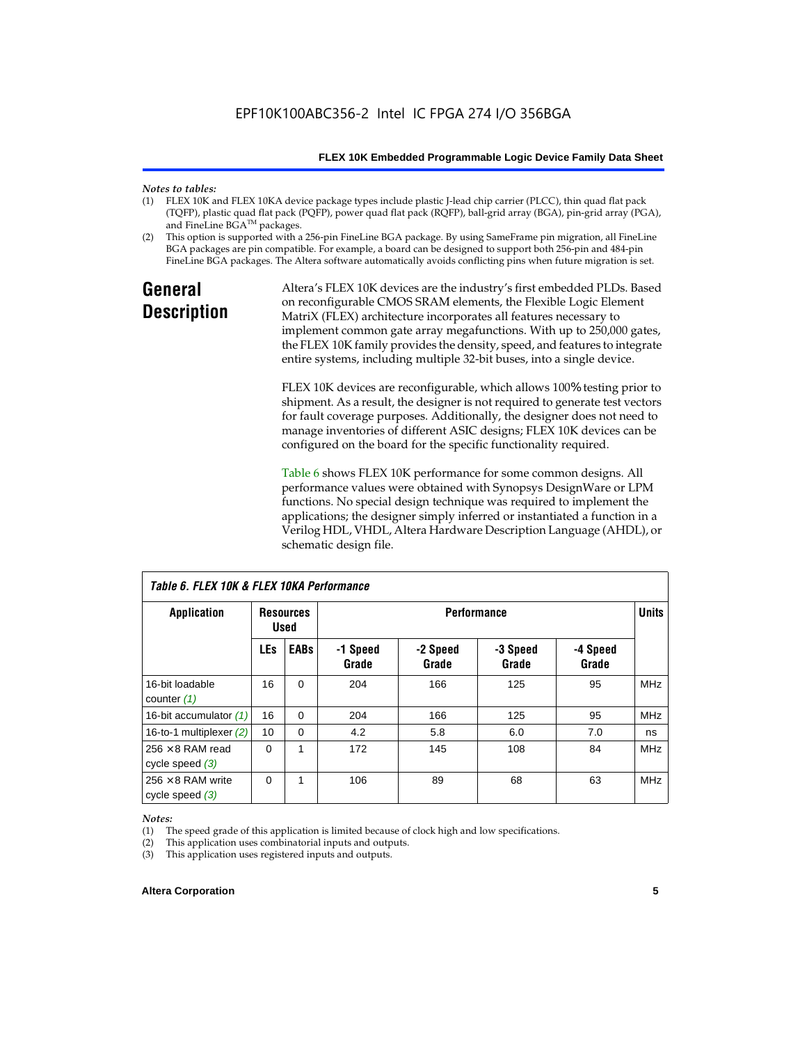*Notes to tables:*

(1) FLEX 10K and FLEX 10KA device package types include plastic J-lead chip carrier (PLCC), thin quad flat pack (TQFP), plastic quad flat pack (PQFP), power quad flat pack (RQFP), ball-grid array (BGA), pin-grid array (PGA), and FineLine BGA™ packages.

(2) This option is supported with a 256-pin FineLine BGA package. By using SameFrame pin migration, all FineLine BGA packages are pin compatible. For example, a board can be designed to support both 256-pin and 484-pin FineLine BGA packages. The Altera software automatically avoids conflicting pins when future migration is set.

## General Description

Altera's FLEX 10K devices are the industry's first embedded PLDs. Based on reconfigurable CMOS SRAM elements, the Flexible Logic Element MatriX (FLEX) architecture incorporates all features necessary to implement common gate array megafunctions. With up to 250,000 gates, the FLEX 10K family provides the density, speed, and features to integrate entire systems, including multiple 32-bit buses, into a single device.

FLEX 10K devices are reconfigurable, which allows 100% testing prior to shipment. As a result, the designer is not required to generate test vectors for fault coverage purposes. Additionally, the designer does not need to manage inventories of different ASIC designs; FLEX 10K devices can be configured on the board for the specific functionality required.

Table 6 shows FLEX 10K performance for some common designs. All performance values were obtained with Synopsys DesignWare or LPM functions. No special design technique was required to implement the applications; the designer simply inferred or instantiated a function in a Verilog HDL, VHDL, Altera Hardware Description Language (AHDL), or schematic design file.

*Table 6. FLEX 10K & FLEX 10KA Performance*

| Application | Resources Used | | Performance | | | | Units |
|---|---|---|---|---|---|---|---|
| | LEs | EABs | -1 Speed Grade | -2 Speed Grade | -3 Speed Grade | -4 Speed Grade | |
| 16-bit loadable counter *(1)* | 16 | 0 | 204 | 166 | 125 | 95 | MHz |
| 16-bit accumulator *(1)* | 16 | 0 | 204 | 166 | 125 | 95 | MHz |
| 16-to-1 multiplexer *(2)* | 10 | 0 | 4.2 | 5.8 | 6.0 | 7.0 | ns |
| 256 × 8 RAM read cycle speed *(3)* | 0 | 1 | 172 | 145 | 108 | 84 | MHz |
| 256 × 8 RAM write cycle speed *(3)* | 0 | 1 | 106 | 89 | 68 | 63 | MHz |

*Notes:*

(1) The speed grade of this application is limited because of clock high and low specifications.

(2) This application uses combinatorial inputs and outputs.

(3) This application uses registered inputs and outputs.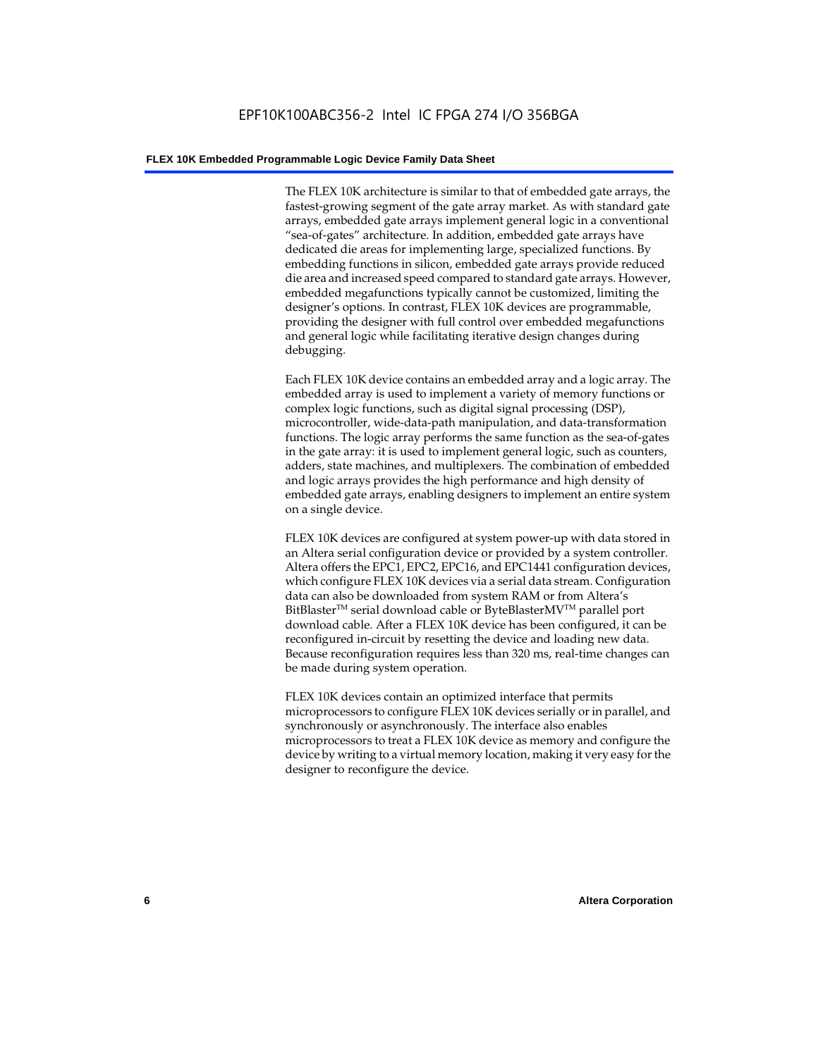The FLEX 10K architecture is similar to that of embedded gate arrays, the fastest-growing segment of the gate array market. As with standard gate arrays, embedded gate arrays implement general logic in a conventional "sea-of-gates" architecture. In addition, embedded gate arrays have dedicated die areas for implementing large, specialized functions. By embedding functions in silicon, embedded gate arrays provide reduced die area and increased speed compared to standard gate arrays. However, embedded megafunctions typically cannot be customized, limiting the designer's options. In contrast, FLEX 10K devices are programmable, providing the designer with full control over embedded megafunctions and general logic while facilitating iterative design changes during debugging.

Each FLEX 10K device contains an embedded array and a logic array. The embedded array is used to implement a variety of memory functions or complex logic functions, such as digital signal processing (DSP), microcontroller, wide-data-path manipulation, and data-transformation functions. The logic array performs the same function as the sea-of-gates in the gate array: it is used to implement general logic, such as counters, adders, state machines, and multiplexers. The combination of embedded and logic arrays provides the high performance and high density of embedded gate arrays, enabling designers to implement an entire system on a single device.

FLEX 10K devices are configured at system power-up with data stored in an Altera serial configuration device or provided by a system controller. Altera offers the EPC1, EPC2, EPC16, and EPC1441 configuration devices, which configure FLEX 10K devices via a serial data stream. Configuration data can also be downloaded from system RAM or from Altera's BitBlaster™ serial download cable or ByteBlasterMV™ parallel port download cable. After a FLEX 10K device has been configured, it can be reconfigured in-circuit by resetting the device and loading new data. Because reconfiguration requires less than 320 ms, real-time changes can be made during system operation.

FLEX 10K devices contain an optimized interface that permits microprocessors to configure FLEX 10K devices serially or in parallel, and synchronously or asynchronously. The interface also enables microprocessors to treat a FLEX 10K device as memory and configure the device by writing to a virtual memory location, making it very easy for the designer to reconfigure the device.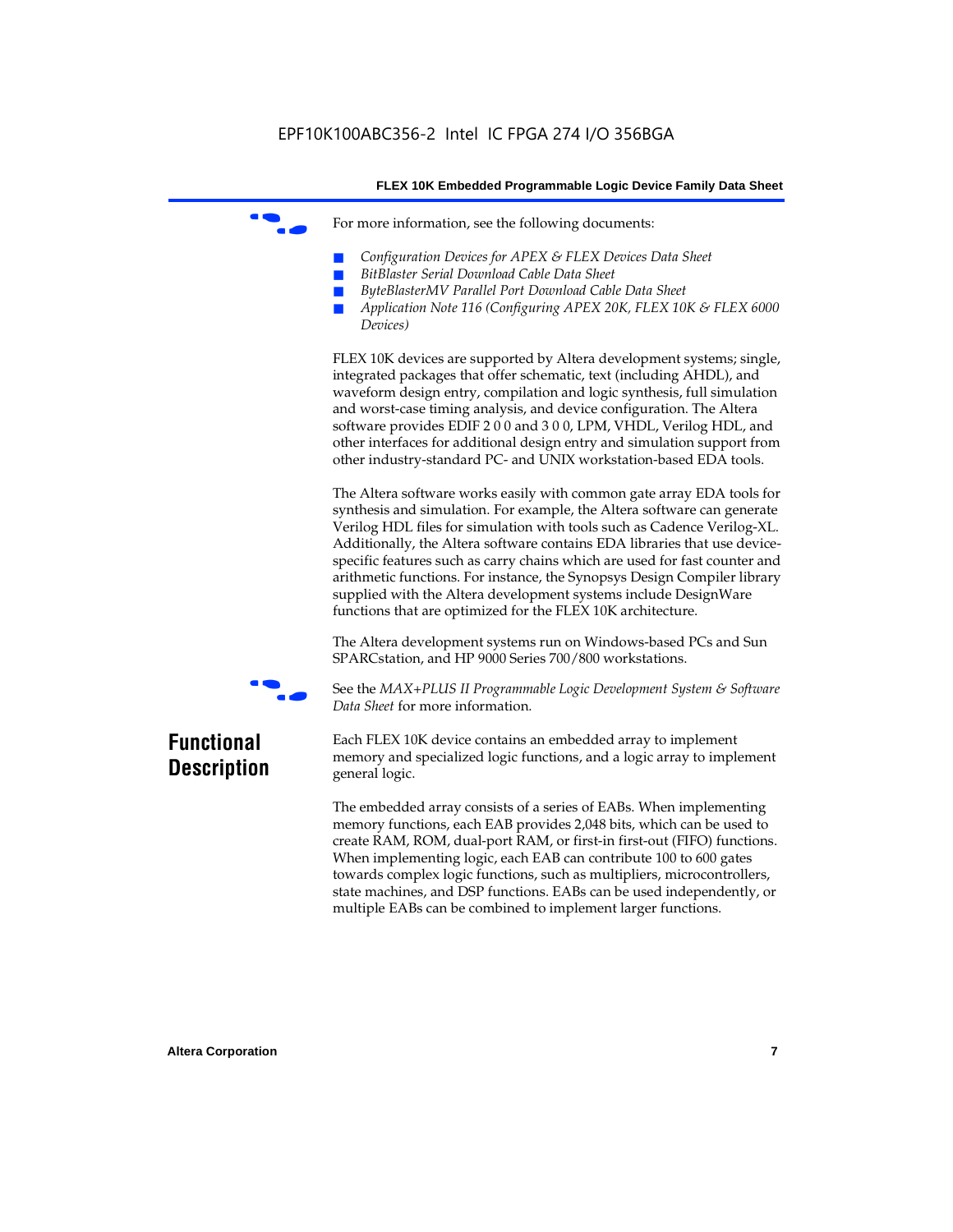For more information, see the following documents:

- *Configuration Devices for APEX & FLEX Devices Data Sheet*
- *BitBlaster Serial Download Cable Data Sheet*
- *ByteBlasterMV Parallel Port Download Cable Data Sheet*
- *Application Note 116 (Configuring APEX 20K, FLEX 10K & FLEX 6000 Devices)*

FLEX 10K devices are supported by Altera development systems; single, integrated packages that offer schematic, text (including AHDL), and waveform design entry, compilation and logic synthesis, full simulation and worst-case timing analysis, and device configuration. The Altera software provides EDIF 2 0 0 and 3 0 0, LPM, VHDL, Verilog HDL, and other interfaces for additional design entry and simulation support from other industry-standard PC- and UNIX workstation-based EDA tools.

The Altera software works easily with common gate array EDA tools for synthesis and simulation. For example, the Altera software can generate Verilog HDL files for simulation with tools such as Cadence Verilog-XL. Additionally, the Altera software contains EDA libraries that use device-specific features such as carry chains which are used for fast counter and arithmetic functions. For instance, the Synopsys Design Compiler library supplied with the Altera development systems include DesignWare functions that are optimized for the FLEX 10K architecture.

The Altera development systems run on Windows-based PCs and Sun SPARCstation, and HP 9000 Series 700/800 workstations.

See the *MAX+PLUS II Programmable Logic Development System & Software Data Sheet* for more information.

## Functional Description

Each FLEX 10K device contains an embedded array to implement memory and specialized logic functions, and a logic array to implement general logic.

The embedded array consists of a series of EABs. When implementing memory functions, each EAB provides 2,048 bits, which can be used to create RAM, ROM, dual-port RAM, or first-in first-out (FIFO) functions. When implementing logic, each EAB can contribute 100 to 600 gates towards complex logic functions, such as multipliers, microcontrollers, state machines, and DSP functions. EABs can be used independently, or multiple EABs can be combined to implement larger functions.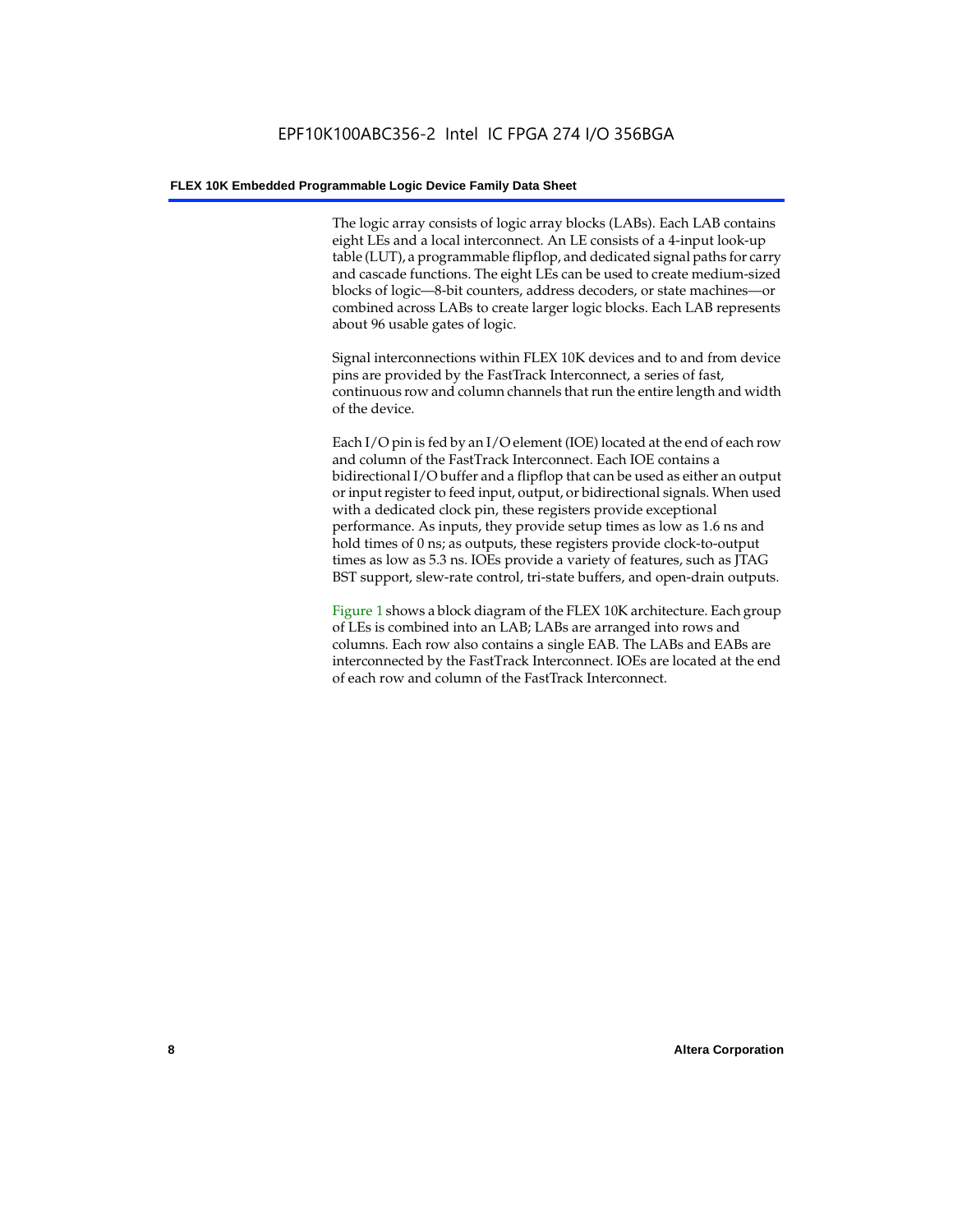The logic array consists of logic array blocks (LABs). Each LAB contains eight LEs and a local interconnect. An LE consists of a 4-input look-up table (LUT), a programmable flipflop, and dedicated signal paths for carry and cascade functions. The eight LEs can be used to create medium-sized blocks of logic—8-bit counters, address decoders, or state machines—or combined across LABs to create larger logic blocks. Each LAB represents about 96 usable gates of logic.

Signal interconnections within FLEX 10K devices and to and from device pins are provided by the FastTrack Interconnect, a series of fast, continuous row and column channels that run the entire length and width of the device.

Each I/O pin is fed by an I/O element (IOE) located at the end of each row and column of the FastTrack Interconnect. Each IOE contains a bidirectional I/O buffer and a flipflop that can be used as either an output or input register to feed input, output, or bidirectional signals. When used with a dedicated clock pin, these registers provide exceptional performance. As inputs, they provide setup times as low as 1.6 ns and hold times of 0 ns; as outputs, these registers provide clock-to-output times as low as 5.3 ns. IOEs provide a variety of features, such as JTAG BST support, slew-rate control, tri-state buffers, and open-drain outputs.

Figure 1 shows a block diagram of the FLEX 10K architecture. Each group of LEs is combined into an LAB; LABs are arranged into rows and columns. Each row also contains a single EAB. The LABs and EABs are interconnected by the FastTrack Interconnect. IOEs are located at the end of each row and column of the FastTrack Interconnect.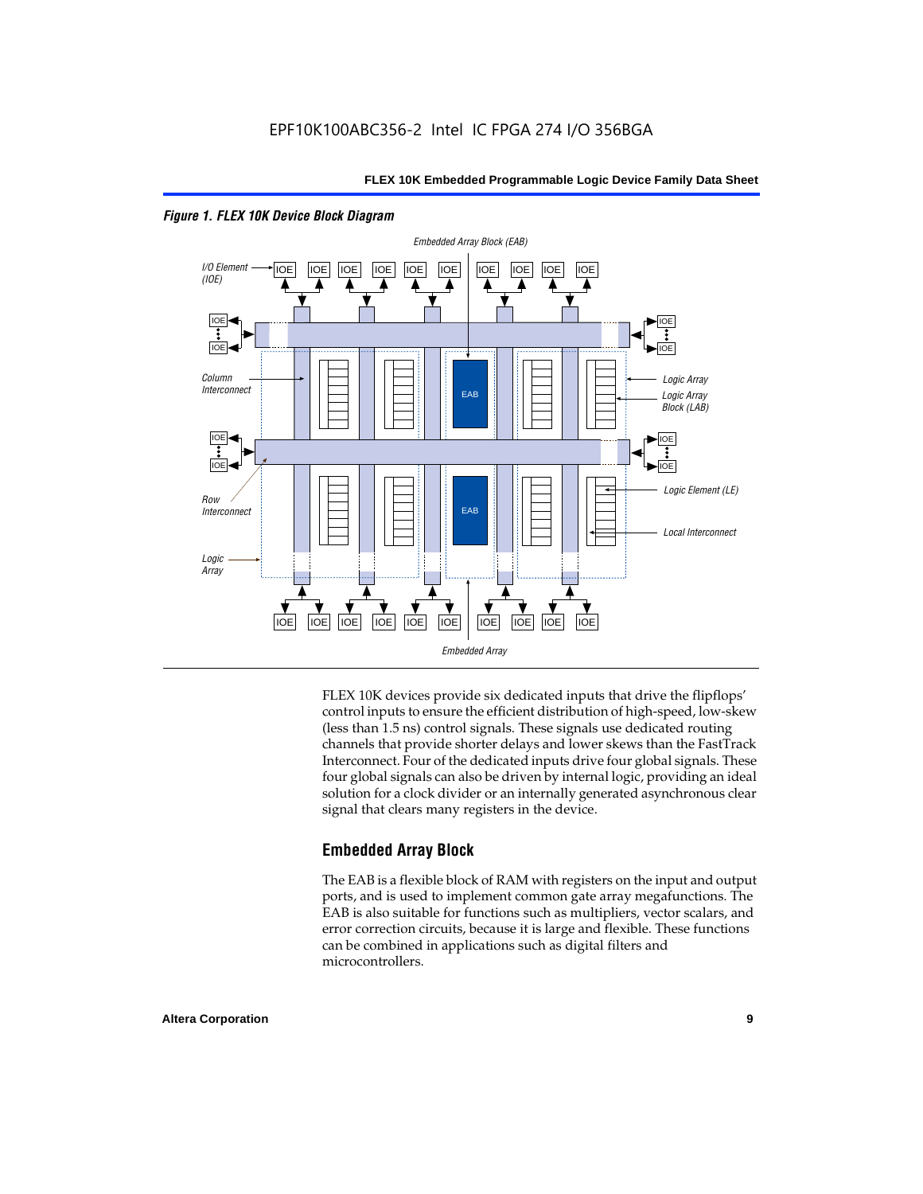*Figure 1. FLEX 10K Device Block Diagram*

Embedded Array Block (EAB)

I/O Element (IOE)

Column Interconnect

Logic Array

Logic Array Block (LAB)

Logic Element (LE)

Row Interconnect

Local Interconnect

Logic Array

Embedded Array

FLEX 10K devices provide six dedicated inputs that drive the flipflops' control inputs to ensure the efficient distribution of high-speed, low-skew (less than 1.5 ns) control signals. These signals use dedicated routing channels that provide shorter delays and lower skews than the FastTrack Interconnect. Four of the dedicated inputs drive four global signals. These four global signals can also be driven by internal logic, providing an ideal solution for a clock divider or an internally generated asynchronous clear signal that clears many registers in the device.

## Embedded Array Block

The EAB is a flexible block of RAM with registers on the input and output ports, and is used to implement common gate array megafunctions. The EAB is also suitable for functions such as multipliers, vector scalars, and error correction circuits, because it is large and flexible. These functions can be combined in applications such as digital filters and microcontrollers.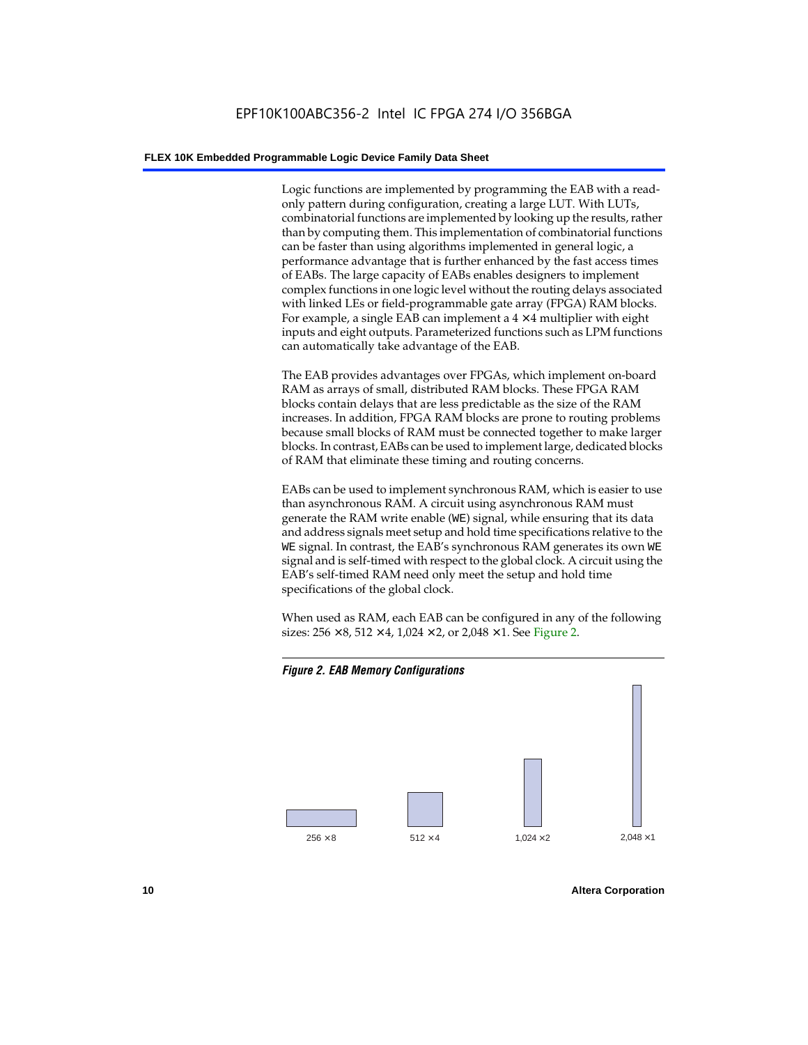Logic functions are implemented by programming the EAB with a read-only pattern during configuration, creating a large LUT. With LUTs, combinatorial functions are implemented by looking up the results, rather than by computing them. This implementation of combinatorial functions can be faster than using algorithms implemented in general logic, a performance advantage that is further enhanced by the fast access times of EABs. The large capacity of EABs enables designers to implement complex functions in one logic level without the routing delays associated with linked LEs or field-programmable gate array (FPGA) RAM blocks. For example, a single EAB can implement a 4 × 4 multiplier with eight inputs and eight outputs. Parameterized functions such as LPM functions can automatically take advantage of the EAB.

The EAB provides advantages over FPGAs, which implement on-board RAM as arrays of small, distributed RAM blocks. These FPGA RAM blocks contain delays that are less predictable as the size of the RAM increases. In addition, FPGA RAM blocks are prone to routing problems because small blocks of RAM must be connected together to make larger blocks. In contrast, EABs can be used to implement large, dedicated blocks of RAM that eliminate these timing and routing concerns.

EABs can be used to implement synchronous RAM, which is easier to use than asynchronous RAM. A circuit using asynchronous RAM must generate the RAM write enable (`WE`) signal, while ensuring that its data and address signals meet setup and hold time specifications relative to the `WE` signal. In contrast, the EAB's synchronous RAM generates its own `WE` signal and is self-timed with respect to the global clock. A circuit using the EAB's self-timed RAM need only meet the setup and hold time specifications of the global clock.

When used as RAM, each EAB can be configured in any of the following sizes: 256 × 8, 512 × 4, 1,024 × 2, or 2,048 × 1. See Figure 2.

***Figure 2. EAB Memory Configurations***

256 × 8 512 × 4 1,024 × 2 2,048 × 1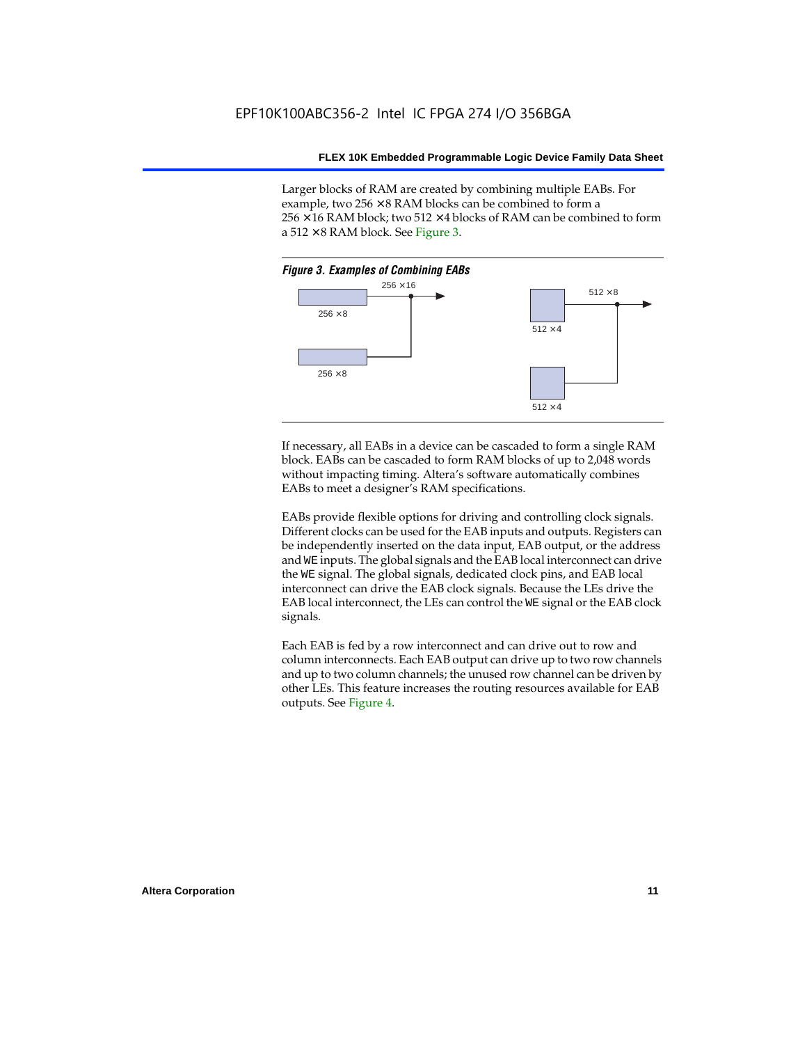Larger blocks of RAM are created by combining multiple EABs. For example, two 256 × 8 RAM blocks can be combined to form a 256 × 16 RAM block; two 512 × 4 blocks of RAM can be combined to form a 512 × 8 RAM block. See Figure 3.

*Figure 3. Examples of Combining EABs*

If necessary, all EABs in a device can be cascaded to form a single RAM block. EABs can be cascaded to form RAM blocks of up to 2,048 words without impacting timing. Altera's software automatically combines EABs to meet a designer's RAM specifications.

EABs provide flexible options for driving and controlling clock signals. Different clocks can be used for the EAB inputs and outputs. Registers can be independently inserted on the data input, EAB output, or the address and `WE` inputs. The global signals and the EAB local interconnect can drive the `WE` signal. The global signals, dedicated clock pins, and EAB local interconnect can drive the EAB clock signals. Because the LEs drive the EAB local interconnect, the LEs can control the `WE` signal or the EAB clock signals.

Each EAB is fed by a row interconnect and can drive out to row and column interconnects. Each EAB output can drive up to two row channels and up to two column channels; the unused row channel can be driven by other LEs. This feature increases the routing resources available for EAB outputs. See Figure 4.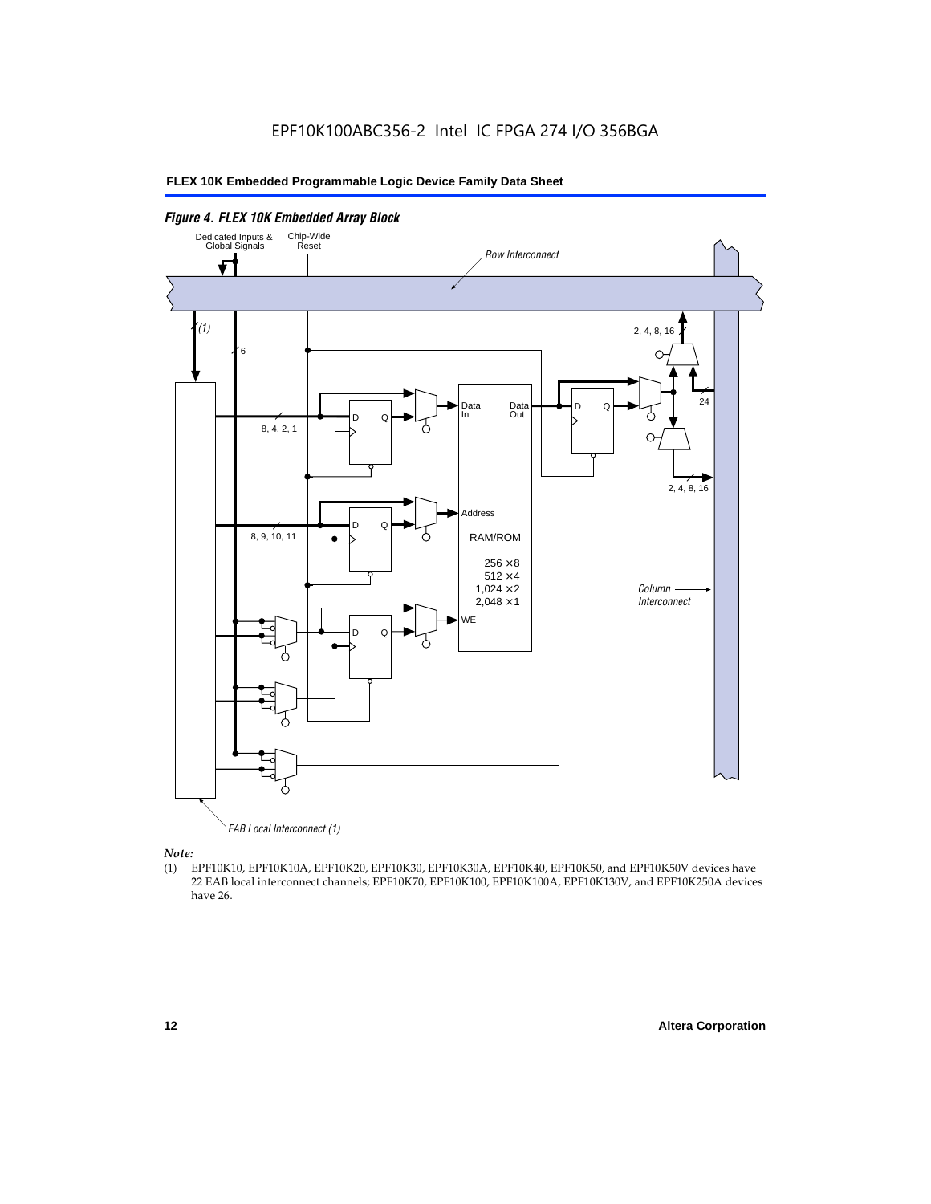*Figure 4. FLEX 10K Embedded Array Block*

Dedicated Inputs & Global Signals

Chip-Wide Reset

Row Interconnect

(1)

6

2, 4, 8, 16

24

Data In

Data Out

8, 4, 2, 1

2, 4, 8, 16

Address

8, 9, 10, 11

RAM/ROM

256 × 8
512 × 4
1,024 × 2
2,048 × 1

Column Interconnect

WE

EAB Local Interconnect (1)

*Note:*

(1) EPF10K10, EPF10K10A, EPF10K20, EPF10K30, EPF10K30A, EPF10K40, EPF10K50, and EPF10K50V devices have 22 EAB local interconnect channels; EPF10K70, EPF10K100, EPF10K100A, EPF10K130V, and EPF10K250A devices have 26.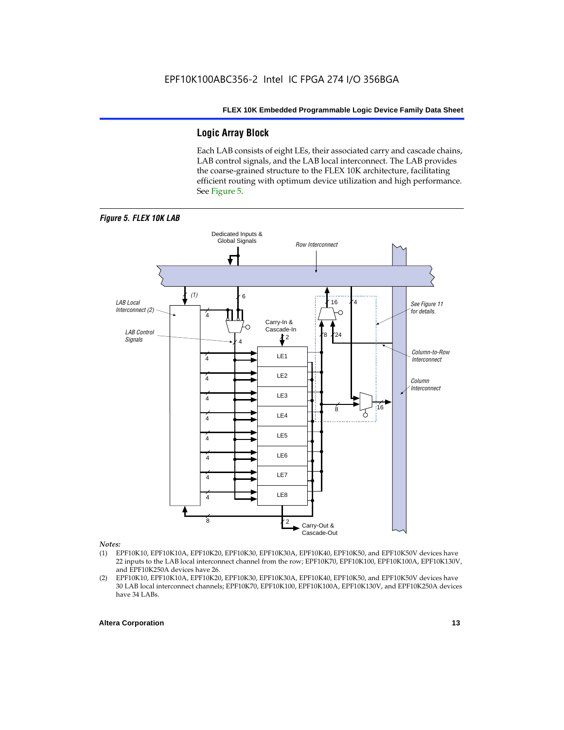## Logic Array Block

Each LAB consists of eight LEs, their associated carry and cascade chains, LAB control signals, and the LAB local interconnect. The LAB provides the coarse-grained structure to the FLEX 10K architecture, facilitating efficient routing with optimum device utilization and high performance. See Figure 5.

*Figure 5. FLEX 10K LAB*

*Notes:*

(1) EPF10K10, EPF10K10A, EPF10K20, EPF10K30, EPF10K30A, EPF10K40, EPF10K50, and EPF10K50V devices have 22 inputs to the LAB local interconnect channel from the row; EPF10K70, EPF10K100, EPF10K100A, EPF10K130V, and EPF10K250A devices have 26.

(2) EPF10K10, EPF10K10A, EPF10K20, EPF10K30, EPF10K30A, EPF10K40, EPF10K50, and EPF10K50V devices have 30 LAB local interconnect channels; EPF10K70, EPF10K100, EPF10K100A, EPF10K130V, and EPF10K250A devices have 34 LABs.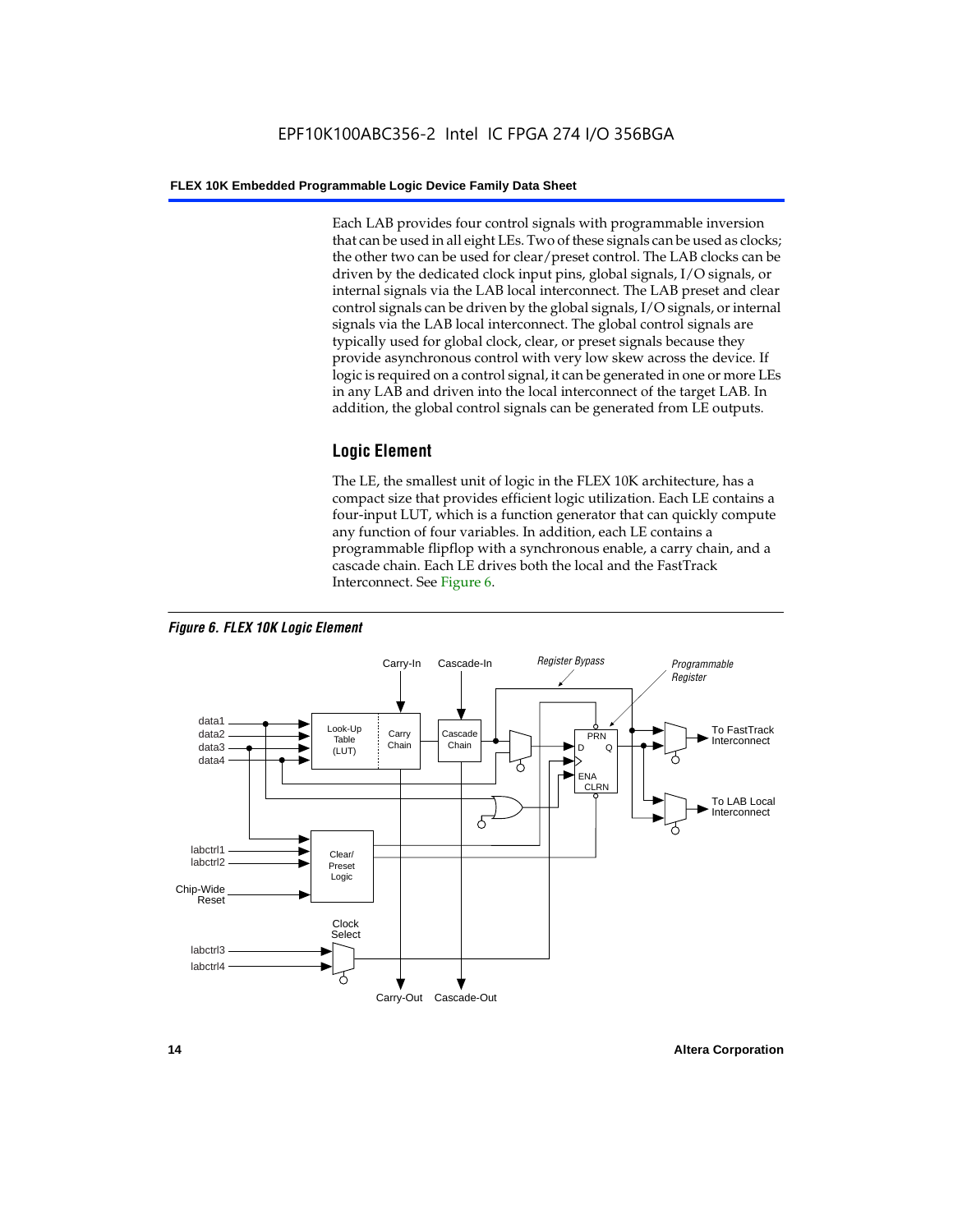Each LAB provides four control signals with programmable inversion that can be used in all eight LEs. Two of these signals can be used as clocks; the other two can be used for clear/preset control. The LAB clocks can be driven by the dedicated clock input pins, global signals, I/O signals, or internal signals via the LAB local interconnect. The LAB preset and clear control signals can be driven by the global signals, I/O signals, or internal signals via the LAB local interconnect. The global control signals are typically used for global clock, clear, or preset signals because they provide asynchronous control with very low skew across the device. If logic is required on a control signal, it can be generated in one or more LEs in any LAB and driven into the local interconnect of the target LAB. In addition, the global control signals can be generated from LE outputs.

## Logic Element

The LE, the smallest unit of logic in the FLEX 10K architecture, has a compact size that provides efficient logic utilization. Each LE contains a four-input LUT, which is a function generator that can quickly compute any function of four variables. In addition, each LE contains a programmable flipflop with a synchronous enable, a carry chain, and a cascade chain. Each LE drives both the local and the FastTrack Interconnect. See Figure 6.

***Figure 6. FLEX 10K Logic Element***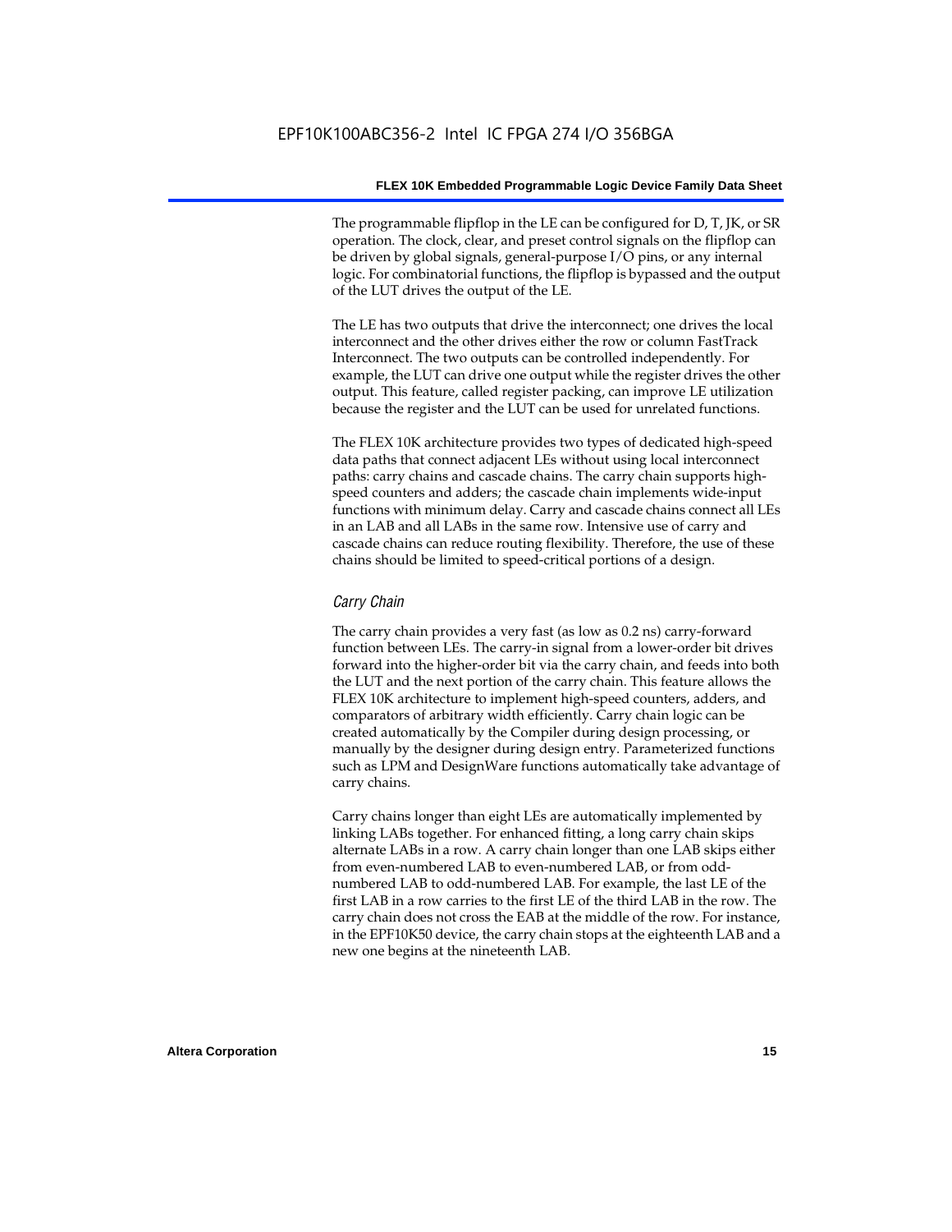The programmable flipflop in the LE can be configured for D, T, JK, or SR operation. The clock, clear, and preset control signals on the flipflop can be driven by global signals, general-purpose I/O pins, or any internal logic. For combinatorial functions, the flipflop is bypassed and the output of the LUT drives the output of the LE.

The LE has two outputs that drive the interconnect; one drives the local interconnect and the other drives either the row or column FastTrack Interconnect. The two outputs can be controlled independently. For example, the LUT can drive one output while the register drives the other output. This feature, called register packing, can improve LE utilization because the register and the LUT can be used for unrelated functions.

The FLEX 10K architecture provides two types of dedicated high-speed data paths that connect adjacent LEs without using local interconnect paths: carry chains and cascade chains. The carry chain supports high-speed counters and adders; the cascade chain implements wide-input functions with minimum delay. Carry and cascade chains connect all LEs in an LAB and all LABs in the same row. Intensive use of carry and cascade chains can reduce routing flexibility. Therefore, the use of these chains should be limited to speed-critical portions of a design.

### *Carry Chain*

The carry chain provides a very fast (as low as 0.2 ns) carry-forward function between LEs. The carry-in signal from a lower-order bit drives forward into the higher-order bit via the carry chain, and feeds into both the LUT and the next portion of the carry chain. This feature allows the FLEX 10K architecture to implement high-speed counters, adders, and comparators of arbitrary width efficiently. Carry chain logic can be created automatically by the Compiler during design processing, or manually by the designer during design entry. Parameterized functions such as LPM and DesignWare functions automatically take advantage of carry chains.

Carry chains longer than eight LEs are automatically implemented by linking LABs together. For enhanced fitting, a long carry chain skips alternate LABs in a row. A carry chain longer than one LAB skips either from even-numbered LAB to even-numbered LAB, or from odd-numbered LAB to odd-numbered LAB. For example, the last LE of the first LAB in a row carries to the first LE of the third LAB in the row. The carry chain does not cross the EAB at the middle of the row. For instance, in the EPF10K50 device, the carry chain stops at the eighteenth LAB and a new one begins at the nineteenth LAB.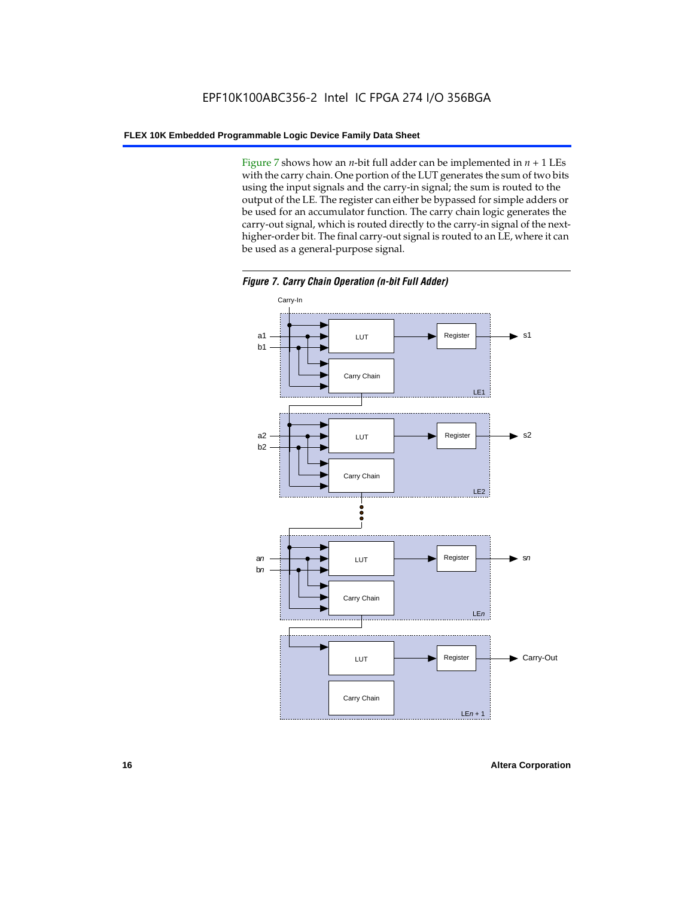Figure 7 shows how an *n*-bit full adder can be implemented in $n + 1$ LEs with the carry chain. One portion of the LUT generates the sum of two bits using the input signals and the carry-in signal; the sum is routed to the output of the LE. The register can either be bypassed for simple adders or be used for an accumulator function. The carry chain logic generates the carry-out signal, which is routed directly to the carry-in signal of the next-higher-order bit. The final carry-out signal is routed to an LE, where it can be used as a general-purpose signal.

***Figure 7. Carry Chain Operation (n-bit Full Adder)***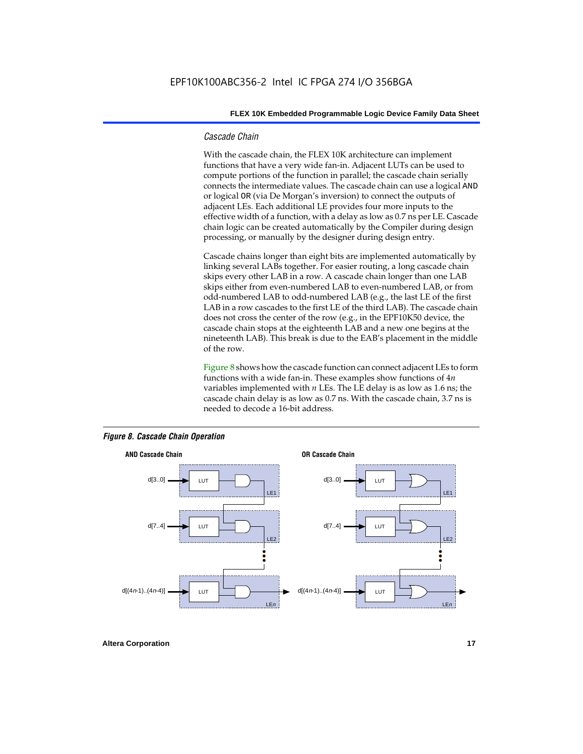### *Cascade Chain*

With the cascade chain, the FLEX 10K architecture can implement functions that have a very wide fan-in. Adjacent LUTs can be used to compute portions of the function in parallel; the cascade chain serially connects the intermediate values. The cascade chain can use a logical AND or logical OR (via De Morgan's inversion) to connect the outputs of adjacent LEs. Each additional LE provides four more inputs to the effective width of a function, with a delay as low as 0.7 ns per LE. Cascade chain logic can be created automatically by the Compiler during design processing, or manually by the designer during design entry.

Cascade chains longer than eight bits are implemented automatically by linking several LABs together. For easier routing, a long cascade chain skips every other LAB in a row. A cascade chain longer than one LAB skips either from even-numbered LAB to even-numbered LAB, or from odd-numbered LAB to odd-numbered LAB (e.g., the last LE of the first LAB in a row cascades to the first LE of the third LAB). The cascade chain does not cross the center of the row (e.g., in the EPF10K50 device, the cascade chain stops at the eighteenth LAB and a new one begins at the nineteenth LAB). This break is due to the EAB's placement in the middle of the row.

Figure 8 shows how the cascade function can connect adjacent LEs to form functions with a wide fan-in. These examples show functions of $4n$ variables implemented with $n$ LEs. The LE delay is as low as 1.6 ns; the cascade chain delay is as low as 0.7 ns. With the cascade chain, 3.7 ns is needed to decode a 16-bit address.

***Figure 8. Cascade Chain Operation***

**AND Cascade Chain** — d[3..0] → LUT (LE1); d[7..4] → LUT (LE2); d[(4n-1)..(4n-4)] → LUT (LEn)

**OR Cascade Chain** — d[3..0] → LUT (LE1); d[7..4] → LUT (LE2); d[(4n-1)..(4n-4)] → LUT (LEn)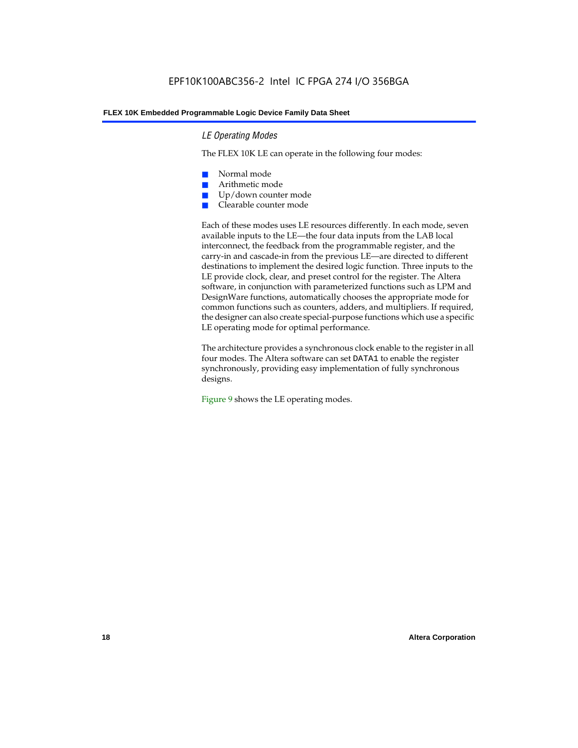### *LE Operating Modes*

The FLEX 10K LE can operate in the following four modes:

- Normal mode
- Arithmetic mode
- Up/down counter mode
- Clearable counter mode

Each of these modes uses LE resources differently. In each mode, seven available inputs to the LE—the four data inputs from the LAB local interconnect, the feedback from the programmable register, and the carry-in and cascade-in from the previous LE—are directed to different destinations to implement the desired logic function. Three inputs to the LE provide clock, clear, and preset control for the register. The Altera software, in conjunction with parameterized functions such as LPM and DesignWare functions, automatically chooses the appropriate mode for common functions such as counters, adders, and multipliers. If required, the designer can also create special-purpose functions which use a specific LE operating mode for optimal performance.

The architecture provides a synchronous clock enable to the register in all four modes. The Altera software can set `DATA1` to enable the register synchronously, providing easy implementation of fully synchronous designs.

Figure 9 shows the LE operating modes.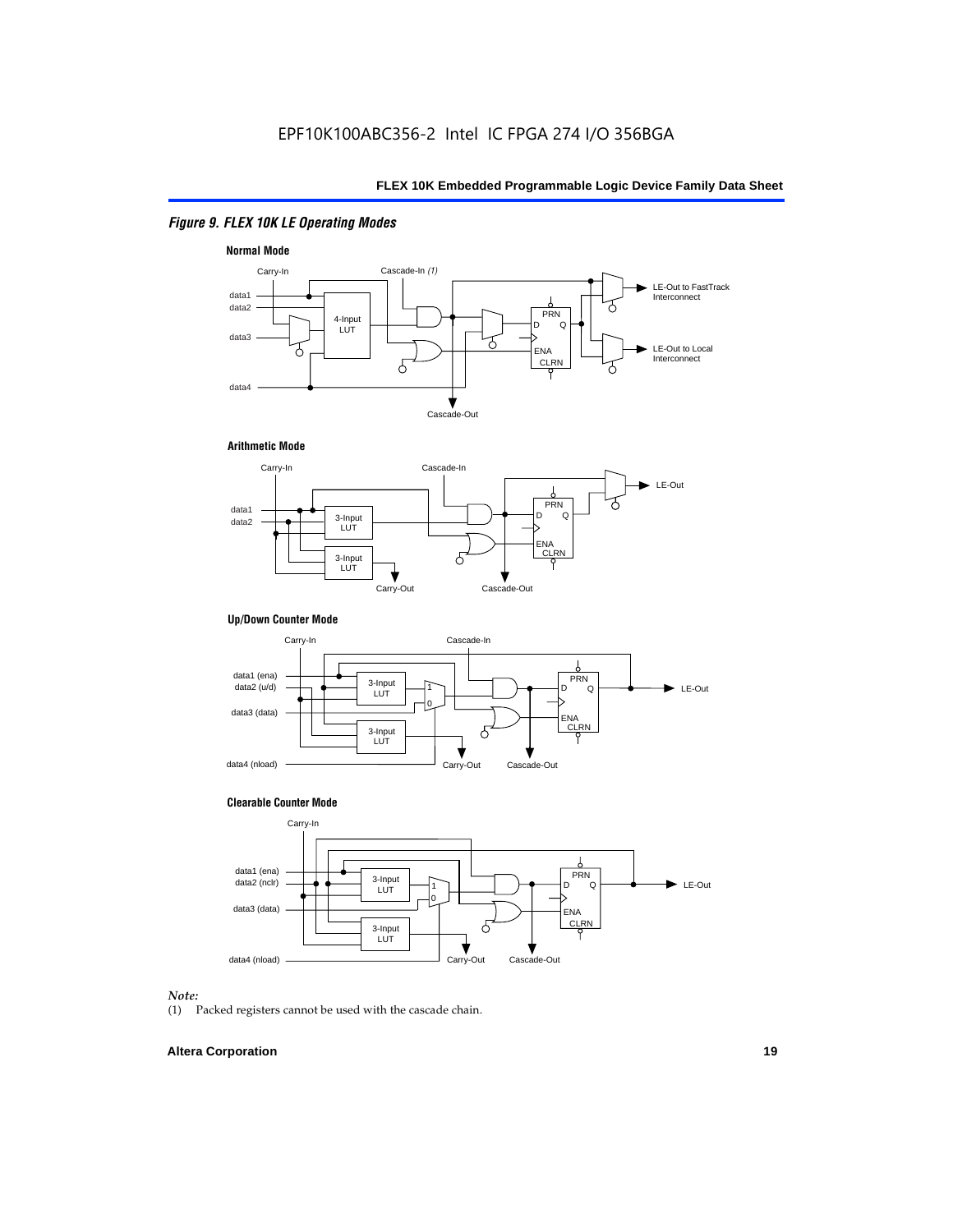*Figure 9. FLEX 10K LE Operating Modes*

**Normal Mode**

**Arithmetic Mode**

**Up/Down Counter Mode**

**Clearable Counter Mode**

*Note:*

(1) Packed registers cannot be used with the cascade chain.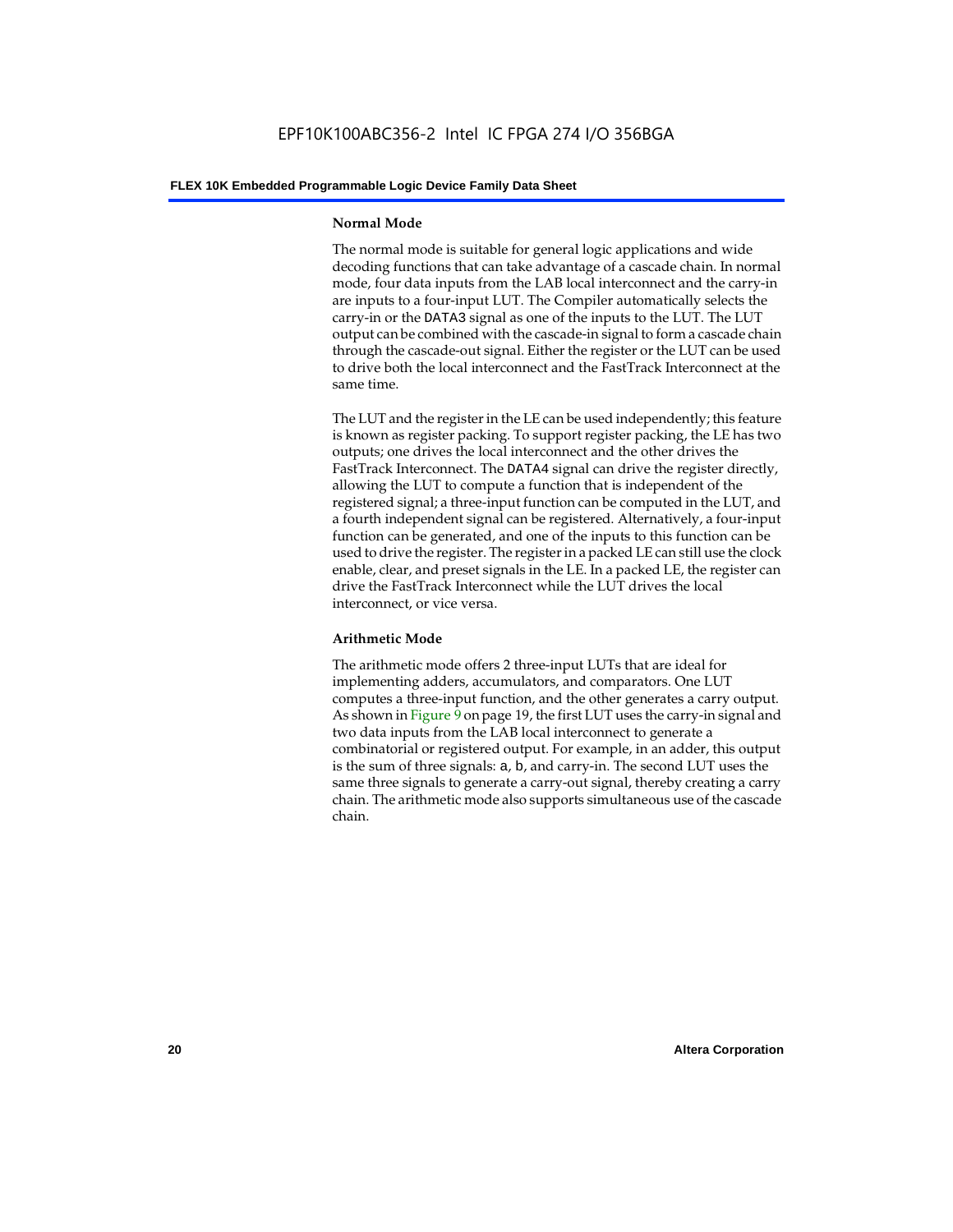### Normal Mode

The normal mode is suitable for general logic applications and wide decoding functions that can take advantage of a cascade chain. In normal mode, four data inputs from the LAB local interconnect and the carry-in are inputs to a four-input LUT. The Compiler automatically selects the carry-in or the `DATA3` signal as one of the inputs to the LUT. The LUT output can be combined with the cascade-in signal to form a cascade chain through the cascade-out signal. Either the register or the LUT can be used to drive both the local interconnect and the FastTrack Interconnect at the same time.

The LUT and the register in the LE can be used independently; this feature is known as register packing. To support register packing, the LE has two outputs; one drives the local interconnect and the other drives the FastTrack Interconnect. The `DATA4` signal can drive the register directly, allowing the LUT to compute a function that is independent of the registered signal; a three-input function can be computed in the LUT, and a fourth independent signal can be registered. Alternatively, a four-input function can be generated, and one of the inputs to this function can be used to drive the register. The register in a packed LE can still use the clock enable, clear, and preset signals in the LE. In a packed LE, the register can drive the FastTrack Interconnect while the LUT drives the local interconnect, or vice versa.

### Arithmetic Mode

The arithmetic mode offers 2 three-input LUTs that are ideal for implementing adders, accumulators, and comparators. One LUT computes a three-input function, and the other generates a carry output. As shown in Figure 9 on page 19, the first LUT uses the carry-in signal and two data inputs from the LAB local interconnect to generate a combinatorial or registered output. For example, in an adder, this output is the sum of three signals: `a`, `b`, and carry-in. The second LUT uses the same three signals to generate a carry-out signal, thereby creating a carry chain. The arithmetic mode also supports simultaneous use of the cascade chain.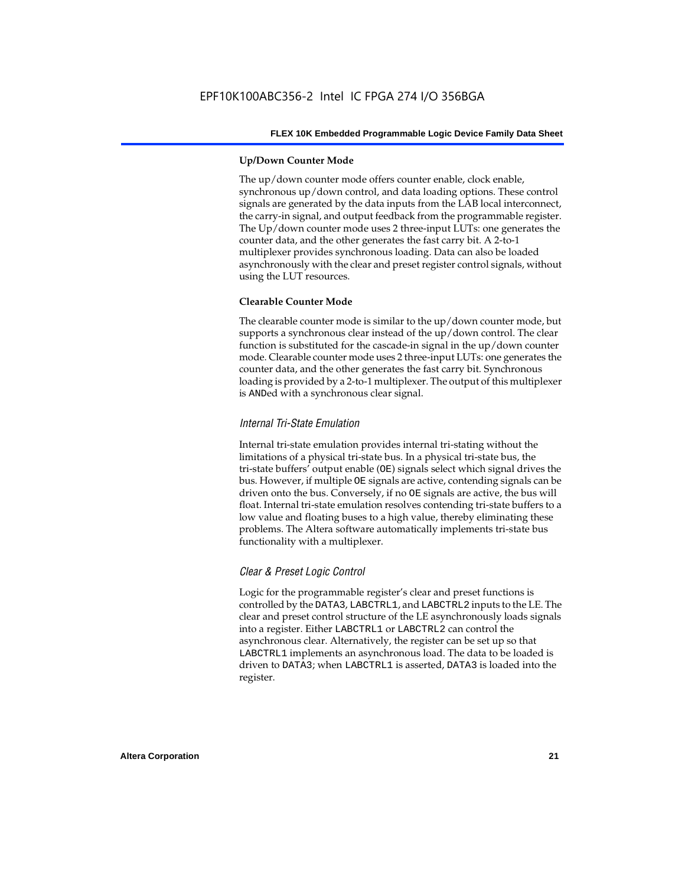#### Up/Down Counter Mode

The up/down counter mode offers counter enable, clock enable, synchronous up/down control, and data loading options. These control signals are generated by the data inputs from the LAB local interconnect, the carry-in signal, and output feedback from the programmable register. The Up/down counter mode uses 2 three-input LUTs: one generates the counter data, and the other generates the fast carry bit. A 2-to-1 multiplexer provides synchronous loading. Data can also be loaded asynchronously with the clear and preset register control signals, without using the LUT resources.

#### Clearable Counter Mode

The clearable counter mode is similar to the up/down counter mode, but supports a synchronous clear instead of the up/down control. The clear function is substituted for the cascade-in signal in the up/down counter mode. Clearable counter mode uses 2 three-input LUTs: one generates the counter data, and the other generates the fast carry bit. Synchronous loading is provided by a 2-to-1 multiplexer. The output of this multiplexer is ANDed with a synchronous clear signal.

### *Internal Tri-State Emulation*

Internal tri-state emulation provides internal tri-stating without the limitations of a physical tri-state bus. In a physical tri-state bus, the tri-state buffers' output enable (OE) signals select which signal drives the bus. However, if multiple OE signals are active, contending signals can be driven onto the bus. Conversely, if no OE signals are active, the bus will float. Internal tri-state emulation resolves contending tri-state buffers to a low value and floating buses to a high value, thereby eliminating these problems. The Altera software automatically implements tri-state bus functionality with a multiplexer.

### *Clear & Preset Logic Control*

Logic for the programmable register's clear and preset functions is controlled by the DATA3, LABCTRL1, and LABCTRL2 inputs to the LE. The clear and preset control structure of the LE asynchronously loads signals into a register. Either LABCTRL1 or LABCTRL2 can control the asynchronous clear. Alternatively, the register can be set up so that LABCTRL1 implements an asynchronous load. The data to be loaded is driven to DATA3; when LABCTRL1 is asserted, DATA3 is loaded into the register.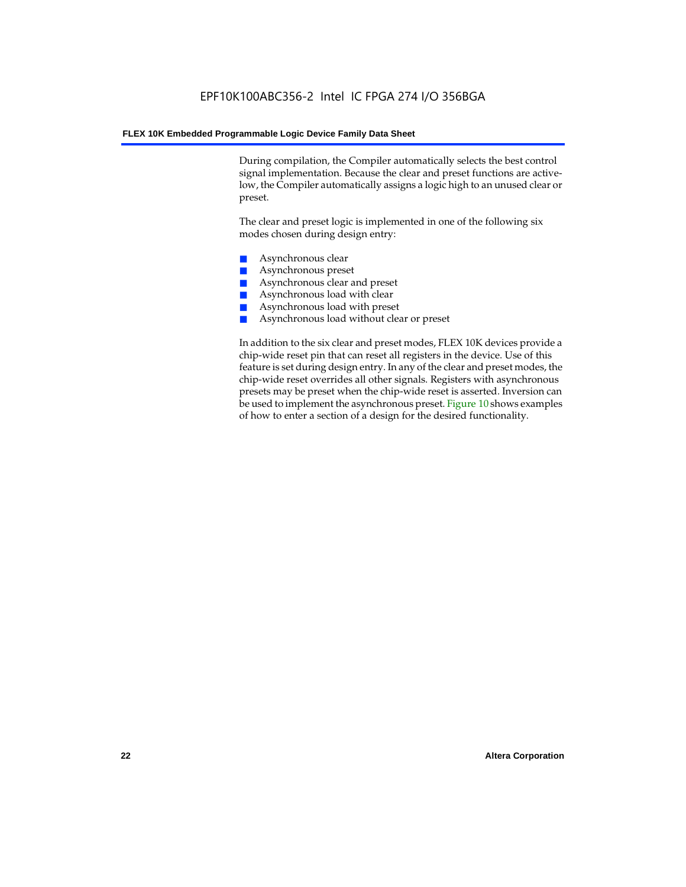During compilation, the Compiler automatically selects the best control signal implementation. Because the clear and preset functions are active-low, the Compiler automatically assigns a logic high to an unused clear or preset.

The clear and preset logic is implemented in one of the following six modes chosen during design entry:

- Asynchronous clear
- Asynchronous preset
- Asynchronous clear and preset
- Asynchronous load with clear
- Asynchronous load with preset
- Asynchronous load without clear or preset

In addition to the six clear and preset modes, FLEX 10K devices provide a chip-wide reset pin that can reset all registers in the device. Use of this feature is set during design entry. In any of the clear and preset modes, the chip-wide reset overrides all other signals. Registers with asynchronous presets may be preset when the chip-wide reset is asserted. Inversion can be used to implement the asynchronous preset. Figure 10 shows examples of how to enter a section of a design for the desired functionality.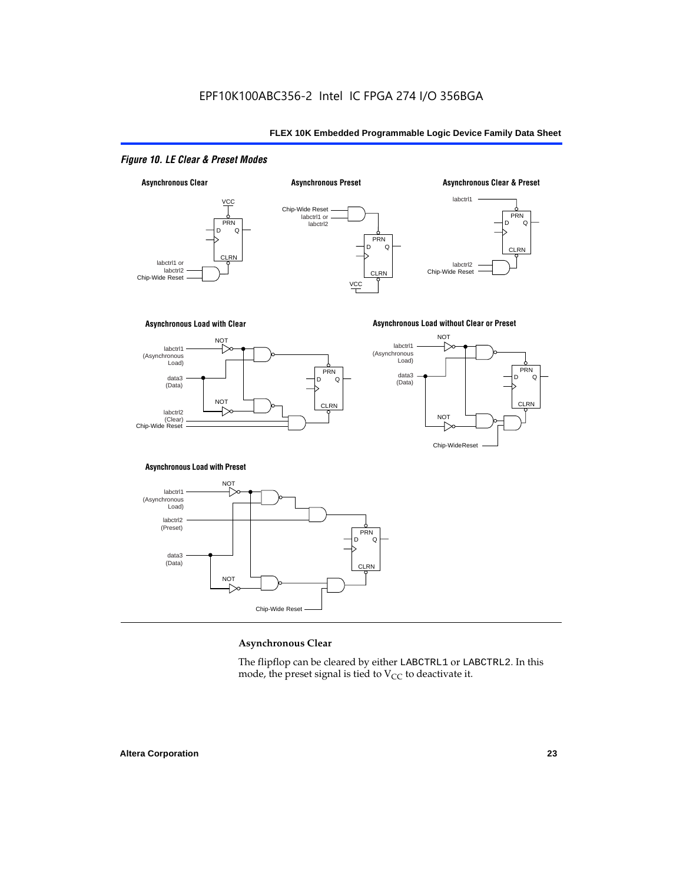*Figure 10. LE Clear & Preset Modes*

**Asynchronous Clear**

**Asynchronous Preset**

**Asynchronous Clear & Preset**

**Asynchronous Load with Clear**

**Asynchronous Load without Clear or Preset**

**Asynchronous Load with Preset**

### Asynchronous Clear

The flipflop can be cleared by either LABCTRL1 or LABCTRL2. In this mode, the preset signal is tied to $V_{CC}$ to deactivate it.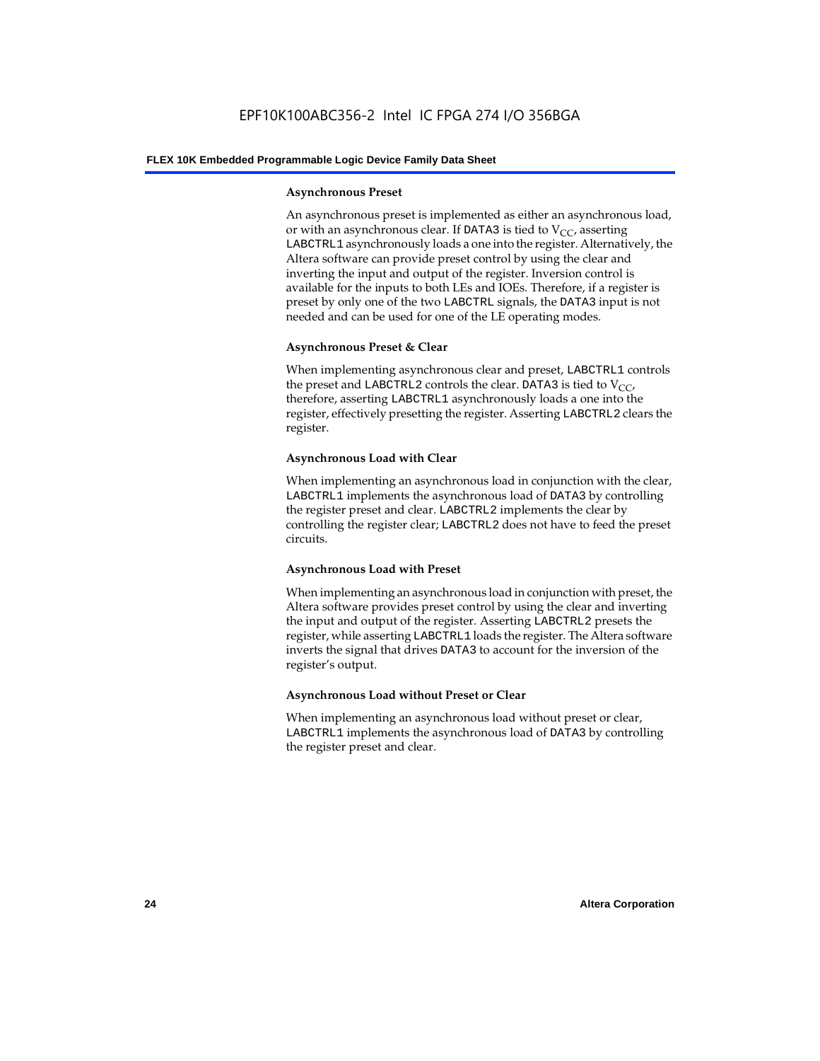#### Asynchronous Preset

An asynchronous preset is implemented as either an asynchronous load, or with an asynchronous clear. If DATA3 is tied to $V_{CC}$, asserting LABCTRL1 asynchronously loads a one into the register. Alternatively, the Altera software can provide preset control by using the clear and inverting the input and output of the register. Inversion control is available for the inputs to both LEs and IOEs. Therefore, if a register is preset by only one of the two LABCTRL signals, the DATA3 input is not needed and can be used for one of the LE operating modes.

#### Asynchronous Preset & Clear

When implementing asynchronous clear and preset, LABCTRL1 controls the preset and LABCTRL2 controls the clear. DATA3 is tied to $V_{CC}$, therefore, asserting LABCTRL1 asynchronously loads a one into the register, effectively presetting the register. Asserting LABCTRL2 clears the register.

#### Asynchronous Load with Clear

When implementing an asynchronous load in conjunction with the clear, LABCTRL1 implements the asynchronous load of DATA3 by controlling the register preset and clear. LABCTRL2 implements the clear by controlling the register clear; LABCTRL2 does not have to feed the preset circuits.

#### Asynchronous Load with Preset

When implementing an asynchronous load in conjunction with preset, the Altera software provides preset control by using the clear and inverting the input and output of the register. Asserting LABCTRL2 presets the register, while asserting LABCTRL1 loads the register. The Altera software inverts the signal that drives DATA3 to account for the inversion of the register's output.

#### Asynchronous Load without Preset or Clear

When implementing an asynchronous load without preset or clear, LABCTRL1 implements the asynchronous load of DATA3 by controlling the register preset and clear.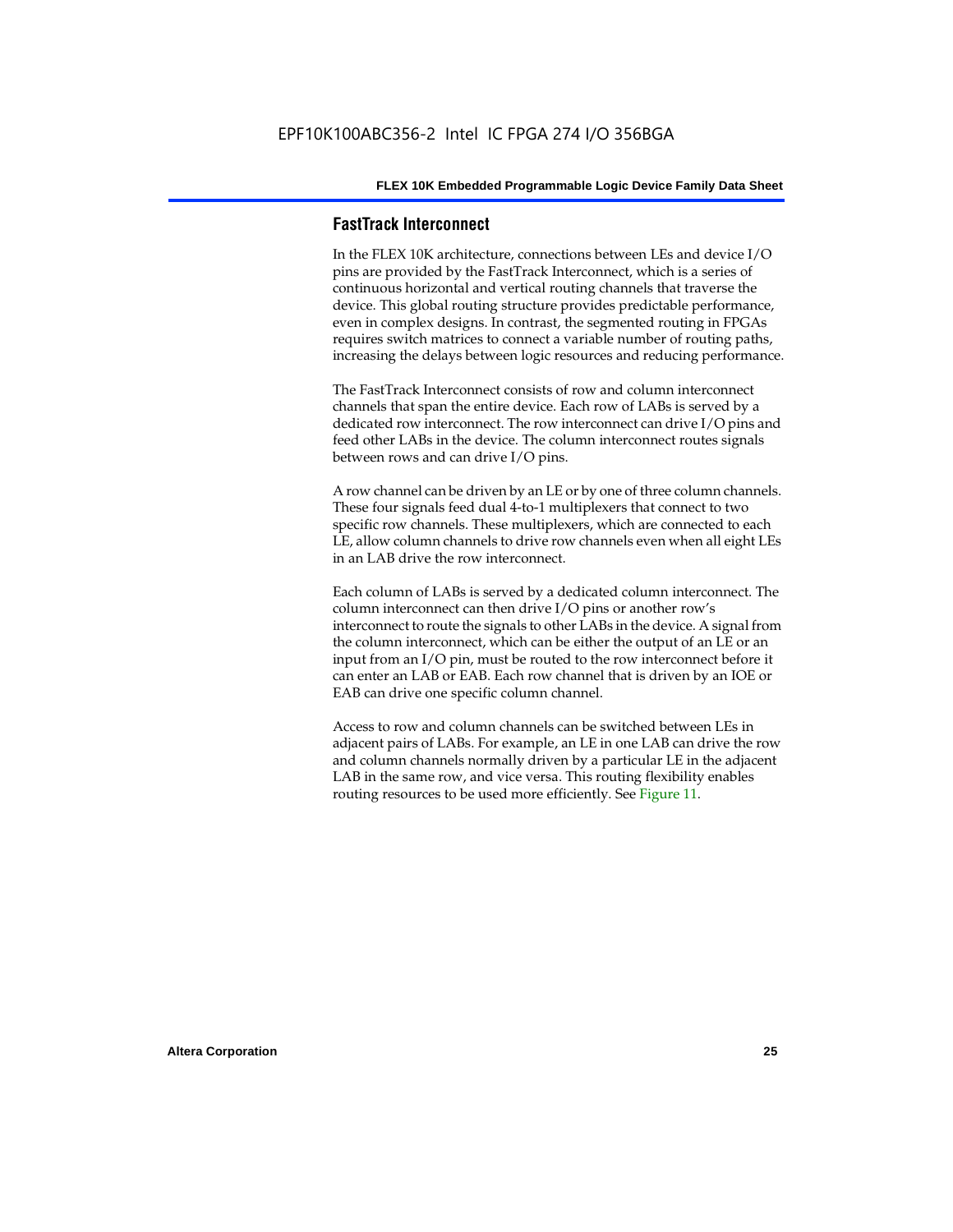### FastTrack Interconnect

In the FLEX 10K architecture, connections between LEs and device I/O pins are provided by the FastTrack Interconnect, which is a series of continuous horizontal and vertical routing channels that traverse the device. This global routing structure provides predictable performance, even in complex designs. In contrast, the segmented routing in FPGAs requires switch matrices to connect a variable number of routing paths, increasing the delays between logic resources and reducing performance.

The FastTrack Interconnect consists of row and column interconnect channels that span the entire device. Each row of LABs is served by a dedicated row interconnect. The row interconnect can drive I/O pins and feed other LABs in the device. The column interconnect routes signals between rows and can drive I/O pins.

A row channel can be driven by an LE or by one of three column channels. These four signals feed dual 4-to-1 multiplexers that connect to two specific row channels. These multiplexers, which are connected to each LE, allow column channels to drive row channels even when all eight LEs in an LAB drive the row interconnect.

Each column of LABs is served by a dedicated column interconnect. The column interconnect can then drive I/O pins or another row's interconnect to route the signals to other LABs in the device. A signal from the column interconnect, which can be either the output of an LE or an input from an I/O pin, must be routed to the row interconnect before it can enter an LAB or EAB. Each row channel that is driven by an IOE or EAB can drive one specific column channel.

Access to row and column channels can be switched between LEs in adjacent pairs of LABs. For example, an LE in one LAB can drive the row and column channels normally driven by a particular LE in the adjacent LAB in the same row, and vice versa. This routing flexibility enables routing resources to be used more efficiently. See Figure 11.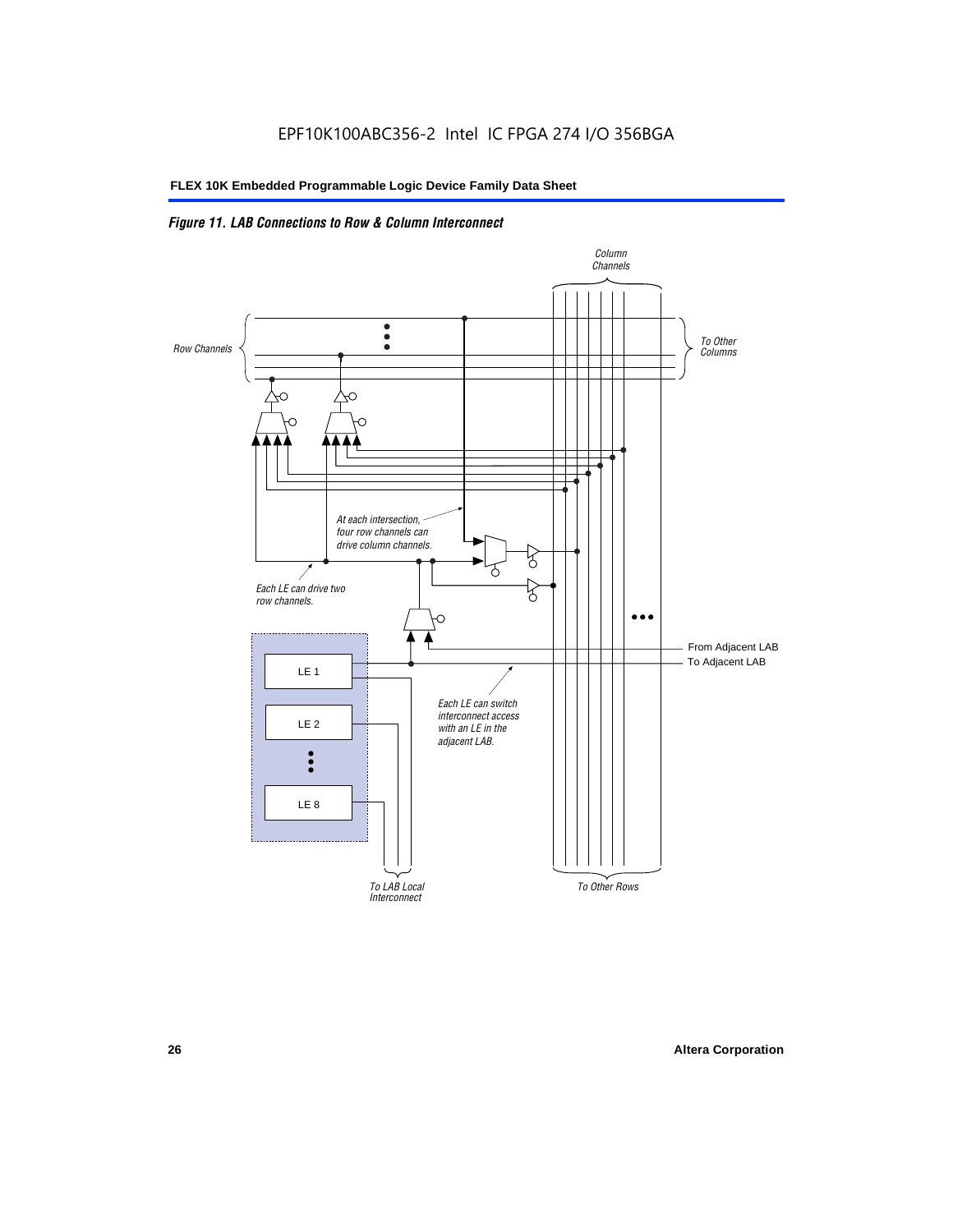*Figure 11. LAB Connections to Row & Column Interconnect*

Column Channels

Row Channels

To Other Columns

At each intersection, four row channels can drive column channels.

Each LE can drive two row channels.

From Adjacent LAB

To Adjacent LAB

LE 1

LE 2

LE 8

Each LE can switch interconnect access with an LE in the adjacent LAB.

To LAB Local Interconnect

To Other Rows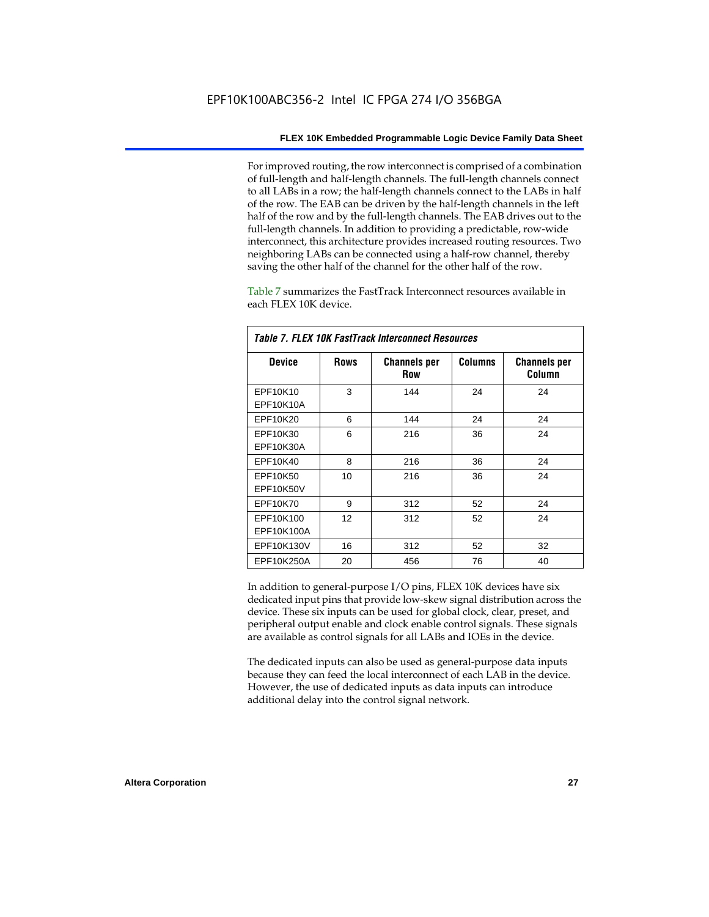For improved routing, the row interconnect is comprised of a combination of full-length and half-length channels. The full-length channels connect to all LABs in a row; the half-length channels connect to the LABs in half of the row. The EAB can be driven by the half-length channels in the left half of the row and by the full-length channels. The EAB drives out to the full-length channels. In addition to providing a predictable, row-wide interconnect, this architecture provides increased routing resources. Two neighboring LABs can be connected using a half-row channel, thereby saving the other half of the channel for the other half of the row.

Table 7 summarizes the FastTrack Interconnect resources available in each FLEX 10K device.

*Table 7. FLEX 10K FastTrack Interconnect Resources*

| Device | Rows | Channels per Row | Columns | Channels per Column |
|---|---|---|---|---|
| EPF10K10<br>EPF10K10A | 3 | 144 | 24 | 24 |
| EPF10K20 | 6 | 144 | 24 | 24 |
| EPF10K30<br>EPF10K30A | 6 | 216 | 36 | 24 |
| EPF10K40 | 8 | 216 | 36 | 24 |
| EPF10K50<br>EPF10K50V | 10 | 216 | 36 | 24 |
| EPF10K70 | 9 | 312 | 52 | 24 |
| EPF10K100<br>EPF10K100A | 12 | 312 | 52 | 24 |
| EPF10K130V | 16 | 312 | 52 | 32 |
| EPF10K250A | 20 | 456 | 76 | 40 |

In addition to general-purpose I/O pins, FLEX 10K devices have six dedicated input pins that provide low-skew signal distribution across the device. These six inputs can be used for global clock, clear, preset, and peripheral output enable and clock enable control signals. These signals are available as control signals for all LABs and IOEs in the device.

The dedicated inputs can also be used as general-purpose data inputs because they can feed the local interconnect of each LAB in the device. However, the use of dedicated inputs as data inputs can introduce additional delay into the control signal network.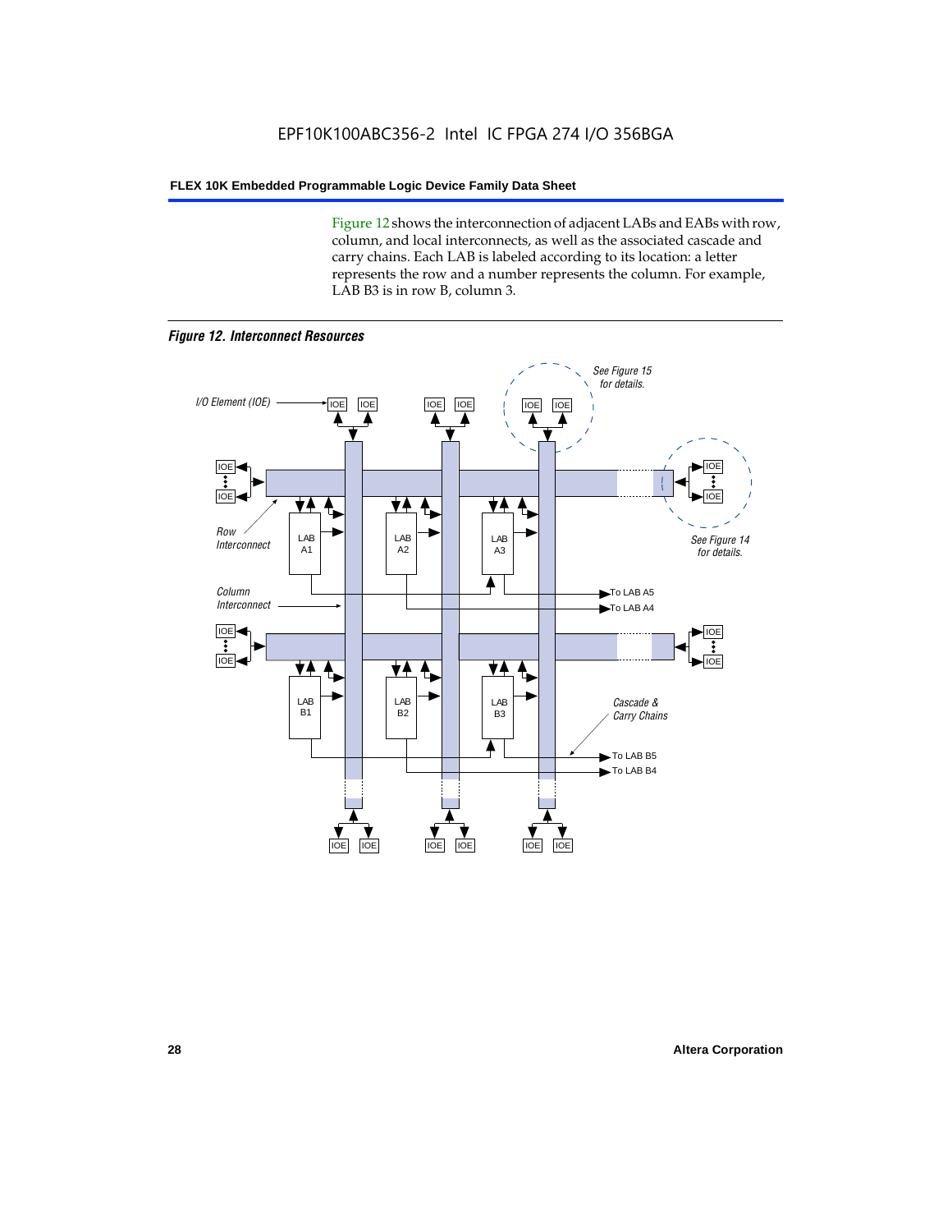Figure 12 shows the interconnection of adjacent LABs and EABs with row, column, and local interconnects, as well as the associated cascade and carry chains. Each LAB is labeled according to its location: a letter represents the row and a number represents the column. For example, LAB B3 is in row B, column 3.

*Figure 12. Interconnect Resources*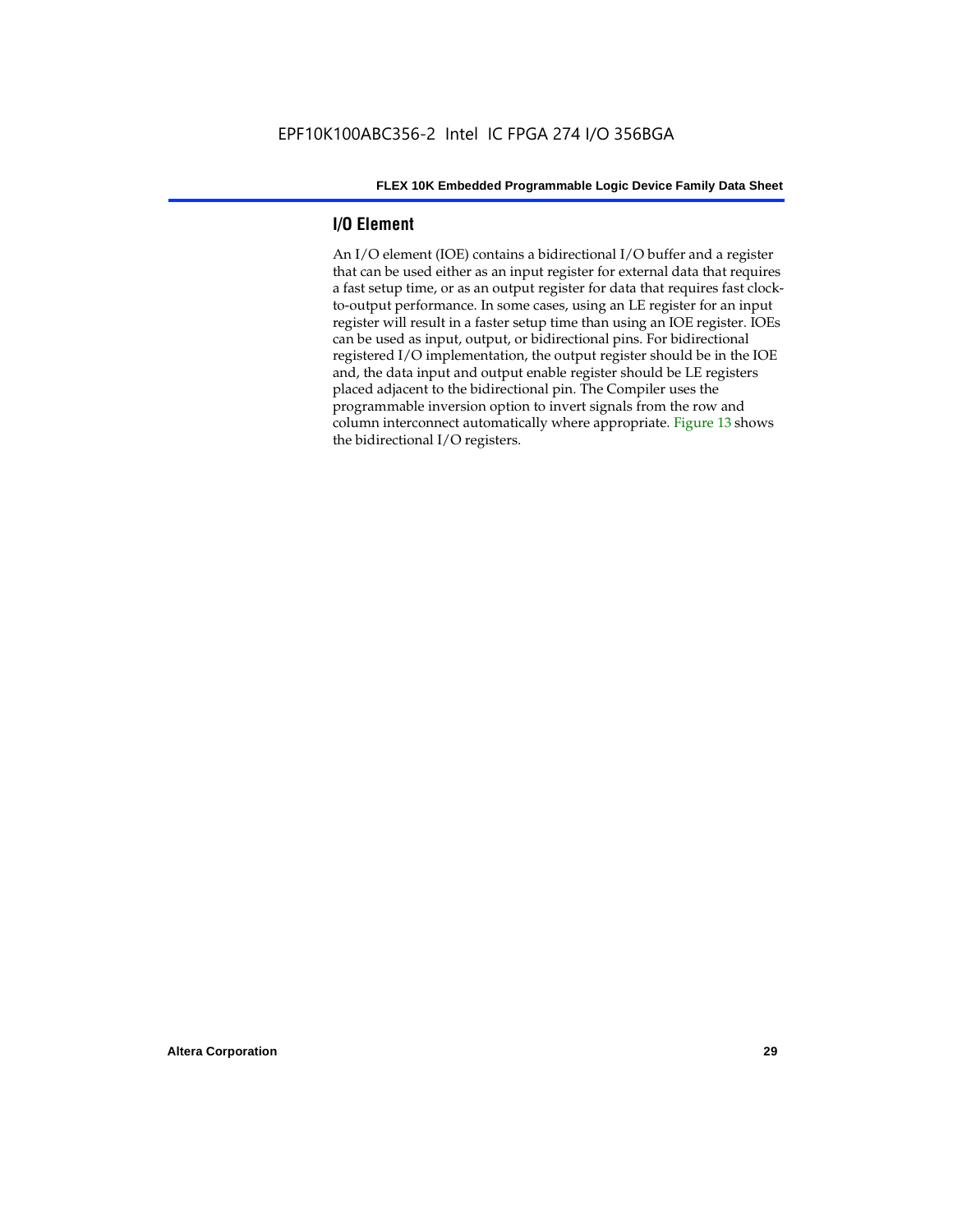## I/O Element

An I/O element (IOE) contains a bidirectional I/O buffer and a register that can be used either as an input register for external data that requires a fast setup time, or as an output register for data that requires fast clock-to-output performance. In some cases, using an LE register for an input register will result in a faster setup time than using an IOE register. IOEs can be used as input, output, or bidirectional pins. For bidirectional registered I/O implementation, the output register should be in the IOE and, the data input and output enable register should be LE registers placed adjacent to the bidirectional pin. The Compiler uses the programmable inversion option to invert signals from the row and column interconnect automatically where appropriate. Figure 13 shows the bidirectional I/O registers.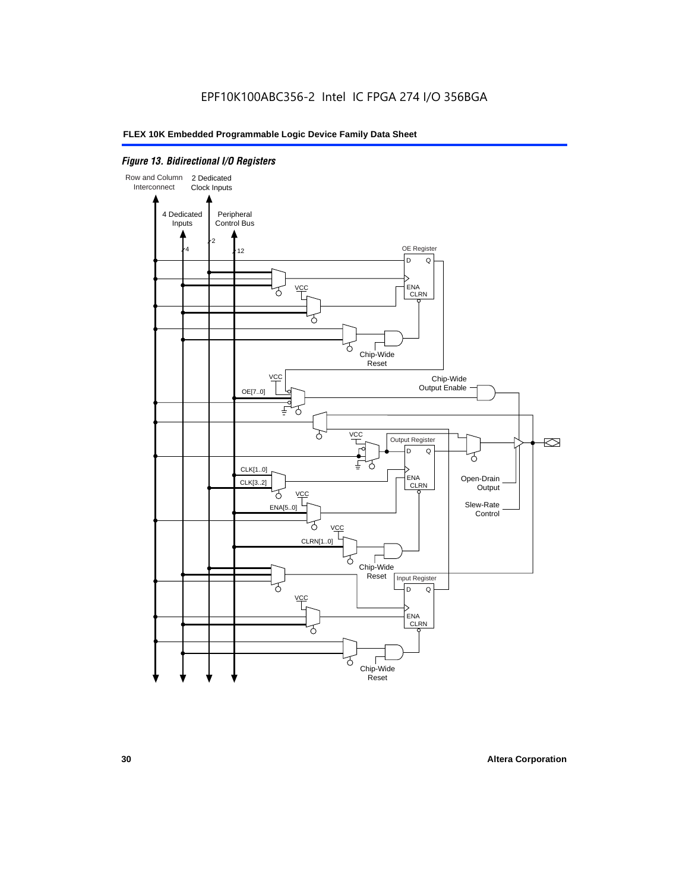EPF10K100ABC356-2 Intel IC FPGA 274 I/O 356BGA

*Figure 13. Bidirectional I/O Registers*

Row and Column Interconnect

2 Dedicated Clock Inputs

4 Dedicated Inputs

Peripheral Control Bus

4

2

12

OE Register

D Q

ENA CLRN

VCC

Chip-Wide Reset

VCC

OE[7..0]

Chip-Wide Output Enable

VCC

Output Register

D Q

CLK[1..0]

CLK[3..2]

ENA CLRN

Open-Drain Output

VCC

ENA[5..0]

Slew-Rate Control

VCC

CLRN[1..0]

Chip-Wide Reset

Input Register

D Q

VCC

ENA CLRN

Chip-Wide Reset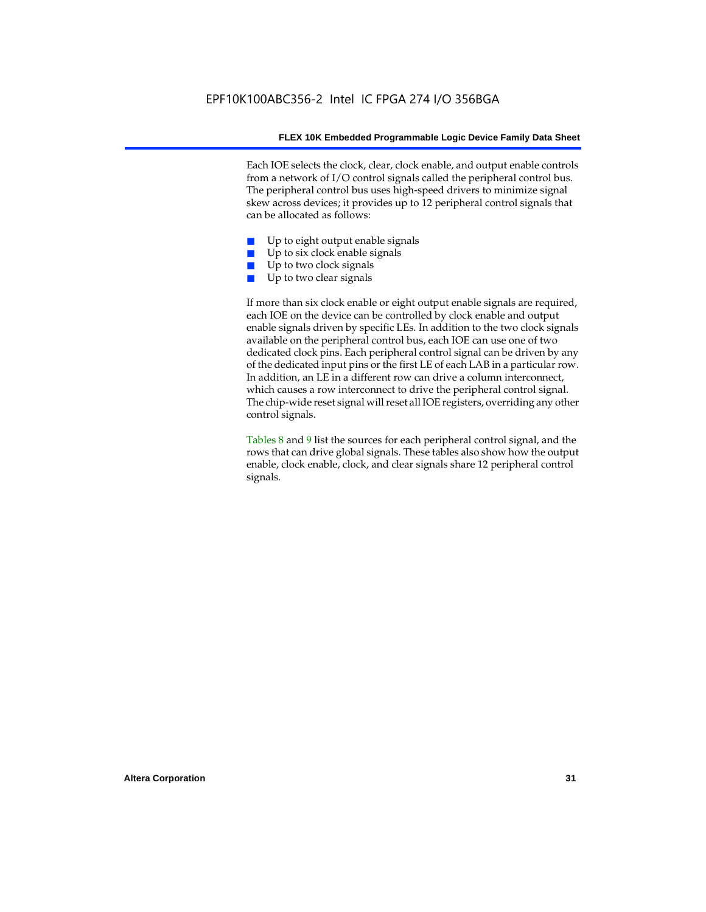Each IOE selects the clock, clear, clock enable, and output enable controls from a network of I/O control signals called the peripheral control bus. The peripheral control bus uses high-speed drivers to minimize signal skew across devices; it provides up to 12 peripheral control signals that can be allocated as follows:

- Up to eight output enable signals
- Up to six clock enable signals
- Up to two clock signals
- Up to two clear signals

If more than six clock enable or eight output enable signals are required, each IOE on the device can be controlled by clock enable and output enable signals driven by specific LEs. In addition to the two clock signals available on the peripheral control bus, each IOE can use one of two dedicated clock pins. Each peripheral control signal can be driven by any of the dedicated input pins or the first LE of each LAB in a particular row. In addition, an LE in a different row can drive a column interconnect, which causes a row interconnect to drive the peripheral control signal. The chip-wide reset signal will reset all IOE registers, overriding any other control signals.

Tables 8 and 9 list the sources for each peripheral control signal, and the rows that can drive global signals. These tables also show how the output enable, clock enable, clock, and clear signals share 12 peripheral control signals.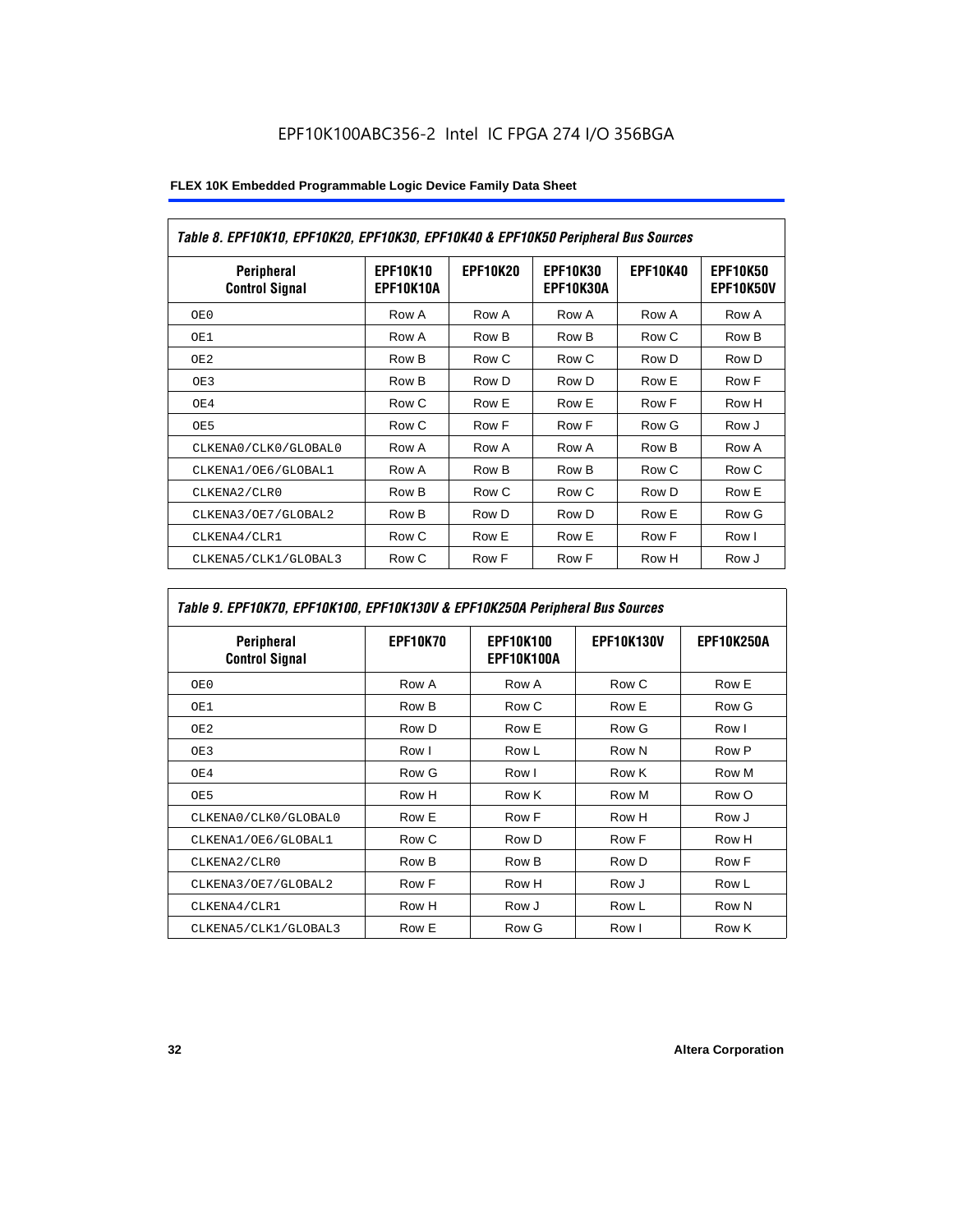*Table 8. EPF10K10, EPF10K20, EPF10K30, EPF10K40 & EPF10K50 Peripheral Bus Sources*

| Peripheral Control Signal | EPF10K10 EPF10K10A | EPF10K20 | EPF10K30 EPF10K30A | EPF10K40 | EPF10K50 EPF10K50V |
|---|---|---|---|---|---|
| OE0 | Row A | Row A | Row A | Row A | Row A |
| OE1 | Row A | Row B | Row B | Row C | Row B |
| OE2 | Row B | Row C | Row C | Row D | Row D |
| OE3 | Row B | Row D | Row D | Row E | Row F |
| OE4 | Row C | Row E | Row E | Row F | Row H |
| OE5 | Row C | Row F | Row F | Row G | Row J |
| CLKENA0/CLK0/GLOBAL0 | Row A | Row A | Row A | Row B | Row A |
| CLKENA1/OE6/GLOBAL1 | Row A | Row B | Row B | Row C | Row C |
| CLKENA2/CLR0 | Row B | Row C | Row C | Row D | Row E |
| CLKENA3/OE7/GLOBAL2 | Row B | Row D | Row D | Row E | Row G |
| CLKENA4/CLR1 | Row C | Row E | Row E | Row F | Row I |
| CLKENA5/CLK1/GLOBAL3 | Row C | Row F | Row F | Row H | Row J |

*Table 9. EPF10K70, EPF10K100, EPF10K130V & EPF10K250A Peripheral Bus Sources*

| Peripheral Control Signal | EPF10K70 | EPF10K100 EPF10K100A | EPF10K130V | EPF10K250A |
|---|---|---|---|---|
| OE0 | Row A | Row A | Row C | Row E |
| OE1 | Row B | Row C | Row E | Row G |
| OE2 | Row D | Row E | Row G | Row I |
| OE3 | Row I | Row L | Row N | Row P |
| OE4 | Row G | Row I | Row K | Row M |
| OE5 | Row H | Row K | Row M | Row O |
| CLKENA0/CLK0/GLOBAL0 | Row E | Row F | Row H | Row J |
| CLKENA1/OE6/GLOBAL1 | Row C | Row D | Row F | Row H |
| CLKENA2/CLR0 | Row B | Row B | Row D | Row F |
| CLKENA3/OE7/GLOBAL2 | Row F | Row H | Row J | Row L |
| CLKENA4/CLR1 | Row H | Row J | Row L | Row N |
| CLKENA5/CLK1/GLOBAL3 | Row E | Row G | Row I | Row K |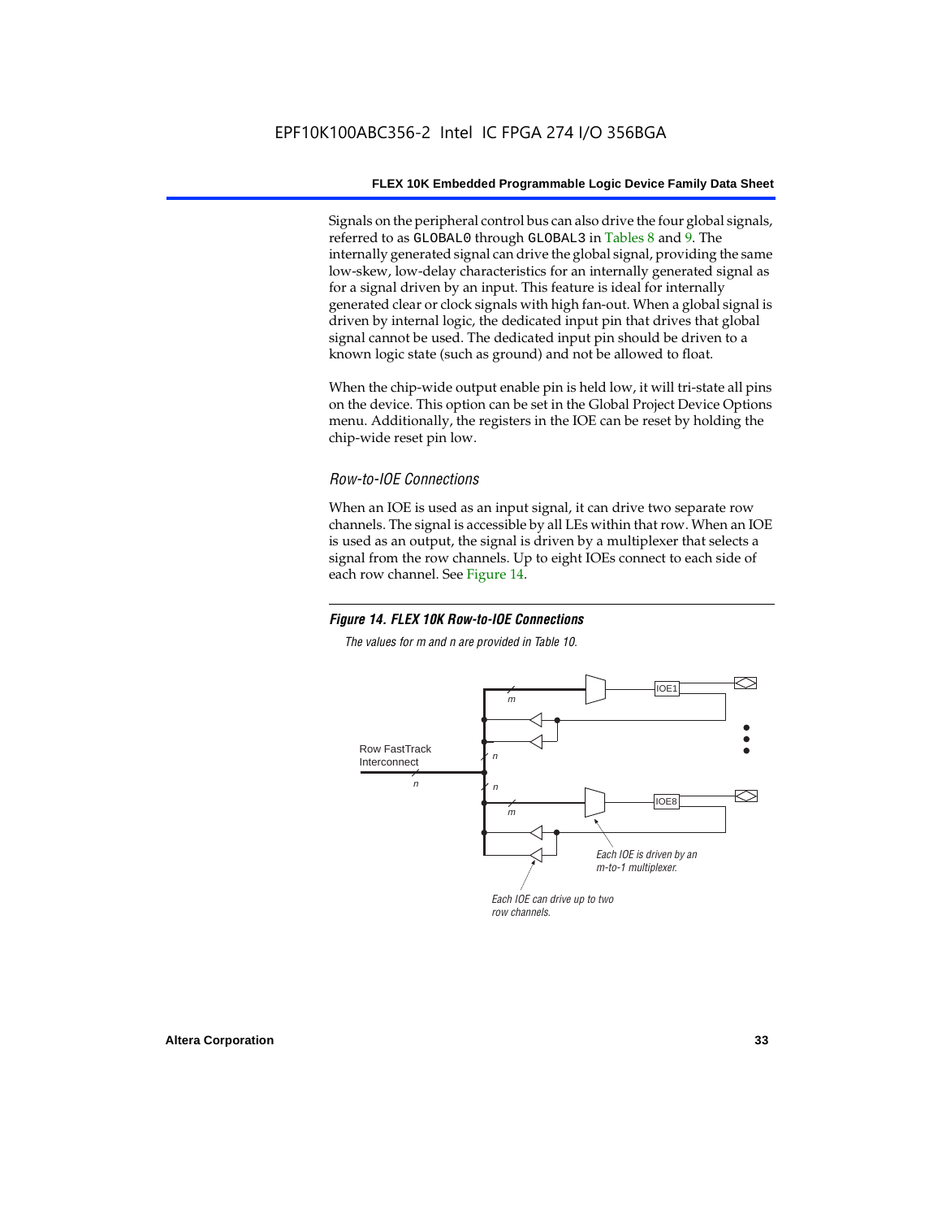Signals on the peripheral control bus can also drive the four global signals, referred to as GLOBAL0 through GLOBAL3 in Tables 8 and 9. The internally generated signal can drive the global signal, providing the same low-skew, low-delay characteristics for an internally generated signal as for a signal driven by an input. This feature is ideal for internally generated clear or clock signals with high fan-out. When a global signal is driven by internal logic, the dedicated input pin that drives that global signal cannot be used. The dedicated input pin should be driven to a known logic state (such as ground) and not be allowed to float.

When the chip-wide output enable pin is held low, it will tri-state all pins on the device. This option can be set in the Global Project Device Options menu. Additionally, the registers in the IOE can be reset by holding the chip-wide reset pin low.

### *Row-to-IOE Connections*

When an IOE is used as an input signal, it can drive two separate row channels. The signal is accessible by all LEs within that row. When an IOE is used as an output, the signal is driven by a multiplexer that selects a signal from the row channels. Up to eight IOEs connect to each side of each row channel. See Figure 14.

***Figure 14. FLEX 10K Row-to-IOE Connections***

*The values for m and n are provided in Table 10.*

Row FastTrack Interconnect

n

m

IOE1

IOE8

Each IOE is driven by an m-to-1 multiplexer.

Each IOE can drive up to two row channels.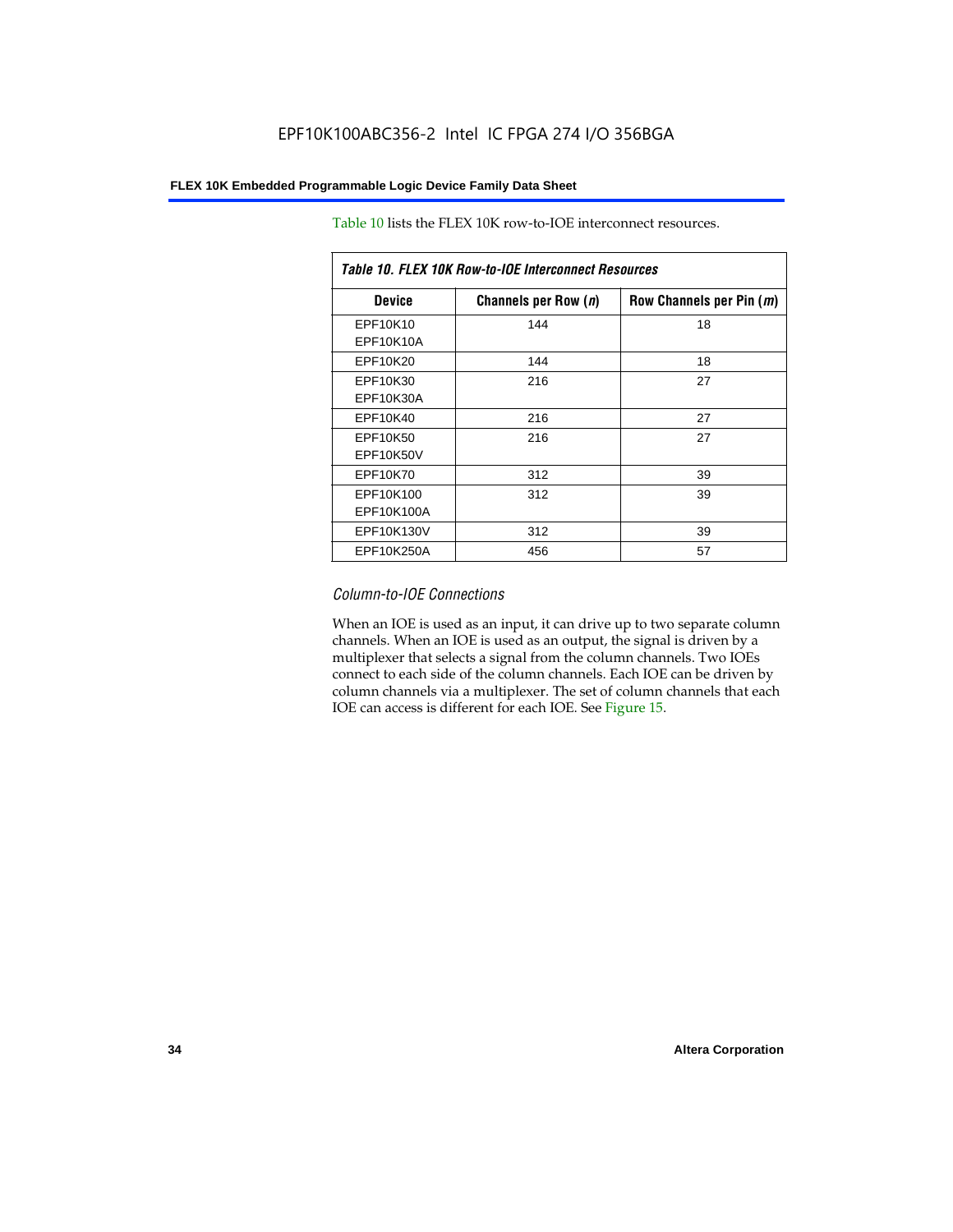Table 10 lists the FLEX 10K row-to-IOE interconnect resources.

*Table 10. FLEX 10K Row-to-IOE Interconnect Resources*

| Device | Channels per Row (*n*) | Row Channels per Pin (*m*) |
|---|---|---|
| EPF10K10<br>EPF10K10A | 144 | 18 |
| EPF10K20 | 144 | 18 |
| EPF10K30<br>EPF10K30A | 216 | 27 |
| EPF10K40 | 216 | 27 |
| EPF10K50<br>EPF10K50V | 216 | 27 |
| EPF10K70 | 312 | 39 |
| EPF10K100<br>EPF10K100A | 312 | 39 |
| EPF10K130V | 312 | 39 |
| EPF10K250A | 456 | 57 |

### *Column-to-IOE Connections*

When an IOE is used as an input, it can drive up to two separate column channels. When an IOE is used as an output, the signal is driven by a multiplexer that selects a signal from the column channels. Two IOEs connect to each side of the column channels. Each IOE can be driven by column channels via a multiplexer. The set of column channels that each IOE can access is different for each IOE. See Figure 15.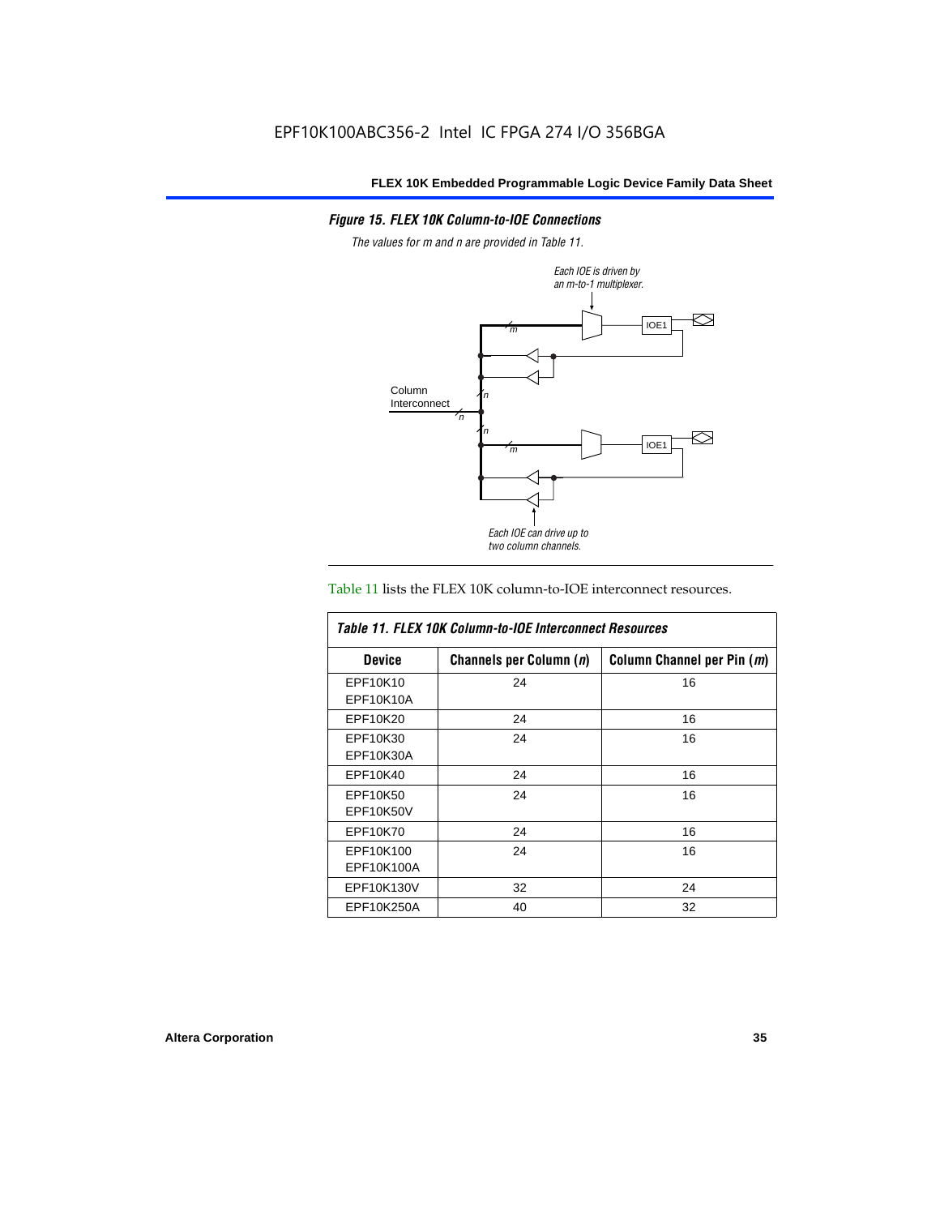*Figure 15. FLEX 10K Column-to-IOE Connections*

*The values for m and n are provided in Table 11.*

Table 11 lists the FLEX 10K column-to-IOE interconnect resources.

*Table 11. FLEX 10K Column-to-IOE Interconnect Resources*

| Device | Channels per Column (*n*) | Column Channel per Pin (*m*) |
|---|---|---|
| EPF10K10<br>EPF10K10A | 24 | 16 |
| EPF10K20 | 24 | 16 |
| EPF10K30<br>EPF10K30A | 24 | 16 |
| EPF10K40 | 24 | 16 |
| EPF10K50<br>EPF10K50V | 24 | 16 |
| EPF10K70 | 24 | 16 |
| EPF10K100<br>EPF10K100A | 24 | 16 |
| EPF10K130V | 32 | 24 |
| EPF10K250A | 40 | 32 |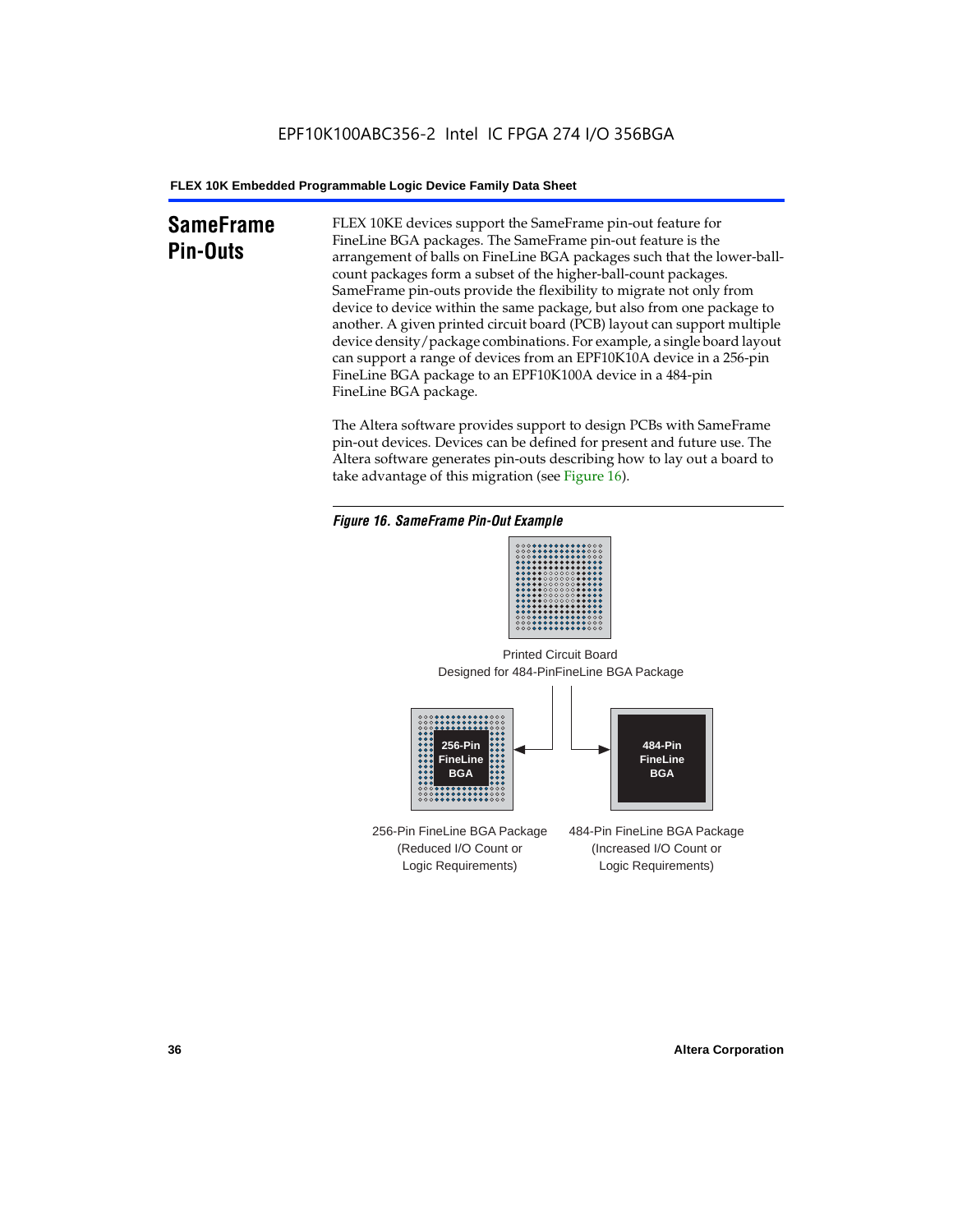## SameFrame Pin-Outs

FLEX 10KE devices support the SameFrame pin-out feature for FineLine BGA packages. The SameFrame pin-out feature is the arrangement of balls on FineLine BGA packages such that the lower-ball-count packages form a subset of the higher-ball-count packages. SameFrame pin-outs provide the flexibility to migrate not only from device to device within the same package, but also from one package to another. A given printed circuit board (PCB) layout can support multiple device density/package combinations. For example, a single board layout can support a range of devices from an EPF10K10A device in a 256-pin FineLine BGA package to an EPF10K100A device in a 484-pin FineLine BGA package.

The Altera software provides support to design PCBs with SameFrame pin-out devices. Devices can be defined for present and future use. The Altera software generates pin-outs describing how to lay out a board to take advantage of this migration (see Figure 16).

*Figure 16. SameFrame Pin-Out Example*

Printed Circuit Board
Designed for 484-PinFineLine BGA Package

256-Pin FineLine BGA

484-Pin FineLine BGA

256-Pin FineLine BGA Package
(Reduced I/O Count or
Logic Requirements)

484-Pin FineLine BGA Package
(Increased I/O Count or
Logic Requirements)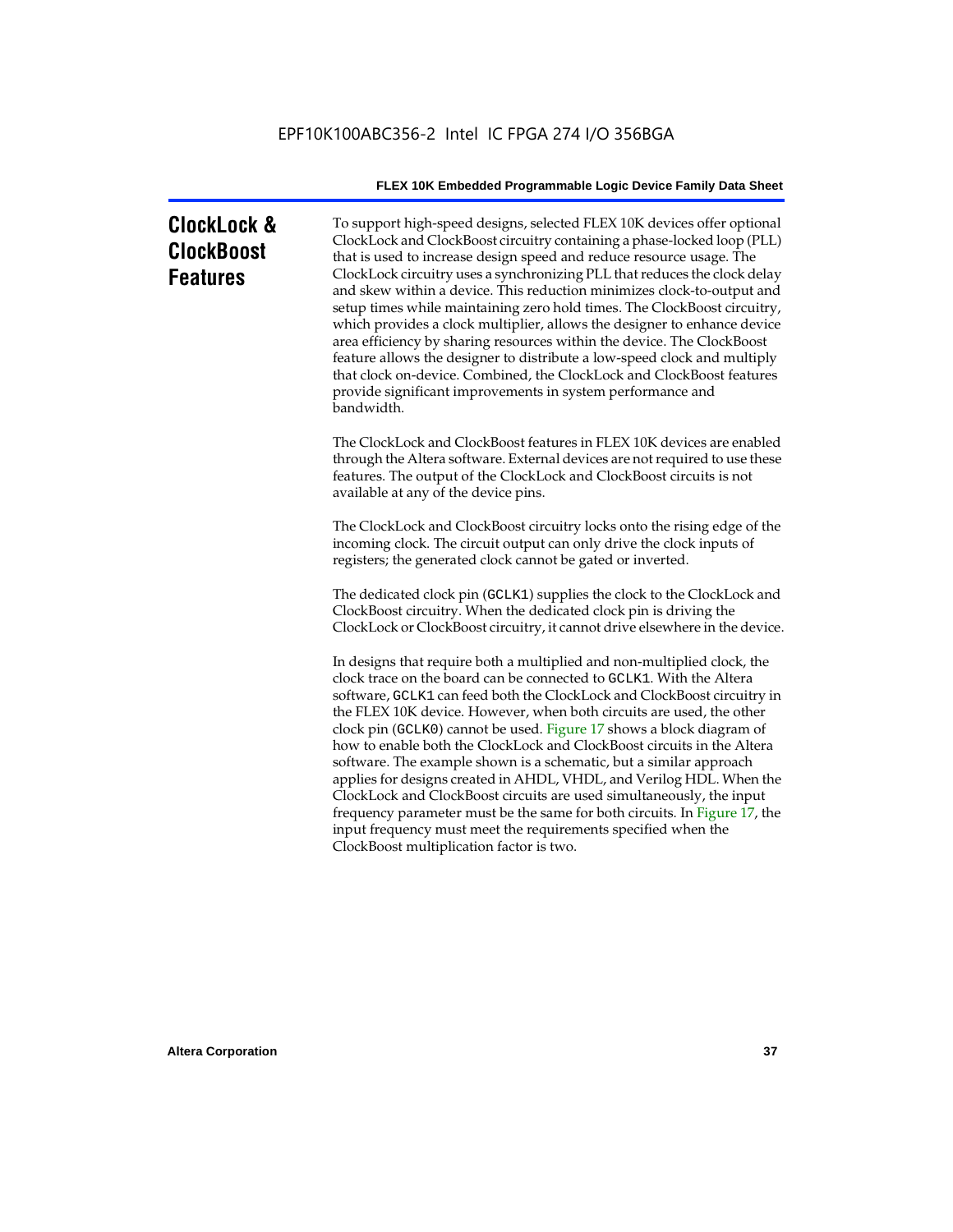## ClockLock & ClockBoost Features

To support high-speed designs, selected FLEX 10K devices offer optional ClockLock and ClockBoost circuitry containing a phase-locked loop (PLL) that is used to increase design speed and reduce resource usage. The ClockLock circuitry uses a synchronizing PLL that reduces the clock delay and skew within a device. This reduction minimizes clock-to-output and setup times while maintaining zero hold times. The ClockBoost circuitry, which provides a clock multiplier, allows the designer to enhance device area efficiency by sharing resources within the device. The ClockBoost feature allows the designer to distribute a low-speed clock and multiply that clock on-device. Combined, the ClockLock and ClockBoost features provide significant improvements in system performance and bandwidth.

The ClockLock and ClockBoost features in FLEX 10K devices are enabled through the Altera software. External devices are not required to use these features. The output of the ClockLock and ClockBoost circuits is not available at any of the device pins.

The ClockLock and ClockBoost circuitry locks onto the rising edge of the incoming clock. The circuit output can only drive the clock inputs of registers; the generated clock cannot be gated or inverted.

The dedicated clock pin (`GCLK1`) supplies the clock to the ClockLock and ClockBoost circuitry. When the dedicated clock pin is driving the ClockLock or ClockBoost circuitry, it cannot drive elsewhere in the device.

In designs that require both a multiplied and non-multiplied clock, the clock trace on the board can be connected to `GCLK1`. With the Altera software, `GCLK1` can feed both the ClockLock and ClockBoost circuitry in the FLEX 10K device. However, when both circuits are used, the other clock pin (`GCLK0`) cannot be used. Figure 17 shows a block diagram of how to enable both the ClockLock and ClockBoost circuits in the Altera software. The example shown is a schematic, but a similar approach applies for designs created in AHDL, VHDL, and Verilog HDL. When the ClockLock and ClockBoost circuits are used simultaneously, the input frequency parameter must be the same for both circuits. In Figure 17, the input frequency must meet the requirements specified when the ClockBoost multiplication factor is two.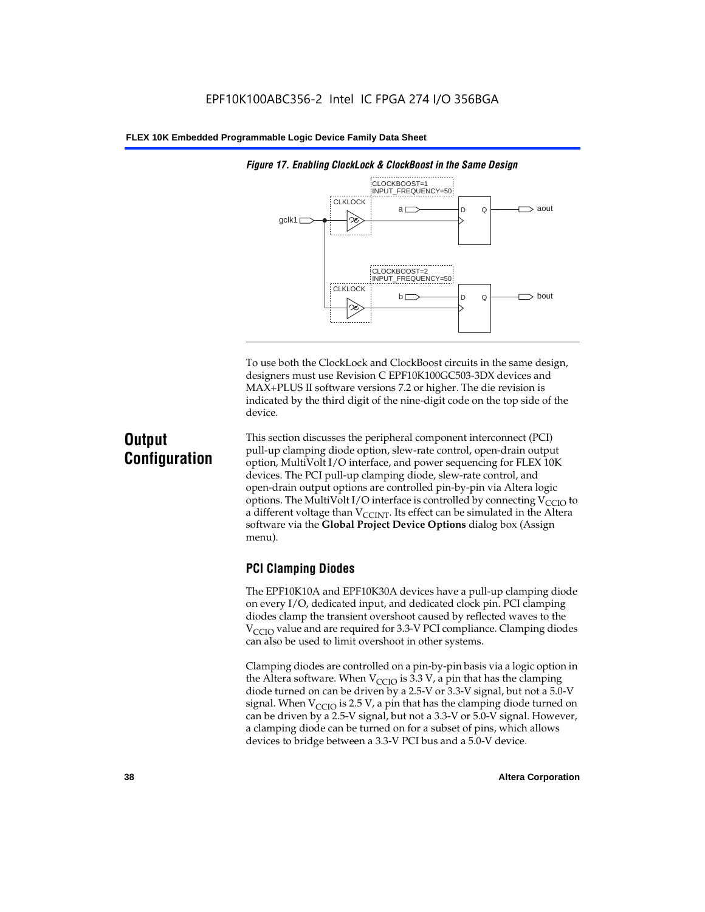*Figure 17. Enabling ClockLock & ClockBoost in the Same Design*

To use both the ClockLock and ClockBoost circuits in the same design, designers must use Revision C EPF10K100GC503-3DX devices and MAX+PLUS II software versions 7.2 or higher. The die revision is indicated by the third digit of the nine-digit code on the top side of the device.

## Output Configuration

This section discusses the peripheral component interconnect (PCI) pull-up clamping diode option, slew-rate control, open-drain output option, MultiVolt I/O interface, and power sequencing for FLEX 10K devices. The PCI pull-up clamping diode, slew-rate control, and open-drain output options are controlled pin-by-pin via Altera logic options. The MultiVolt I/O interface is controlled by connecting $V_{CCIO}$ to a different voltage than $V_{CCINT}$. Its effect can be simulated in the Altera software via the **Global Project Device Options** dialog box (Assign menu).

### PCI Clamping Diodes

The EPF10K10A and EPF10K30A devices have a pull-up clamping diode on every I/O, dedicated input, and dedicated clock pin. PCI clamping diodes clamp the transient overshoot caused by reflected waves to the $V_{CCIO}$ value and are required for 3.3-V PCI compliance. Clamping diodes can also be used to limit overshoot in other systems.

Clamping diodes are controlled on a pin-by-pin basis via a logic option in the Altera software. When $V_{CCIO}$ is 3.3 V, a pin that has the clamping diode turned on can be driven by a 2.5-V or 3.3-V signal, but not a 5.0-V signal. When $V_{CCIO}$ is 2.5 V, a pin that has the clamping diode turned on can be driven by a 2.5-V signal, but not a 3.3-V or 5.0-V signal. However, a clamping diode can be turned on for a subset of pins, which allows devices to bridge between a 3.3-V PCI bus and a 5.0-V device.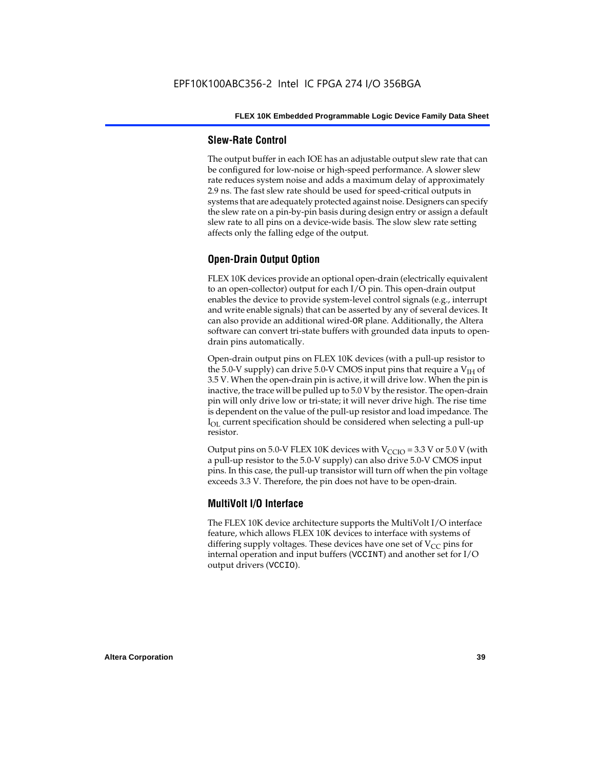### Slew-Rate Control

The output buffer in each IOE has an adjustable output slew rate that can be configured for low-noise or high-speed performance. A slower slew rate reduces system noise and adds a maximum delay of approximately 2.9 ns. The fast slew rate should be used for speed-critical outputs in systems that are adequately protected against noise. Designers can specify the slew rate on a pin-by-pin basis during design entry or assign a default slew rate to all pins on a device-wide basis. The slow slew rate setting affects only the falling edge of the output.

### Open-Drain Output Option

FLEX 10K devices provide an optional open-drain (electrically equivalent to an open-collector) output for each I/O pin. This open-drain output enables the device to provide system-level control signals (e.g., interrupt and write enable signals) that can be asserted by any of several devices. It can also provide an additional wired-`OR` plane. Additionally, the Altera software can convert tri-state buffers with grounded data inputs to open-drain pins automatically.

Open-drain output pins on FLEX 10K devices (with a pull-up resistor to the 5.0-V supply) can drive 5.0-V CMOS input pins that require a $V_{IH}$ of 3.5 V. When the open-drain pin is active, it will drive low. When the pin is inactive, the trace will be pulled up to 5.0 V by the resistor. The open-drain pin will only drive low or tri-state; it will never drive high. The rise time is dependent on the value of the pull-up resistor and load impedance. The $I_{OL}$ current specification should be considered when selecting a pull-up resistor.

Output pins on 5.0-V FLEX 10K devices with $V_{CCIO}$ = 3.3 V or 5.0 V (with a pull-up resistor to the 5.0-V supply) can also drive 5.0-V CMOS input pins. In this case, the pull-up transistor will turn off when the pin voltage exceeds 3.3 V. Therefore, the pin does not have to be open-drain.

### MultiVolt I/O Interface

The FLEX 10K device architecture supports the MultiVolt I/O interface feature, which allows FLEX 10K devices to interface with systems of differing supply voltages. These devices have one set of $V_{CC}$ pins for internal operation and input buffers (`VCCINT`) and another set for I/O output drivers (`VCCIO`).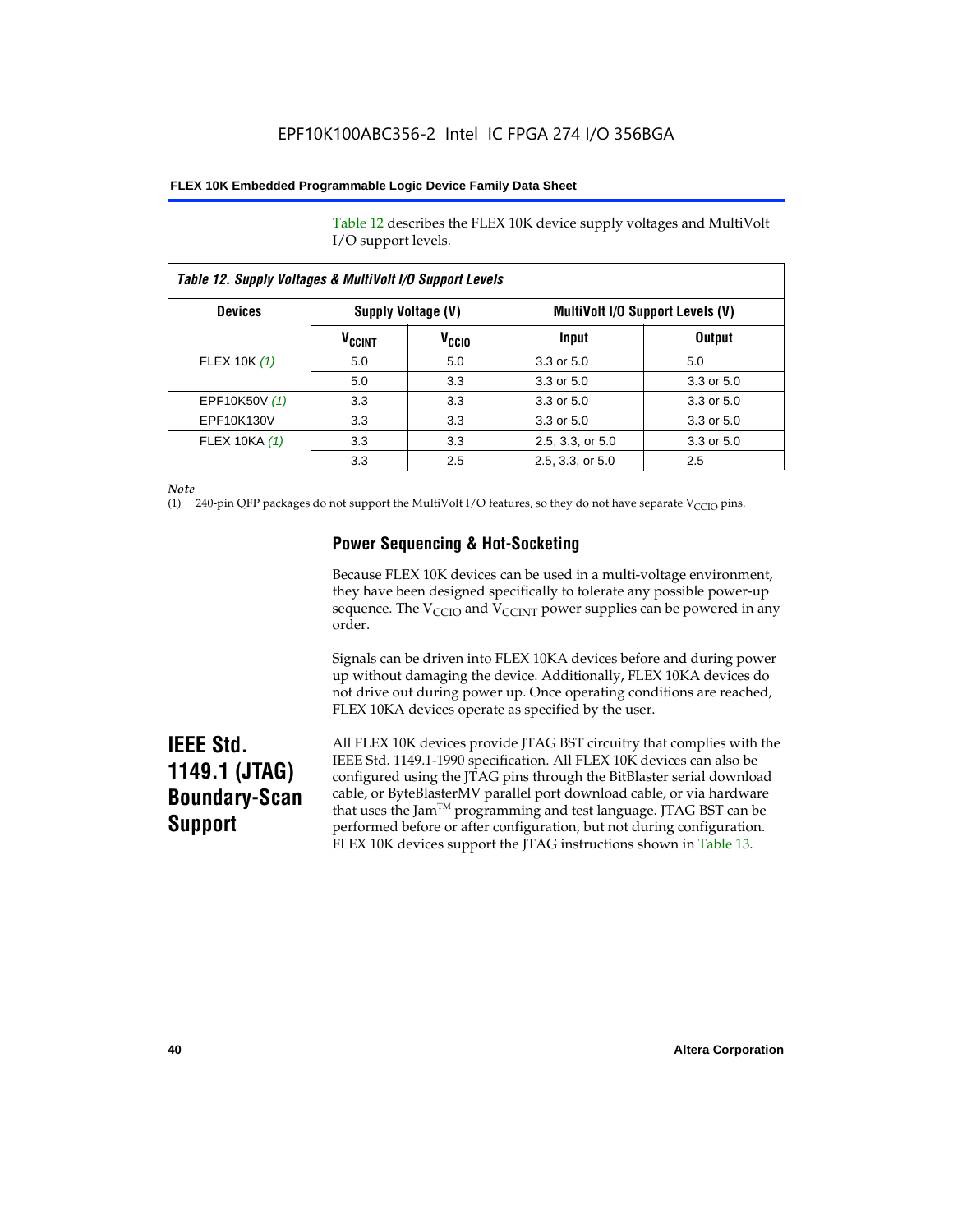Table 12 describes the FLEX 10K device supply voltages and MultiVolt I/O support levels.

*Table 12. Supply Voltages & MultiVolt I/O Support Levels*

| Devices | Supply Voltage (V) | | MultiVolt I/O Support Levels (V) | |
|---|---|---|---|---|
| | $V_{CCINT}$ | $V_{CCIO}$ | Input | Output |
| FLEX 10K *(1)* | 5.0 | 5.0 | 3.3 or 5.0 | 5.0 |
| | 5.0 | 3.3 | 3.3 or 5.0 | 3.3 or 5.0 |
| EPF10K50V *(1)* | 3.3 | 3.3 | 3.3 or 5.0 | 3.3 or 5.0 |
| EPF10K130V | 3.3 | 3.3 | 3.3 or 5.0 | 3.3 or 5.0 |
| FLEX 10KA *(1)* | 3.3 | 3.3 | 2.5, 3.3, or 5.0 | 3.3 or 5.0 |
| | 3.3 | 2.5 | 2.5, 3.3, or 5.0 | 2.5 |

*Note*

(1) 240-pin QFP packages do not support the MultiVolt I/O features, so they do not have separate $V_{CCIO}$ pins.

### Power Sequencing & Hot-Socketing

Because FLEX 10K devices can be used in a multi-voltage environment, they have been designed specifically to tolerate any possible power-up sequence. The $V_{CCIO}$ and $V_{CCINT}$ power supplies can be powered in any order.

Signals can be driven into FLEX 10KA devices before and during power up without damaging the device. Additionally, FLEX 10KA devices do not drive out during power up. Once operating conditions are reached, FLEX 10KA devices operate as specified by the user.

## IEEE Std. 1149.1 (JTAG) Boundary-Scan Support

All FLEX 10K devices provide JTAG BST circuitry that complies with the IEEE Std. 1149.1-1990 specification. All FLEX 10K devices can also be configured using the JTAG pins through the BitBlaster serial download cable, or ByteBlasterMV parallel port download cable, or via hardware that uses the Jam™ programming and test language. JTAG BST can be performed before or after configuration, but not during configuration. FLEX 10K devices support the JTAG instructions shown in Table 13.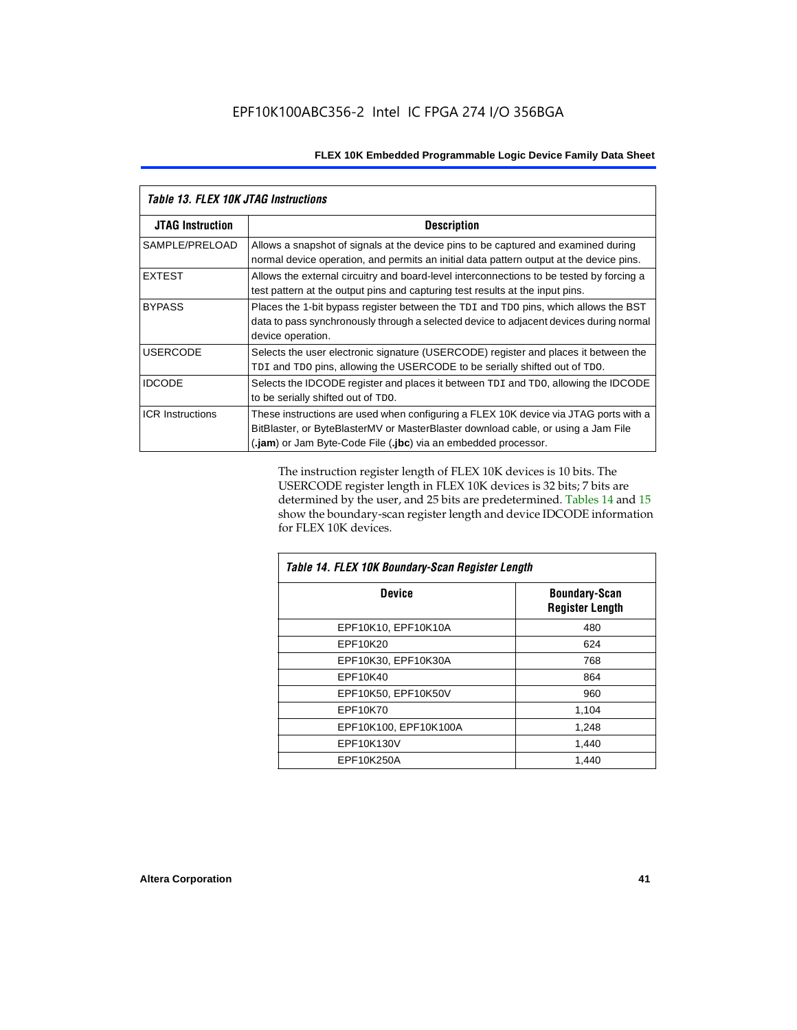*Table 13. FLEX 10K JTAG Instructions*

| JTAG Instruction | Description |
|---|---|
| SAMPLE/PRELOAD | Allows a snapshot of signals at the device pins to be captured and examined during normal device operation, and permits an initial data pattern output at the device pins. |
| EXTEST | Allows the external circuitry and board-level interconnections to be tested by forcing a test pattern at the output pins and capturing test results at the input pins. |
| BYPASS | Places the 1-bit bypass register between the TDI and TDO pins, which allows the BST data to pass synchronously through a selected device to adjacent devices during normal device operation. |
| USERCODE | Selects the user electronic signature (USERCODE) register and places it between the TDI and TDO pins, allowing the USERCODE to be serially shifted out of TDO. |
| IDCODE | Selects the IDCODE register and places it between TDI and TDO, allowing the IDCODE to be serially shifted out of TDO. |
| ICR Instructions | These instructions are used when configuring a FLEX 10K device via JTAG ports with a BitBlaster, or ByteBlasterMV or MasterBlaster download cable, or using a Jam File (**.jam**) or Jam Byte-Code File (**.jbc**) via an embedded processor. |

The instruction register length of FLEX 10K devices is 10 bits. The USERCODE register length in FLEX 10K devices is 32 bits; 7 bits are determined by the user, and 25 bits are predetermined. Tables 14 and 15 show the boundary-scan register length and device IDCODE information for FLEX 10K devices.

*Table 14. FLEX 10K Boundary-Scan Register Length*

| Device | Boundary-Scan Register Length |
|---|---|
| EPF10K10, EPF10K10A | 480 |
| EPF10K20 | 624 |
| EPF10K30, EPF10K30A | 768 |
| EPF10K40 | 864 |
| EPF10K50, EPF10K50V | 960 |
| EPF10K70 | 1,104 |
| EPF10K100, EPF10K100A | 1,248 |
| EPF10K130V | 1,440 |
| EPF10K250A | 1,440 |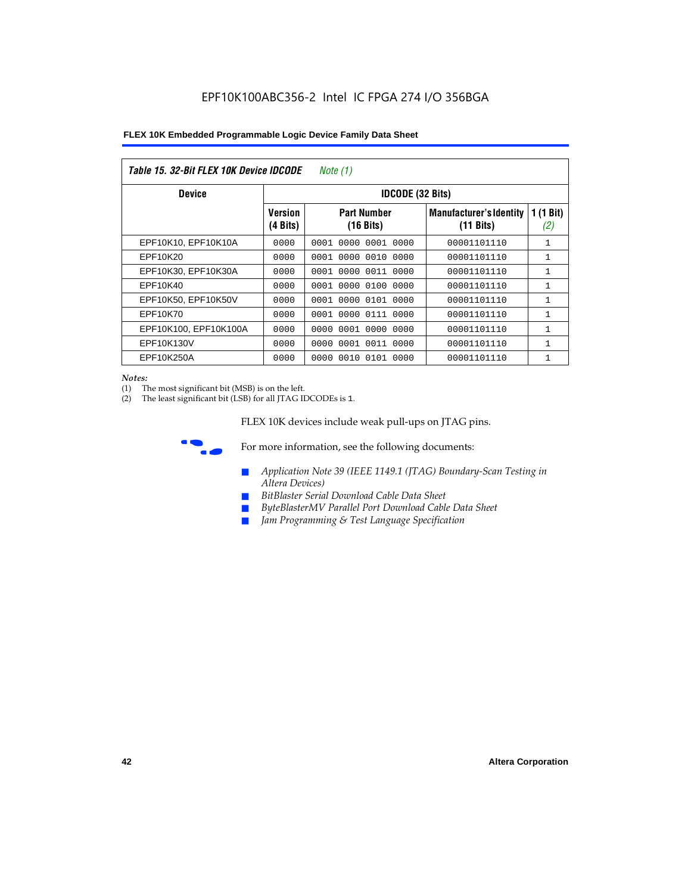**Table 15. 32-Bit FLEX 10K Device IDCODE** *Note (1)*

| Device | IDCODE (32 Bits) | | | |
|---|---|---|---|---|
| | Version (4 Bits) | Part Number (16 Bits) | Manufacturer's Identity (11 Bits) | 1 (1 Bit) *(2)* |
| EPF10K10, EPF10K10A | 0000 | 0001 0000 0001 0000 | 00001101110 | 1 |
| EPF10K20 | 0000 | 0001 0000 0010 0000 | 00001101110 | 1 |
| EPF10K30, EPF10K30A | 0000 | 0001 0000 0011 0000 | 00001101110 | 1 |
| EPF10K40 | 0000 | 0001 0000 0100 0000 | 00001101110 | 1 |
| EPF10K50, EPF10K50V | 0000 | 0001 0000 0101 0000 | 00001101110 | 1 |
| EPF10K70 | 0000 | 0001 0000 0111 0000 | 00001101110 | 1 |
| EPF10K100, EPF10K100A | 0000 | 0000 0001 0000 0000 | 00001101110 | 1 |
| EPF10K130V | 0000 | 0000 0001 0011 0000 | 00001101110 | 1 |
| EPF10K250A | 0000 | 0000 0010 0101 0000 | 00001101110 | 1 |

*Notes:*
(1) The most significant bit (MSB) is on the left.
(2) The least significant bit (LSB) for all JTAG IDCODEs is 1.

FLEX 10K devices include weak pull-ups on JTAG pins.

For more information, see the following documents:

- *Application Note 39 (IEEE 1149.1 (JTAG) Boundary-Scan Testing in Altera Devices)*
- *BitBlaster Serial Download Cable Data Sheet*
- *ByteBlasterMV Parallel Port Download Cable Data Sheet*
- *Jam Programming & Test Language Specification*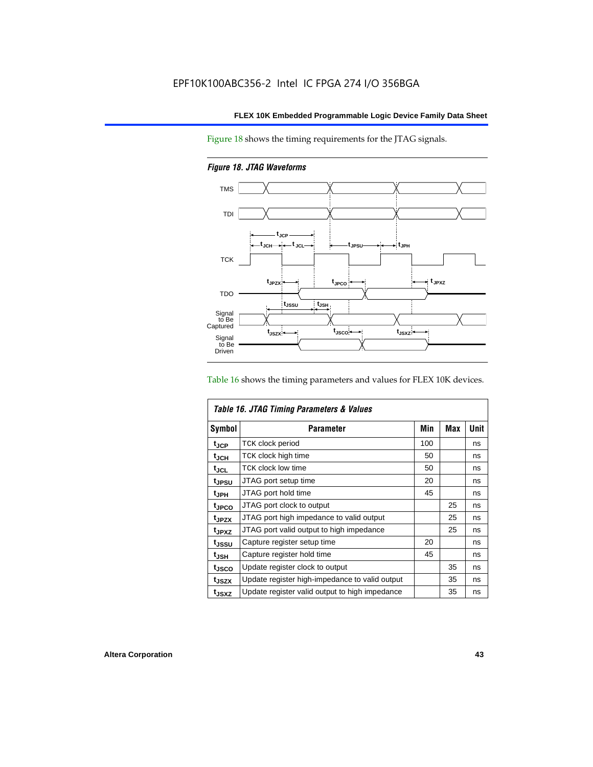Figure 18 shows the timing requirements for the JTAG signals.

*Figure 18. JTAG Waveforms*

Table 16 shows the timing parameters and values for FLEX 10K devices.

*Table 16. JTAG Timing Parameters & Values*

| Symbol | Parameter | Min | Max | Unit |
|---|---|---|---|---|
| $t_{JCP}$ | TCK clock period | 100 | | ns |
| $t_{JCH}$ | TCK clock high time | 50 | | ns |
| $t_{JCL}$ | TCK clock low time | 50 | | ns |
| $t_{JPSU}$ | JTAG port setup time | 20 | | ns |
| $t_{JPH}$ | JTAG port hold time | 45 | | ns |
| $t_{JPCO}$ | JTAG port clock to output | | 25 | ns |
| $t_{JPZX}$ | JTAG port high impedance to valid output | | 25 | ns |
| $t_{JPXZ}$ | JTAG port valid output to high impedance | | 25 | ns |
| $t_{JSSU}$ | Capture register setup time | 20 | | ns |
| $t_{JSH}$ | Capture register hold time | 45 | | ns |
| $t_{JSCO}$ | Update register clock to output | | 35 | ns |
| $t_{JSZX}$ | Update register high-impedance to valid output | | 35 | ns |
| $t_{JSXZ}$ | Update register valid output to high impedance | | 35 | ns |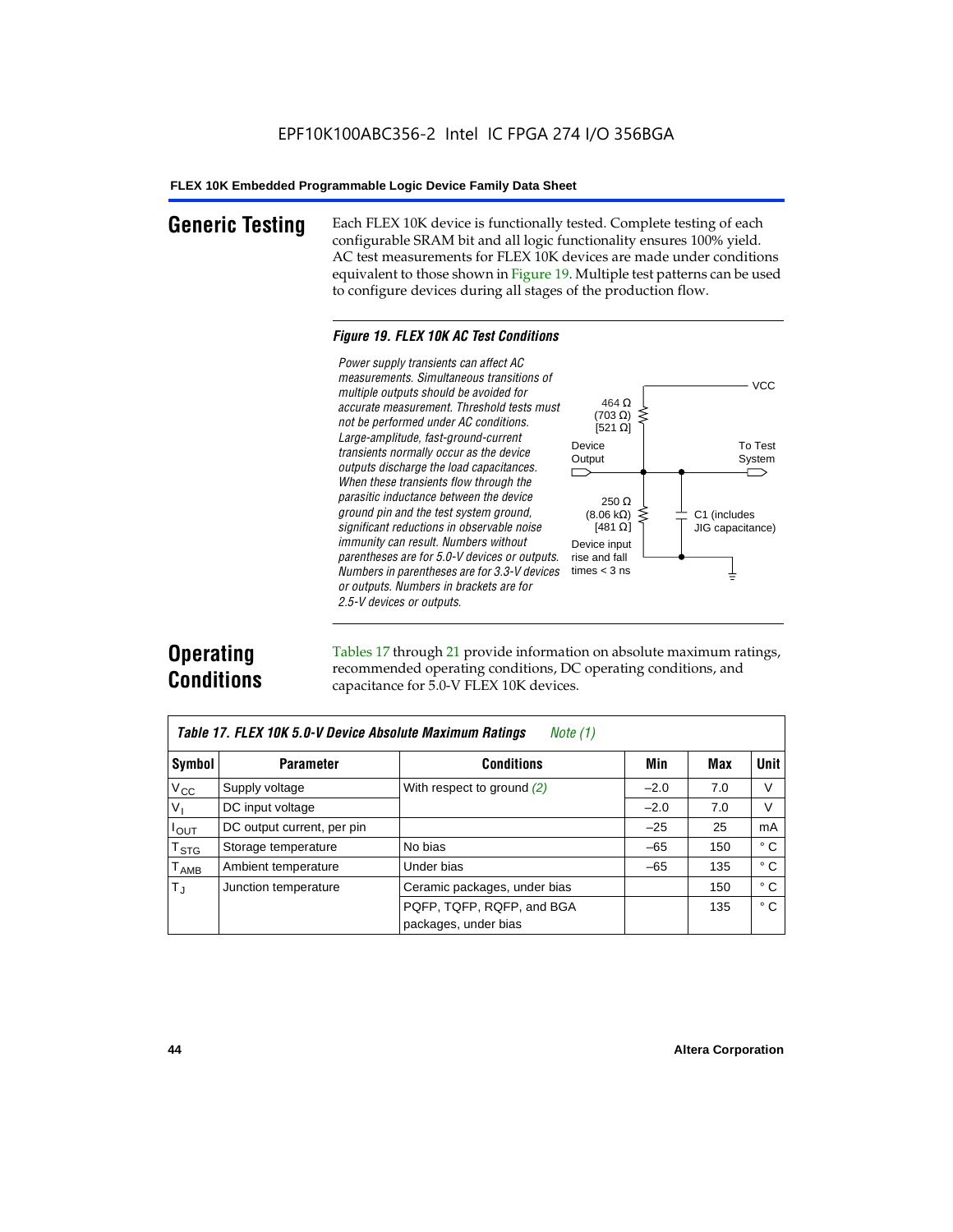## Generic Testing

Each FLEX 10K device is functionally tested. Complete testing of each configurable SRAM bit and all logic functionality ensures 100% yield. AC test measurements for FLEX 10K devices are made under conditions equivalent to those shown in Figure 19. Multiple test patterns can be used to configure devices during all stages of the production flow.

***Figure 19. FLEX 10K AC Test Conditions***

*Power supply transients can affect AC measurements. Simultaneous transitions of multiple outputs should be avoided for accurate measurement. Threshold tests must not be performed under AC conditions. Large-amplitude, fast-ground-current transients normally occur as the device outputs discharge the load capacitances. When these transients flow through the parasitic inductance between the device ground pin and the test system ground, significant reductions in observable noise immunity can result. Numbers without parentheses are for 5.0-V devices or outputs. Numbers in parentheses are for 3.3-V devices or outputs. Numbers in brackets are for 2.5-V devices or outputs.*

VCC

464 Ω (703 Ω) [521 Ω]

Device Output

To Test System

250 Ω (8.06 kΩ) [481 Ω]

C1 (includes JIG capacitance)

Device input rise and fall times < 3 ns

## Operating Conditions

Tables 17 through 21 provide information on absolute maximum ratings, recommended operating conditions, DC operating conditions, and capacitance for 5.0-V FLEX 10K devices.

| ***Table 17. FLEX 10K 5.0-V Device Absolute Maximum Ratings*** *Note (1)* | | | | | |
|---|---|---|---|---|---|
| **Symbol** | **Parameter** | **Conditions** | **Min** | **Max** | **Unit** |
| $V_{CC}$ | Supply voltage | With respect to ground *(2)* | –2.0 | 7.0 | V |
| $V_I$ | DC input voltage | | –2.0 | 7.0 | V |
| $I_{OUT}$ | DC output current, per pin | | –25 | 25 | mA |
| $T_{STG}$ | Storage temperature | No bias | –65 | 150 | ° C |
| $T_{AMB}$ | Ambient temperature | Under bias | –65 | 135 | ° C |
| $T_J$ | Junction temperature | Ceramic packages, under bias | | 150 | ° C |
| | | PQFP, TQFP, RQFP, and BGA packages, under bias | | 135 | ° C |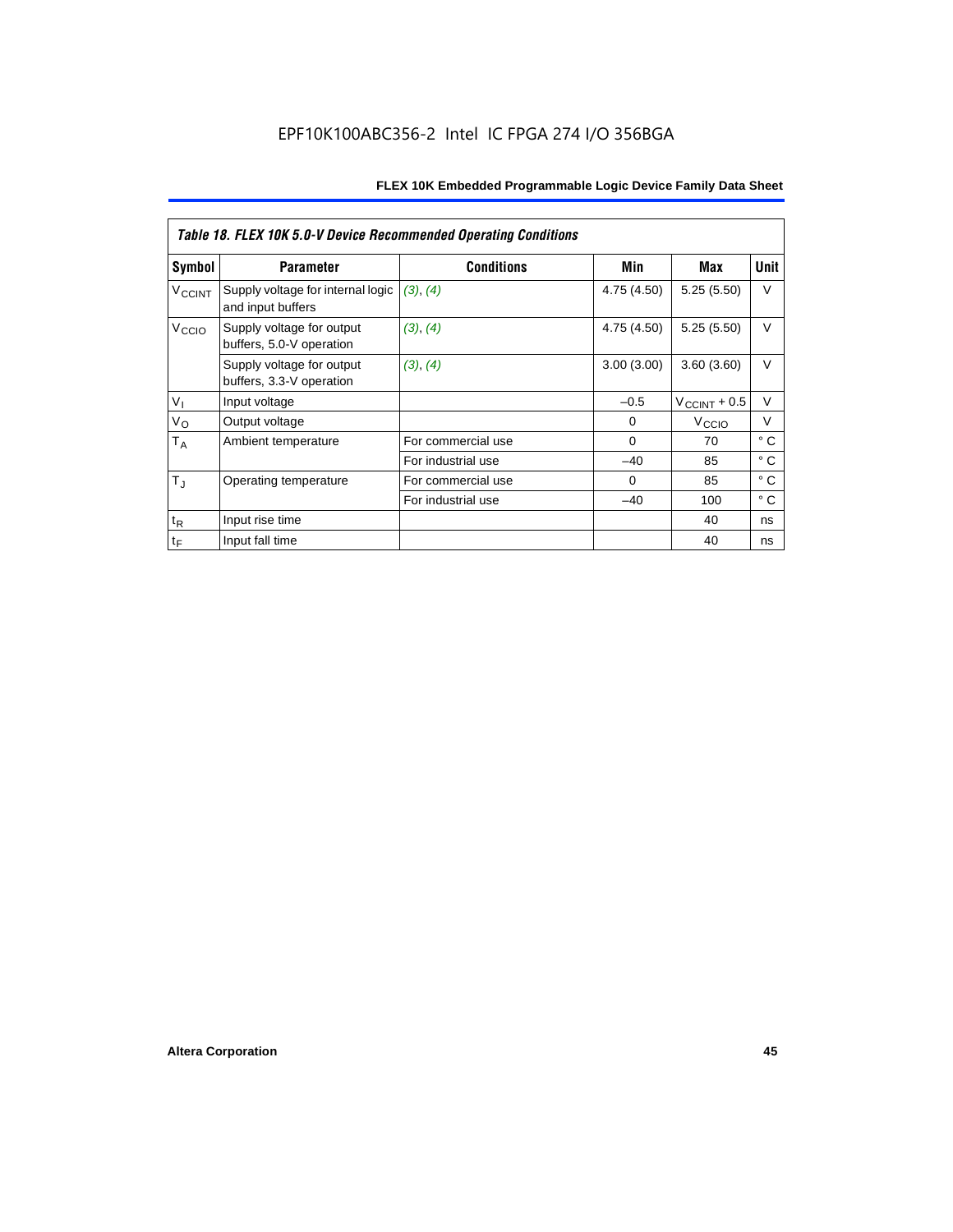*Table 18. FLEX 10K 5.0-V Device Recommended Operating Conditions*

| Symbol | Parameter | Conditions | Min | Max | Unit |
|---|---|---|---|---|---|
| $V_{CCINT}$ | Supply voltage for internal logic and input buffers | *(3)*, *(4)* | 4.75 (4.50) | 5.25 (5.50) | V |
| $V_{CCIO}$ | Supply voltage for output buffers, 5.0-V operation | *(3)*, *(4)* | 4.75 (4.50) | 5.25 (5.50) | V |
| | Supply voltage for output buffers, 3.3-V operation | *(3)*, *(4)* | 3.00 (3.00) | 3.60 (3.60) | V |
| $V_I$ | Input voltage | | –0.5 | $V_{CCINT}$ + 0.5 | V |
| $V_O$ | Output voltage | | 0 | $V_{CCIO}$ | V |
| $T_A$ | Ambient temperature | For commercial use | 0 | 70 | ° C |
| | | For industrial use | –40 | 85 | ° C |
| $T_J$ | Operating temperature | For commercial use | 0 | 85 | ° C |
| | | For industrial use | –40 | 100 | ° C |
| $t_R$ | Input rise time | | | 40 | ns |
| $t_F$ | Input fall time | | | 40 | ns |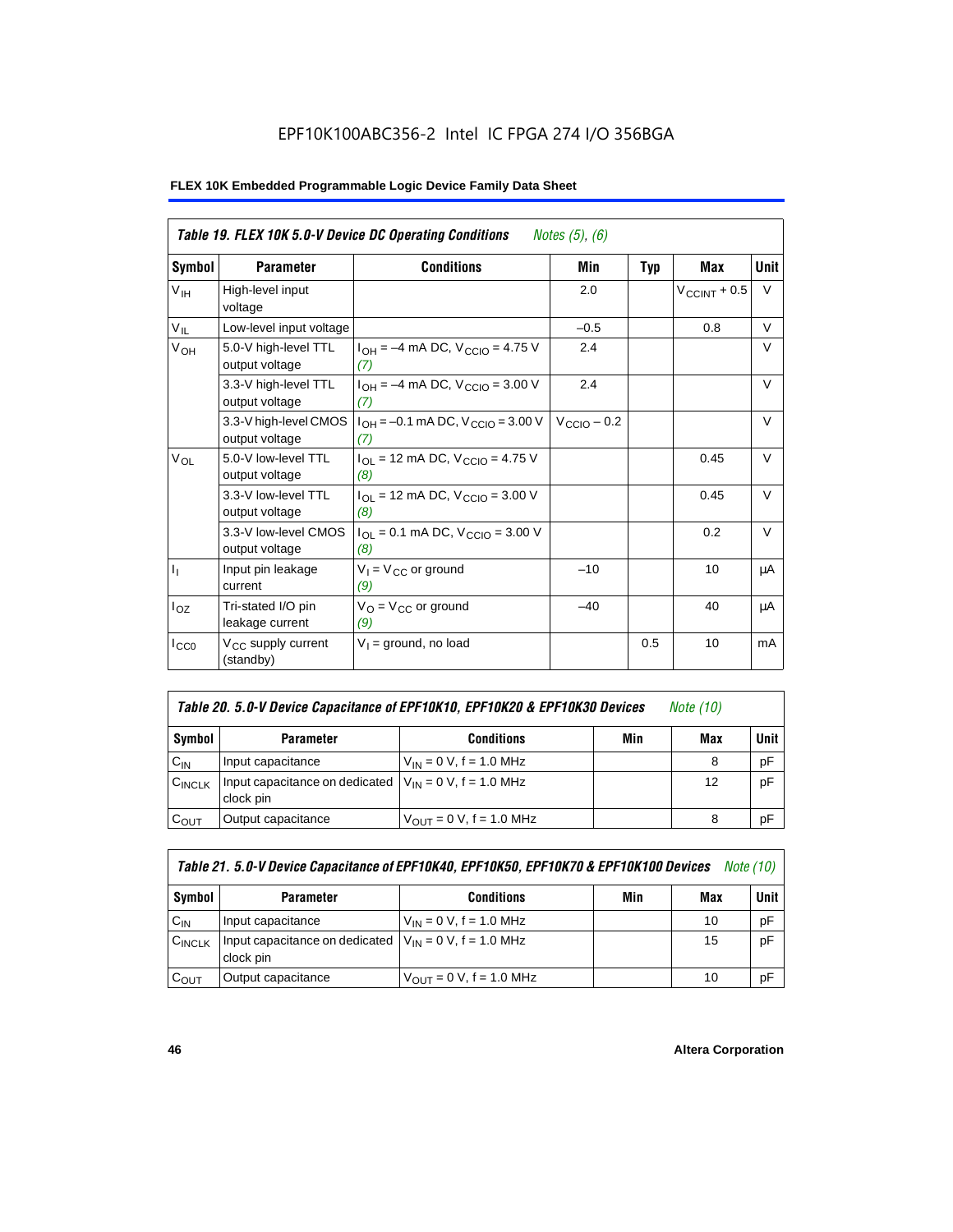EPF10K100ABC356-2 Intel IC FPGA 274 I/O 356BGA

**FLEX 10K Embedded Programmable Logic Device Family Data Sheet**

| *Table 19. FLEX 10K 5.0-V Device DC Operating Conditions* *Notes (5), (6)* | | | | | | |
|---|---|---|---|---|---|---|
| **Symbol** | **Parameter** | **Conditions** | **Min** | **Typ** | **Max** | **Unit** |
| $V_{IH}$ | High-level input voltage | | 2.0 | | $V_{CCINT}$ + 0.5 | V |
| $V_{IL}$ | Low-level input voltage | | –0.5 | | 0.8 | V |
| $V_{OH}$ | 5.0-V high-level TTL output voltage | $I_{OH}$ = –4 mA DC, $V_{CCIO}$ = 4.75 V *(7)* | 2.4 | | | V |
| | 3.3-V high-level TTL output voltage | $I_{OH}$ = –4 mA DC, $V_{CCIO}$ = 3.00 V *(7)* | 2.4 | | | V |
| | 3.3-V high-level CMOS output voltage | $I_{OH}$ = –0.1 mA DC, $V_{CCIO}$ = 3.00 V *(7)* | $V_{CCIO}$ – 0.2 | | | V |
| $V_{OL}$ | 5.0-V low-level TTL output voltage | $I_{OL}$ = 12 mA DC, $V_{CCIO}$ = 4.75 V *(8)* | | | 0.45 | V |
| | 3.3-V low-level TTL output voltage | $I_{OL}$ = 12 mA DC, $V_{CCIO}$ = 3.00 V *(8)* | | | 0.45 | V |
| | 3.3-V low-level CMOS output voltage | $I_{OL}$ = 0.1 mA DC, $V_{CCIO}$ = 3.00 V *(8)* | | | 0.2 | V |
| $I_I$ | Input pin leakage current | $V_I$ = $V_{CC}$ or ground *(9)* | –10 | | 10 | μA |
| $I_{OZ}$ | Tri-stated I/O pin leakage current | $V_O$ = $V_{CC}$ or ground *(9)* | –40 | | 40 | μA |
| $I_{CC0}$ | $V_{CC}$ supply current (standby) | $V_I$ = ground, no load | | 0.5 | 10 | mA |

| *Table 20. 5.0-V Device Capacitance of EPF10K10, EPF10K20 & EPF10K30 Devices* *Note (10)* | | | | | |
|---|---|---|---|---|---|
| **Symbol** | **Parameter** | **Conditions** | **Min** | **Max** | **Unit** |
| $C_{IN}$ | Input capacitance | $V_{IN}$ = 0 V, f = 1.0 MHz | | 8 | pF |
| $C_{INCLK}$ | Input capacitance on dedicated clock pin | $V_{IN}$ = 0 V, f = 1.0 MHz | | 12 | pF |
| $C_{OUT}$ | Output capacitance | $V_{OUT}$ = 0 V, f = 1.0 MHz | | 8 | pF |

| *Table 21. 5.0-V Device Capacitance of EPF10K40, EPF10K50, EPF10K70 & EPF10K100 Devices* *Note (10)* | | | | | |
|---|---|---|---|---|---|
| **Symbol** | **Parameter** | **Conditions** | **Min** | **Max** | **Unit** |
| $C_{IN}$ | Input capacitance | $V_{IN}$ = 0 V, f = 1.0 MHz | | 10 | pF |
| $C_{INCLK}$ | Input capacitance on dedicated clock pin | $V_{IN}$ = 0 V, f = 1.0 MHz | | 15 | pF |
| $C_{OUT}$ | Output capacitance | $V_{OUT}$ = 0 V, f = 1.0 MHz | | 10 | pF |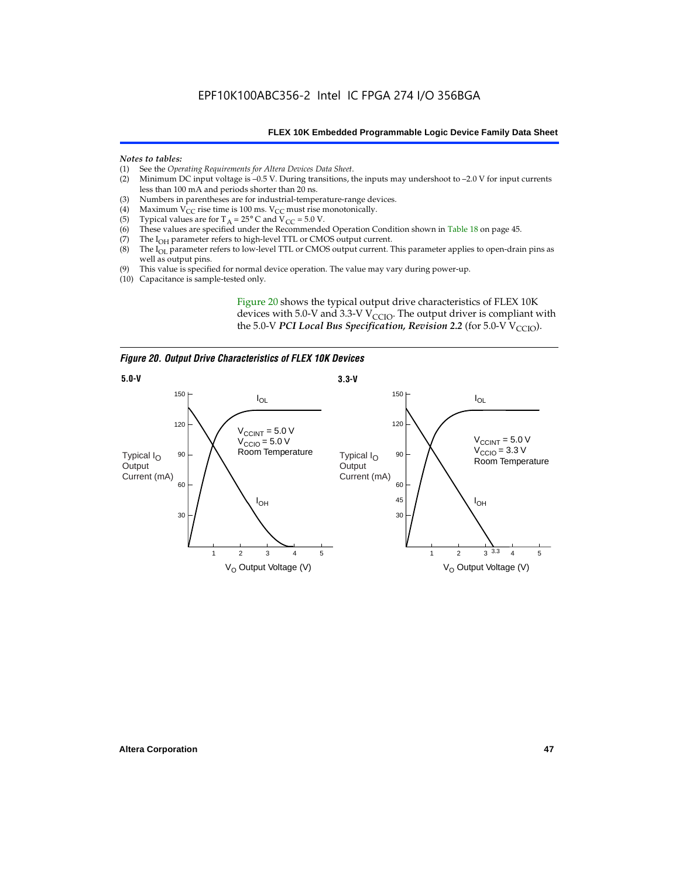*Notes to tables:*

(1) See the *Operating Requirements for Altera Devices Data Sheet*.
(2) Minimum DC input voltage is –0.5 V. During transitions, the inputs may undershoot to –2.0 V for input currents less than 100 mA and periods shorter than 20 ns.
(3) Numbers in parentheses are for industrial-temperature-range devices.
(4) Maximum $V_{CC}$ rise time is 100 ms. $V_{CC}$ must rise monotonically.
(5) Typical values are for $T_A = 25°$ C and $V_{CC} = 5.0$ V.
(6) These values are specified under the Recommended Operation Condition shown in Table 18 on page 45.
(7) The $I_{OH}$ parameter refers to high-level TTL or CMOS output current.
(8) The $I_{OL}$ parameter refers to low-level TTL or CMOS output current. This parameter applies to open-drain pins as well as output pins.
(9) This value is specified for normal device operation. The value may vary during power-up.
(10) Capacitance is sample-tested only.

Figure 20 shows the typical output drive characteristics of FLEX 10K devices with 5.0-V and 3.3-V $V_{CCIO}$. The output driver is compliant with the 5.0-V ***PCI Local Bus Specification, Revision 2.2*** (for 5.0-V $V_{CCIO}$).

***Figure 20. Output Drive Characteristics of FLEX 10K Devices***

**5.0-V**

$I_{OL}$, $I_{OH}$; $V_{CCINT} = 5.0$ V, $V_{CCIO} = 5.0$ V, Room Temperature. Y-axis: Typical $I_O$ Output Current (mA) (30, 60, 90, 120, 150). X-axis: $V_O$ Output Voltage (V) (1, 2, 3, 4, 5).

**3.3-V**

$I_{OL}$, $I_{OH}$; $V_{CCINT} = 5.0$ V, $V_{CCIO} = 3.3$ V, Room Temperature. Y-axis: Typical $I_O$ Output Current (mA) (30, 45, 60, 90, 120, 150). X-axis: $V_O$ Output Voltage (V) (1, 2, 3, 3.3, 4, 5).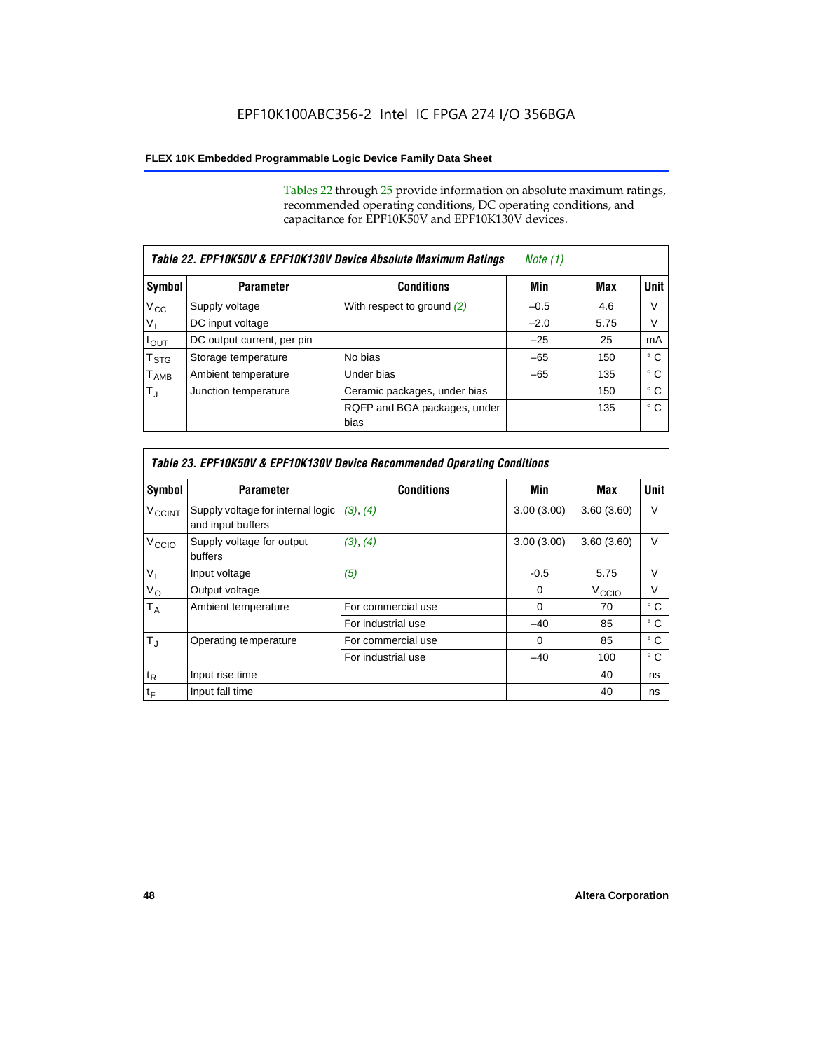Tables 22 through 25 provide information on absolute maximum ratings, recommended operating conditions, DC operating conditions, and capacitance for EPF10K50V and EPF10K130V devices.

**Table 22. EPF10K50V & EPF10K130V Device Absolute Maximum Ratings** *Note (1)*

| Symbol | Parameter | Conditions | Min | Max | Unit |
|---|---|---|---|---|---|
| $V_{CC}$ | Supply voltage | With respect to ground *(2)* | –0.5 | 4.6 | V |
| $V_I$ | DC input voltage | | –2.0 | 5.75 | V |
| $I_{OUT}$ | DC output current, per pin | | –25 | 25 | mA |
| $T_{STG}$ | Storage temperature | No bias | –65 | 150 | ° C |
| $T_{AMB}$ | Ambient temperature | Under bias | –65 | 135 | ° C |
| $T_J$ | Junction temperature | Ceramic packages, under bias | | 150 | ° C |
| | | RQFP and BGA packages, under bias | | 135 | ° C |

**Table 23. EPF10K50V & EPF10K130V Device Recommended Operating Conditions**

| Symbol | Parameter | Conditions | Min | Max | Unit |
|---|---|---|---|---|---|
| $V_{CCINT}$ | Supply voltage for internal logic and input buffers | *(3)*, *(4)* | 3.00 (3.00) | 3.60 (3.60) | V |
| $V_{CCIO}$ | Supply voltage for output buffers | *(3)*, *(4)* | 3.00 (3.00) | 3.60 (3.60) | V |
| $V_I$ | Input voltage | *(5)* | -0.5 | 5.75 | V |
| $V_O$ | Output voltage | | 0 | $V_{CCIO}$ | V |
| $T_A$ | Ambient temperature | For commercial use | 0 | 70 | ° C |
| | | For industrial use | –40 | 85 | ° C |
| $T_J$ | Operating temperature | For commercial use | 0 | 85 | ° C |
| | | For industrial use | –40 | 100 | ° C |
| $t_R$ | Input rise time | | | 40 | ns |
| $t_F$ | Input fall time | | | 40 | ns |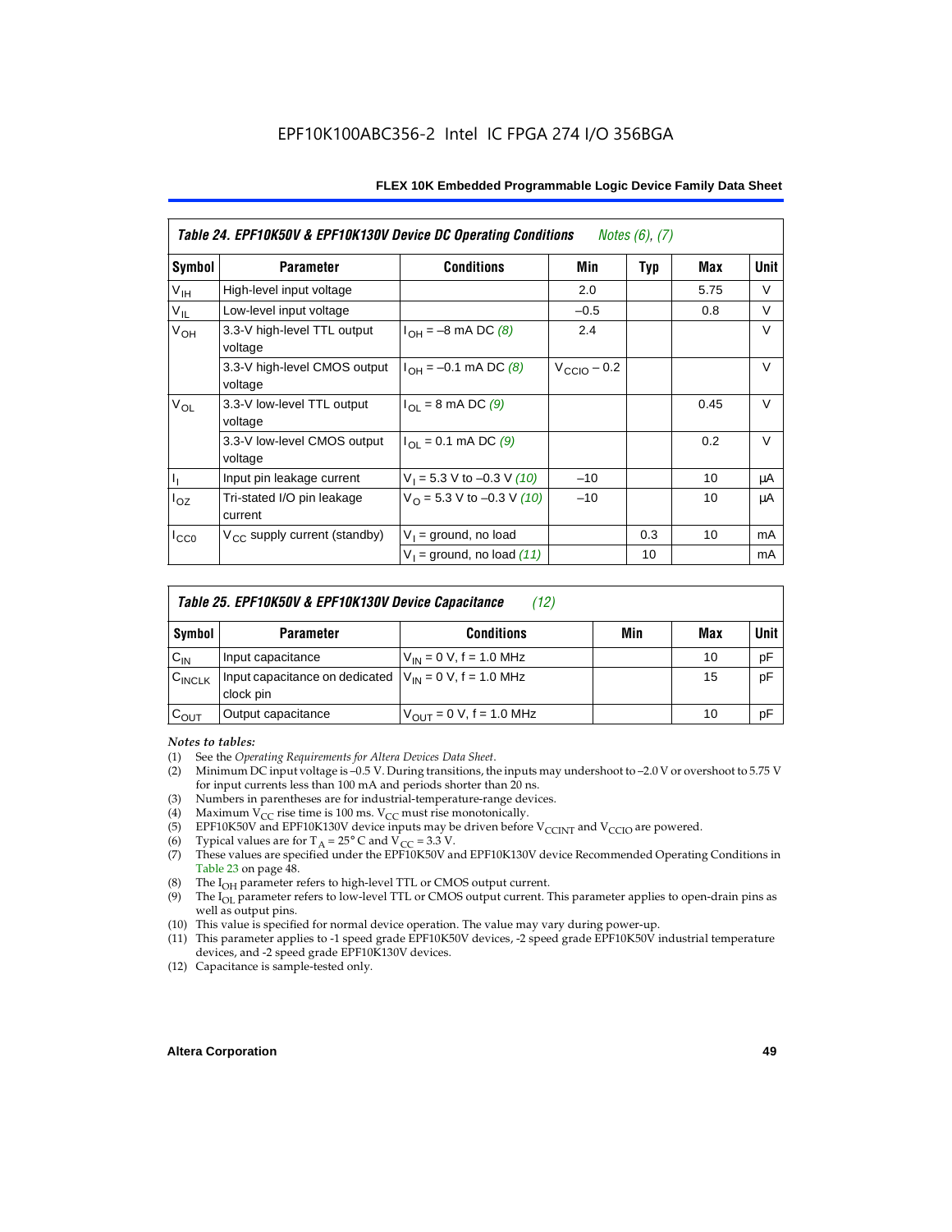**Table 24. EPF10K50V & EPF10K130V Device DC Operating Conditions** *Notes (6), (7)*

| Symbol | Parameter | Conditions | Min | Typ | Max | Unit |
|---|---|---|---|---|---|---|
| $V_{IH}$ | High-level input voltage | | 2.0 | | 5.75 | V |
| $V_{IL}$ | Low-level input voltage | | –0.5 | | 0.8 | V |
| $V_{OH}$ | 3.3-V high-level TTL output voltage | $I_{OH}$ = –8 mA DC *(8)* | 2.4 | | | V |
| | 3.3-V high-level CMOS output voltage | $I_{OH}$ = –0.1 mA DC *(8)* | $V_{CCIO}$ – 0.2 | | | V |
| $V_{OL}$ | 3.3-V low-level TTL output voltage | $I_{OL}$ = 8 mA DC *(9)* | | | 0.45 | V |
| | 3.3-V low-level CMOS output voltage | $I_{OL}$ = 0.1 mA DC *(9)* | | | 0.2 | V |
| $I_I$ | Input pin leakage current | $V_I$ = 5.3 V to –0.3 V *(10)* | –10 | | 10 | μA |
| $I_{OZ}$ | Tri-stated I/O pin leakage current | $V_O$ = 5.3 V to –0.3 V *(10)* | –10 | | 10 | μA |
| $I_{CC0}$ | $V_{CC}$ supply current (standby) | $V_I$ = ground, no load | | 0.3 | 10 | mA |
| | | $V_I$ = ground, no load *(11)* | | 10 | | mA |

**Table 25. EPF10K50V & EPF10K130V Device Capacitance** *(12)*

| Symbol | Parameter | Conditions | Min | Max | Unit |
|---|---|---|---|---|---|
| $C_{IN}$ | Input capacitance | $V_{IN}$ = 0 V, f = 1.0 MHz | | 10 | pF |
| $C_{INCLK}$ | Input capacitance on dedicated clock pin | $V_{IN}$ = 0 V, f = 1.0 MHz | | 15 | pF |
| $C_{OUT}$ | Output capacitance | $V_{OUT}$ = 0 V, f = 1.0 MHz | | 10 | pF |

*Notes to tables:*

(1) See the *Operating Requirements for Altera Devices Data Sheet*.
(2) Minimum DC input voltage is –0.5 V. During transitions, the inputs may undershoot to –2.0 V or overshoot to 5.75 V for input currents less than 100 mA and periods shorter than 20 ns.
(3) Numbers in parentheses are for industrial-temperature-range devices.
(4) Maximum $V_{CC}$ rise time is 100 ms. $V_{CC}$ must rise monotonically.
(5) EPF10K50V and EPF10K130V device inputs may be driven before $V_{CCINT}$ and $V_{CCIO}$ are powered.
(6) Typical values are for $T_A$ = 25° C and $V_{CC}$ = 3.3 V.
(7) These values are specified under the EPF10K50V and EPF10K130V device Recommended Operating Conditions in Table 23 on page 48.
(8) The $I_{OH}$ parameter refers to high-level TTL or CMOS output current.
(9) The $I_{OL}$ parameter refers to low-level TTL or CMOS output current. This parameter applies to open-drain pins as well as output pins.
(10) This value is specified for normal device operation. The value may vary during power-up.
(11) This parameter applies to -1 speed grade EPF10K50V devices, -2 speed grade EPF10K50V industrial temperature devices, and -2 speed grade EPF10K130V devices.
(12) Capacitance is sample-tested only.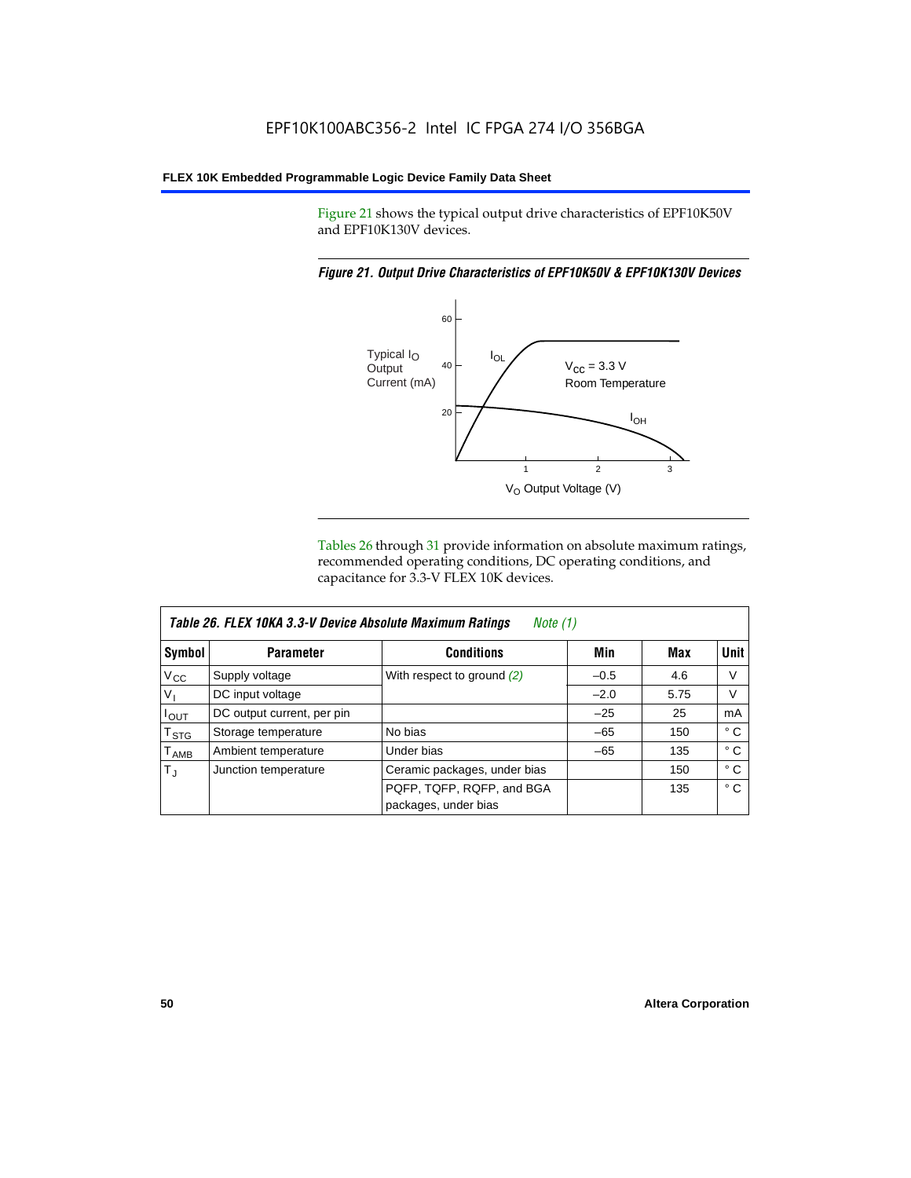Figure 21 shows the typical output drive characteristics of EPF10K50V and EPF10K130V devices.

*Figure 21. Output Drive Characteristics of EPF10K50V & EPF10K130V Devices*

Tables 26 through 31 provide information on absolute maximum ratings, recommended operating conditions, DC operating conditions, and capacitance for 3.3-V FLEX 10K devices.

*Table 26. FLEX 10KA 3.3-V Device Absolute Maximum Ratings* *Note (1)*

| Symbol | Parameter | Conditions | Min | Max | Unit |
|---|---|---|---|---|---|
| $V_{CC}$ | Supply voltage | With respect to ground *(2)* | –0.5 | 4.6 | V |
| $V_I$ | DC input voltage | | –2.0 | 5.75 | V |
| $I_{OUT}$ | DC output current, per pin | | –25 | 25 | mA |
| $T_{STG}$ | Storage temperature | No bias | –65 | 150 | ° C |
| $T_{AMB}$ | Ambient temperature | Under bias | –65 | 135 | ° C |
| $T_J$ | Junction temperature | Ceramic packages, under bias | | 150 | ° C |
| | | PQFP, TQFP, RQFP, and BGA packages, under bias | | 135 | ° C |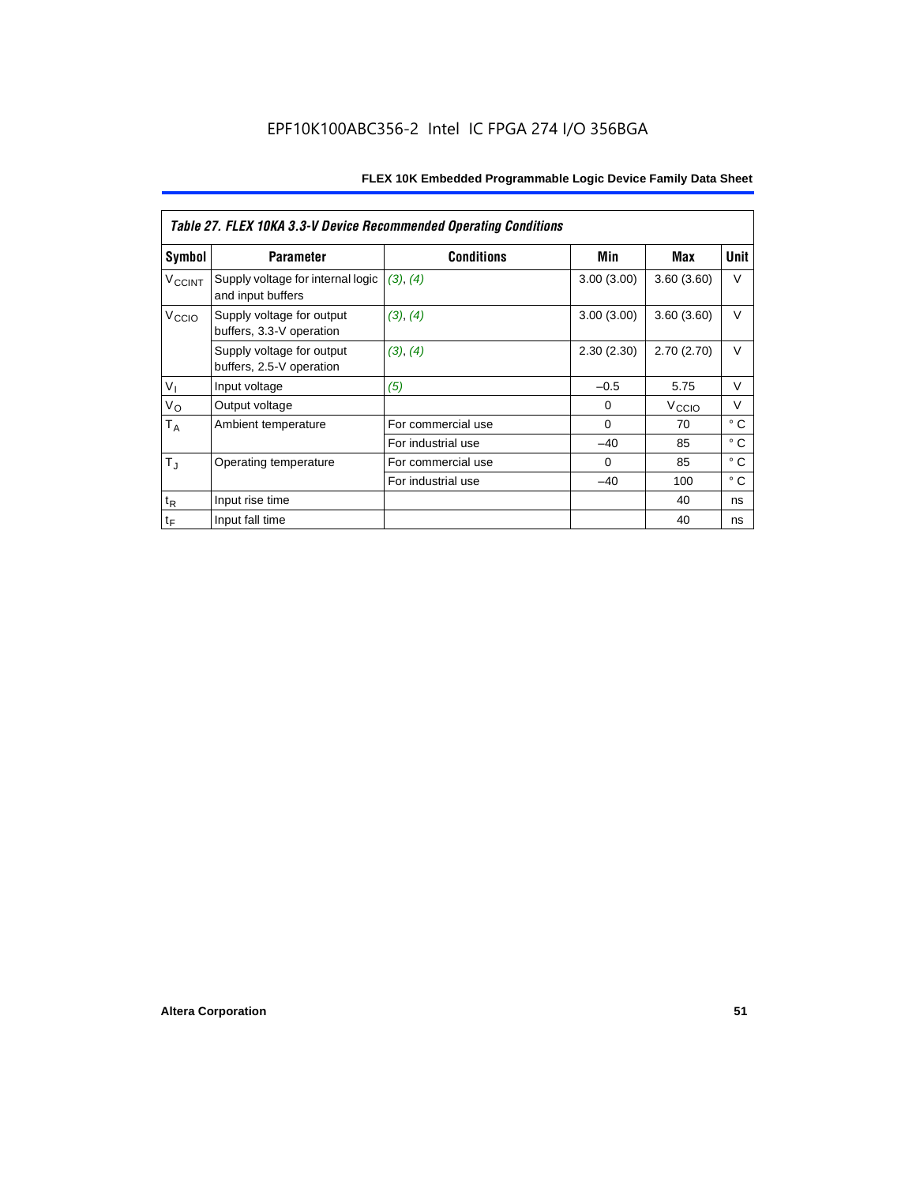# EPF10K100ABC356-2 Intel IC FPGA 274 I/O 356BGA

| *Table 27. FLEX 10KA 3.3-V Device Recommended Operating Conditions* | | | | | |
|---|---|---|---|---|---|
| **Symbol** | **Parameter** | **Conditions** | **Min** | **Max** | **Unit** |
| $V_{CCINT}$ | Supply voltage for internal logic and input buffers | *(3)*, *(4)* | 3.00 (3.00) | 3.60 (3.60) | V |
| $V_{CCIO}$ | Supply voltage for output buffers, 3.3-V operation | *(3)*, *(4)* | 3.00 (3.00) | 3.60 (3.60) | V |
| | Supply voltage for output buffers, 2.5-V operation | *(3)*, *(4)* | 2.30 (2.30) | 2.70 (2.70) | V |
| $V_I$ | Input voltage | *(5)* | –0.5 | 5.75 | V |
| $V_O$ | Output voltage | | 0 | $V_{CCIO}$ | V |
| $T_A$ | Ambient temperature | For commercial use | 0 | 70 | ° C |
| | | For industrial use | –40 | 85 | ° C |
| $T_J$ | Operating temperature | For commercial use | 0 | 85 | ° C |
| | | For industrial use | –40 | 100 | ° C |
| $t_R$ | Input rise time | | | 40 | ns |
| $t_F$ | Input fall time | | | 40 | ns |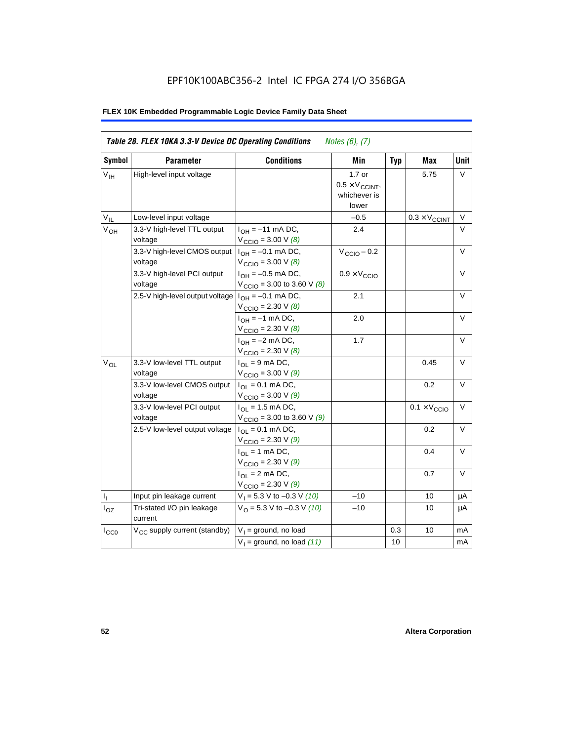EPF10K100ABC356-2 Intel IC FPGA 274 I/O 356BGA

**FLEX 10K Embedded Programmable Logic Device Family Data Sheet**

| *Table 28. FLEX 10KA 3.3-V Device DC Operating Conditions* *Notes (6), (7)* | | | | | | |
|---|---|---|---|---|---|---|
| **Symbol** | **Parameter** | **Conditions** | **Min** | **Typ** | **Max** | **Unit** |
| $V_{IH}$ | High-level input voltage | | 1.7 or $0.5 \times V_{CCINT}$, whichever is lower | | 5.75 | V |
| $V_{IL}$ | Low-level input voltage | | –0.5 | | $0.3 \times V_{CCINT}$ | V |
| $V_{OH}$ | 3.3-V high-level TTL output voltage | $I_{OH}$ = –11 mA DC, $V_{CCIO}$ = 3.00 V *(8)* | 2.4 | | | V |
| | 3.3-V high-level CMOS output voltage | $I_{OH}$ = –0.1 mA DC, $V_{CCIO}$ = 3.00 V *(8)* | $V_{CCIO}$ – 0.2 | | | V |
| | 3.3-V high-level PCI output voltage | $I_{OH}$ = –0.5 mA DC, $V_{CCIO}$ = 3.00 to 3.60 V *(8)* | $0.9 \times V_{CCIO}$ | | | V |
| | 2.5-V high-level output voltage | $I_{OH}$ = –0.1 mA DC, $V_{CCIO}$ = 2.30 V *(8)* | 2.1 | | | V |
| | | $I_{OH}$ = –1 mA DC, $V_{CCIO}$ = 2.30 V *(8)* | 2.0 | | | V |
| | | $I_{OH}$ = –2 mA DC, $V_{CCIO}$ = 2.30 V *(8)* | 1.7 | | | V |
| $V_{OL}$ | 3.3-V low-level TTL output voltage | $I_{OL}$ = 9 mA DC, $V_{CCIO}$ = 3.00 V *(9)* | | | 0.45 | V |
| | 3.3-V low-level CMOS output voltage | $I_{OL}$ = 0.1 mA DC, $V_{CCIO}$ = 3.00 V *(9)* | | | 0.2 | V |
| | 3.3-V low-level PCI output voltage | $I_{OL}$ = 1.5 mA DC, $V_{CCIO}$ = 3.00 to 3.60 V *(9)* | | | $0.1 \times V_{CCIO}$ | V |
| | 2.5-V low-level output voltage | $I_{OL}$ = 0.1 mA DC, $V_{CCIO}$ = 2.30 V *(9)* | | | 0.2 | V |
| | | $I_{OL}$ = 1 mA DC, $V_{CCIO}$ = 2.30 V *(9)* | | | 0.4 | V |
| | | $I_{OL}$ = 2 mA DC, $V_{CCIO}$ = 2.30 V *(9)* | | | 0.7 | V |
| $I_I$ | Input pin leakage current | $V_I$ = 5.3 V to –0.3 V *(10)* | –10 | | 10 | μA |
| $I_{OZ}$ | Tri-stated I/O pin leakage current | $V_O$ = 5.3 V to –0.3 V *(10)* | –10 | | 10 | μA |
| $I_{CC0}$ | $V_{CC}$ supply current (standby) | $V_I$ = ground, no load | | 0.3 | 10 | mA |
| | | $V_I$ = ground, no load *(11)* | | 10 | | mA |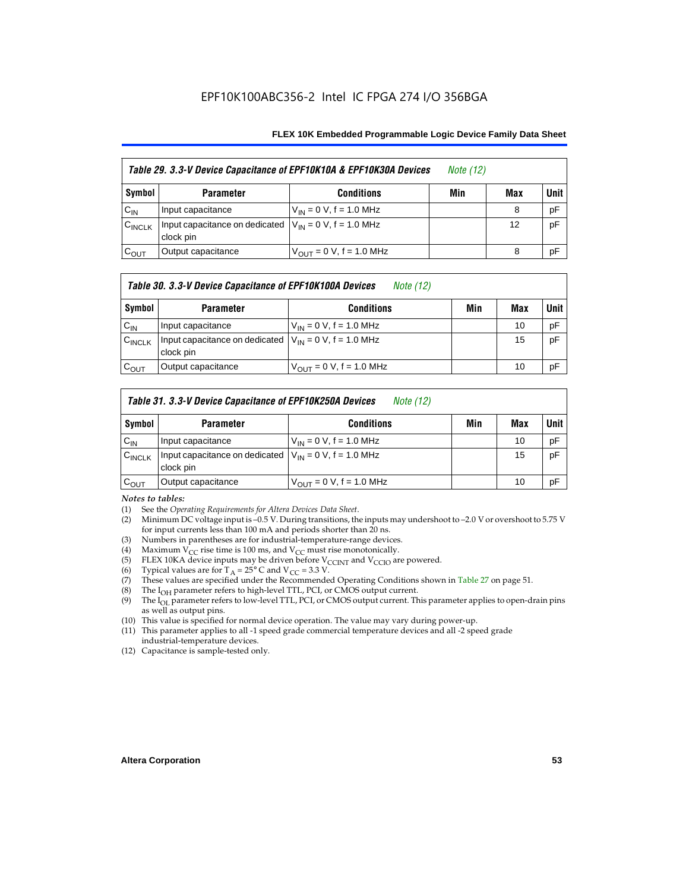### Table 29. 3.3-V Device Capacitance of EPF10K10A & EPF10K30A Devices *Note (12)*

| Symbol | Parameter | Conditions | Min | Max | Unit |
|---|---|---|---|---|---|
| $C_{IN}$ | Input capacitance | $V_{IN}$ = 0 V, f = 1.0 MHz | | 8 | pF |
| $C_{INCLK}$ | Input capacitance on dedicated clock pin | $V_{IN}$ = 0 V, f = 1.0 MHz | | 12 | pF |
| $C_{OUT}$ | Output capacitance | $V_{OUT}$ = 0 V, f = 1.0 MHz | | 8 | pF |

### Table 30. 3.3-V Device Capacitance of EPF10K100A Devices *Note (12)*

| Symbol | Parameter | Conditions | Min | Max | Unit |
|---|---|---|---|---|---|
| $C_{IN}$ | Input capacitance | $V_{IN}$ = 0 V, f = 1.0 MHz | | 10 | pF |
| $C_{INCLK}$ | Input capacitance on dedicated clock pin | $V_{IN}$ = 0 V, f = 1.0 MHz | | 15 | pF |
| $C_{OUT}$ | Output capacitance | $V_{OUT}$ = 0 V, f = 1.0 MHz | | 10 | pF |

### Table 31. 3.3-V Device Capacitance of EPF10K250A Devices *Note (12)*

| Symbol | Parameter | Conditions | Min | Max | Unit |
|---|---|---|---|---|---|
| $C_{IN}$ | Input capacitance | $V_{IN}$ = 0 V, f = 1.0 MHz | | 10 | pF |
| $C_{INCLK}$ | Input capacitance on dedicated clock pin | $V_{IN}$ = 0 V, f = 1.0 MHz | | 15 | pF |
| $C_{OUT}$ | Output capacitance | $V_{OUT}$ = 0 V, f = 1.0 MHz | | 10 | pF |

*Notes to tables:*

(1) See the *Operating Requirements for Altera Devices Data Sheet*.
(2) Minimum DC voltage input is –0.5 V. During transitions, the inputs may undershoot to –2.0 V or overshoot to 5.75 V for input currents less than 100 mA and periods shorter than 20 ns.
(3) Numbers in parentheses are for industrial-temperature-range devices.
(4) Maximum $V_{CC}$ rise time is 100 ms, and $V_{CC}$ must rise monotonically.
(5) FLEX 10KA device inputs may be driven before $V_{CCINT}$ and $V_{CCIO}$ are powered.
(6) Typical values are for $T_A$ = 25° C and $V_{CC}$ = 3.3 V.
(7) These values are specified under the Recommended Operating Conditions shown in Table 27 on page 51.
(8) The $I_{OH}$ parameter refers to high-level TTL, PCI, or CMOS output current.
(9) The $I_{OL}$ parameter refers to low-level TTL, PCI, or CMOS output current. This parameter applies to open-drain pins as well as output pins.
(10) This value is specified for normal device operation. The value may vary during power-up.
(11) This parameter applies to all -1 speed grade commercial temperature devices and all -2 speed grade industrial-temperature devices.
(12) Capacitance is sample-tested only.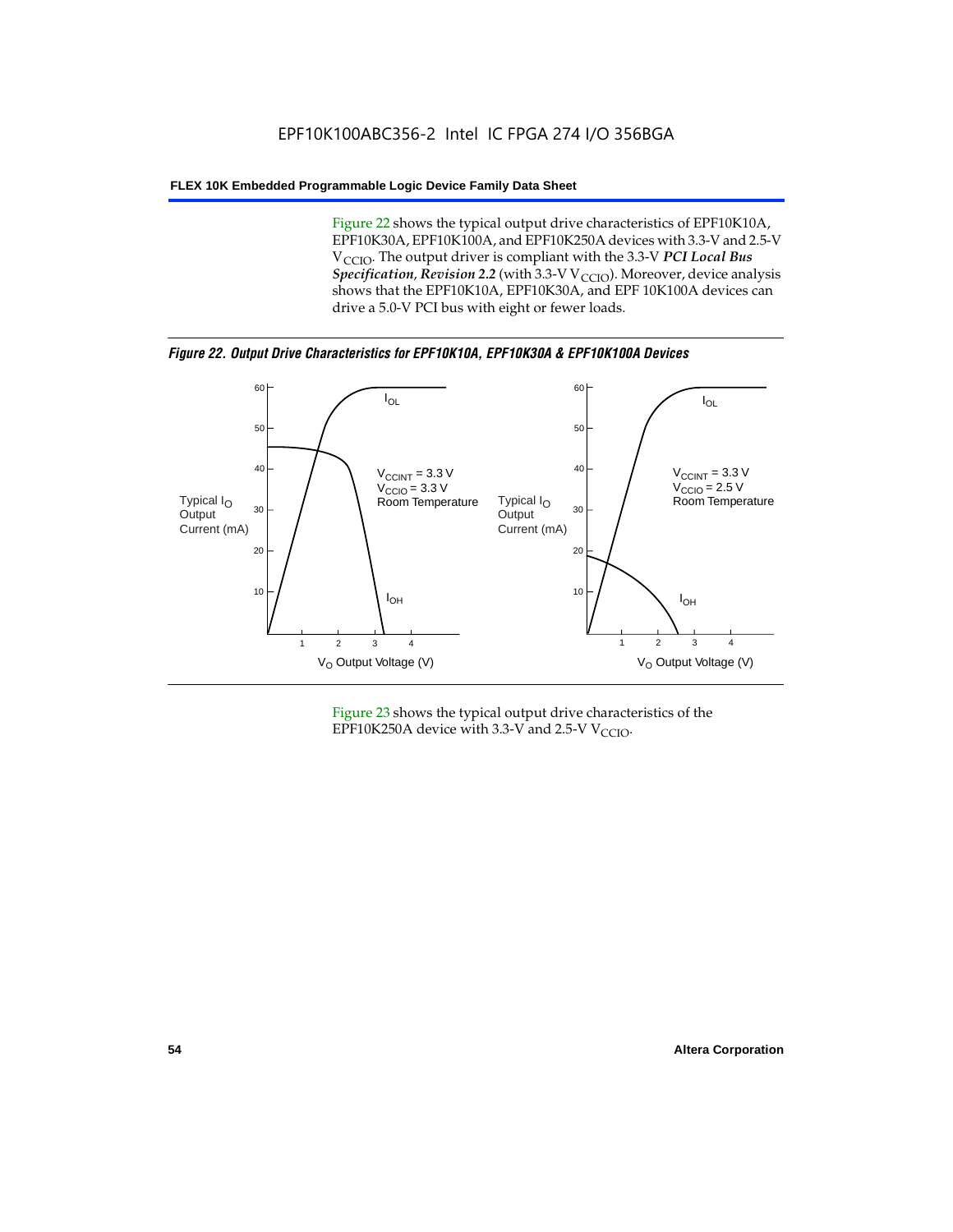Figure 22 shows the typical output drive characteristics of EPF10K10A, EPF10K30A, EPF10K100A, and EPF10K250A devices with 3.3-V and 2.5-V $V_{CCIO}$. The output driver is compliant with the 3.3-V ***PCI Local Bus Specification*, *Revision 2.2*** (with 3.3-V $V_{CCIO}$). Moreover, device analysis shows that the EPF10K10A, EPF10K30A, and EPF 10K100A devices can drive a 5.0-V PCI bus with eight or fewer loads.

***Figure 22. Output Drive Characteristics for EPF10K10A, EPF10K30A & EPF10K100A Devices***

Figure 23 shows the typical output drive characteristics of the EPF10K250A device with 3.3-V and 2.5-V $V_{CCIO}$.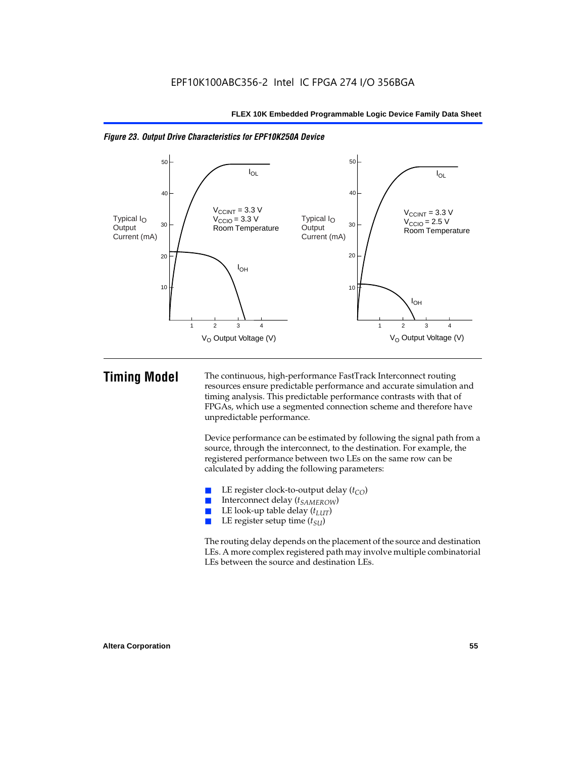*Figure 23. Output Drive Characteristics for EPF10K250A Device*

## Timing Model

The continuous, high-performance FastTrack Interconnect routing resources ensure predictable performance and accurate simulation and timing analysis. This predictable performance contrasts with that of FPGAs, which use a segmented connection scheme and therefore have unpredictable performance.

Device performance can be estimated by following the signal path from a source, through the interconnect, to the destination. For example, the registered performance between two LEs on the same row can be calculated by adding the following parameters:

- LE register clock-to-output delay ($t_{CO}$)
- Interconnect delay ($t_{SAMEROW}$)
- LE look-up table delay ($t_{LUT}$)
- LE register setup time ($t_{SU}$)

The routing delay depends on the placement of the source and destination LEs. A more complex registered path may involve multiple combinatorial LEs between the source and destination LEs.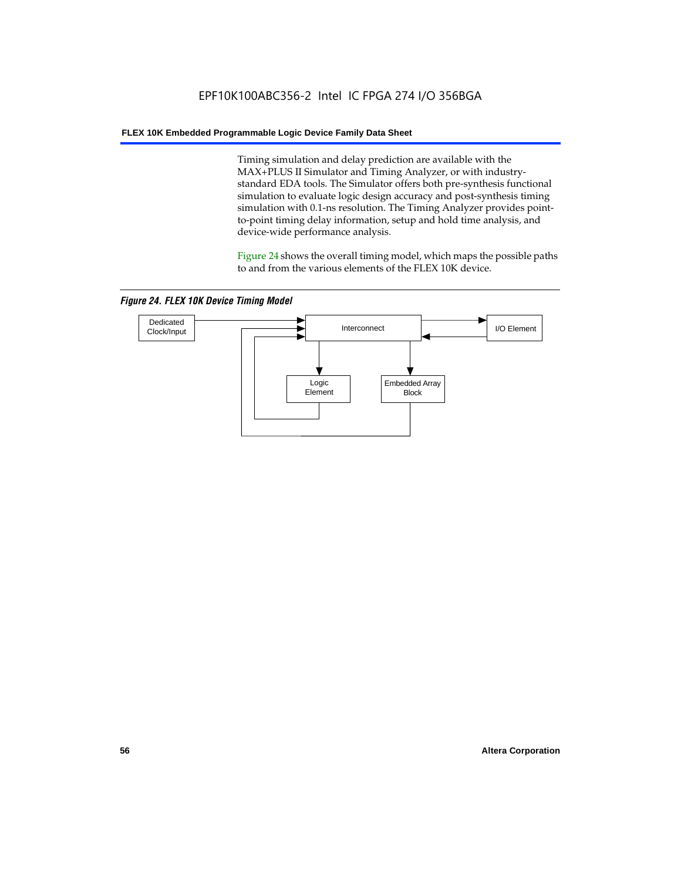Timing simulation and delay prediction are available with the MAX+PLUS II Simulator and Timing Analyzer, or with industry-standard EDA tools. The Simulator offers both pre-synthesis functional simulation to evaluate logic design accuracy and post-synthesis timing simulation with 0.1-ns resolution. The Timing Analyzer provides point-to-point timing delay information, setup and hold time analysis, and device-wide performance analysis.

Figure 24 shows the overall timing model, which maps the possible paths to and from the various elements of the FLEX 10K device.

*Figure 24. FLEX 10K Device Timing Model*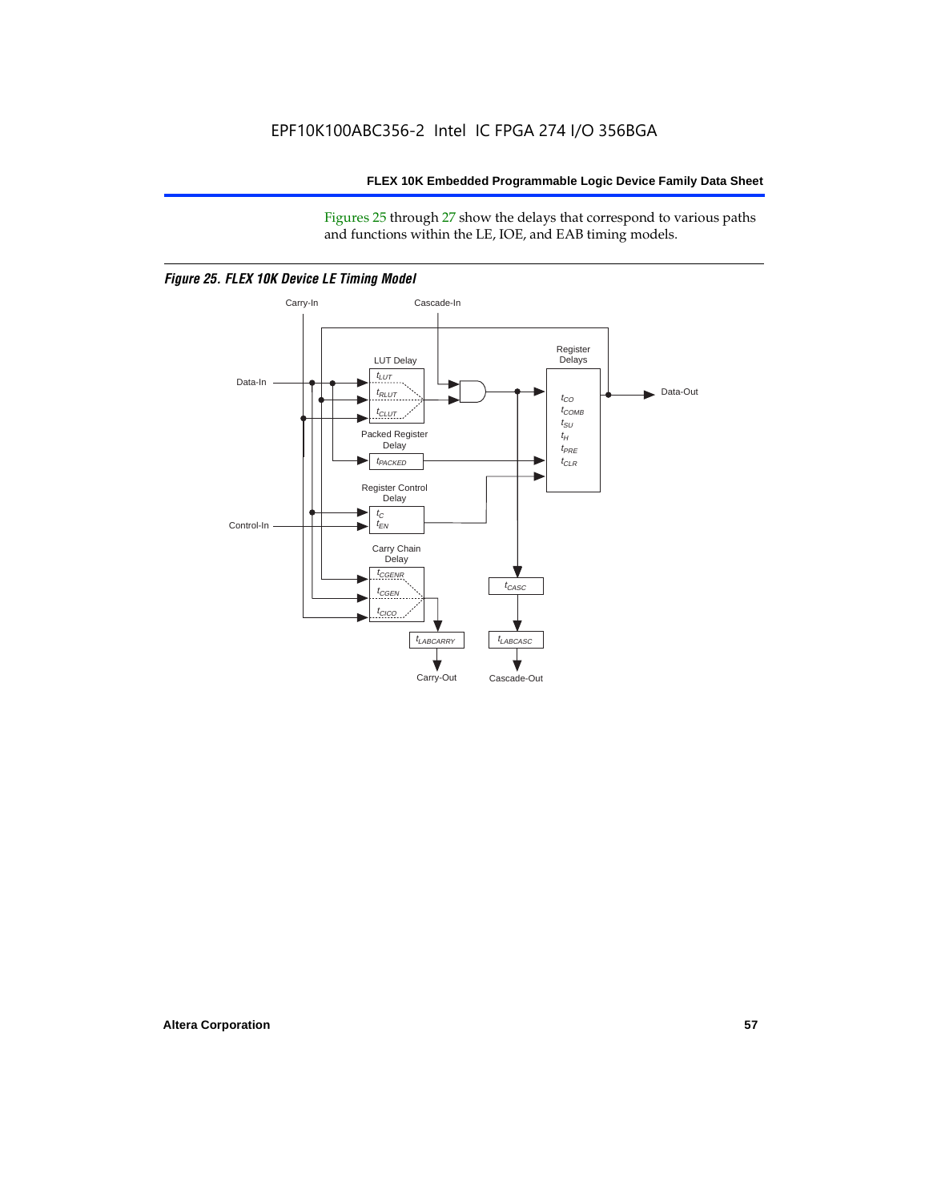Figures 25 through 27 show the delays that correspond to various paths and functions within the LE, IOE, and EAB timing models.

*Figure 25. FLEX 10K Device LE Timing Model*

Carry-In

Cascade-In

Data-In

LUT Delay

$t_{LUT}$

$t_{RLUT}$

$t_{CLUT}$

Register Delays

$t_{CO}$

$t_{COMB}$

$t_{SU}$

$t_{H}$

$t_{PRE}$

$t_{CLR}$

Data-Out

Packed Register Delay

$t_{PACKED}$

Register Control Delay

$t_{C}$

$t_{EN}$

Control-In

Carry Chain Delay

$t_{CGENR}$

$t_{CGEN}$

$t_{CICO}$

$t_{CASC}$

$t_{LABCARRY}$

$t_{LABCASC}$

Carry-Out

Cascade-Out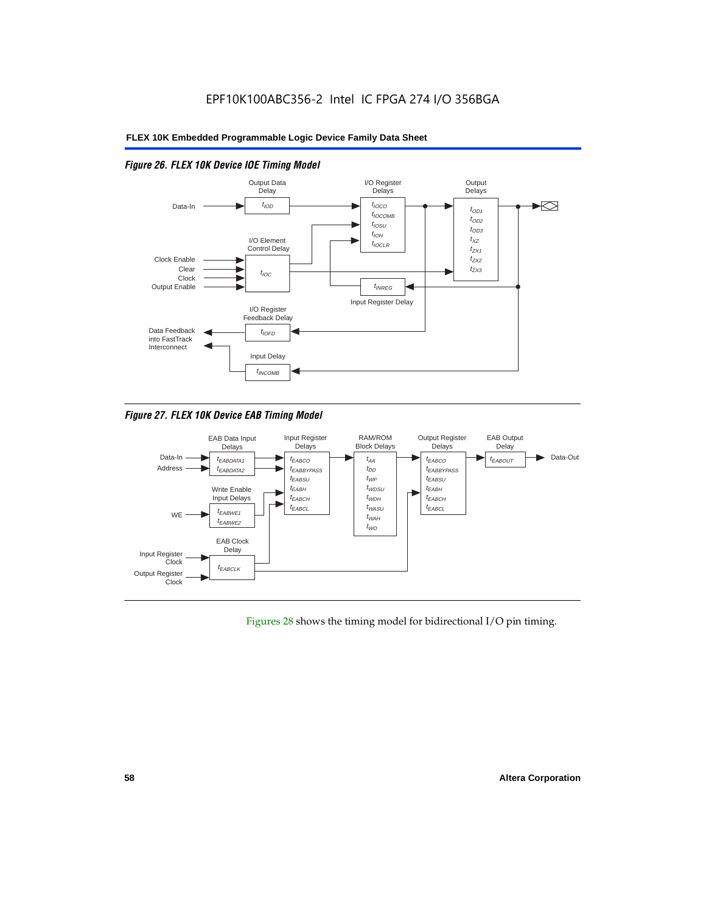EPF10K100ABC356-2 Intel IC FPGA 274 I/O 356BGA

**FLEX 10K Embedded Programmable Logic Device Family Data Sheet**

*Figure 26. FLEX 10K Device IOE Timing Model*

Output Data Delay: $t_{IOD}$

I/O Register Delays: $t_{IOCO}$, $t_{IOCOMB}$, $t_{IOSU}$, $t_{IOH}$, $t_{IOCLR}$

Output Delays: $t_{OD1}$, $t_{OD2}$, $t_{OD3}$, $t_{XZ}$, $t_{ZX1}$, $t_{ZX2}$, $t_{ZX3}$

I/O Element Control Delay: $t_{IOC}$ (inputs: Clock Enable, Clear, Clock, Output Enable)

Input Register Delay: $t_{INREG}$

I/O Register Feedback Delay: $t_{IOFD}$

Input Delay: $t_{INCOMB}$

Data-In; Data Feedback into FastTrack Interconnect

*Figure 27. FLEX 10K Device EAB Timing Model*

EAB Data Input Delays: $t_{EABDATA1}$, $t_{EABDATA2}$ (inputs: Data-In, Address)

Write Enable Input Delays: $t_{EABWE1}$, $t_{EABWE2}$ (input: WE)

EAB Clock Delay: $t_{EABCLK}$ (inputs: Input Register Clock, Output Register Clock)

Input Register Delays: $t_{EABCO}$, $t_{EABBYPASS}$, $t_{EABSU}$, $t_{EABH}$, $t_{EABCH}$, $t_{EABCL}$

RAM/ROM Block Delays: $t_{AA}$, $t_{DD}$, $t_{WP}$, $t_{WDSU}$, $t_{WDH}$, $t_{WASU}$, $t_{WAH}$, $t_{WO}$

Output Register Delays: $t_{EABCO}$, $t_{EABBYPASS}$, $t_{EABSU}$, $t_{EABH}$, $t_{EABCH}$, $t_{EABCL}$

EAB Output Delay: $t_{EABOUT}$ → Data-Out

Figures 28 shows the timing model for bidirectional I/O pin timing.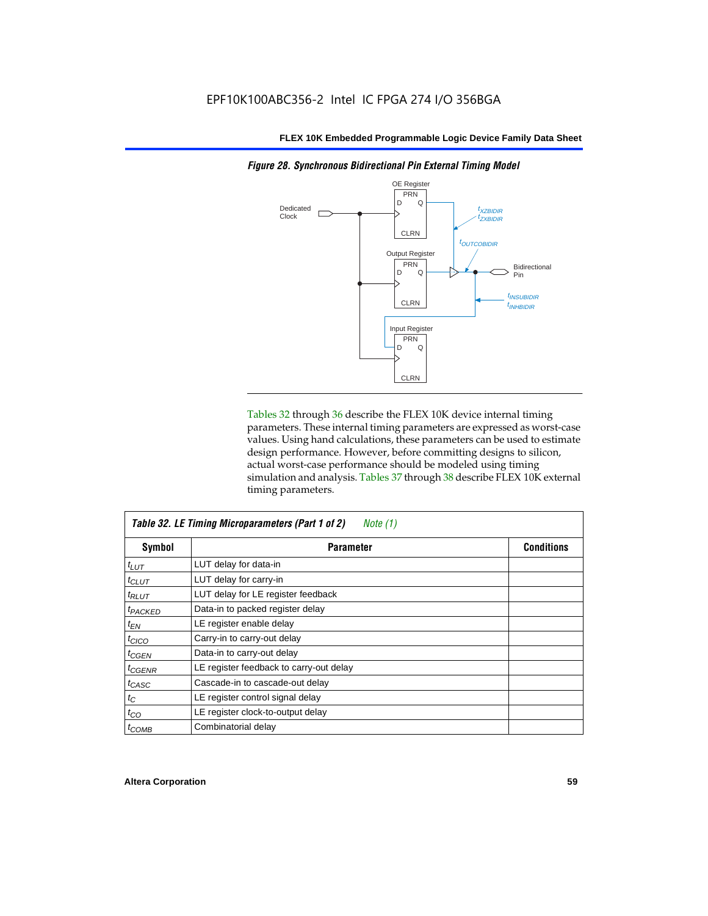*Figure 28. Synchronous Bidirectional Pin External Timing Model*

Tables 32 through 36 describe the FLEX 10K device internal timing parameters. These internal timing parameters are expressed as worst-case values. Using hand calculations, these parameters can be used to estimate design performance. However, before committing designs to silicon, actual worst-case performance should be modeled using timing simulation and analysis. Tables 37 through 38 describe FLEX 10K external timing parameters.

*Table 32. LE Timing Microparameters (Part 1 of 2) Note (1)*

| Symbol | Parameter | Conditions |
|---|---|---|
| $t_{LUT}$ | LUT delay for data-in | |
| $t_{CLUT}$ | LUT delay for carry-in | |
| $t_{RLUT}$ | LUT delay for LE register feedback | |
| $t_{PACKED}$ | Data-in to packed register delay | |
| $t_{EN}$ | LE register enable delay | |
| $t_{CICO}$ | Carry-in to carry-out delay | |
| $t_{CGEN}$ | Data-in to carry-out delay | |
| $t_{CGENR}$ | LE register feedback to carry-out delay | |
| $t_{CASC}$ | Cascade-in to cascade-out delay | |
| $t_{C}$ | LE register control signal delay | |
| $t_{CO}$ | LE register clock-to-output delay | |
| $t_{COMB}$ | Combinatorial delay | |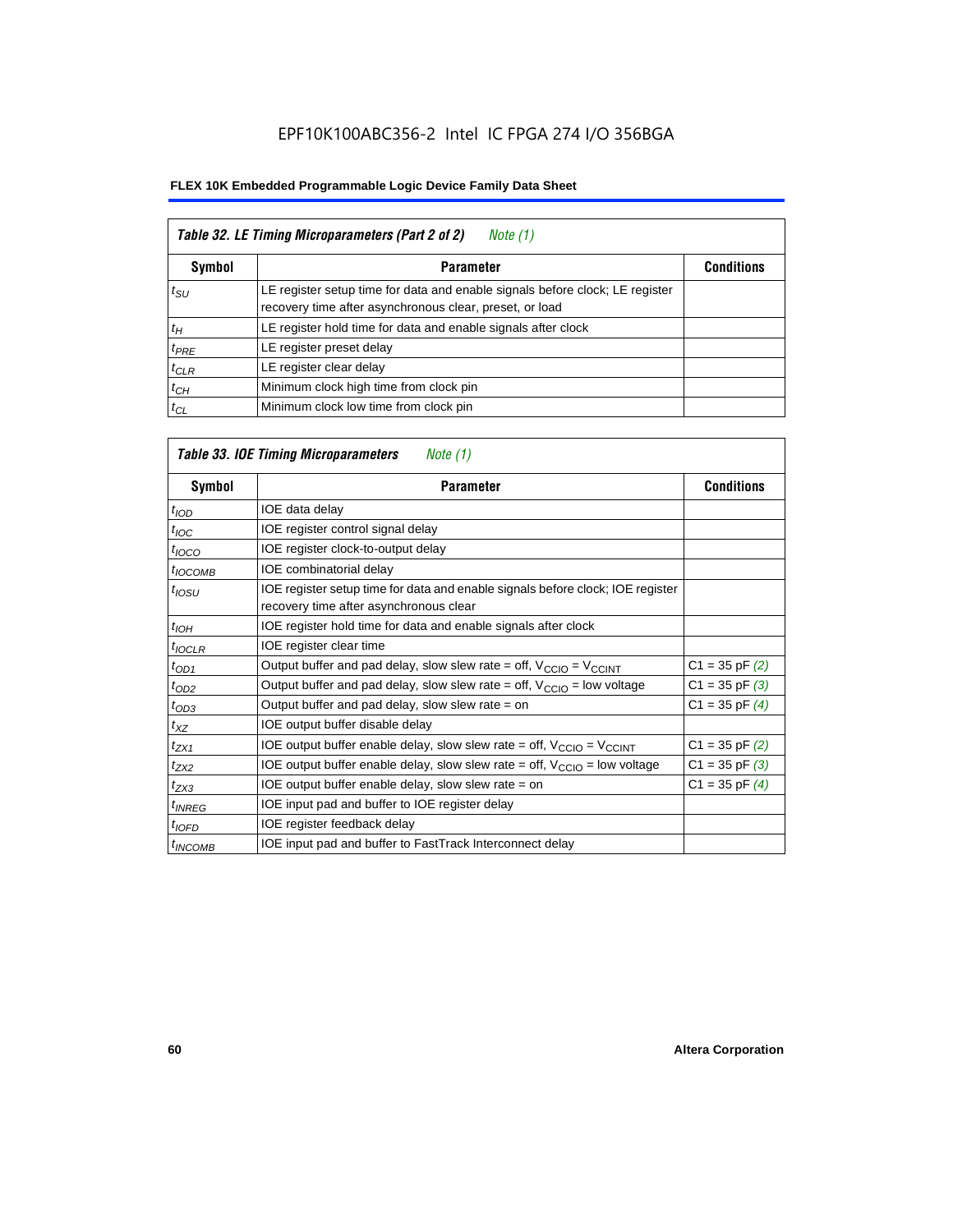EPF10K100ABC356-2 Intel IC FPGA 274 I/O 356BGA

**FLEX 10K Embedded Programmable Logic Device Family Data Sheet**

| *Table 32. LE Timing Microparameters (Part 2 of 2) Note (1)* | | |
|---|---|---|
| **Symbol** | **Parameter** | **Conditions** |
| $t_{SU}$ | LE register setup time for data and enable signals before clock; LE register recovery time after asynchronous clear, preset, or load | |
| $t_H$ | LE register hold time for data and enable signals after clock | |
| $t_{PRE}$ | LE register preset delay | |
| $t_{CLR}$ | LE register clear delay | |
| $t_{CH}$ | Minimum clock high time from clock pin | |
| $t_{CL}$ | Minimum clock low time from clock pin | |

| *Table 33. IOE Timing Microparameters Note (1)* | | |
|---|---|---|
| **Symbol** | **Parameter** | **Conditions** |
| $t_{IOD}$ | IOE data delay | |
| $t_{IOC}$ | IOE register control signal delay | |
| $t_{IOCO}$ | IOE register clock-to-output delay | |
| $t_{IOCOMB}$ | IOE combinatorial delay | |
| $t_{IOSU}$ | IOE register setup time for data and enable signals before clock; IOE register recovery time after asynchronous clear | |
| $t_{IOH}$ | IOE register hold time for data and enable signals after clock | |
| $t_{IOCLR}$ | IOE register clear time | |
| $t_{OD1}$ | Output buffer and pad delay, slow slew rate = off, $V_{CCIO}$ = $V_{CCINT}$ | C1 = 35 pF *(2)* |
| $t_{OD2}$ | Output buffer and pad delay, slow slew rate = off, $V_{CCIO}$ = low voltage | C1 = 35 pF *(3)* |
| $t_{OD3}$ | Output buffer and pad delay, slow slew rate = on | C1 = 35 pF *(4)* |
| $t_{XZ}$ | IOE output buffer disable delay | |
| $t_{ZX1}$ | IOE output buffer enable delay, slow slew rate = off, $V_{CCIO}$ = $V_{CCINT}$ | C1 = 35 pF *(2)* |
| $t_{ZX2}$ | IOE output buffer enable delay, slow slew rate = off, $V_{CCIO}$ = low voltage | C1 = 35 pF *(3)* |
| $t_{ZX3}$ | IOE output buffer enable delay, slow slew rate = on | C1 = 35 pF *(4)* |
| $t_{INREG}$ | IOE input pad and buffer to IOE register delay | |
| $t_{IOFD}$ | IOE register feedback delay | |
| $t_{INCOMB}$ | IOE input pad and buffer to FastTrack Interconnect delay | |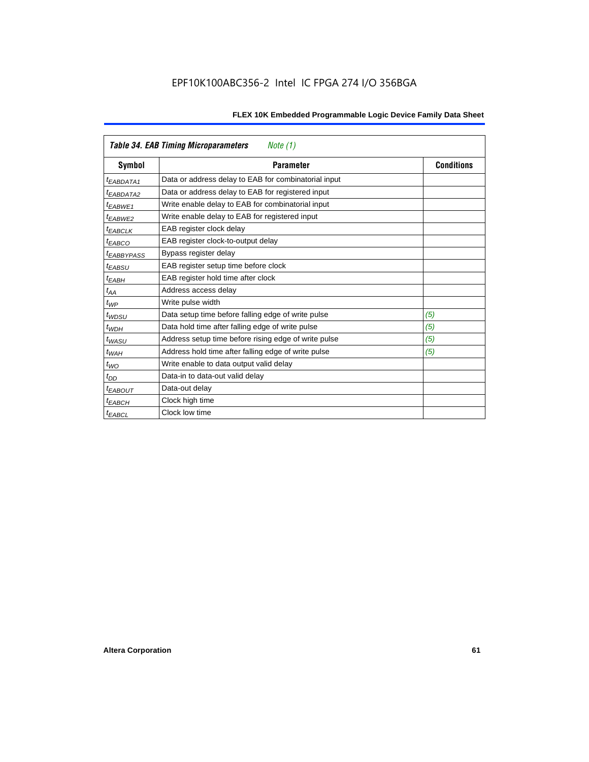**Table 34. EAB Timing Microparameters** *Note (1)*

| Symbol | Parameter | Conditions |
|---|---|---|
| $t_{EABDATA1}$ | Data or address delay to EAB for combinatorial input | |
| $t_{EABDATA2}$ | Data or address delay to EAB for registered input | |
| $t_{EABWE1}$ | Write enable delay to EAB for combinatorial input | |
| $t_{EABWE2}$ | Write enable delay to EAB for registered input | |
| $t_{EABCLK}$ | EAB register clock delay | |
| $t_{EABCO}$ | EAB register clock-to-output delay | |
| $t_{EABBYPASS}$ | Bypass register delay | |
| $t_{EABSU}$ | EAB register setup time before clock | |
| $t_{EABH}$ | EAB register hold time after clock | |
| $t_{AA}$ | Address access delay | |
| $t_{WP}$ | Write pulse width | |
| $t_{WDSU}$ | Data setup time before falling edge of write pulse | *(5)* |
| $t_{WDH}$ | Data hold time after falling edge of write pulse | *(5)* |
| $t_{WASU}$ | Address setup time before rising edge of write pulse | *(5)* |
| $t_{WAH}$ | Address hold time after falling edge of write pulse | *(5)* |
| $t_{WO}$ | Write enable to data output valid delay | |
| $t_{DD}$ | Data-in to data-out valid delay | |
| $t_{EABOUT}$ | Data-out delay | |
| $t_{EABCH}$ | Clock high time | |
| $t_{EABCL}$ | Clock low time | |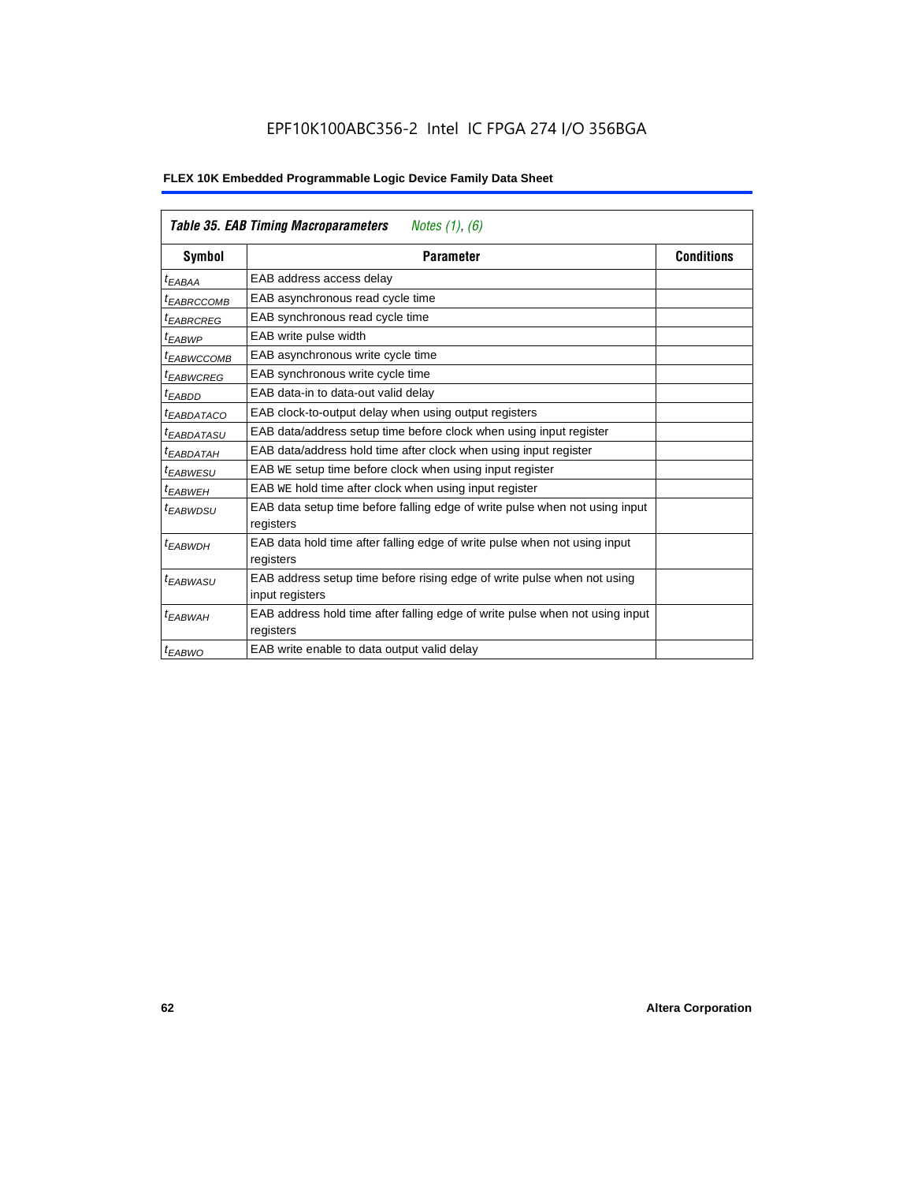EPF10K100ABC356-2 Intel IC FPGA 274 I/O 356BGA

**FLEX 10K Embedded Programmable Logic Device Family Data Sheet**

| *Table 35. EAB Timing Macroparameters* *Notes (1), (6)* | | |
|---|---|---|
| **Symbol** | **Parameter** | **Conditions** |
| $t_{EABAA}$ | EAB address access delay | |
| $t_{EABRCCOMB}$ | EAB asynchronous read cycle time | |
| $t_{EABRCREG}$ | EAB synchronous read cycle time | |
| $t_{EABWP}$ | EAB write pulse width | |
| $t_{EABWCCOMB}$ | EAB asynchronous write cycle time | |
| $t_{EABWCREG}$ | EAB synchronous write cycle time | |
| $t_{EABDD}$ | EAB data-in to data-out valid delay | |
| $t_{EABDATACO}$ | EAB clock-to-output delay when using output registers | |
| $t_{EABDATASU}$ | EAB data/address setup time before clock when using input register | |
| $t_{EABDATAH}$ | EAB data/address hold time after clock when using input register | |
| $t_{EABWESU}$ | EAB WE setup time before clock when using input register | |
| $t_{EABWEH}$ | EAB WE hold time after clock when using input register | |
| $t_{EABWDSU}$ | EAB data setup time before falling edge of write pulse when not using input registers | |
| $t_{EABWDH}$ | EAB data hold time after falling edge of write pulse when not using input registers | |
| $t_{EABWASU}$ | EAB address setup time before rising edge of write pulse when not using input registers | |
| $t_{EABWAH}$ | EAB address hold time after falling edge of write pulse when not using input registers | |
| $t_{EABWO}$ | EAB write enable to data output valid delay | |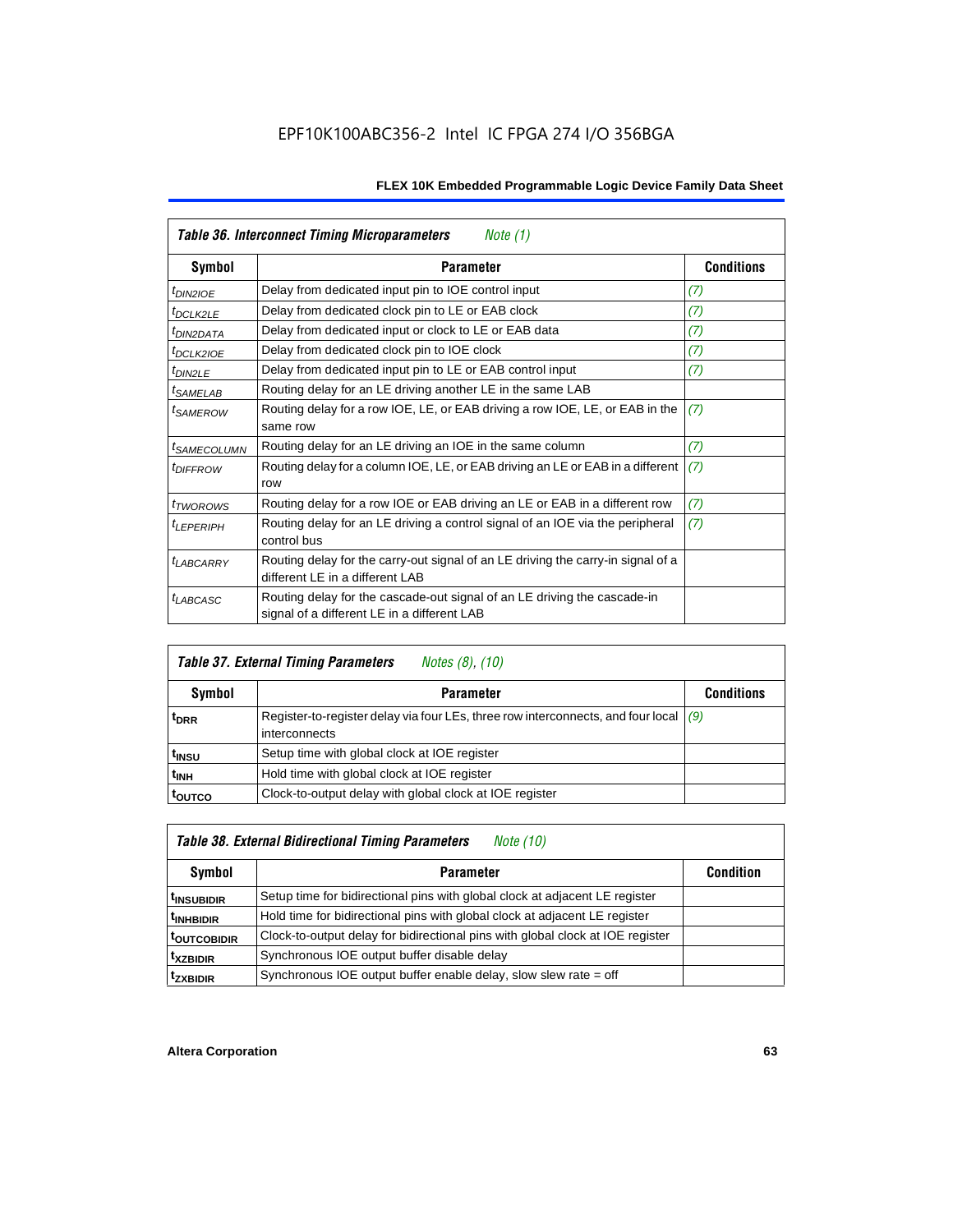| *Table 36. Interconnect Timing Microparameters* Note (1) | | |
|---|---|---|
| **Symbol** | **Parameter** | **Conditions** |
| $t_{DIN2IOE}$ | Delay from dedicated input pin to IOE control input | (7) |
| $t_{DCLK2LE}$ | Delay from dedicated clock pin to LE or EAB clock | (7) |
| $t_{DIN2DATA}$ | Delay from dedicated input or clock to LE or EAB data | (7) |
| $t_{DCLK2IOE}$ | Delay from dedicated clock pin to IOE clock | (7) |
| $t_{DIN2LE}$ | Delay from dedicated input pin to LE or EAB control input | (7) |
| $t_{SAMELAB}$ | Routing delay for an LE driving another LE in the same LAB | |
| $t_{SAMEROW}$ | Routing delay for a row IOE, LE, or EAB driving a row IOE, LE, or EAB in the same row | (7) |
| $t_{SAMECOLUMN}$ | Routing delay for an LE driving an IOE in the same column | (7) |
| $t_{DIFFROW}$ | Routing delay for a column IOE, LE, or EAB driving an LE or EAB in a different row | (7) |
| $t_{TWOROWS}$ | Routing delay for a row IOE or EAB driving an LE or EAB in a different row | (7) |
| $t_{LEPERIPH}$ | Routing delay for an LE driving a control signal of an IOE via the peripheral control bus | (7) |
| $t_{LABCARRY}$ | Routing delay for the carry-out signal of an LE driving the carry-in signal of a different LE in a different LAB | |
| $t_{LABCASC}$ | Routing delay for the cascade-out signal of an LE driving the cascade-in signal of a different LE in a different LAB | |

| *Table 37. External Timing Parameters* Notes (8), (10) | | |
|---|---|---|
| **Symbol** | **Parameter** | **Conditions** |
| $t_{DRR}$ | Register-to-register delay via four LEs, three row interconnects, and four local interconnects | (9) |
| $t_{INSU}$ | Setup time with global clock at IOE register | |
| $t_{INH}$ | Hold time with global clock at IOE register | |
| $t_{OUTCO}$ | Clock-to-output delay with global clock at IOE register | |

| *Table 38. External Bidirectional Timing Parameters* Note (10) | | |
|---|---|---|
| **Symbol** | **Parameter** | **Condition** |
| $t_{INSUBIDIR}$ | Setup time for bidirectional pins with global clock at adjacent LE register | |
| $t_{INHBIDIR}$ | Hold time for bidirectional pins with global clock at adjacent LE register | |
| $t_{OUTCOBIDIR}$ | Clock-to-output delay for bidirectional pins with global clock at IOE register | |
| $t_{XZBIDIR}$ | Synchronous IOE output buffer disable delay | |
| $t_{ZXBIDIR}$ | Synchronous IOE output buffer enable delay, slow slew rate = off | |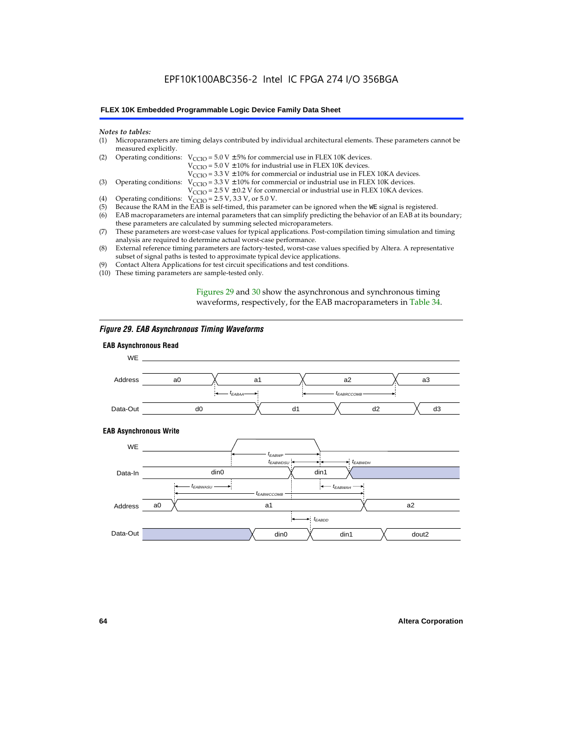*Notes to tables:*

(1) Microparameters are timing delays contributed by individual architectural elements. These parameters cannot be measured explicitly.

(2) Operating conditions: $V_{CCIO}$ = 5.0 V ± 5% for commercial use in FLEX 10K devices.
$V_{CCIO}$ = 5.0 V ± 10% for industrial use in FLEX 10K devices.
$V_{CCIO}$ = 3.3 V ± 10% for commercial or industrial use in FLEX 10KA devices.

(3) Operating conditions: $V_{CCIO}$ = 3.3 V ± 10% for commercial or industrial use in FLEX 10K devices.
$V_{CCIO}$ = 2.5 V ± 0.2 V for commercial or industrial use in FLEX 10KA devices.

(4) Operating conditions: $V_{CCIO}$ = 2.5 V, 3.3 V, or 5.0 V.

(5) Because the RAM in the EAB is self-timed, this parameter can be ignored when the WE signal is registered.

(6) EAB macroparameters are internal parameters that can simplify predicting the behavior of an EAB at its boundary; these parameters are calculated by summing selected microparameters.

(7) These parameters are worst-case values for typical applications. Post-compilation timing simulation and timing analysis are required to determine actual worst-case performance.

(8) External reference timing parameters are factory-tested, worst-case values specified by Altera. A representative subset of signal paths is tested to approximate typical device applications.

(9) Contact Altera Applications for test circuit specifications and test conditions.

(10) These timing parameters are sample-tested only.

Figures 29 and 30 show the asynchronous and synchronous timing waveforms, respectively, for the EAB macroparameters in Table 34.

*Figure 29. EAB Asynchronous Timing Waveforms*

**EAB Asynchronous Read**

**EAB Asynchronous Write**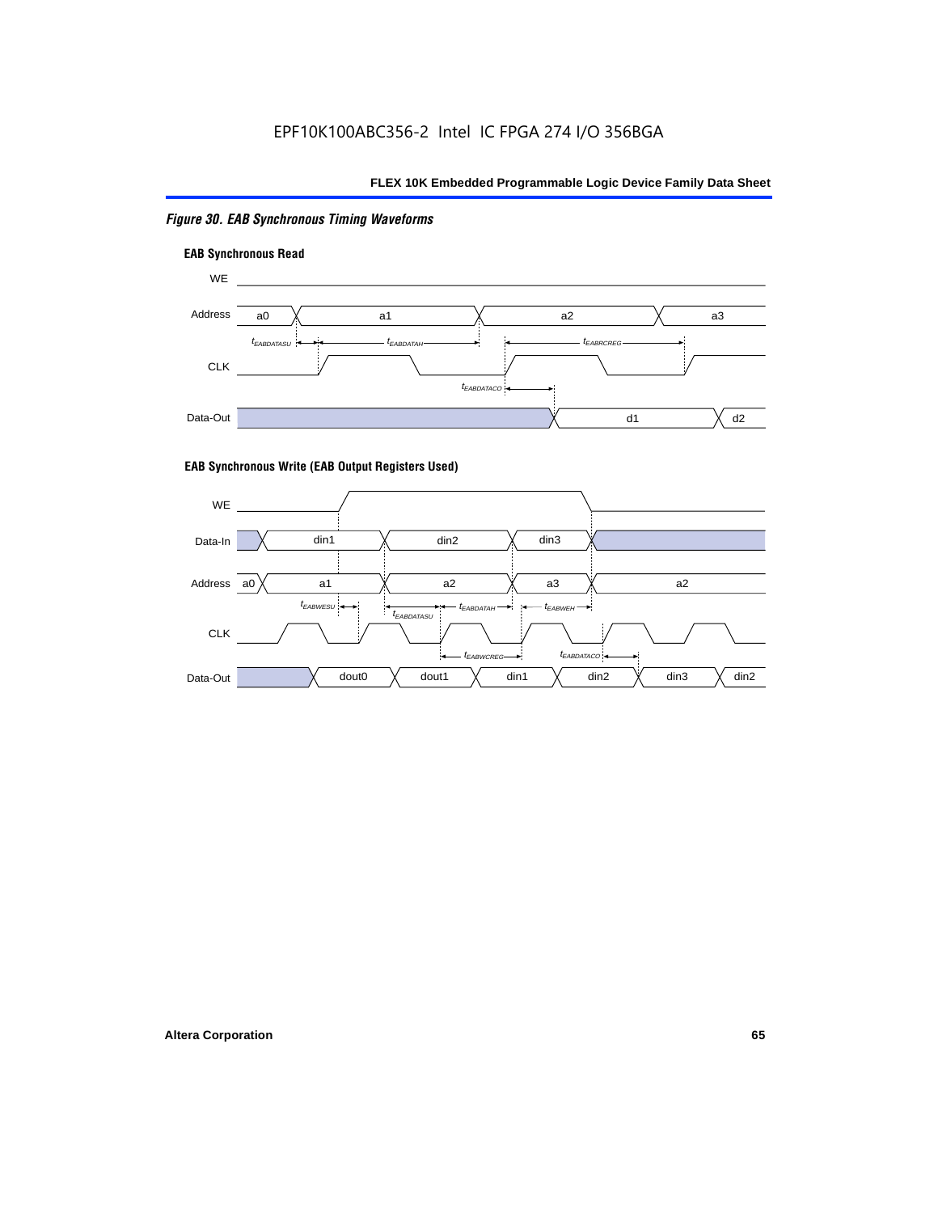*Figure 30. EAB Synchronous Timing Waveforms*

**EAB Synchronous Read**

**EAB Synchronous Write (EAB Output Registers Used)**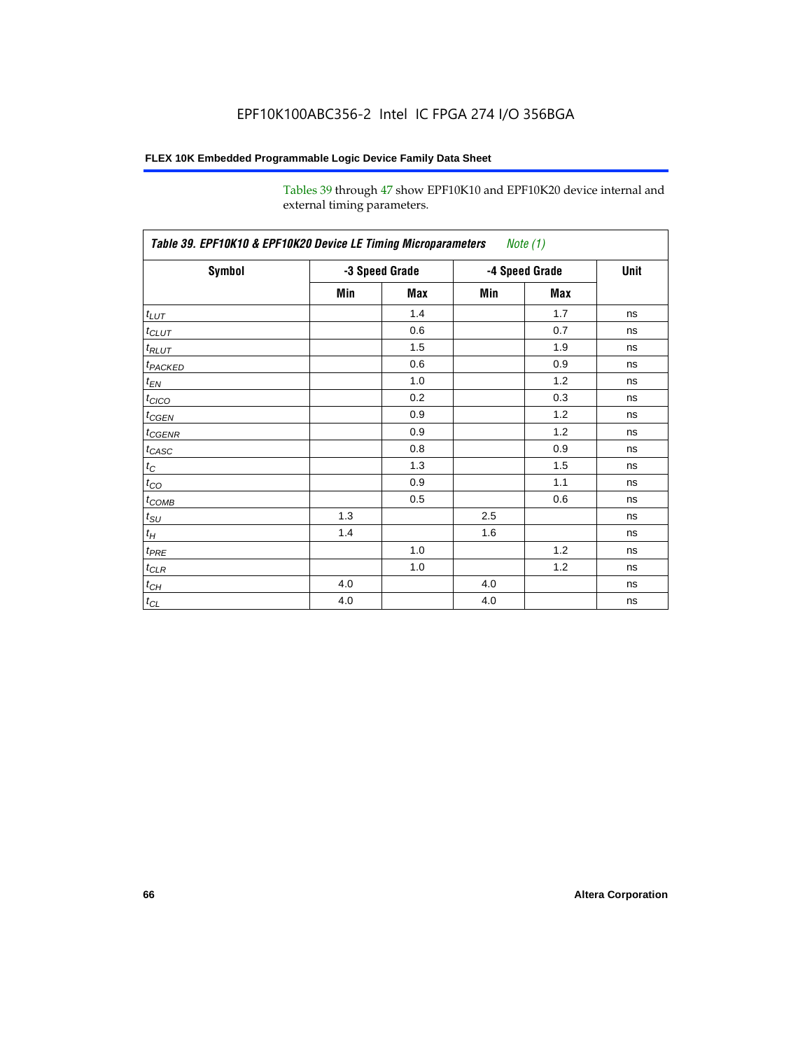Tables 39 through 47 show EPF10K10 and EPF10K20 device internal and external timing parameters.

**Table 39. EPF10K10 & EPF10K20 Device LE Timing Microparameters** *Note (1)*

| Symbol | -3 Speed Grade | | -4 Speed Grade | | Unit |
|---|---|---|---|---|---|
| | Min | Max | Min | Max | |
| $t_{LUT}$ | | 1.4 | | 1.7 | ns |
| $t_{CLUT}$ | | 0.6 | | 0.7 | ns |
| $t_{RLUT}$ | | 1.5 | | 1.9 | ns |
| $t_{PACKED}$ | | 0.6 | | 0.9 | ns |
| $t_{EN}$ | | 1.0 | | 1.2 | ns |
| $t_{CICO}$ | | 0.2 | | 0.3 | ns |
| $t_{CGEN}$ | | 0.9 | | 1.2 | ns |
| $t_{CGENR}$ | | 0.9 | | 1.2 | ns |
| $t_{CASC}$ | | 0.8 | | 0.9 | ns |
| $t_C$ | | 1.3 | | 1.5 | ns |
| $t_{CO}$ | | 0.9 | | 1.1 | ns |
| $t_{COMB}$ | | 0.5 | | 0.6 | ns |
| $t_{SU}$ | 1.3 | | 2.5 | | ns |
| $t_H$ | 1.4 | | 1.6 | | ns |
| $t_{PRE}$ | | 1.0 | | 1.2 | ns |
| $t_{CLR}$ | | 1.0 | | 1.2 | ns |
| $t_{CH}$ | 4.0 | | 4.0 | | ns |
| $t_{CL}$ | 4.0 | | 4.0 | | ns |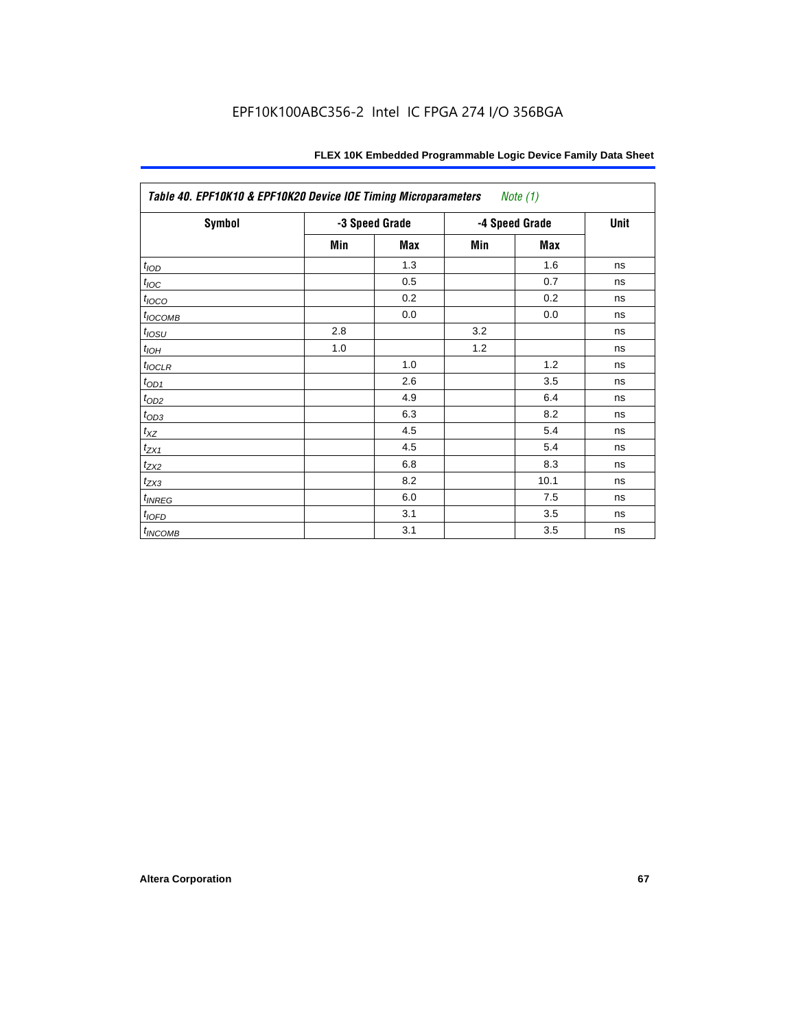| *Table 40. EPF10K10 & EPF10K20 Device IOE Timing Microparameters* *Note (1)* | | | | | |
|---|---|---|---|---|---|
| **Symbol** | **-3 Speed Grade** | | **-4 Speed Grade** | | **Unit** |
| | **Min** | **Max** | **Min** | **Max** | |
| $t_{IOD}$ | | 1.3 | | 1.6 | ns |
| $t_{IOC}$ | | 0.5 | | 0.7 | ns |
| $t_{IOCO}$ | | 0.2 | | 0.2 | ns |
| $t_{IOCOMB}$ | | 0.0 | | 0.0 | ns |
| $t_{IOSU}$ | 2.8 | | 3.2 | | ns |
| $t_{IOH}$ | 1.0 | | 1.2 | | ns |
| $t_{IOCLR}$ | | 1.0 | | 1.2 | ns |
| $t_{OD1}$ | | 2.6 | | 3.5 | ns |
| $t_{OD2}$ | | 4.9 | | 6.4 | ns |
| $t_{OD3}$ | | 6.3 | | 8.2 | ns |
| $t_{XZ}$ | | 4.5 | | 5.4 | ns |
| $t_{ZX1}$ | | 4.5 | | 5.4 | ns |
| $t_{ZX2}$ | | 6.8 | | 8.3 | ns |
| $t_{ZX3}$ | | 8.2 | | 10.1 | ns |
| $t_{INREG}$ | | 6.0 | | 7.5 | ns |
| $t_{IOFD}$ | | 3.1 | | 3.5 | ns |
| $t_{INCOMB}$ | | 3.1 | | 3.5 | ns |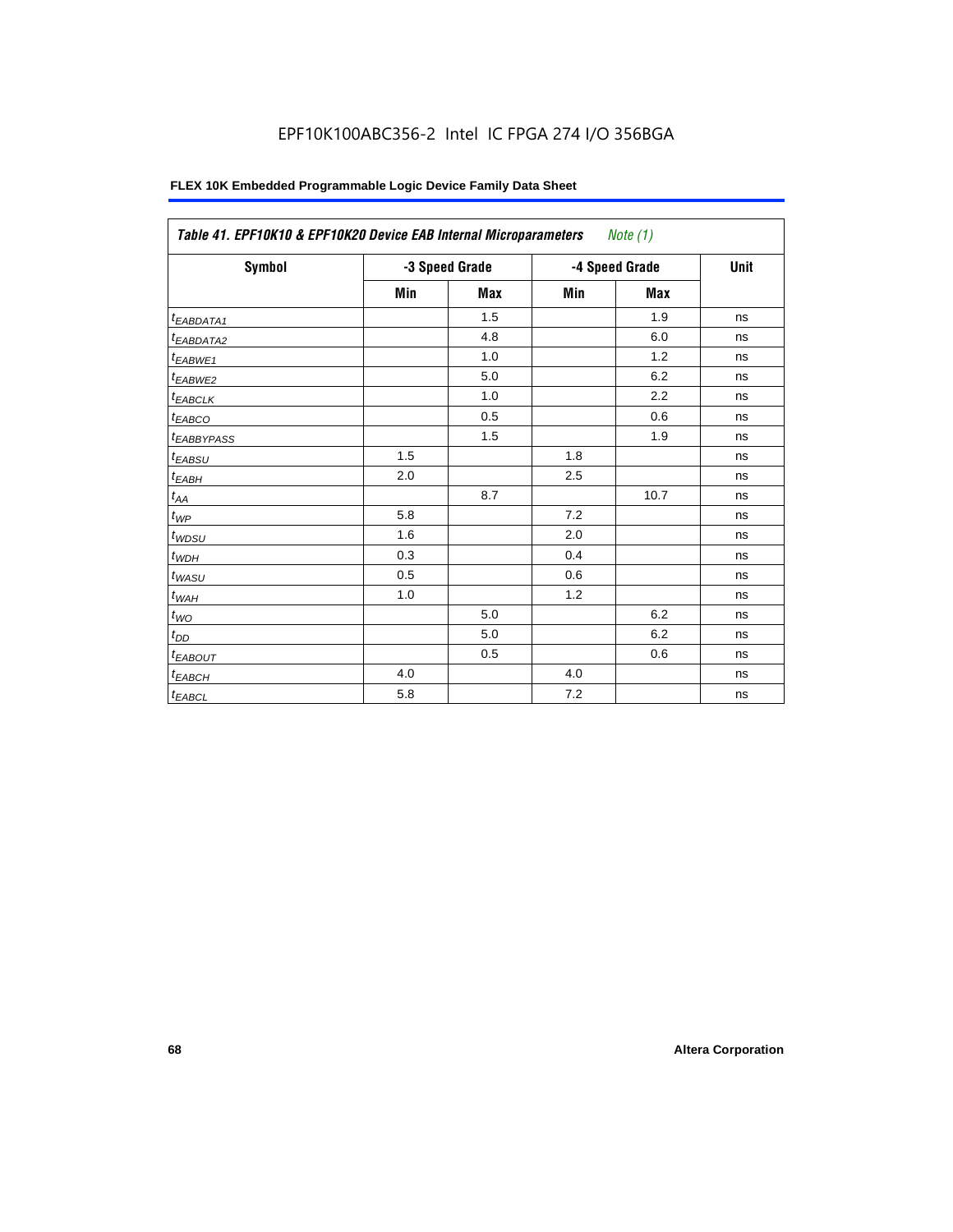**Table 41. EPF10K10 & EPF10K20 Device EAB Internal Microparameters** *Note (1)*

| Symbol | -3 Speed Grade | | -4 Speed Grade | | Unit |
|---|---|---|---|---|---|
| | Min | Max | Min | Max | |
| $t_{EABDATA1}$ | | 1.5 | | 1.9 | ns |
| $t_{EABDATA2}$ | | 4.8 | | 6.0 | ns |
| $t_{EABWE1}$ | | 1.0 | | 1.2 | ns |
| $t_{EABWE2}$ | | 5.0 | | 6.2 | ns |
| $t_{EABCLK}$ | | 1.0 | | 2.2 | ns |
| $t_{EABCO}$ | | 0.5 | | 0.6 | ns |
| $t_{EABBYPASS}$ | | 1.5 | | 1.9 | ns |
| $t_{EABSU}$ | 1.5 | | 1.8 | | ns |
| $t_{EABH}$ | 2.0 | | 2.5 | | ns |
| $t_{AA}$ | | 8.7 | | 10.7 | ns |
| $t_{WP}$ | 5.8 | | 7.2 | | ns |
| $t_{WDSU}$ | 1.6 | | 2.0 | | ns |
| $t_{WDH}$ | 0.3 | | 0.4 | | ns |
| $t_{WASU}$ | 0.5 | | 0.6 | | ns |
| $t_{WAH}$ | 1.0 | | 1.2 | | ns |
| $t_{WO}$ | | 5.0 | | 6.2 | ns |
| $t_{DD}$ | | 5.0 | | 6.2 | ns |
| $t_{EABOUT}$ | | 0.5 | | 0.6 | ns |
| $t_{EABCH}$ | 4.0 | | 4.0 | | ns |
| $t_{EABCL}$ | 5.8 | | 7.2 | | ns |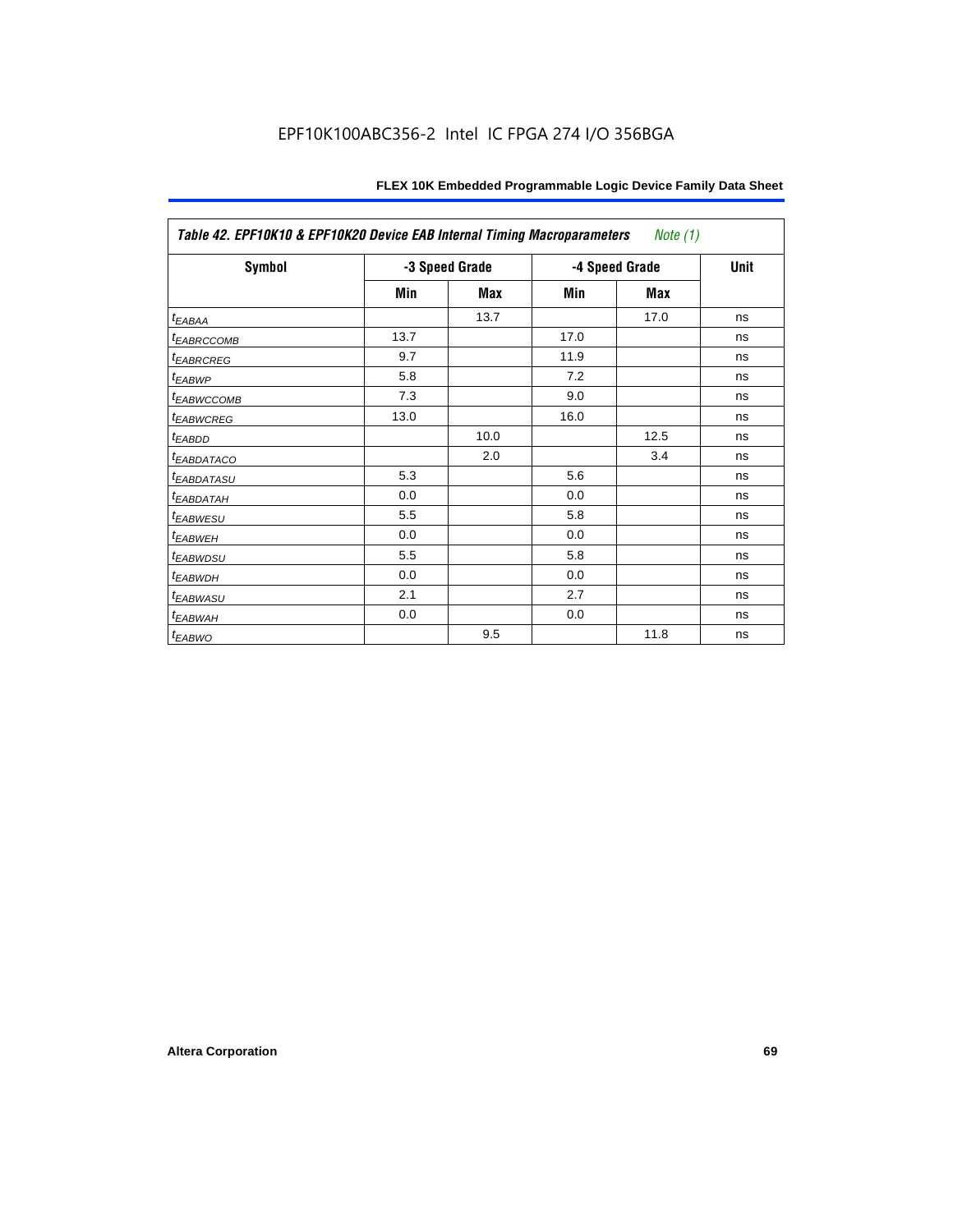| Table 42. EPF10K10 & EPF10K20 Device EAB Internal Timing Macroparameters *Note (1)* | | | | | |
|---|---|---|---|---|---|
| **Symbol** | **-3 Speed Grade** | | **-4 Speed Grade** | | **Unit** |
| | **Min** | **Max** | **Min** | **Max** | |
| $t_{EABAA}$ | | 13.7 | | 17.0 | ns |
| $t_{EABRCCOMB}$ | 13.7 | | 17.0 | | ns |
| $t_{EABRCREG}$ | 9.7 | | 11.9 | | ns |
| $t_{EABWP}$ | 5.8 | | 7.2 | | ns |
| $t_{EABWCCOMB}$ | 7.3 | | 9.0 | | ns |
| $t_{EABWCREG}$ | 13.0 | | 16.0 | | ns |
| $t_{EABDD}$ | | 10.0 | | 12.5 | ns |
| $t_{EABDATACO}$ | | 2.0 | | 3.4 | ns |
| $t_{EABDATASU}$ | 5.3 | | 5.6 | | ns |
| $t_{EABDATAH}$ | 0.0 | | 0.0 | | ns |
| $t_{EABWESU}$ | 5.5 | | 5.8 | | ns |
| $t_{EABWEH}$ | 0.0 | | 0.0 | | ns |
| $t_{EABWDSU}$ | 5.5 | | 5.8 | | ns |
| $t_{EABWDH}$ | 0.0 | | 0.0 | | ns |
| $t_{EABWASU}$ | 2.1 | | 2.7 | | ns |
| $t_{EABWAH}$ | 0.0 | | 0.0 | | ns |
| $t_{EABWO}$ | | 9.5 | | 11.8 | ns |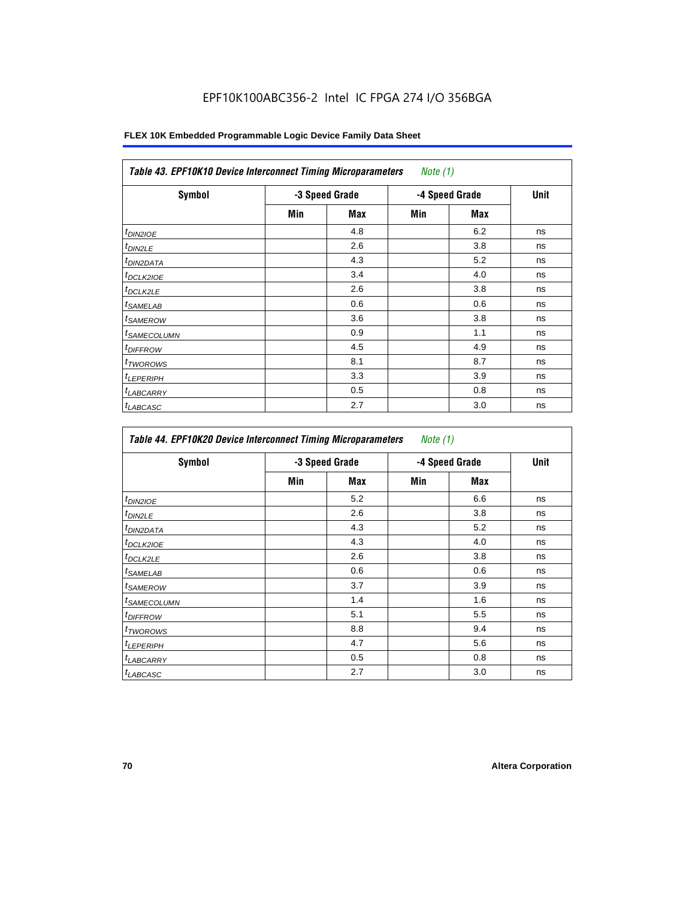EPF10K100ABC356-2 Intel IC FPGA 274 I/O 356BGA

| Table 43. EPF10K10 Device Interconnect Timing Microparameters *Note (1)* | | | | | |
|---|---|---|---|---|---|
| Symbol | -3 Speed Grade | | -4 Speed Grade | | Unit |
| | Min | Max | Min | Max | |
| $t_{DIN2IOE}$ | | 4.8 | | 6.2 | ns |
| $t_{DIN2LE}$ | | 2.6 | | 3.8 | ns |
| $t_{DIN2DATA}$ | | 4.3 | | 5.2 | ns |
| $t_{DCLK2IOE}$ | | 3.4 | | 4.0 | ns |
| $t_{DCLK2LE}$ | | 2.6 | | 3.8 | ns |
| $t_{SAMELAB}$ | | 0.6 | | 0.6 | ns |
| $t_{SAMEROW}$ | | 3.6 | | 3.8 | ns |
| $t_{SAMECOLUMN}$ | | 0.9 | | 1.1 | ns |
| $t_{DIFFROW}$ | | 4.5 | | 4.9 | ns |
| $t_{TWOROWS}$ | | 8.1 | | 8.7 | ns |
| $t_{LEPERIPH}$ | | 3.3 | | 3.9 | ns |
| $t_{LABCARRY}$ | | 0.5 | | 0.8 | ns |
| $t_{LABCASC}$ | | 2.7 | | 3.0 | ns |

| Table 44. EPF10K20 Device Interconnect Timing Microparameters *Note (1)* | | | | | |
|---|---|---|---|---|---|
| Symbol | -3 Speed Grade | | -4 Speed Grade | | Unit |
| | Min | Max | Min | Max | |
| $t_{DIN2IOE}$ | | 5.2 | | 6.6 | ns |
| $t_{DIN2LE}$ | | 2.6 | | 3.8 | ns |
| $t_{DIN2DATA}$ | | 4.3 | | 5.2 | ns |
| $t_{DCLK2IOE}$ | | 4.3 | | 4.0 | ns |
| $t_{DCLK2LE}$ | | 2.6 | | 3.8 | ns |
| $t_{SAMELAB}$ | | 0.6 | | 0.6 | ns |
| $t_{SAMEROW}$ | | 3.7 | | 3.9 | ns |
| $t_{SAMECOLUMN}$ | | 1.4 | | 1.6 | ns |
| $t_{DIFFROW}$ | | 5.1 | | 5.5 | ns |
| $t_{TWOROWS}$ | | 8.8 | | 9.4 | ns |
| $t_{LEPERIPH}$ | | 4.7 | | 5.6 | ns |
| $t_{LABCARRY}$ | | 0.5 | | 0.8 | ns |
| $t_{LABCASC}$ | | 2.7 | | 3.0 | ns |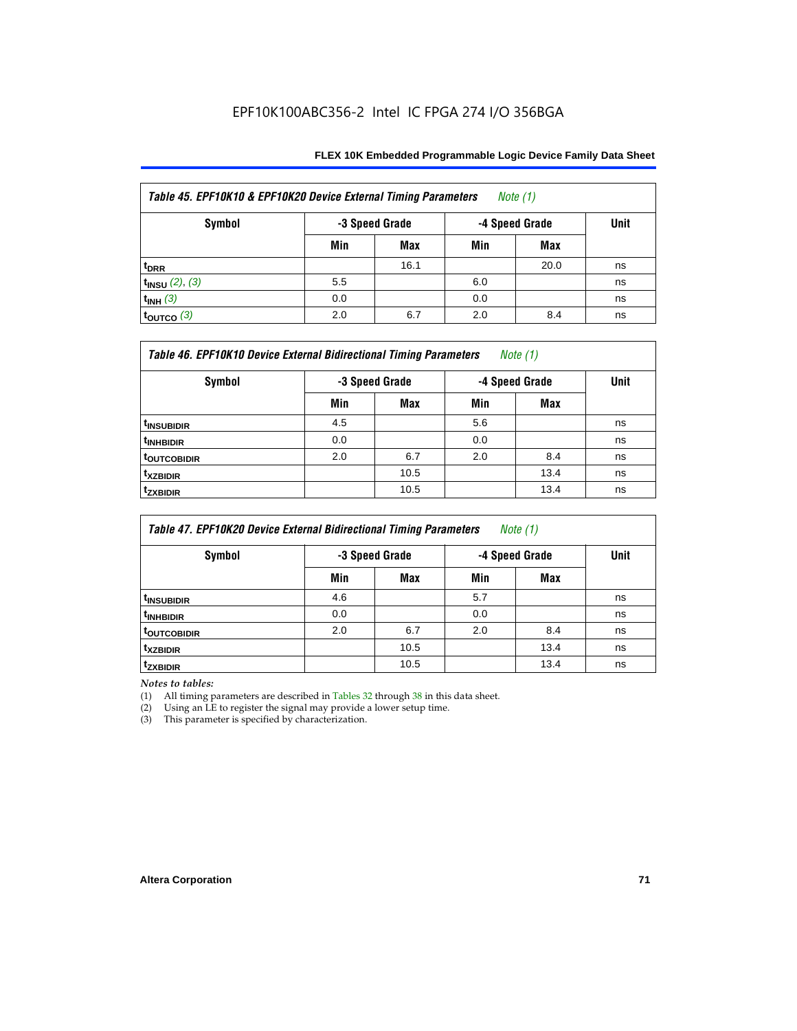| Table 45. EPF10K10 & EPF10K20 Device External Timing Parameters *Note (1)* | | | | | |
|---|---|---|---|---|---|
| Symbol | -3 Speed Grade | | -4 Speed Grade | | Unit |
| | Min | Max | Min | Max | |
| $t_{DRR}$ | | 16.1 | | 20.0 | ns |
| $t_{INSU}$ *(2), (3)* | 5.5 | | 6.0 | | ns |
| $t_{INH}$ *(3)* | 0.0 | | 0.0 | | ns |
| $t_{OUTCO}$ *(3)* | 2.0 | 6.7 | 2.0 | 8.4 | ns |

| Table 46. EPF10K10 Device External Bidirectional Timing Parameters *Note (1)* | | | | | |
|---|---|---|---|---|---|
| Symbol | -3 Speed Grade | | -4 Speed Grade | | Unit |
| | Min | Max | Min | Max | |
| $t_{INSUBIDIR}$ | 4.5 | | 5.6 | | ns |
| $t_{INHBIDIR}$ | 0.0 | | 0.0 | | ns |
| $t_{OUTCOBIDIR}$ | 2.0 | 6.7 | 2.0 | 8.4 | ns |
| $t_{XZBIDIR}$ | | 10.5 | | 13.4 | ns |
| $t_{ZXBIDIR}$ | | 10.5 | | 13.4 | ns |

| Table 47. EPF10K20 Device External Bidirectional Timing Parameters *Note (1)* | | | | | |
|---|---|---|---|---|---|
| Symbol | -3 Speed Grade | | -4 Speed Grade | | Unit |
| | Min | Max | Min | Max | |
| $t_{INSUBIDIR}$ | 4.6 | | 5.7 | | ns |
| $t_{INHBIDIR}$ | 0.0 | | 0.0 | | ns |
| $t_{OUTCOBIDIR}$ | 2.0 | 6.7 | 2.0 | 8.4 | ns |
| $t_{XZBIDIR}$ | | 10.5 | | 13.4 | ns |
| $t_{ZXBIDIR}$ | | 10.5 | | 13.4 | ns |

*Notes to tables:*

(1) All timing parameters are described in Tables 32 through 38 in this data sheet.
(2) Using an LE to register the signal may provide a lower setup time.
(3) This parameter is specified by characterization.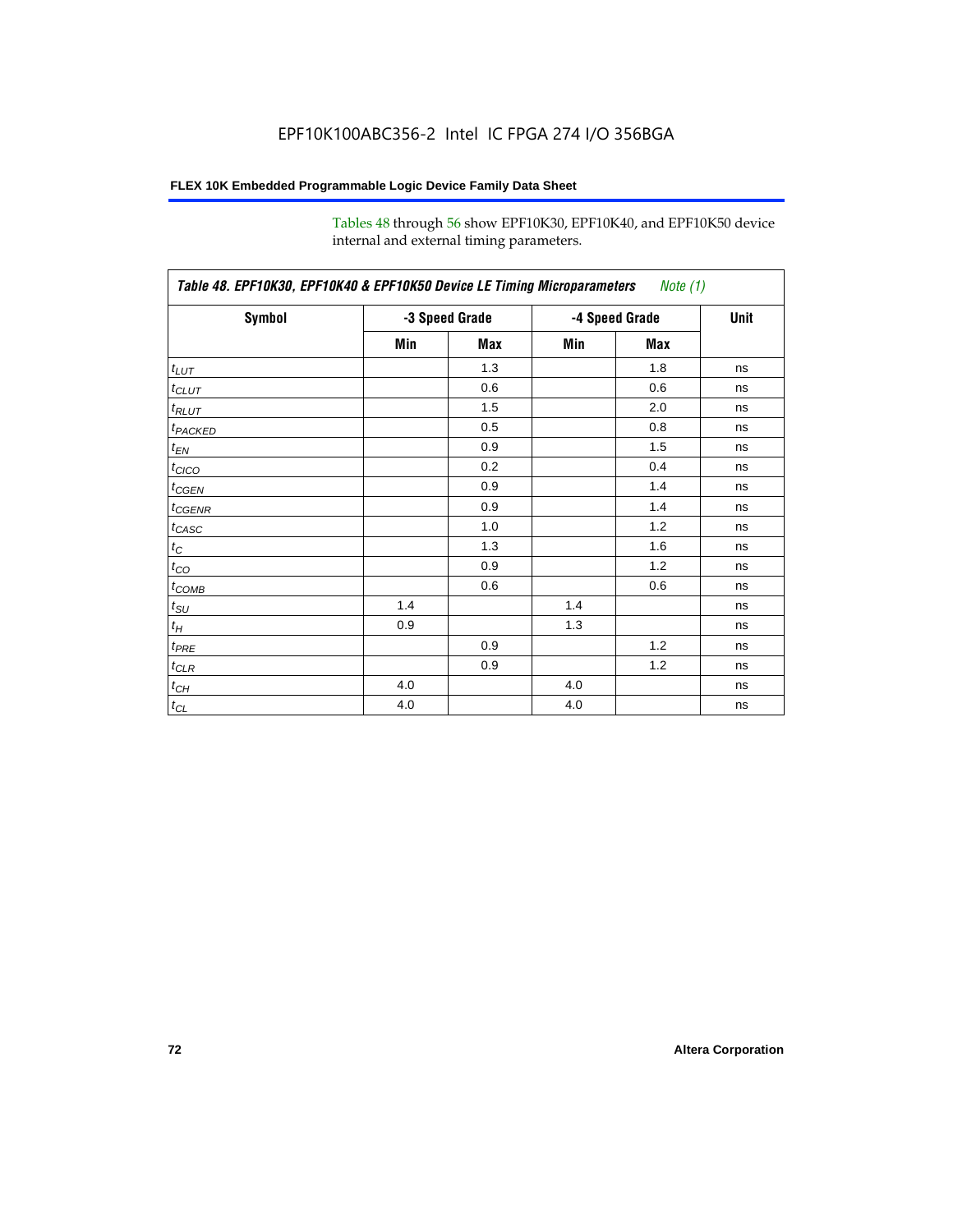Tables 48 through 56 show EPF10K30, EPF10K40, and EPF10K50 device internal and external timing parameters.

**Table 48. EPF10K30, EPF10K40 & EPF10K50 Device LE Timing Microparameters** *Note (1)*

| Symbol | -3 Speed Grade | | -4 Speed Grade | | Unit |
|---|---|---|---|---|---|
| | Min | Max | Min | Max | |
| $t_{LUT}$ | | 1.3 | | 1.8 | ns |
| $t_{CLUT}$ | | 0.6 | | 0.6 | ns |
| $t_{RLUT}$ | | 1.5 | | 2.0 | ns |
| $t_{PACKED}$ | | 0.5 | | 0.8 | ns |
| $t_{EN}$ | | 0.9 | | 1.5 | ns |
| $t_{CICO}$ | | 0.2 | | 0.4 | ns |
| $t_{CGEN}$ | | 0.9 | | 1.4 | ns |
| $t_{CGENR}$ | | 0.9 | | 1.4 | ns |
| $t_{CASC}$ | | 1.0 | | 1.2 | ns |
| $t_{C}$ | | 1.3 | | 1.6 | ns |
| $t_{CO}$ | | 0.9 | | 1.2 | ns |
| $t_{COMB}$ | | 0.6 | | 0.6 | ns |
| $t_{SU}$ | 1.4 | | 1.4 | | ns |
| $t_{H}$ | 0.9 | | 1.3 | | ns |
| $t_{PRE}$ | | 0.9 | | 1.2 | ns |
| $t_{CLR}$ | | 0.9 | | 1.2 | ns |
| $t_{CH}$ | 4.0 | | 4.0 | | ns |
| $t_{CL}$ | 4.0 | | 4.0 | | ns |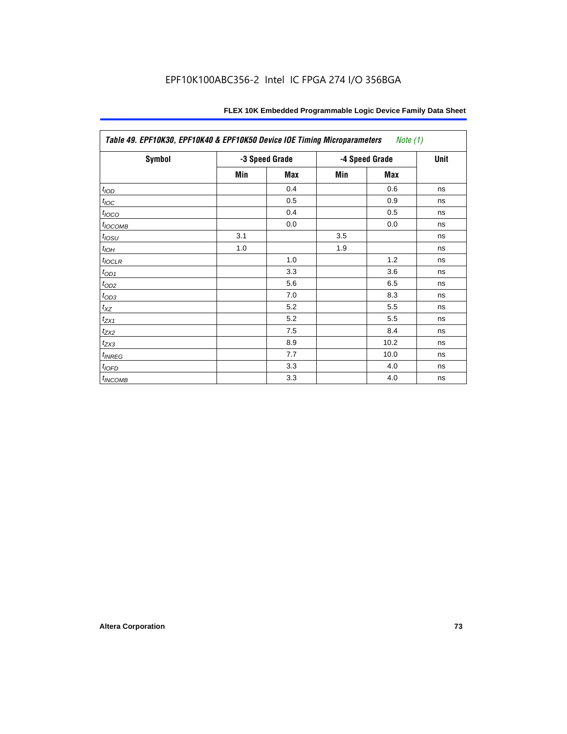| *Table 49. EPF10K30, EPF10K40 & EPF10K50 Device IOE Timing Microparameters* *Note (1)* | | | | | |
|---|---|---|---|---|---|
| **Symbol** | **-3 Speed Grade** | | **-4 Speed Grade** | | **Unit** |
| | **Min** | **Max** | **Min** | **Max** | |
| $t_{IOD}$ | | 0.4 | | 0.6 | ns |
| $t_{IOC}$ | | 0.5 | | 0.9 | ns |
| $t_{IOCO}$ | | 0.4 | | 0.5 | ns |
| $t_{IOCOMB}$ | | 0.0 | | 0.0 | ns |
| $t_{IOSU}$ | 3.1 | | 3.5 | | ns |
| $t_{IOH}$ | 1.0 | | 1.9 | | ns |
| $t_{IOCLR}$ | | 1.0 | | 1.2 | ns |
| $t_{OD1}$ | | 3.3 | | 3.6 | ns |
| $t_{OD2}$ | | 5.6 | | 6.5 | ns |
| $t_{OD3}$ | | 7.0 | | 8.3 | ns |
| $t_{XZ}$ | | 5.2 | | 5.5 | ns |
| $t_{ZX1}$ | | 5.2 | | 5.5 | ns |
| $t_{ZX2}$ | | 7.5 | | 8.4 | ns |
| $t_{ZX3}$ | | 8.9 | | 10.2 | ns |
| $t_{INREG}$ | | 7.7 | | 10.0 | ns |
| $t_{IOFD}$ | | 3.3 | | 4.0 | ns |
| $t_{INCOMB}$ | | 3.3 | | 4.0 | ns |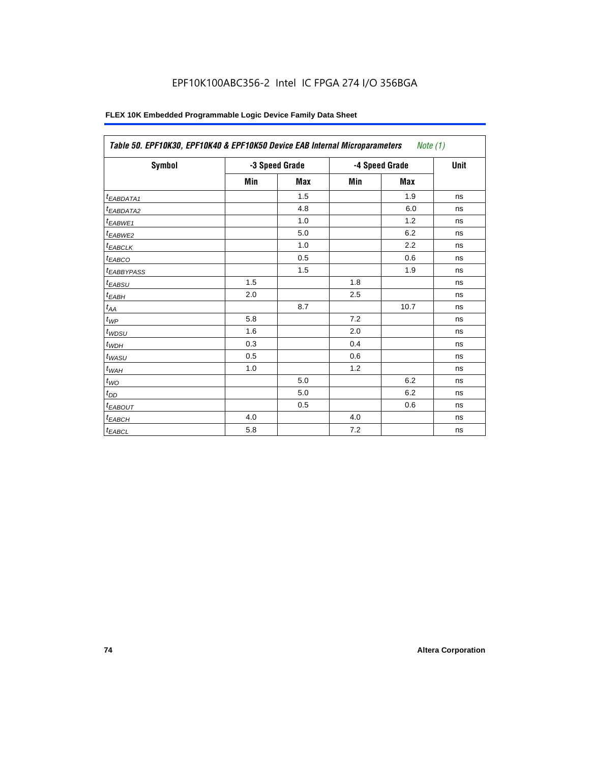# EPF10K100ABC356-2 Intel IC FPGA 274 I/O 356BGA

## FLEX 10K Embedded Programmable Logic Device Family Data Sheet

| Table 50. EPF10K30, EPF10K40 & EPF10K50 Device EAB Internal Microparameters *Note (1)* | | | | | |
|---|---|---|---|---|---|
| Symbol | -3 Speed Grade | | -4 Speed Grade | | Unit |
| | Min | Max | Min | Max | |
| $t_{EABDATA1}$ | | 1.5 | | 1.9 | ns |
| $t_{EABDATA2}$ | | 4.8 | | 6.0 | ns |
| $t_{EABWE1}$ | | 1.0 | | 1.2 | ns |
| $t_{EABWE2}$ | | 5.0 | | 6.2 | ns |
| $t_{EABCLK}$ | | 1.0 | | 2.2 | ns |
| $t_{EABCO}$ | | 0.5 | | 0.6 | ns |
| $t_{EABBYPASS}$ | | 1.5 | | 1.9 | ns |
| $t_{EABSU}$ | 1.5 | | 1.8 | | ns |
| $t_{EABH}$ | 2.0 | | 2.5 | | ns |
| $t_{AA}$ | | 8.7 | | 10.7 | ns |
| $t_{WP}$ | 5.8 | | 7.2 | | ns |
| $t_{WDSU}$ | 1.6 | | 2.0 | | ns |
| $t_{WDH}$ | 0.3 | | 0.4 | | ns |
| $t_{WASU}$ | 0.5 | | 0.6 | | ns |
| $t_{WAH}$ | 1.0 | | 1.2 | | ns |
| $t_{WO}$ | | 5.0 | | 6.2 | ns |
| $t_{DD}$ | | 5.0 | | 6.2 | ns |
| $t_{EABOUT}$ | | 0.5 | | 0.6 | ns |
| $t_{EABCH}$ | 4.0 | | 4.0 | | ns |
| $t_{EABCL}$ | 5.8 | | 7.2 | | ns |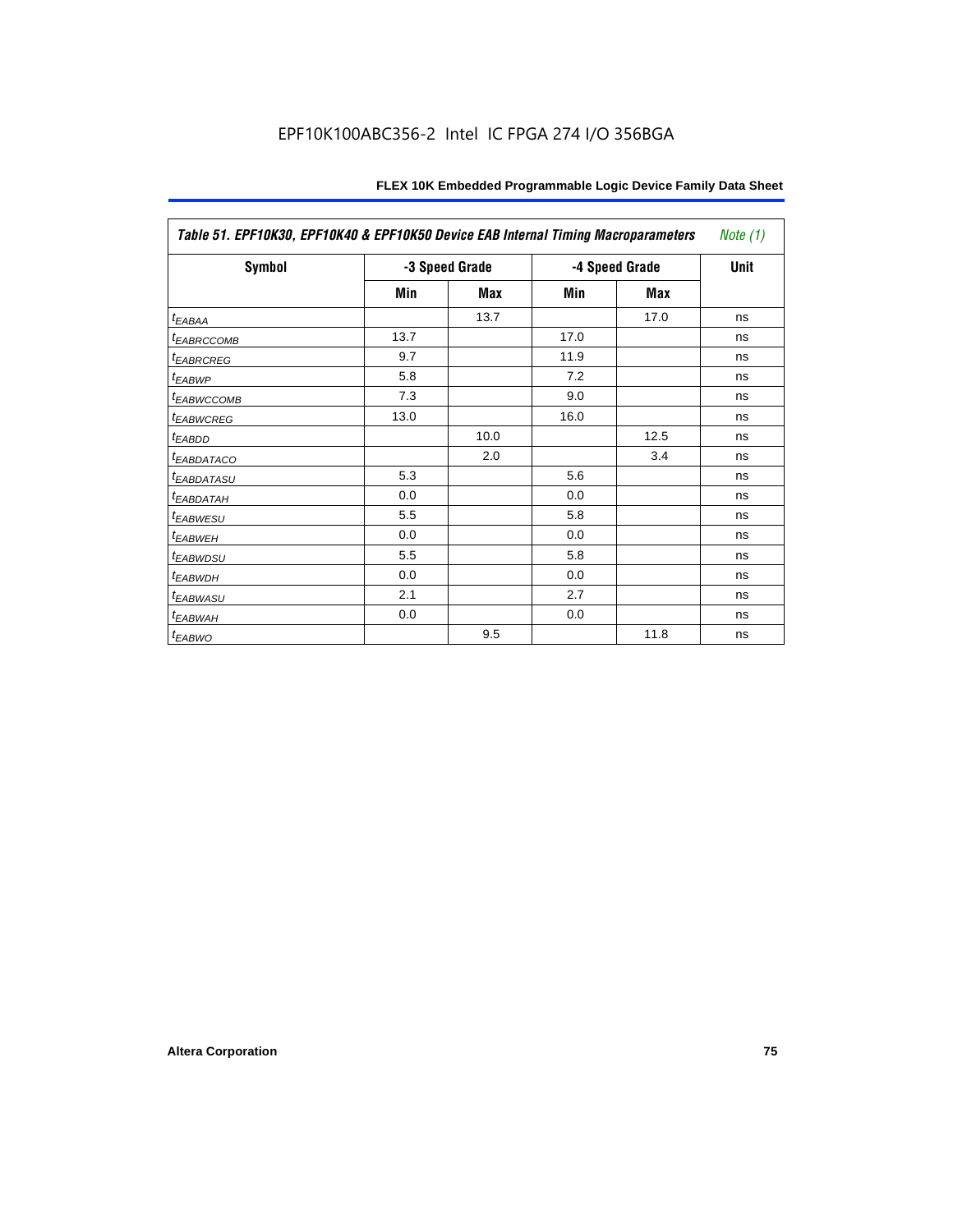Table 51. EPF10K30, EPF10K40 & EPF10K50 Device EAB Internal Timing Macroparameters *Note (1)*

| Symbol | -3 Speed Grade | | -4 Speed Grade | | Unit |
|---|---|---|---|---|---|
| | Min | Max | Min | Max | |
| $t_{EABAA}$ | | 13.7 | | 17.0 | ns |
| $t_{EABRCCOMB}$ | 13.7 | | 17.0 | | ns |
| $t_{EABRCREG}$ | 9.7 | | 11.9 | | ns |
| $t_{EABWP}$ | 5.8 | | 7.2 | | ns |
| $t_{EABWCCOMB}$ | 7.3 | | 9.0 | | ns |
| $t_{EABWCREG}$ | 13.0 | | 16.0 | | ns |
| $t_{EABDD}$ | | 10.0 | | 12.5 | ns |
| $t_{EABDATACO}$ | | 2.0 | | 3.4 | ns |
| $t_{EABDATASU}$ | 5.3 | | 5.6 | | ns |
| $t_{EABDATAH}$ | 0.0 | | 0.0 | | ns |
| $t_{EABWESU}$ | 5.5 | | 5.8 | | ns |
| $t_{EABWEH}$ | 0.0 | | 0.0 | | ns |
| $t_{EABWDSU}$ | 5.5 | | 5.8 | | ns |
| $t_{EABWDH}$ | 0.0 | | 0.0 | | ns |
| $t_{EABWASU}$ | 2.1 | | 2.7 | | ns |
| $t_{EABWAH}$ | 0.0 | | 0.0 | | ns |
| $t_{EABWO}$ | | 9.5 | | 11.8 | ns |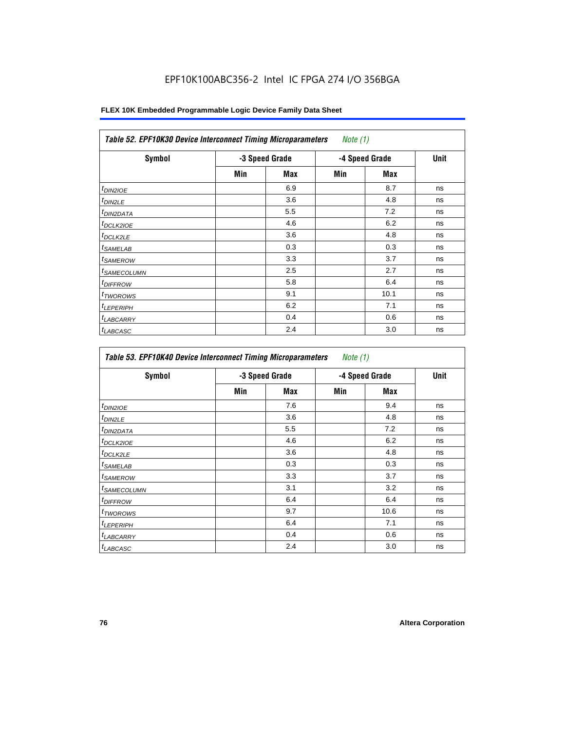EPF10K100ABC356-2 Intel IC FPGA 274 I/O 356BGA

**FLEX 10K Embedded Programmable Logic Device Family Data Sheet**

| *Table 52. EPF10K30 Device Interconnect Timing Microparameters* *Note (1)* | | | | | |
|---|---|---|---|---|---|
| **Symbol** | **-3 Speed Grade** | | **-4 Speed Grade** | | **Unit** |
| | **Min** | **Max** | **Min** | **Max** | |
| $t_{DIN2IOE}$ | | 6.9 | | 8.7 | ns |
| $t_{DIN2LE}$ | | 3.6 | | 4.8 | ns |
| $t_{DIN2DATA}$ | | 5.5 | | 7.2 | ns |
| $t_{DCLK2IOE}$ | | 4.6 | | 6.2 | ns |
| $t_{DCLK2LE}$ | | 3.6 | | 4.8 | ns |
| $t_{SAMELAB}$ | | 0.3 | | 0.3 | ns |
| $t_{SAMEROW}$ | | 3.3 | | 3.7 | ns |
| $t_{SAMECOLUMN}$ | | 2.5 | | 2.7 | ns |
| $t_{DIFFROW}$ | | 5.8 | | 6.4 | ns |
| $t_{TWOROWS}$ | | 9.1 | | 10.1 | ns |
| $t_{LEPERIPH}$ | | 6.2 | | 7.1 | ns |
| $t_{LABCARRY}$ | | 0.4 | | 0.6 | ns |
| $t_{LABCASC}$ | | 2.4 | | 3.0 | ns |

| *Table 53. EPF10K40 Device Interconnect Timing Microparameters* *Note (1)* | | | | | |
|---|---|---|---|---|---|
| **Symbol** | **-3 Speed Grade** | | **-4 Speed Grade** | | **Unit** |
| | **Min** | **Max** | **Min** | **Max** | |
| $t_{DIN2IOE}$ | | 7.6 | | 9.4 | ns |
| $t_{DIN2LE}$ | | 3.6 | | 4.8 | ns |
| $t_{DIN2DATA}$ | | 5.5 | | 7.2 | ns |
| $t_{DCLK2IOE}$ | | 4.6 | | 6.2 | ns |
| $t_{DCLK2LE}$ | | 3.6 | | 4.8 | ns |
| $t_{SAMELAB}$ | | 0.3 | | 0.3 | ns |
| $t_{SAMEROW}$ | | 3.3 | | 3.7 | ns |
| $t_{SAMECOLUMN}$ | | 3.1 | | 3.2 | ns |
| $t_{DIFFROW}$ | | 6.4 | | 6.4 | ns |
| $t_{TWOROWS}$ | | 9.7 | | 10.6 | ns |
| $t_{LEPERIPH}$ | | 6.4 | | 7.1 | ns |
| $t_{LABCARRY}$ | | 0.4 | | 0.6 | ns |
| $t_{LABCASC}$ | | 2.4 | | 3.0 | ns |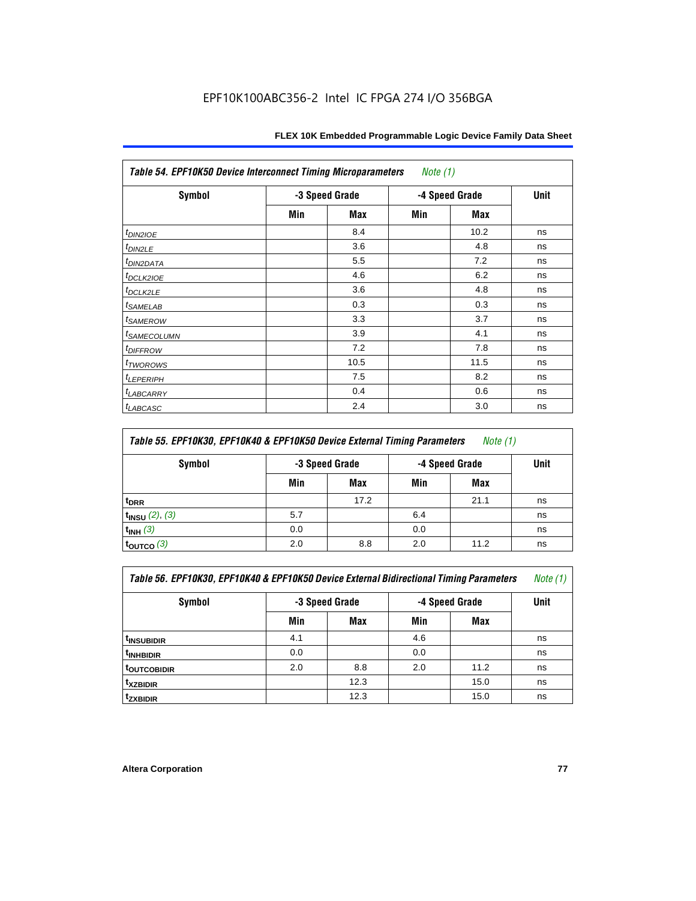| Table 54. EPF10K50 Device Interconnect Timing Microparameters *Note (1)* | | | | | |
|---|---|---|---|---|---|
| Symbol | -3 Speed Grade | | -4 Speed Grade | | Unit |
| | Min | Max | Min | Max | |
| $t_{DIN2IOE}$ | | 8.4 | | 10.2 | ns |
| $t_{DIN2LE}$ | | 3.6 | | 4.8 | ns |
| $t_{DIN2DATA}$ | | 5.5 | | 7.2 | ns |
| $t_{DCLK2IOE}$ | | 4.6 | | 6.2 | ns |
| $t_{DCLK2LE}$ | | 3.6 | | 4.8 | ns |
| $t_{SAMELAB}$ | | 0.3 | | 0.3 | ns |
| $t_{SAMEROW}$ | | 3.3 | | 3.7 | ns |
| $t_{SAMECOLUMN}$ | | 3.9 | | 4.1 | ns |
| $t_{DIFFROW}$ | | 7.2 | | 7.8 | ns |
| $t_{TWOROWS}$ | | 10.5 | | 11.5 | ns |
| $t_{LEPERIPH}$ | | 7.5 | | 8.2 | ns |
| $t_{LABCARRY}$ | | 0.4 | | 0.6 | ns |
| $t_{LABCASC}$ | | 2.4 | | 3.0 | ns |

| Table 55. EPF10K30, EPF10K40 & EPF10K50 Device External Timing Parameters *Note (1)* | | | | | |
|---|---|---|---|---|---|
| Symbol | -3 Speed Grade | | -4 Speed Grade | | Unit |
| | Min | Max | Min | Max | |
| $t_{DRR}$ | | 17.2 | | 21.1 | ns |
| $t_{INSU}$ *(2), (3)* | 5.7 | | 6.4 | | ns |
| $t_{INH}$ *(3)* | 0.0 | | 0.0 | | ns |
| $t_{OUTCO}$ *(3)* | 2.0 | 8.8 | 2.0 | 11.2 | ns |

| Table 56. EPF10K30, EPF10K40 & EPF10K50 Device External Bidirectional Timing Parameters *Note (1)* | | | | | |
|---|---|---|---|---|---|
| Symbol | -3 Speed Grade | | -4 Speed Grade | | Unit |
| | Min | Max | Min | Max | |
| $t_{INSUBIDIR}$ | 4.1 | | 4.6 | | ns |
| $t_{INHBIDIR}$ | 0.0 | | 0.0 | | ns |
| $t_{OUTCOBIDIR}$ | 2.0 | 8.8 | 2.0 | 11.2 | ns |
| $t_{XZBIDIR}$ | | 12.3 | | 15.0 | ns |
| $t_{ZXBIDIR}$ | | 12.3 | | 15.0 | ns |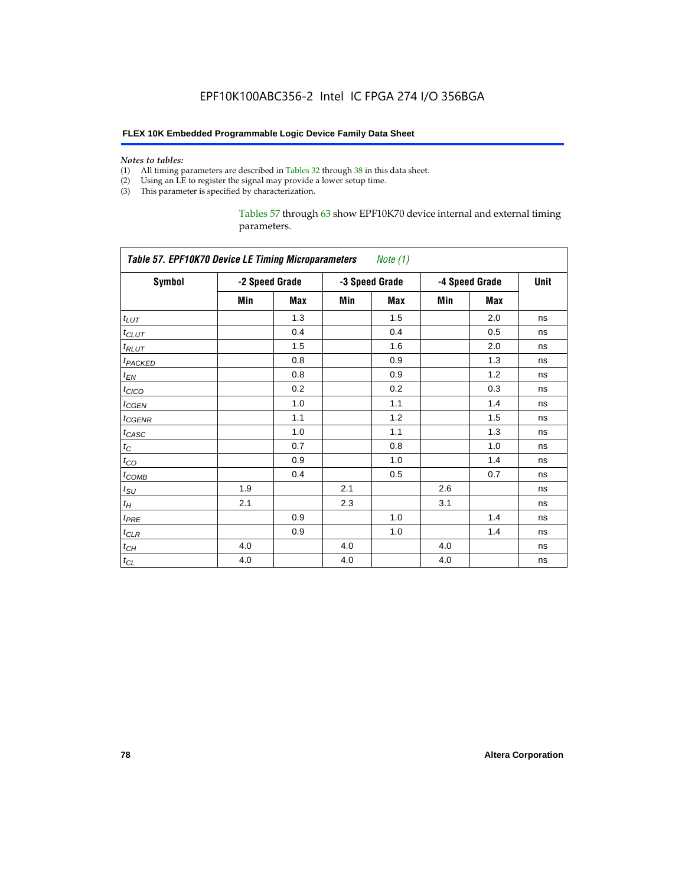*Notes to tables:*

(1) All timing parameters are described in Tables 32 through 38 in this data sheet.
(2) Using an LE to register the signal may provide a lower setup time.
(3) This parameter is specified by characterization.

Tables 57 through 63 show EPF10K70 device internal and external timing parameters.

*Table 57. EPF10K70 Device LE Timing Microparameters Note (1)*

| Symbol | -2 Speed Grade | | -3 Speed Grade | | -4 Speed Grade | | Unit |
|---|---|---|---|---|---|---|---|
| | Min | Max | Min | Max | Min | Max | |
| $t_{LUT}$ | | 1.3 | | 1.5 | | 2.0 | ns |
| $t_{CLUT}$ | | 0.4 | | 0.4 | | 0.5 | ns |
| $t_{RLUT}$ | | 1.5 | | 1.6 | | 2.0 | ns |
| $t_{PACKED}$ | | 0.8 | | 0.9 | | 1.3 | ns |
| $t_{EN}$ | | 0.8 | | 0.9 | | 1.2 | ns |
| $t_{CICO}$ | | 0.2 | | 0.2 | | 0.3 | ns |
| $t_{CGEN}$ | | 1.0 | | 1.1 | | 1.4 | ns |
| $t_{CGENR}$ | | 1.1 | | 1.2 | | 1.5 | ns |
| $t_{CASC}$ | | 1.0 | | 1.1 | | 1.3 | ns |
| $t_{C}$ | | 0.7 | | 0.8 | | 1.0 | ns |
| $t_{CO}$ | | 0.9 | | 1.0 | | 1.4 | ns |
| $t_{COMB}$ | | 0.4 | | 0.5 | | 0.7 | ns |
| $t_{SU}$ | 1.9 | | 2.1 | | 2.6 | | ns |
| $t_{H}$ | 2.1 | | 2.3 | | 3.1 | | ns |
| $t_{PRE}$ | | 0.9 | | 1.0 | | 1.4 | ns |
| $t_{CLR}$ | | 0.9 | | 1.0 | | 1.4 | ns |
| $t_{CH}$ | 4.0 | | 4.0 | | 4.0 | | ns |
| $t_{CL}$ | 4.0 | | 4.0 | | 4.0 | | ns |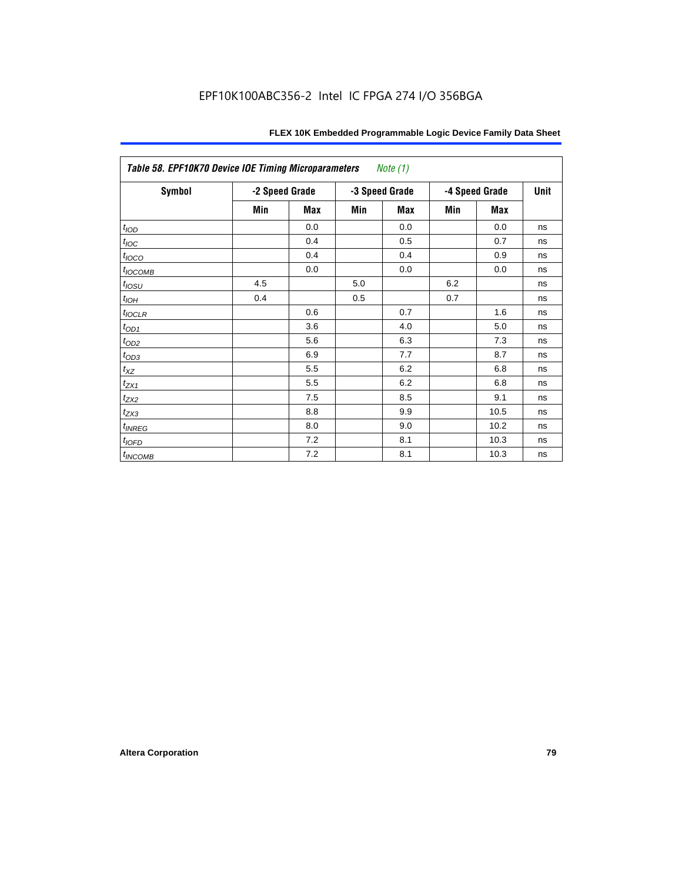| *Table 58. EPF10K70 Device IOE Timing Microparameters Note (1)* | | | | | | | |
|---|---|---|---|---|---|---|---|
| **Symbol** | **-2 Speed Grade** | | **-3 Speed Grade** | | **-4 Speed Grade** | | **Unit** |
| | **Min** | **Max** | **Min** | **Max** | **Min** | **Max** | |
| $t_{IOD}$ | | 0.0 | | 0.0 | | 0.0 | ns |
| $t_{IOC}$ | | 0.4 | | 0.5 | | 0.7 | ns |
| $t_{IOCO}$ | | 0.4 | | 0.4 | | 0.9 | ns |
| $t_{IOCOMB}$ | | 0.0 | | 0.0 | | 0.0 | ns |
| $t_{IOSU}$ | 4.5 | | 5.0 | | 6.2 | | ns |
| $t_{IOH}$ | 0.4 | | 0.5 | | 0.7 | | ns |
| $t_{IOCLR}$ | | 0.6 | | 0.7 | | 1.6 | ns |
| $t_{OD1}$ | | 3.6 | | 4.0 | | 5.0 | ns |
| $t_{OD2}$ | | 5.6 | | 6.3 | | 7.3 | ns |
| $t_{OD3}$ | | 6.9 | | 7.7 | | 8.7 | ns |
| $t_{XZ}$ | | 5.5 | | 6.2 | | 6.8 | ns |
| $t_{ZX1}$ | | 5.5 | | 6.2 | | 6.8 | ns |
| $t_{ZX2}$ | | 7.5 | | 8.5 | | 9.1 | ns |
| $t_{ZX3}$ | | 8.8 | | 9.9 | | 10.5 | ns |
| $t_{INREG}$ | | 8.0 | | 9.0 | | 10.2 | ns |
| $t_{IOFD}$ | | 7.2 | | 8.1 | | 10.3 | ns |
| $t_{INCOMB}$ | | 7.2 | | 8.1 | | 10.3 | ns |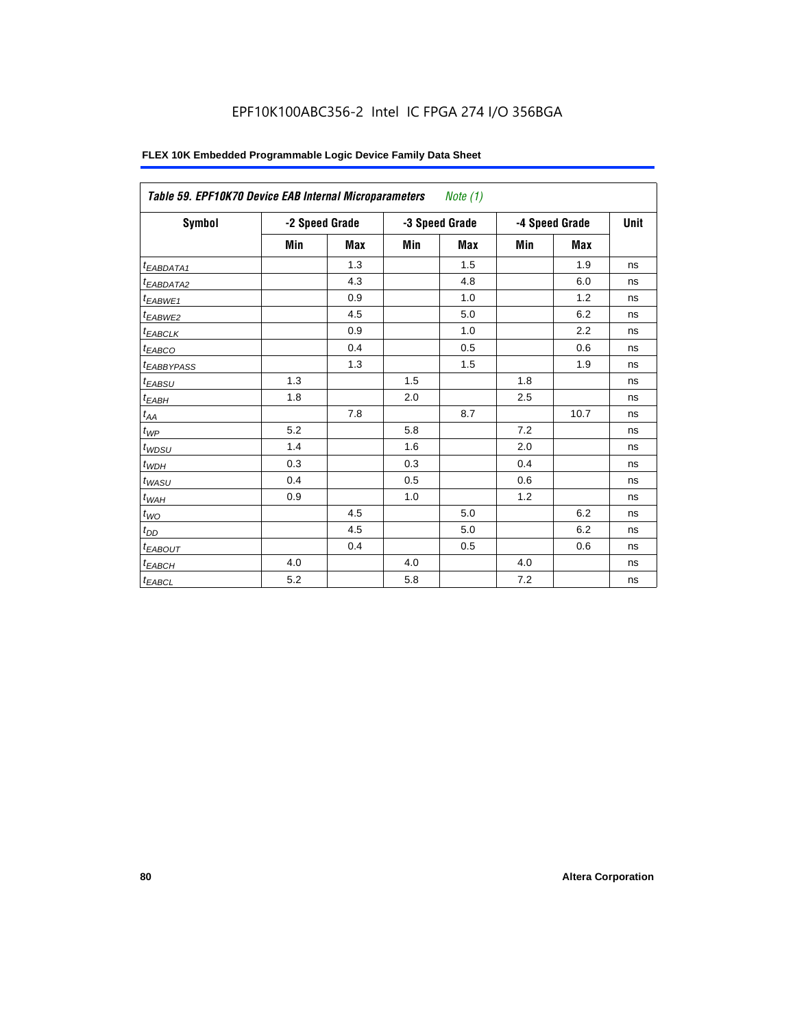**Table 59. EPF10K70 Device EAB Internal Microparameters** *Note (1)*

| Symbol | -2 Speed Grade | | -3 Speed Grade | | -4 Speed Grade | | Unit |
|---|---|---|---|---|---|---|---|
| | Min | Max | Min | Max | Min | Max | |
| $t_{EABDATA1}$ | | 1.3 | | 1.5 | | 1.9 | ns |
| $t_{EABDATA2}$ | | 4.3 | | 4.8 | | 6.0 | ns |
| $t_{EABWE1}$ | | 0.9 | | 1.0 | | 1.2 | ns |
| $t_{EABWE2}$ | | 4.5 | | 5.0 | | 6.2 | ns |
| $t_{EABCLK}$ | | 0.9 | | 1.0 | | 2.2 | ns |
| $t_{EABCO}$ | | 0.4 | | 0.5 | | 0.6 | ns |
| $t_{EABBYPASS}$ | | 1.3 | | 1.5 | | 1.9 | ns |
| $t_{EABSU}$ | 1.3 | | 1.5 | | 1.8 | | ns |
| $t_{EABH}$ | 1.8 | | 2.0 | | 2.5 | | ns |
| $t_{AA}$ | | 7.8 | | 8.7 | | 10.7 | ns |
| $t_{WP}$ | 5.2 | | 5.8 | | 7.2 | | ns |
| $t_{WDSU}$ | 1.4 | | 1.6 | | 2.0 | | ns |
| $t_{WDH}$ | 0.3 | | 0.3 | | 0.4 | | ns |
| $t_{WASU}$ | 0.4 | | 0.5 | | 0.6 | | ns |
| $t_{WAH}$ | 0.9 | | 1.0 | | 1.2 | | ns |
| $t_{WO}$ | | 4.5 | | 5.0 | | 6.2 | ns |
| $t_{DD}$ | | 4.5 | | 5.0 | | 6.2 | ns |
| $t_{EABOUT}$ | | 0.4 | | 0.5 | | 0.6 | ns |
| $t_{EABCH}$ | 4.0 | | 4.0 | | 4.0 | | ns |
| $t_{EABCL}$ | 5.2 | | 5.8 | | 7.2 | | ns |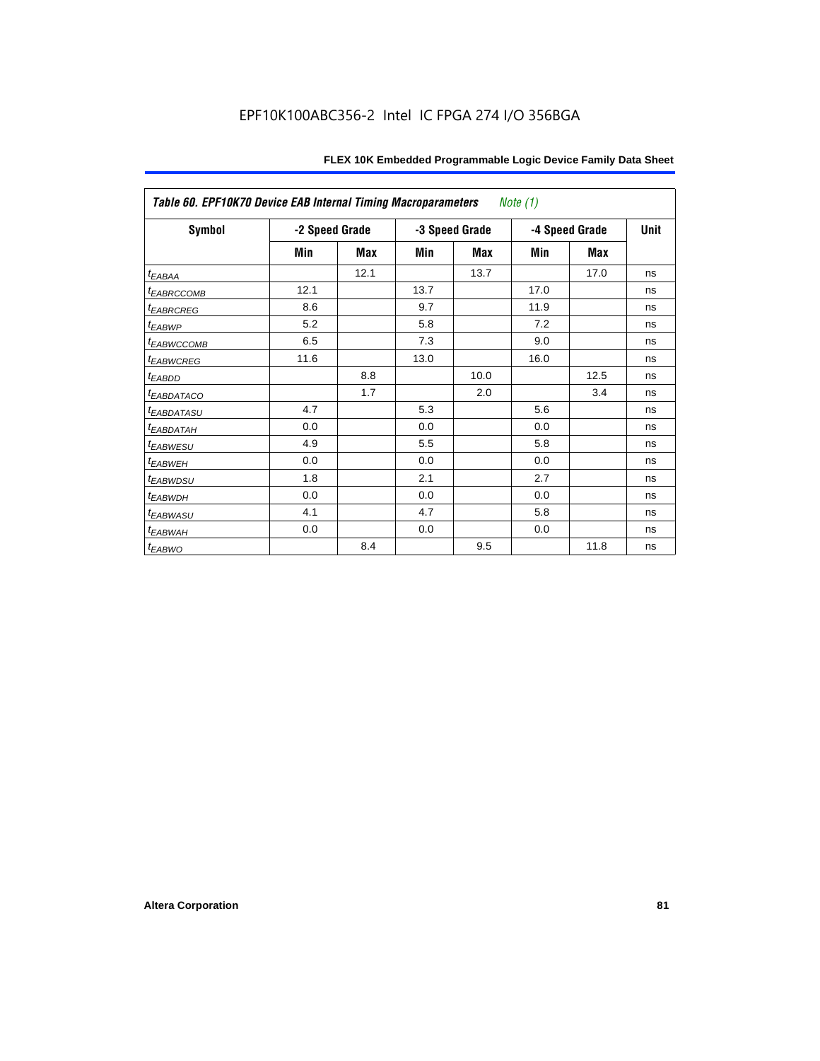EPF10K100ABC356-2 Intel IC FPGA 274 I/O 356BGA

| *Table 60. EPF10K70 Device EAB Internal Timing Macroparameters* *Note (1)* | | | | | | | |
|---|---|---|---|---|---|---|---|
| **Symbol** | **-2 Speed Grade** | | **-3 Speed Grade** | | **-4 Speed Grade** | | **Unit** |
| | **Min** | **Max** | **Min** | **Max** | **Min** | **Max** | |
| $t_{EABAA}$ | | 12.1 | | 13.7 | | 17.0 | ns |
| $t_{EABRCCOMB}$ | 12.1 | | 13.7 | | 17.0 | | ns |
| $t_{EABRCREG}$ | 8.6 | | 9.7 | | 11.9 | | ns |
| $t_{EABWP}$ | 5.2 | | 5.8 | | 7.2 | | ns |
| $t_{EABWCCOMB}$ | 6.5 | | 7.3 | | 9.0 | | ns |
| $t_{EABWCREG}$ | 11.6 | | 13.0 | | 16.0 | | ns |
| $t_{EABDD}$ | | 8.8 | | 10.0 | | 12.5 | ns |
| $t_{EABDATACO}$ | | 1.7 | | 2.0 | | 3.4 | ns |
| $t_{EABDATASU}$ | 4.7 | | 5.3 | | 5.6 | | ns |
| $t_{EABDATAH}$ | 0.0 | | 0.0 | | 0.0 | | ns |
| $t_{EABWESU}$ | 4.9 | | 5.5 | | 5.8 | | ns |
| $t_{EABWEH}$ | 0.0 | | 0.0 | | 0.0 | | ns |
| $t_{EABWDSU}$ | 1.8 | | 2.1 | | 2.7 | | ns |
| $t_{EABWDH}$ | 0.0 | | 0.0 | | 0.0 | | ns |
| $t_{EABWASU}$ | 4.1 | | 4.7 | | 5.8 | | ns |
| $t_{EABWAH}$ | 0.0 | | 0.0 | | 0.0 | | ns |
| $t_{EABWO}$ | | 8.4 | | 9.5 | | 11.8 | ns |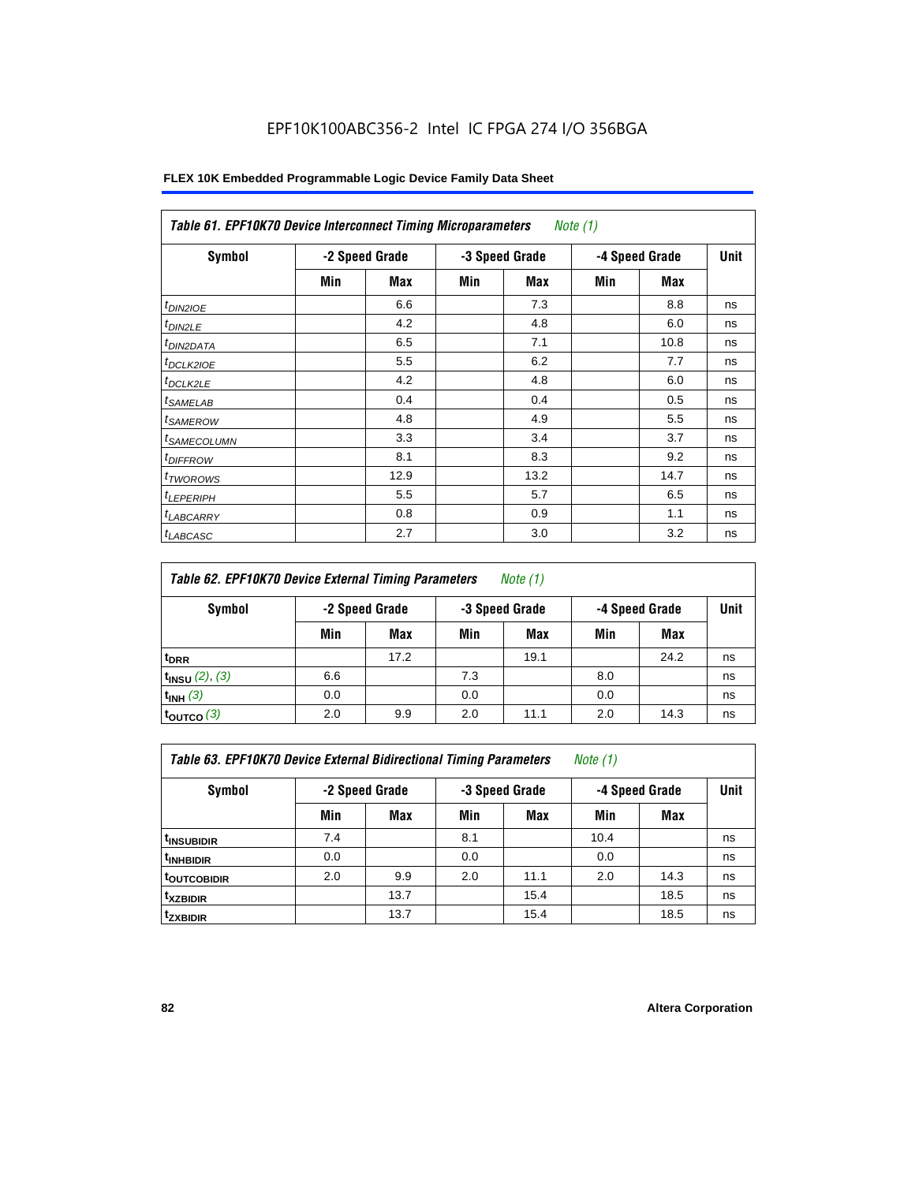EPF10K100ABC356-2 Intel IC FPGA 274 I/O 356BGA

**FLEX 10K Embedded Programmable Logic Device Family Data Sheet**

| *Table 61. EPF10K70 Device Interconnect Timing Microparameters Note (1)* | | | | | | | |
|---|---|---|---|---|---|---|---|
| **Symbol** | **-2 Speed Grade** | | **-3 Speed Grade** | | **-4 Speed Grade** | | **Unit** |
| | **Min** | **Max** | **Min** | **Max** | **Min** | **Max** | |
| $t_{DIN2IOE}$ | | 6.6 | | 7.3 | | 8.8 | ns |
| $t_{DIN2LE}$ | | 4.2 | | 4.8 | | 6.0 | ns |
| $t_{DIN2DATA}$ | | 6.5 | | 7.1 | | 10.8 | ns |
| $t_{DCLK2IOE}$ | | 5.5 | | 6.2 | | 7.7 | ns |
| $t_{DCLK2LE}$ | | 4.2 | | 4.8 | | 6.0 | ns |
| $t_{SAMELAB}$ | | 0.4 | | 0.4 | | 0.5 | ns |
| $t_{SAMEROW}$ | | 4.8 | | 4.9 | | 5.5 | ns |
| $t_{SAMECOLUMN}$ | | 3.3 | | 3.4 | | 3.7 | ns |
| $t_{DIFFROW}$ | | 8.1 | | 8.3 | | 9.2 | ns |
| $t_{TWOROWS}$ | | 12.9 | | 13.2 | | 14.7 | ns |
| $t_{LEPERIPH}$ | | 5.5 | | 5.7 | | 6.5 | ns |
| $t_{LABCARRY}$ | | 0.8 | | 0.9 | | 1.1 | ns |
| $t_{LABCASC}$ | | 2.7 | | 3.0 | | 3.2 | ns |

| *Table 62. EPF10K70 Device External Timing Parameters Note (1)* | | | | | | | |
|---|---|---|---|---|---|---|---|
| **Symbol** | **-2 Speed Grade** | | **-3 Speed Grade** | | **-4 Speed Grade** | | **Unit** |
| | **Min** | **Max** | **Min** | **Max** | **Min** | **Max** | |
| $t_{DRR}$ | | 17.2 | | 19.1 | | 24.2 | ns |
| $t_{INSU}$ *(2), (3)* | 6.6 | | 7.3 | | 8.0 | | ns |
| $t_{INH}$ *(3)* | 0.0 | | 0.0 | | 0.0 | | ns |
| $t_{OUTCO}$ *(3)* | 2.0 | 9.9 | 2.0 | 11.1 | 2.0 | 14.3 | ns |

| *Table 63. EPF10K70 Device External Bidirectional Timing Parameters Note (1)* | | | | | | | |
|---|---|---|---|---|---|---|---|
| **Symbol** | **-2 Speed Grade** | | **-3 Speed Grade** | | **-4 Speed Grade** | | **Unit** |
| | **Min** | **Max** | **Min** | **Max** | **Min** | **Max** | |
| $t_{INSUBIDIR}$ | 7.4 | | 8.1 | | 10.4 | | ns |
| $t_{INHBIDIR}$ | 0.0 | | 0.0 | | 0.0 | | ns |
| $t_{OUTCOBIDIR}$ | 2.0 | 9.9 | 2.0 | 11.1 | 2.0 | 14.3 | ns |
| $t_{XZBIDIR}$ | | 13.7 | | 15.4 | | 18.5 | ns |
| $t_{ZXBIDIR}$ | | 13.7 | | 15.4 | | 18.5 | ns |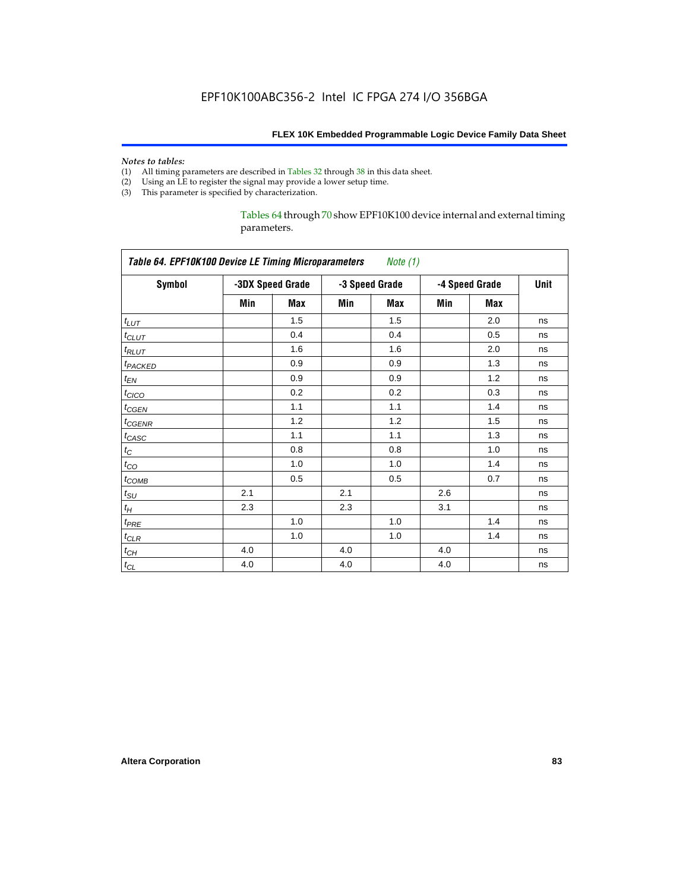*Notes to tables:*

(1) All timing parameters are described in Tables 32 through 38 in this data sheet.
(2) Using an LE to register the signal may provide a lower setup time.
(3) This parameter is specified by characterization.

Tables 64 through 70 show EPF10K100 device internal and external timing parameters.

| ***Table 64. EPF10K100 Device LE Timing Microparameters*** *Note (1)* | | | | | | | |
|---|---|---|---|---|---|---|---|
| **Symbol** | **-3DX Speed Grade** | | **-3 Speed Grade** | | **-4 Speed Grade** | | **Unit** |
| | **Min** | **Max** | **Min** | **Max** | **Min** | **Max** | |
| $t_{LUT}$ | | 1.5 | | 1.5 | | 2.0 | ns |
| $t_{CLUT}$ | | 0.4 | | 0.4 | | 0.5 | ns |
| $t_{RLUT}$ | | 1.6 | | 1.6 | | 2.0 | ns |
| $t_{PACKED}$ | | 0.9 | | 0.9 | | 1.3 | ns |
| $t_{EN}$ | | 0.9 | | 0.9 | | 1.2 | ns |
| $t_{CICO}$ | | 0.2 | | 0.2 | | 0.3 | ns |
| $t_{CGEN}$ | | 1.1 | | 1.1 | | 1.4 | ns |
| $t_{CGENR}$ | | 1.2 | | 1.2 | | 1.5 | ns |
| $t_{CASC}$ | | 1.1 | | 1.1 | | 1.3 | ns |
| $t_{C}$ | | 0.8 | | 0.8 | | 1.0 | ns |
| $t_{CO}$ | | 1.0 | | 1.0 | | 1.4 | ns |
| $t_{COMB}$ | | 0.5 | | 0.5 | | 0.7 | ns |
| $t_{SU}$ | 2.1 | | 2.1 | | 2.6 | | ns |
| $t_{H}$ | 2.3 | | 2.3 | | 3.1 | | ns |
| $t_{PRE}$ | | 1.0 | | 1.0 | | 1.4 | ns |
| $t_{CLR}$ | | 1.0 | | 1.0 | | 1.4 | ns |
| $t_{CH}$ | 4.0 | | 4.0 | | 4.0 | | ns |
| $t_{CL}$ | 4.0 | | 4.0 | | 4.0 | | ns |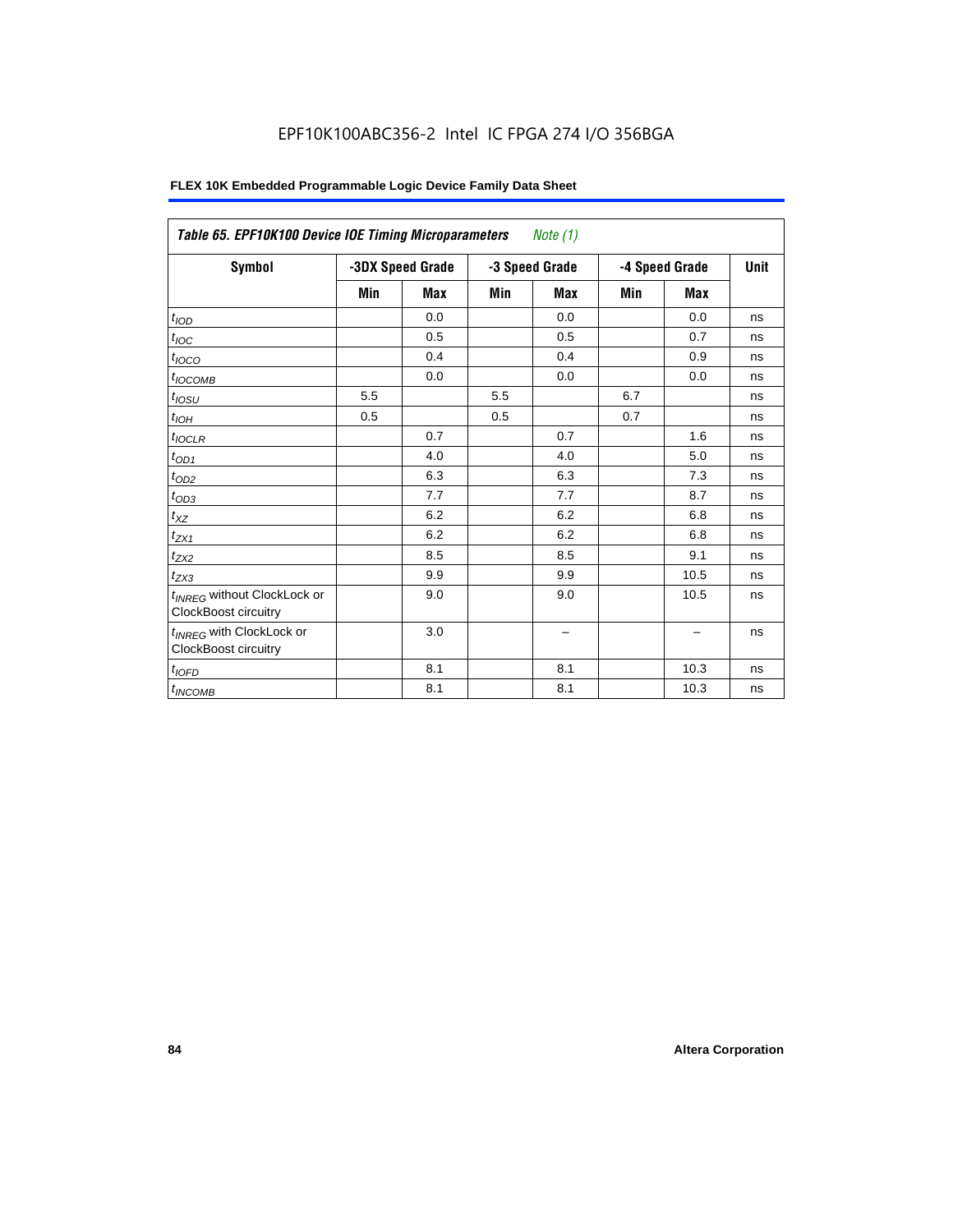EPF10K100ABC356-2 Intel IC FPGA 274 I/O 356BGA

**FLEX 10K Embedded Programmable Logic Device Family Data Sheet**

| *Table 65. EPF10K100 Device IOE Timing Microparameters* *Note (1)* | | | | | | | |
|---|---|---|---|---|---|---|---|
| **Symbol** | **-3DX Speed Grade** | | **-3 Speed Grade** | | **-4 Speed Grade** | | **Unit** |
| | **Min** | **Max** | **Min** | **Max** | **Min** | **Max** | |
| $t_{IOD}$ | | 0.0 | | 0.0 | | 0.0 | ns |
| $t_{IOC}$ | | 0.5 | | 0.5 | | 0.7 | ns |
| $t_{IOCO}$ | | 0.4 | | 0.4 | | 0.9 | ns |
| $t_{IOCOMB}$ | | 0.0 | | 0.0 | | 0.0 | ns |
| $t_{IOSU}$ | 5.5 | | 5.5 | | 6.7 | | ns |
| $t_{IOH}$ | 0.5 | | 0.5 | | 0.7 | | ns |
| $t_{IOCLR}$ | | 0.7 | | 0.7 | | 1.6 | ns |
| $t_{OD1}$ | | 4.0 | | 4.0 | | 5.0 | ns |
| $t_{OD2}$ | | 6.3 | | 6.3 | | 7.3 | ns |
| $t_{OD3}$ | | 7.7 | | 7.7 | | 8.7 | ns |
| $t_{XZ}$ | | 6.2 | | 6.2 | | 6.8 | ns |
| $t_{ZX1}$ | | 6.2 | | 6.2 | | 6.8 | ns |
| $t_{ZX2}$ | | 8.5 | | 8.5 | | 9.1 | ns |
| $t_{ZX3}$ | | 9.9 | | 9.9 | | 10.5 | ns |
| $t_{INREG}$ without ClockLock or ClockBoost circuitry | | 9.0 | | 9.0 | | 10.5 | ns |
| $t_{INREG}$ with ClockLock or ClockBoost circuitry | | 3.0 | | – | | – | ns |
| $t_{IOFD}$ | | 8.1 | | 8.1 | | 10.3 | ns |
| $t_{INCOMB}$ | | 8.1 | | 8.1 | | 10.3 | ns |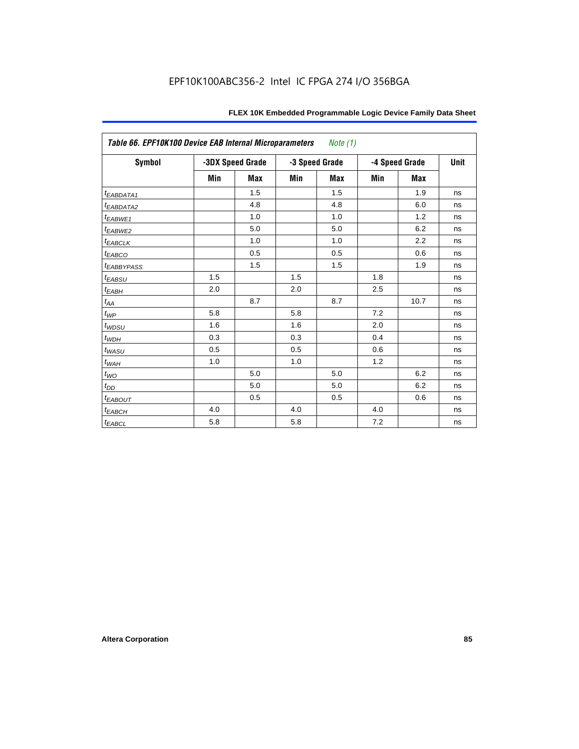EPF10K100ABC356-2 Intel IC FPGA 274 I/O 356BGA

| Table 66. EPF10K100 Device EAB Internal Microparameters *Note (1)* | | | | | | | |
|---|---|---|---|---|---|---|---|
| Symbol | -3DX Speed Grade | | -3 Speed Grade | | -4 Speed Grade | | Unit |
| | Min | Max | Min | Max | Min | Max | |
| $t_{EABDATA1}$ | | 1.5 | | 1.5 | | 1.9 | ns |
| $t_{EABDATA2}$ | | 4.8 | | 4.8 | | 6.0 | ns |
| $t_{EABWE1}$ | | 1.0 | | 1.0 | | 1.2 | ns |
| $t_{EABWE2}$ | | 5.0 | | 5.0 | | 6.2 | ns |
| $t_{EABCLK}$ | | 1.0 | | 1.0 | | 2.2 | ns |
| $t_{EABCO}$ | | 0.5 | | 0.5 | | 0.6 | ns |
| $t_{EABBYPASS}$ | | 1.5 | | 1.5 | | 1.9 | ns |
| $t_{EABSU}$ | 1.5 | | 1.5 | | 1.8 | | ns |
| $t_{EABH}$ | 2.0 | | 2.0 | | 2.5 | | ns |
| $t_{AA}$ | | 8.7 | | 8.7 | | 10.7 | ns |
| $t_{WP}$ | 5.8 | | 5.8 | | 7.2 | | ns |
| $t_{WDSU}$ | 1.6 | | 1.6 | | 2.0 | | ns |
| $t_{WDH}$ | 0.3 | | 0.3 | | 0.4 | | ns |
| $t_{WASU}$ | 0.5 | | 0.5 | | 0.6 | | ns |
| $t_{WAH}$ | 1.0 | | 1.0 | | 1.2 | | ns |
| $t_{WO}$ | | 5.0 | | 5.0 | | 6.2 | ns |
| $t_{DD}$ | | 5.0 | | 5.0 | | 6.2 | ns |
| $t_{EABOUT}$ | | 0.5 | | 0.5 | | 0.6 | ns |
| $t_{EABCH}$ | 4.0 | | 4.0 | | 4.0 | | ns |
| $t_{EABCL}$ | 5.8 | | 5.8 | | 7.2 | | ns |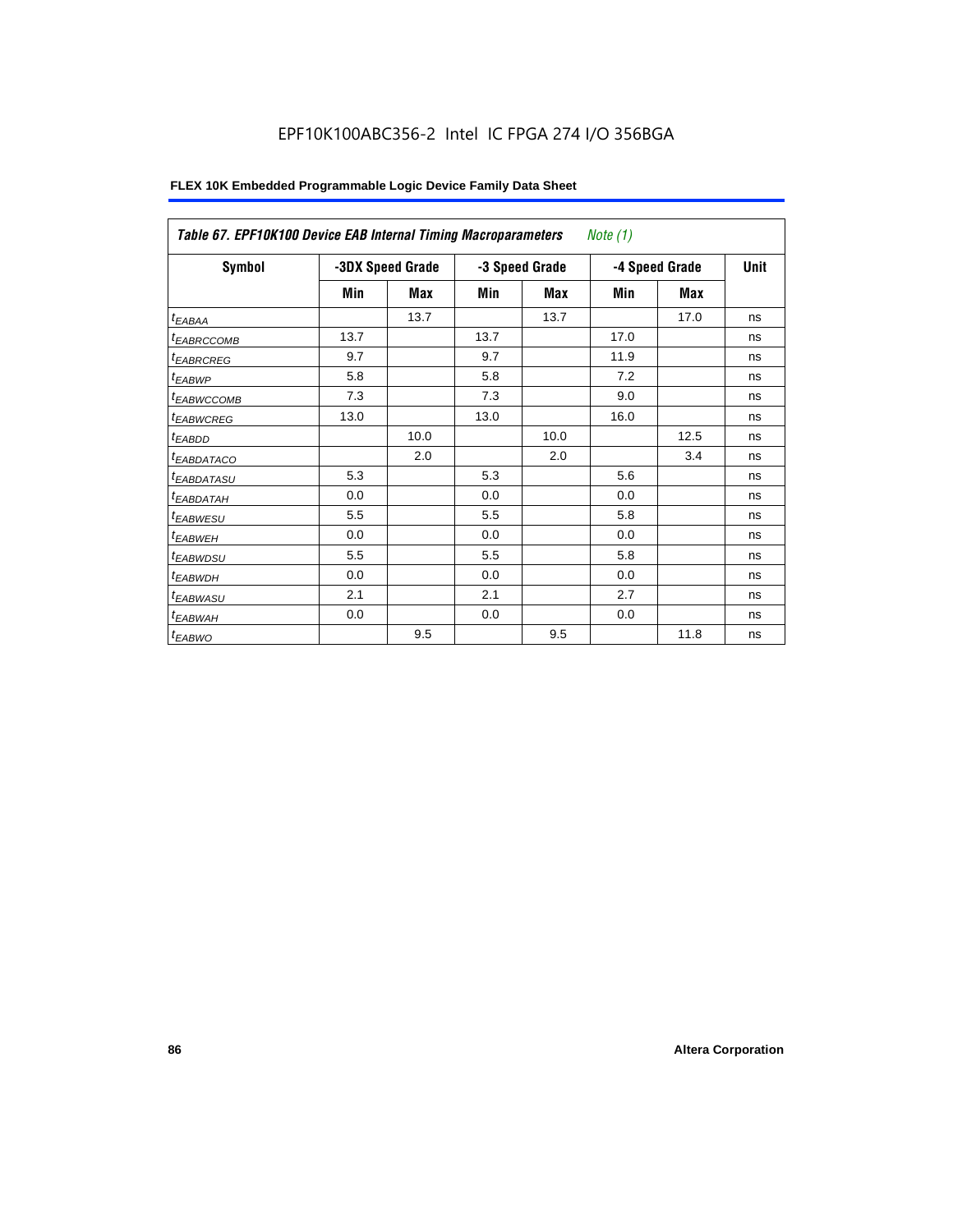EPF10K100ABC356-2 Intel IC FPGA 274 I/O 356BGA

**FLEX 10K Embedded Programmable Logic Device Family Data Sheet**

| *Table 67. EPF10K100 Device EAB Internal Timing Macroparameters* *Note (1)* | | | | | | | |
|---|---|---|---|---|---|---|---|
| **Symbol** | **-3DX Speed Grade** | | **-3 Speed Grade** | | **-4 Speed Grade** | | **Unit** |
| | **Min** | **Max** | **Min** | **Max** | **Min** | **Max** | |
| $t_{EABAA}$ | | 13.7 | | 13.7 | | 17.0 | ns |
| $t_{EABRCCOMB}$ | 13.7 | | 13.7 | | 17.0 | | ns |
| $t_{EABRCREG}$ | 9.7 | | 9.7 | | 11.9 | | ns |
| $t_{EABWP}$ | 5.8 | | 5.8 | | 7.2 | | ns |
| $t_{EABWCCOMB}$ | 7.3 | | 7.3 | | 9.0 | | ns |
| $t_{EABWCREG}$ | 13.0 | | 13.0 | | 16.0 | | ns |
| $t_{EABDD}$ | | 10.0 | | 10.0 | | 12.5 | ns |
| $t_{EABDATACO}$ | | 2.0 | | 2.0 | | 3.4 | ns |
| $t_{EABDATASU}$ | 5.3 | | 5.3 | | 5.6 | | ns |
| $t_{EABDATAH}$ | 0.0 | | 0.0 | | 0.0 | | ns |
| $t_{EABWESU}$ | 5.5 | | 5.5 | | 5.8 | | ns |
| $t_{EABWEH}$ | 0.0 | | 0.0 | | 0.0 | | ns |
| $t_{EABWDSU}$ | 5.5 | | 5.5 | | 5.8 | | ns |
| $t_{EABWDH}$ | 0.0 | | 0.0 | | 0.0 | | ns |
| $t_{EABWASU}$ | 2.1 | | 2.1 | | 2.7 | | ns |
| $t_{EABWAH}$ | 0.0 | | 0.0 | | 0.0 | | ns |
| $t_{EABWO}$ | | 9.5 | | 9.5 | | 11.8 | ns |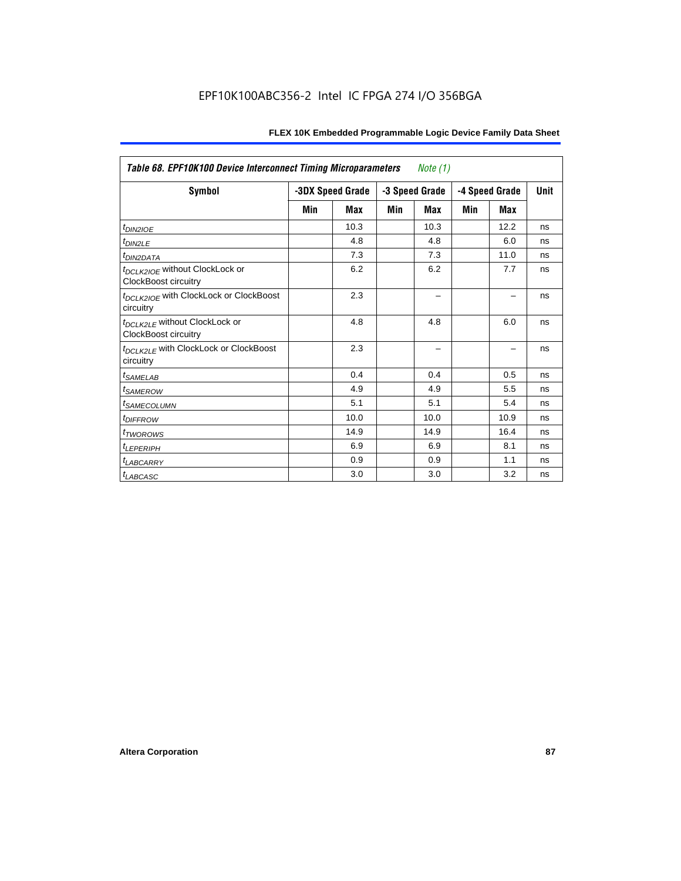*Table 68. EPF10K100 Device Interconnect Timing Microparameters — Note (1)*

| Symbol | -3DX Speed Grade | | -3 Speed Grade | | -4 Speed Grade | | Unit |
|---|---|---|---|---|---|---|---|
| | Min | Max | Min | Max | Min | Max | |
| $t_{DIN2IOE}$ | | 10.3 | | 10.3 | | 12.2 | ns |
| $t_{DIN2LE}$ | | 4.8 | | 4.8 | | 6.0 | ns |
| $t_{DIN2DATA}$ | | 7.3 | | 7.3 | | 11.0 | ns |
| $t_{DCLK2IOE}$ without ClockLock or ClockBoost circuitry | | 6.2 | | 6.2 | | 7.7 | ns |
| $t_{DCLK2IOE}$ with ClockLock or ClockBoost circuitry | | 2.3 | | – | | – | ns |
| $t_{DCLK2LE}$ without ClockLock or ClockBoost circuitry | | 4.8 | | 4.8 | | 6.0 | ns |
| $t_{DCLK2LE}$ with ClockLock or ClockBoost circuitry | | 2.3 | | – | | – | ns |
| $t_{SAMELAB}$ | | 0.4 | | 0.4 | | 0.5 | ns |
| $t_{SAMEROW}$ | | 4.9 | | 4.9 | | 5.5 | ns |
| $t_{SAMECOLUMN}$ | | 5.1 | | 5.1 | | 5.4 | ns |
| $t_{DIFFROW}$ | | 10.0 | | 10.0 | | 10.9 | ns |
| $t_{TWOROWS}$ | | 14.9 | | 14.9 | | 16.4 | ns |
| $t_{LEPERIPH}$ | | 6.9 | | 6.9 | | 8.1 | ns |
| $t_{LABCARRY}$ | | 0.9 | | 0.9 | | 1.1 | ns |
| $t_{LABCASC}$ | | 3.0 | | 3.0 | | 3.2 | ns |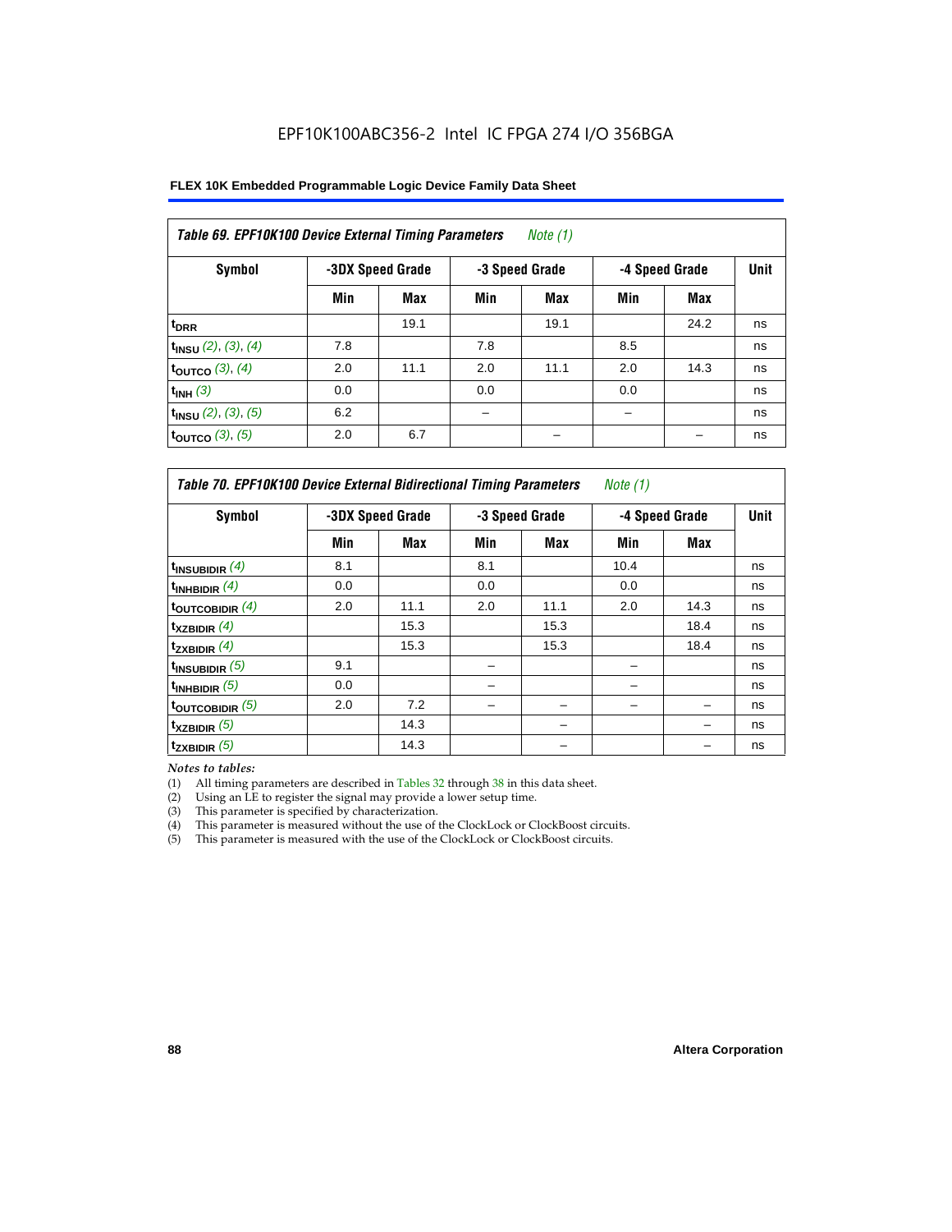EPF10K100ABC356-2 Intel IC FPGA 274 I/O 356BGA

**FLEX 10K Embedded Programmable Logic Device Family Data Sheet**

| *Table 69. EPF10K100 Device External Timing Parameters* *Note (1)* | | | | | | | |
|---|---|---|---|---|---|---|---|
| **Symbol** | **-3DX Speed Grade** | | **-3 Speed Grade** | | **-4 Speed Grade** | | **Unit** |
| | **Min** | **Max** | **Min** | **Max** | **Min** | **Max** | |
| $t_{DRR}$ | | 19.1 | | 19.1 | | 24.2 | ns |
| $t_{INSU}$ *(2), (3), (4)* | 7.8 | | 7.8 | | 8.5 | | ns |
| $t_{OUTCO}$ *(3), (4)* | 2.0 | 11.1 | 2.0 | 11.1 | 2.0 | 14.3 | ns |
| $t_{INH}$ *(3)* | 0.0 | | 0.0 | | 0.0 | | ns |
| $t_{INSU}$ *(2), (3), (5)* | 6.2 | | – | | – | | ns |
| $t_{OUTCO}$ *(3), (5)* | 2.0 | 6.7 | | – | | – | ns |

| *Table 70. EPF10K100 Device External Bidirectional Timing Parameters* *Note (1)* | | | | | | | |
|---|---|---|---|---|---|---|---|
| **Symbol** | **-3DX Speed Grade** | | **-3 Speed Grade** | | **-4 Speed Grade** | | **Unit** |
| | **Min** | **Max** | **Min** | **Max** | **Min** | **Max** | |
| $t_{INSUBIDIR}$ *(4)* | 8.1 | | 8.1 | | 10.4 | | ns |
| $t_{INHBIDIR}$ *(4)* | 0.0 | | 0.0 | | 0.0 | | ns |
| $t_{OUTCOBIDIR}$ *(4)* | 2.0 | 11.1 | 2.0 | 11.1 | 2.0 | 14.3 | ns |
| $t_{XZBIDIR}$ *(4)* | | 15.3 | | 15.3 | | 18.4 | ns |
| $t_{ZXBIDIR}$ *(4)* | | 15.3 | | 15.3 | | 18.4 | ns |
| $t_{INSUBIDIR}$ *(5)* | 9.1 | | – | | – | | ns |
| $t_{INHBIDIR}$ *(5)* | 0.0 | | – | | – | | ns |
| $t_{OUTCOBIDIR}$ *(5)* | 2.0 | 7.2 | – | – | – | – | ns |
| $t_{XZBIDIR}$ *(5)* | | 14.3 | | – | | – | ns |
| $t_{ZXBIDIR}$ *(5)* | | 14.3 | | – | | – | ns |

*Notes to tables:*

(1) All timing parameters are described in Tables 32 through 38 in this data sheet.
(2) Using an LE to register the signal may provide a lower setup time.
(3) This parameter is specified by characterization.
(4) This parameter is measured without the use of the ClockLock or ClockBoost circuits.
(5) This parameter is measured with the use of the ClockLock or ClockBoost circuits.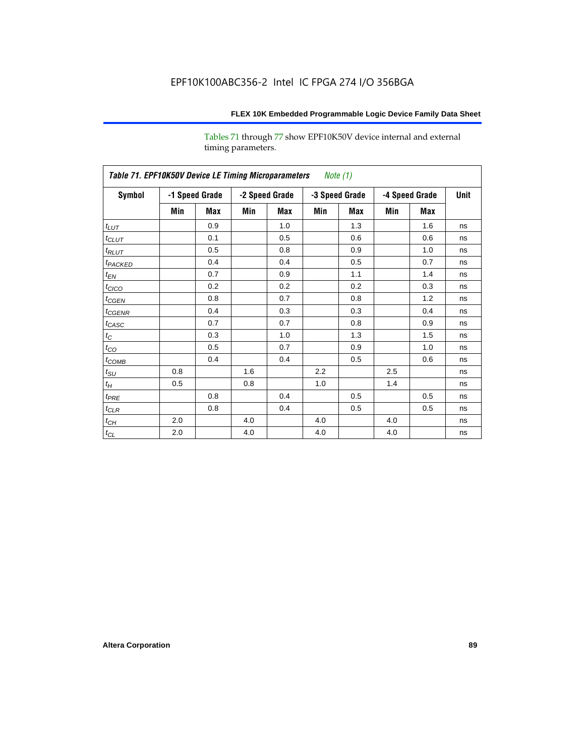Tables 71 through 77 show EPF10K50V device internal and external timing parameters.

| *Table 71. EPF10K50V Device LE Timing Microparameters* *Note (1)* | | | | | | | | | |
|---|---|---|---|---|---|---|---|---|---|
| **Symbol** | **-1 Speed Grade** | | **-2 Speed Grade** | | **-3 Speed Grade** | | **-4 Speed Grade** | | **Unit** |
| | **Min** | **Max** | **Min** | **Max** | **Min** | **Max** | **Min** | **Max** | |
| $t_{LUT}$ | | 0.9 | | 1.0 | | 1.3 | | 1.6 | ns |
| $t_{CLUT}$ | | 0.1 | | 0.5 | | 0.6 | | 0.6 | ns |
| $t_{RLUT}$ | | 0.5 | | 0.8 | | 0.9 | | 1.0 | ns |
| $t_{PACKED}$ | | 0.4 | | 0.4 | | 0.5 | | 0.7 | ns |
| $t_{EN}$ | | 0.7 | | 0.9 | | 1.1 | | 1.4 | ns |
| $t_{CICO}$ | | 0.2 | | 0.2 | | 0.2 | | 0.3 | ns |
| $t_{CGEN}$ | | 0.8 | | 0.7 | | 0.8 | | 1.2 | ns |
| $t_{CGENR}$ | | 0.4 | | 0.3 | | 0.3 | | 0.4 | ns |
| $t_{CASC}$ | | 0.7 | | 0.7 | | 0.8 | | 0.9 | ns |
| $t_{C}$ | | 0.3 | | 1.0 | | 1.3 | | 1.5 | ns |
| $t_{CO}$ | | 0.5 | | 0.7 | | 0.9 | | 1.0 | ns |
| $t_{COMB}$ | | 0.4 | | 0.4 | | 0.5 | | 0.6 | ns |
| $t_{SU}$ | 0.8 | | 1.6 | | 2.2 | | 2.5 | | ns |
| $t_{H}$ | 0.5 | | 0.8 | | 1.0 | | 1.4 | | ns |
| $t_{PRE}$ | | 0.8 | | 0.4 | | 0.5 | | 0.5 | ns |
| $t_{CLR}$ | | 0.8 | | 0.4 | | 0.5 | | 0.5 | ns |
| $t_{CH}$ | 2.0 | | 4.0 | | 4.0 | | 4.0 | | ns |
| $t_{CL}$ | 2.0 | | 4.0 | | 4.0 | | 4.0 | | ns |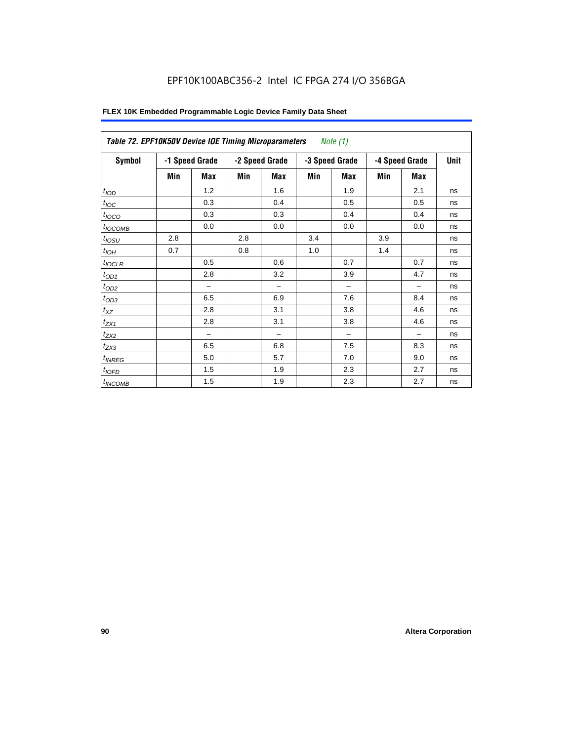EPF10K100ABC356-2 Intel IC FPGA 274 I/O 356BGA

| Table 72. EPF10K50V Device IOE Timing Microparameters *Note (1)* | | | | | | | | | |
|---|---|---|---|---|---|---|---|---|---|
| Symbol | -1 Speed Grade | | -2 Speed Grade | | -3 Speed Grade | | -4 Speed Grade | | Unit |
| | Min | Max | Min | Max | Min | Max | Min | Max | |
| $t_{IOD}$ | | 1.2 | | 1.6 | | 1.9 | | 2.1 | ns |
| $t_{IOC}$ | | 0.3 | | 0.4 | | 0.5 | | 0.5 | ns |
| $t_{IOCO}$ | | 0.3 | | 0.3 | | 0.4 | | 0.4 | ns |
| $t_{IOCOMB}$ | | 0.0 | | 0.0 | | 0.0 | | 0.0 | ns |
| $t_{IOSU}$ | 2.8 | | 2.8 | | 3.4 | | 3.9 | | ns |
| $t_{IOH}$ | 0.7 | | 0.8 | | 1.0 | | 1.4 | | ns |
| $t_{IOCLR}$ | | 0.5 | | 0.6 | | 0.7 | | 0.7 | ns |
| $t_{OD1}$ | | 2.8 | | 3.2 | | 3.9 | | 4.7 | ns |
| $t_{OD2}$ | | – | | – | | – | | – | ns |
| $t_{OD3}$ | | 6.5 | | 6.9 | | 7.6 | | 8.4 | ns |
| $t_{XZ}$ | | 2.8 | | 3.1 | | 3.8 | | 4.6 | ns |
| $t_{ZX1}$ | | 2.8 | | 3.1 | | 3.8 | | 4.6 | ns |
| $t_{ZX2}$ | | – | | – | | – | | – | ns |
| $t_{ZX3}$ | | 6.5 | | 6.8 | | 7.5 | | 8.3 | ns |
| $t_{INREG}$ | | 5.0 | | 5.7 | | 7.0 | | 9.0 | ns |
| $t_{IOFD}$ | | 1.5 | | 1.9 | | 2.3 | | 2.7 | ns |
| $t_{INCOMB}$ | | 1.5 | | 1.9 | | 2.3 | | 2.7 | ns |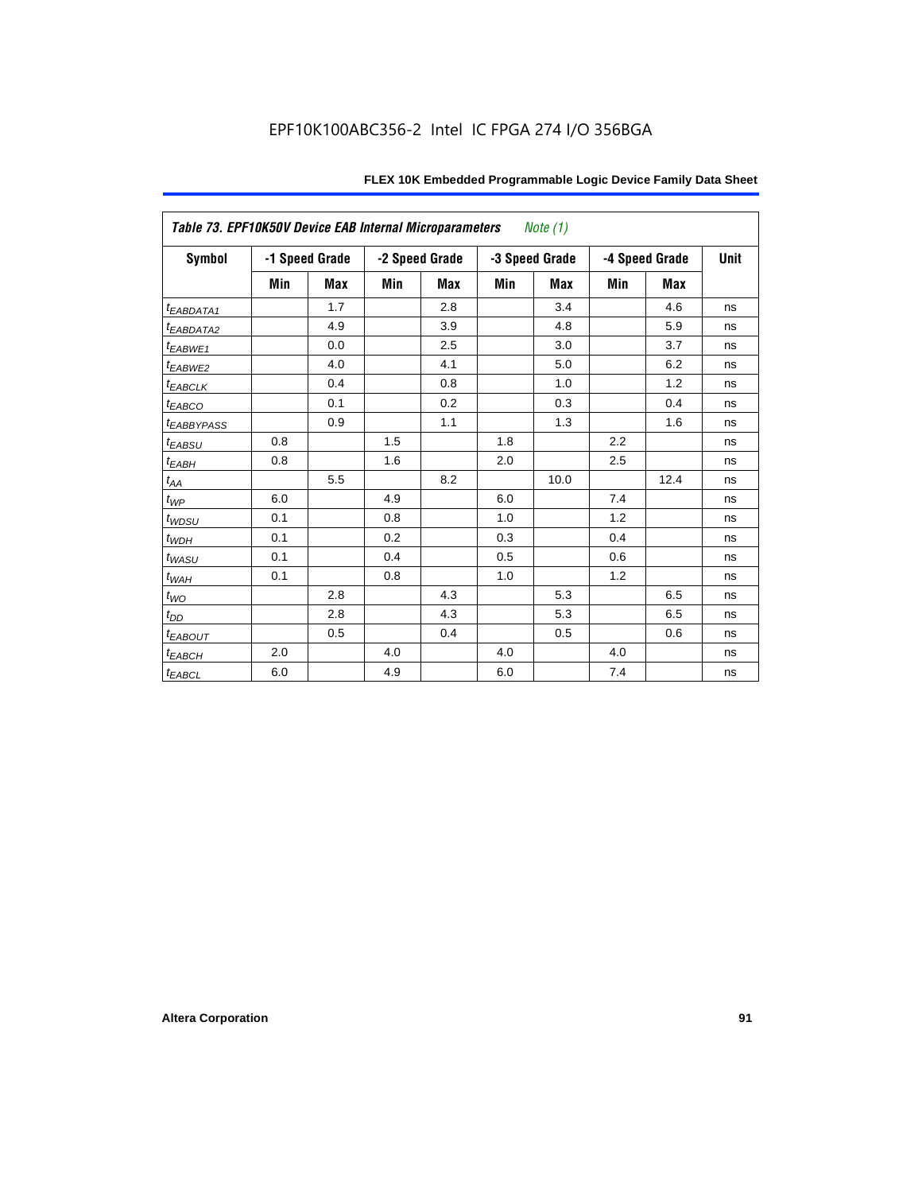| *Table 73. EPF10K50V Device EAB Internal Microparameters* *Note (1)* | | | | | | | | | |
|---|---|---|---|---|---|---|---|---|---|
| **Symbol** | **-1 Speed Grade** | | **-2 Speed Grade** | | **-3 Speed Grade** | | **-4 Speed Grade** | | **Unit** |
| | **Min** | **Max** | **Min** | **Max** | **Min** | **Max** | **Min** | **Max** | |
| $t_{EABDATA1}$ | | 1.7 | | 2.8 | | 3.4 | | 4.6 | ns |
| $t_{EABDATA2}$ | | 4.9 | | 3.9 | | 4.8 | | 5.9 | ns |
| $t_{EABWE1}$ | | 0.0 | | 2.5 | | 3.0 | | 3.7 | ns |
| $t_{EABWE2}$ | | 4.0 | | 4.1 | | 5.0 | | 6.2 | ns |
| $t_{EABCLK}$ | | 0.4 | | 0.8 | | 1.0 | | 1.2 | ns |
| $t_{EABCO}$ | | 0.1 | | 0.2 | | 0.3 | | 0.4 | ns |
| $t_{EABBYPASS}$ | | 0.9 | | 1.1 | | 1.3 | | 1.6 | ns |
| $t_{EABSU}$ | 0.8 | | 1.5 | | 1.8 | | 2.2 | | ns |
| $t_{EABH}$ | 0.8 | | 1.6 | | 2.0 | | 2.5 | | ns |
| $t_{AA}$ | | 5.5 | | 8.2 | | 10.0 | | 12.4 | ns |
| $t_{WP}$ | 6.0 | | 4.9 | | 6.0 | | 7.4 | | ns |
| $t_{WDSU}$ | 0.1 | | 0.8 | | 1.0 | | 1.2 | | ns |
| $t_{WDH}$ | 0.1 | | 0.2 | | 0.3 | | 0.4 | | ns |
| $t_{WASU}$ | 0.1 | | 0.4 | | 0.5 | | 0.6 | | ns |
| $t_{WAH}$ | 0.1 | | 0.8 | | 1.0 | | 1.2 | | ns |
| $t_{WO}$ | | 2.8 | | 4.3 | | 5.3 | | 6.5 | ns |
| $t_{DD}$ | | 2.8 | | 4.3 | | 5.3 | | 6.5 | ns |
| $t_{EABOUT}$ | | 0.5 | | 0.4 | | 0.5 | | 0.6 | ns |
| $t_{EABCH}$ | 2.0 | | 4.0 | | 4.0 | | 4.0 | | ns |
| $t_{EABCL}$ | 6.0 | | 4.9 | | 6.0 | | 7.4 | | ns |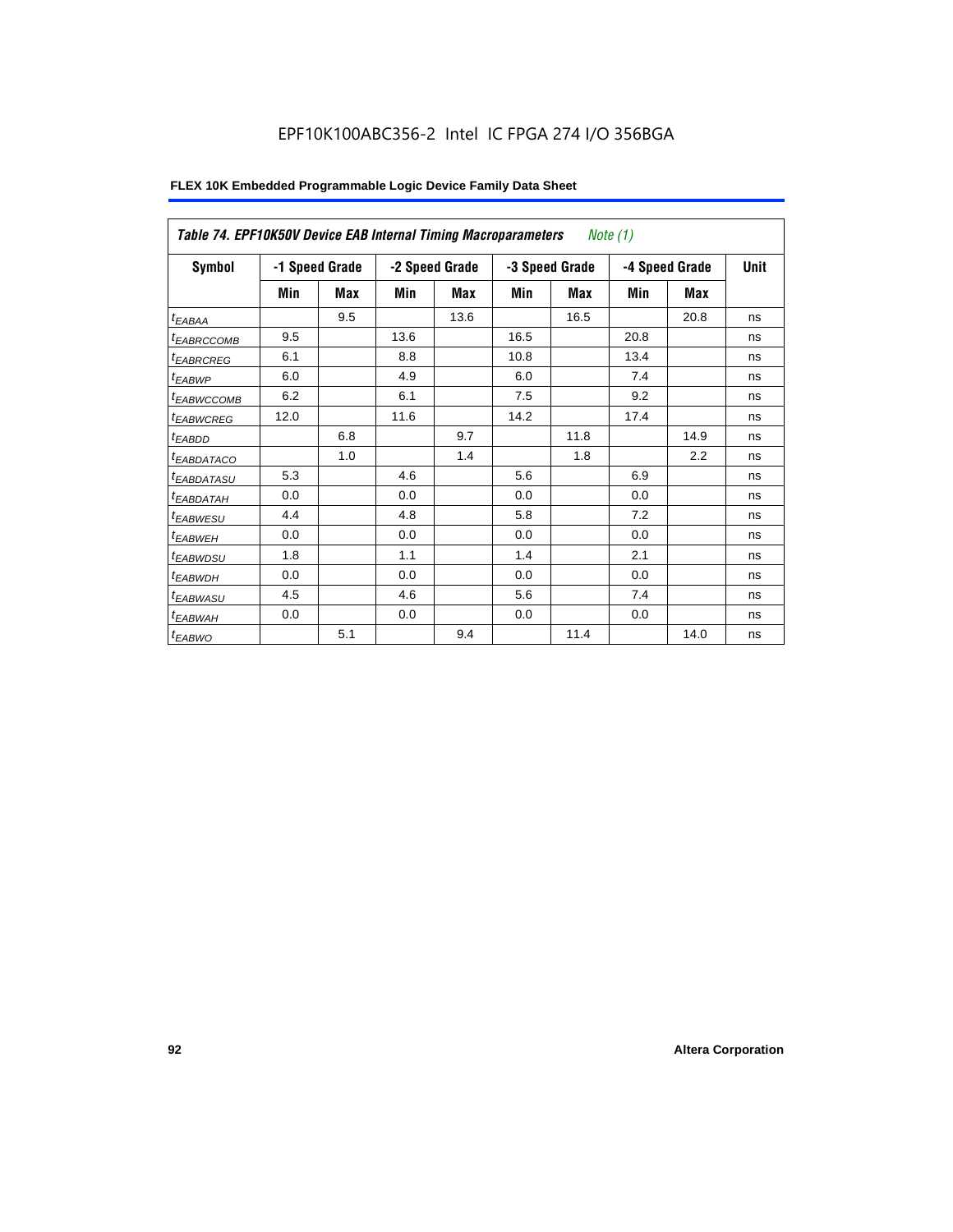| *Table 74. EPF10K50V Device EAB Internal Timing Macroparameters* *Note (1)* | | | | | | | | | |
|---|---|---|---|---|---|---|---|---|---|
| **Symbol** | **-1 Speed Grade** | | **-2 Speed Grade** | | **-3 Speed Grade** | | **-4 Speed Grade** | | **Unit** |
| | **Min** | **Max** | **Min** | **Max** | **Min** | **Max** | **Min** | **Max** | |
| $t_{EABAA}$ | | 9.5 | | 13.6 | | 16.5 | | 20.8 | ns |
| $t_{EABRCCOMB}$ | 9.5 | | 13.6 | | 16.5 | | 20.8 | | ns |
| $t_{EABRCREG}$ | 6.1 | | 8.8 | | 10.8 | | 13.4 | | ns |
| $t_{EABWP}$ | 6.0 | | 4.9 | | 6.0 | | 7.4 | | ns |
| $t_{EABWCCOMB}$ | 6.2 | | 6.1 | | 7.5 | | 9.2 | | ns |
| $t_{EABWCREG}$ | 12.0 | | 11.6 | | 14.2 | | 17.4 | | ns |
| $t_{EABDD}$ | | 6.8 | | 9.7 | | 11.8 | | 14.9 | ns |
| $t_{EABDATACO}$ | | 1.0 | | 1.4 | | 1.8 | | 2.2 | ns |
| $t_{EABDATASU}$ | 5.3 | | 4.6 | | 5.6 | | 6.9 | | ns |
| $t_{EABDATAH}$ | 0.0 | | 0.0 | | 0.0 | | 0.0 | | ns |
| $t_{EABWESU}$ | 4.4 | | 4.8 | | 5.8 | | 7.2 | | ns |
| $t_{EABWEH}$ | 0.0 | | 0.0 | | 0.0 | | 0.0 | | ns |
| $t_{EABWDSU}$ | 1.8 | | 1.1 | | 1.4 | | 2.1 | | ns |
| $t_{EABWDH}$ | 0.0 | | 0.0 | | 0.0 | | 0.0 | | ns |
| $t_{EABWASU}$ | 4.5 | | 4.6 | | 5.6 | | 7.4 | | ns |
| $t_{EABWAH}$ | 0.0 | | 0.0 | | 0.0 | | 0.0 | | ns |
| $t_{EABWO}$ | | 5.1 | | 9.4 | | 11.4 | | 14.0 | ns |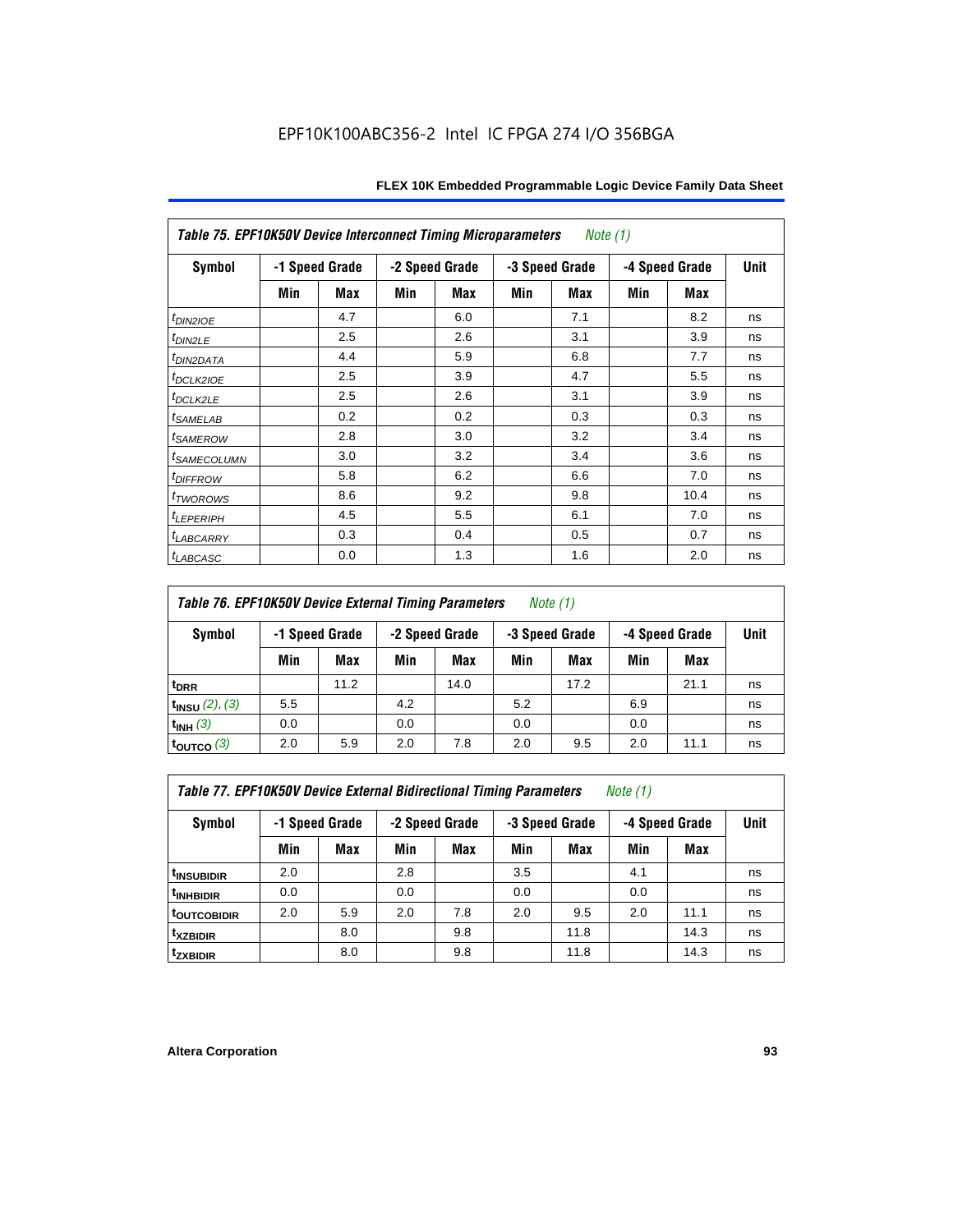EPF10K100ABC356-2 Intel IC FPGA 274 I/O 356BGA

**Table 75. EPF10K50V Device Interconnect Timing Microparameters** *Note (1)*

| Symbol | -1 Speed Grade | | -2 Speed Grade | | -3 Speed Grade | | -4 Speed Grade | | Unit |
|---|---|---|---|---|---|---|---|---|---|
| | Min | Max | Min | Max | Min | Max | Min | Max | |
| $t_{DIN2IOE}$ | | 4.7 | | 6.0 | | 7.1 | | 8.2 | ns |
| $t_{DIN2LE}$ | | 2.5 | | 2.6 | | 3.1 | | 3.9 | ns |
| $t_{DIN2DATA}$ | | 4.4 | | 5.9 | | 6.8 | | 7.7 | ns |
| $t_{DCLK2IOE}$ | | 2.5 | | 3.9 | | 4.7 | | 5.5 | ns |
| $t_{DCLK2LE}$ | | 2.5 | | 2.6 | | 3.1 | | 3.9 | ns |
| $t_{SAMELAB}$ | | 0.2 | | 0.2 | | 0.3 | | 0.3 | ns |
| $t_{SAMEROW}$ | | 2.8 | | 3.0 | | 3.2 | | 3.4 | ns |
| $t_{SAMECOLUMN}$ | | 3.0 | | 3.2 | | 3.4 | | 3.6 | ns |
| $t_{DIFFROW}$ | | 5.8 | | 6.2 | | 6.6 | | 7.0 | ns |
| $t_{TWOROWS}$ | | 8.6 | | 9.2 | | 9.8 | | 10.4 | ns |
| $t_{LEPERIPH}$ | | 4.5 | | 5.5 | | 6.1 | | 7.0 | ns |
| $t_{LABCARRY}$ | | 0.3 | | 0.4 | | 0.5 | | 0.7 | ns |
| $t_{LABCASC}$ | | 0.0 | | 1.3 | | 1.6 | | 2.0 | ns |

**Table 76. EPF10K50V Device External Timing Parameters** *Note (1)*

| Symbol | -1 Speed Grade | | -2 Speed Grade | | -3 Speed Grade | | -4 Speed Grade | | Unit |
|---|---|---|---|---|---|---|---|---|---|
| | Min | Max | Min | Max | Min | Max | Min | Max | |
| $t_{DRR}$ | | 11.2 | | 14.0 | | 17.2 | | 21.1 | ns |
| $t_{INSU}$ *(2), (3)* | 5.5 | | 4.2 | | 5.2 | | 6.9 | | ns |
| $t_{INH}$ *(3)* | 0.0 | | 0.0 | | 0.0 | | 0.0 | | ns |
| $t_{OUTCO}$ *(3)* | 2.0 | 5.9 | 2.0 | 7.8 | 2.0 | 9.5 | 2.0 | 11.1 | ns |

**Table 77. EPF10K50V Device External Bidirectional Timing Parameters** *Note (1)*

| Symbol | -1 Speed Grade | | -2 Speed Grade | | -3 Speed Grade | | -4 Speed Grade | | Unit |
|---|---|---|---|---|---|---|---|---|---|
| | Min | Max | Min | Max | Min | Max | Min | Max | |
| $t_{INSUBIDIR}$ | 2.0 | | 2.8 | | 3.5 | | 4.1 | | ns |
| $t_{INHBIDIR}$ | 0.0 | | 0.0 | | 0.0 | | 0.0 | | ns |
| $t_{OUTCOBIDIR}$ | 2.0 | 5.9 | 2.0 | 7.8 | 2.0 | 9.5 | 2.0 | 11.1 | ns |
| $t_{XZBIDIR}$ | | 8.0 | | 9.8 | | 11.8 | | 14.3 | ns |
| $t_{ZXBIDIR}$ | | 8.0 | | 9.8 | | 11.8 | | 14.3 | ns |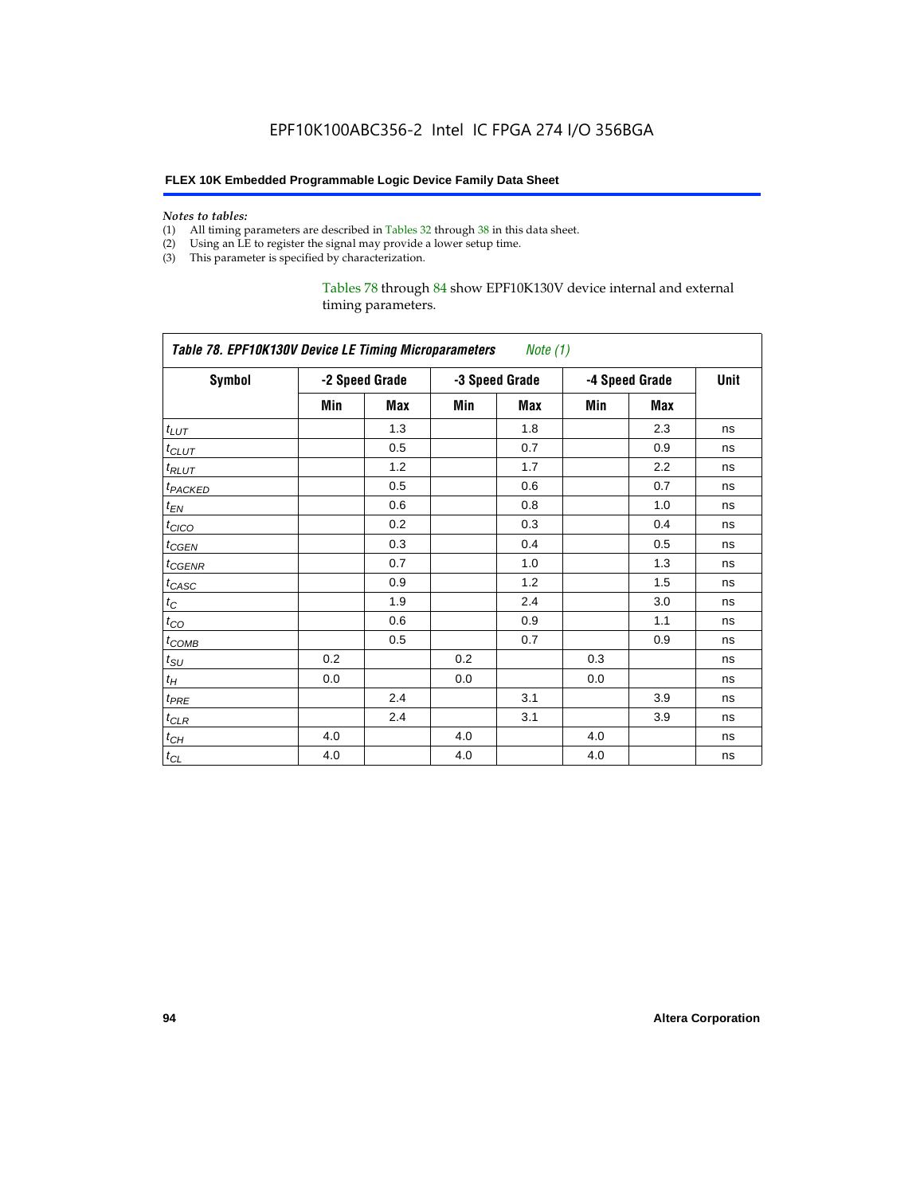*Notes to tables:*

(1) All timing parameters are described in Tables 32 through 38 in this data sheet.
(2) Using an LE to register the signal may provide a lower setup time.
(3) This parameter is specified by characterization.

Tables 78 through 84 show EPF10K130V device internal and external timing parameters.

**Table 78. EPF10K130V Device LE Timing Microparameters** *Note (1)*

| Symbol | -2 Speed Grade | | -3 Speed Grade | | -4 Speed Grade | | Unit |
|---|---|---|---|---|---|---|---|
| | Min | Max | Min | Max | Min | Max | |
| $t_{LUT}$ | | 1.3 | | 1.8 | | 2.3 | ns |
| $t_{CLUT}$ | | 0.5 | | 0.7 | | 0.9 | ns |
| $t_{RLUT}$ | | 1.2 | | 1.7 | | 2.2 | ns |
| $t_{PACKED}$ | | 0.5 | | 0.6 | | 0.7 | ns |
| $t_{EN}$ | | 0.6 | | 0.8 | | 1.0 | ns |
| $t_{CICO}$ | | 0.2 | | 0.3 | | 0.4 | ns |
| $t_{CGEN}$ | | 0.3 | | 0.4 | | 0.5 | ns |
| $t_{CGENR}$ | | 0.7 | | 1.0 | | 1.3 | ns |
| $t_{CASC}$ | | 0.9 | | 1.2 | | 1.5 | ns |
| $t_C$ | | 1.9 | | 2.4 | | 3.0 | ns |
| $t_{CO}$ | | 0.6 | | 0.9 | | 1.1 | ns |
| $t_{COMB}$ | | 0.5 | | 0.7 | | 0.9 | ns |
| $t_{SU}$ | 0.2 | | 0.2 | | 0.3 | | ns |
| $t_H$ | 0.0 | | 0.0 | | 0.0 | | ns |
| $t_{PRE}$ | | 2.4 | | 3.1 | | 3.9 | ns |
| $t_{CLR}$ | | 2.4 | | 3.1 | | 3.9 | ns |
| $t_{CH}$ | 4.0 | | 4.0 | | 4.0 | | ns |
| $t_{CL}$ | 4.0 | | 4.0 | | 4.0 | | ns |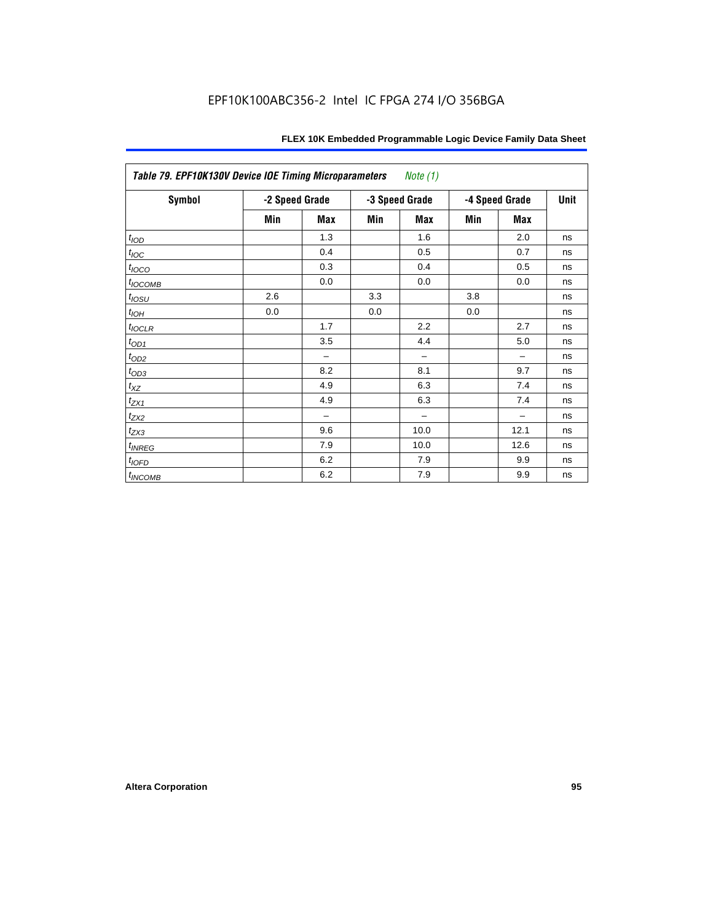### Table 79. EPF10K130V Device IOE Timing Microparameters *Note (1)*

| Symbol | -2 Speed Grade | | -3 Speed Grade | | -4 Speed Grade | | Unit |
|---|---|---|---|---|---|---|---|
| | Min | Max | Min | Max | Min | Max | |
| $t_{IOD}$ | | 1.3 | | 1.6 | | 2.0 | ns |
| $t_{IOC}$ | | 0.4 | | 0.5 | | 0.7 | ns |
| $t_{IOCO}$ | | 0.3 | | 0.4 | | 0.5 | ns |
| $t_{IOCOMB}$ | | 0.0 | | 0.0 | | 0.0 | ns |
| $t_{IOSU}$ | 2.6 | | 3.3 | | 3.8 | | ns |
| $t_{IOH}$ | 0.0 | | 0.0 | | 0.0 | | ns |
| $t_{IOCLR}$ | | 1.7 | | 2.2 | | 2.7 | ns |
| $t_{OD1}$ | | 3.5 | | 4.4 | | 5.0 | ns |
| $t_{OD2}$ | | – | | – | | – | ns |
| $t_{OD3}$ | | 8.2 | | 8.1 | | 9.7 | ns |
| $t_{XZ}$ | | 4.9 | | 6.3 | | 7.4 | ns |
| $t_{ZX1}$ | | 4.9 | | 6.3 | | 7.4 | ns |
| $t_{ZX2}$ | | – | | – | | – | ns |
| $t_{ZX3}$ | | 9.6 | | 10.0 | | 12.1 | ns |
| $t_{INREG}$ | | 7.9 | | 10.0 | | 12.6 | ns |
| $t_{IOFD}$ | | 6.2 | | 7.9 | | 9.9 | ns |
| $t_{INCOMB}$ | | 6.2 | | 7.9 | | 9.9 | ns |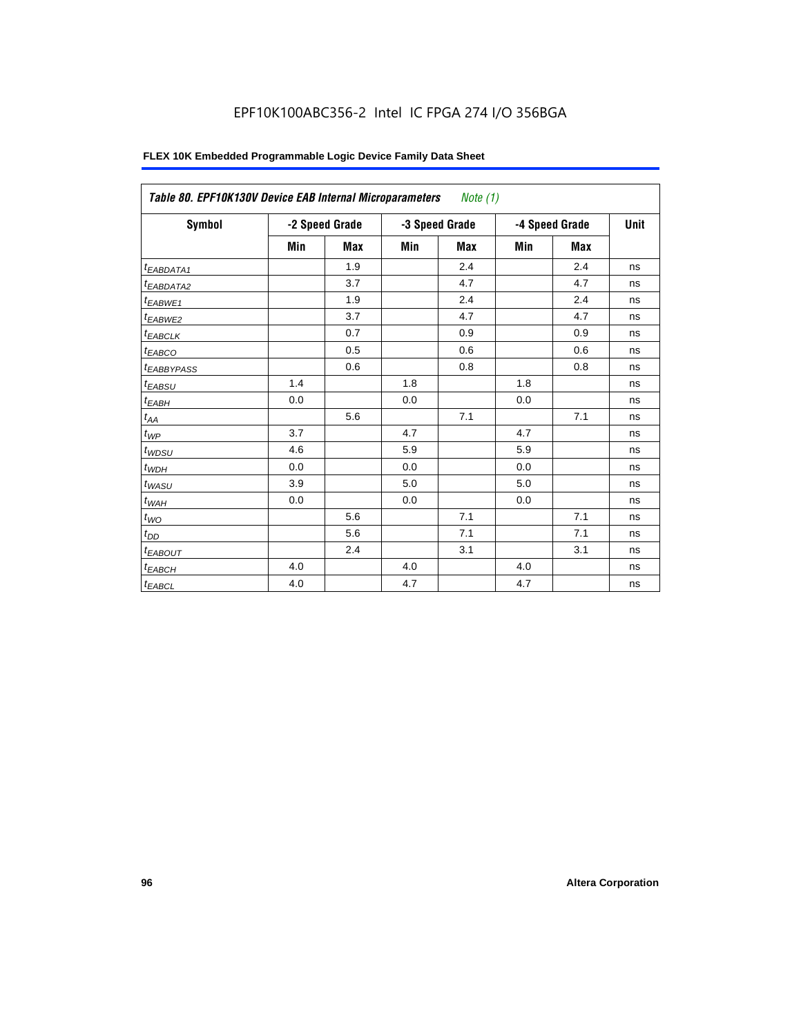| *Table 80. EPF10K130V Device EAB Internal Microparameters* Note (1) | | | | | | | |
|---|---|---|---|---|---|---|---|
| **Symbol** | **-2 Speed Grade** | | **-3 Speed Grade** | | **-4 Speed Grade** | | **Unit** |
| | **Min** | **Max** | **Min** | **Max** | **Min** | **Max** | |
| $t_{EABDATA1}$ | | 1.9 | | 2.4 | | 2.4 | ns |
| $t_{EABDATA2}$ | | 3.7 | | 4.7 | | 4.7 | ns |
| $t_{EABWE1}$ | | 1.9 | | 2.4 | | 2.4 | ns |
| $t_{EABWE2}$ | | 3.7 | | 4.7 | | 4.7 | ns |
| $t_{EABCLK}$ | | 0.7 | | 0.9 | | 0.9 | ns |
| $t_{EABCO}$ | | 0.5 | | 0.6 | | 0.6 | ns |
| $t_{EABBYPASS}$ | | 0.6 | | 0.8 | | 0.8 | ns |
| $t_{EABSU}$ | 1.4 | | 1.8 | | 1.8 | | ns |
| $t_{EABH}$ | 0.0 | | 0.0 | | 0.0 | | ns |
| $t_{AA}$ | | 5.6 | | 7.1 | | 7.1 | ns |
| $t_{WP}$ | 3.7 | | 4.7 | | 4.7 | | ns |
| $t_{WDSU}$ | 4.6 | | 5.9 | | 5.9 | | ns |
| $t_{WDH}$ | 0.0 | | 0.0 | | 0.0 | | ns |
| $t_{WASU}$ | 3.9 | | 5.0 | | 5.0 | | ns |
| $t_{WAH}$ | 0.0 | | 0.0 | | 0.0 | | ns |
| $t_{WO}$ | | 5.6 | | 7.1 | | 7.1 | ns |
| $t_{DD}$ | | 5.6 | | 7.1 | | 7.1 | ns |
| $t_{EABOUT}$ | | 2.4 | | 3.1 | | 3.1 | ns |
| $t_{EABCH}$ | 4.0 | | 4.0 | | 4.0 | | ns |
| $t_{EABCL}$ | 4.0 | | 4.7 | | 4.7 | | ns |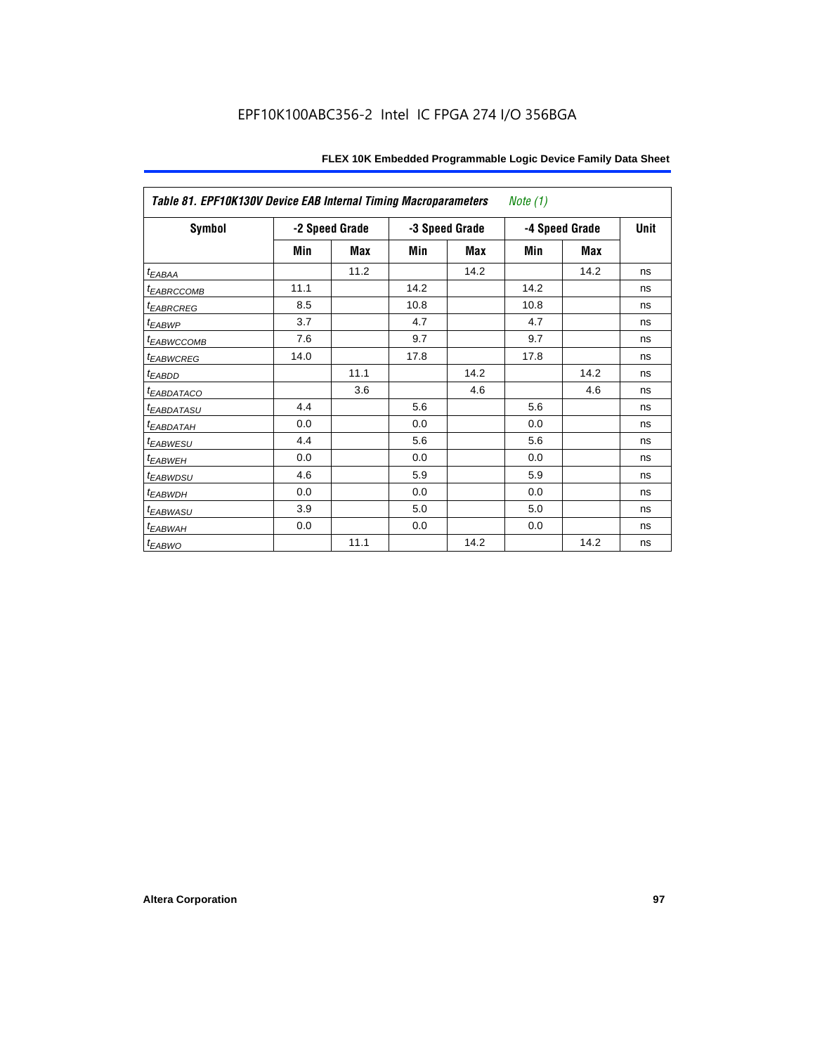| *Table 81. EPF10K130V Device EAB Internal Timing Macroparameters* *Note (1)* | | | | | | | |
|---|---|---|---|---|---|---|---|
| **Symbol** | **-2 Speed Grade** | | **-3 Speed Grade** | | **-4 Speed Grade** | | **Unit** |
| | **Min** | **Max** | **Min** | **Max** | **Min** | **Max** | |
| $t_{EABAA}$ | | 11.2 | | 14.2 | | 14.2 | ns |
| $t_{EABRCCOMB}$ | 11.1 | | 14.2 | | 14.2 | | ns |
| $t_{EABRCREG}$ | 8.5 | | 10.8 | | 10.8 | | ns |
| $t_{EABWP}$ | 3.7 | | 4.7 | | 4.7 | | ns |
| $t_{EABWCCOMB}$ | 7.6 | | 9.7 | | 9.7 | | ns |
| $t_{EABWCREG}$ | 14.0 | | 17.8 | | 17.8 | | ns |
| $t_{EABDD}$ | | 11.1 | | 14.2 | | 14.2 | ns |
| $t_{EABDATACO}$ | | 3.6 | | 4.6 | | 4.6 | ns |
| $t_{EABDATASU}$ | 4.4 | | 5.6 | | 5.6 | | ns |
| $t_{EABDATAH}$ | 0.0 | | 0.0 | | 0.0 | | ns |
| $t_{EABWESU}$ | 4.4 | | 5.6 | | 5.6 | | ns |
| $t_{EABWEH}$ | 0.0 | | 0.0 | | 0.0 | | ns |
| $t_{EABWDSU}$ | 4.6 | | 5.9 | | 5.9 | | ns |
| $t_{EABWDH}$ | 0.0 | | 0.0 | | 0.0 | | ns |
| $t_{EABWASU}$ | 3.9 | | 5.0 | | 5.0 | | ns |
| $t_{EABWAH}$ | 0.0 | | 0.0 | | 0.0 | | ns |
| $t_{EABWO}$ | | 11.1 | | 14.2 | | 14.2 | ns |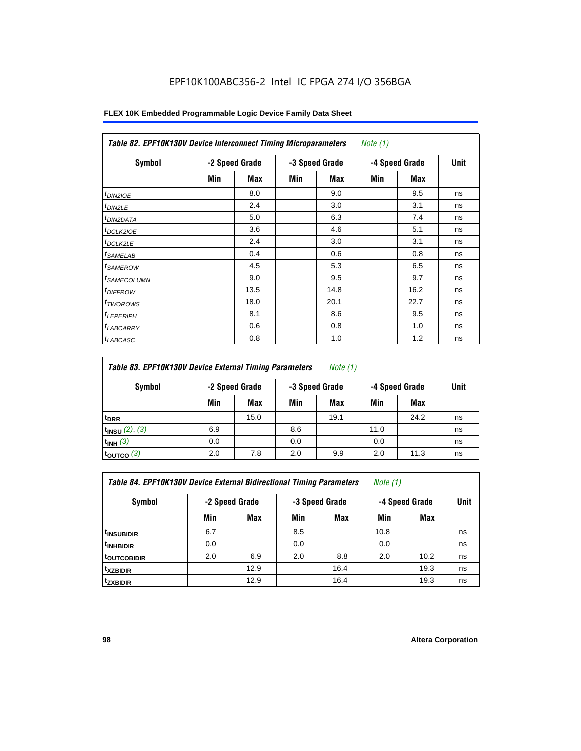EPF10K100ABC356-2 Intel IC FPGA 274 I/O 356BGA

**FLEX 10K Embedded Programmable Logic Device Family Data Sheet**

| *Table 82. EPF10K130V Device Interconnect Timing Microparameters* *Note (1)* | | | | | | | |
|---|---|---|---|---|---|---|---|
| **Symbol** | **-2 Speed Grade** | | **-3 Speed Grade** | | **-4 Speed Grade** | | **Unit** |
| | **Min** | **Max** | **Min** | **Max** | **Min** | **Max** | |
| $t_{DIN2IOE}$ | | 8.0 | | 9.0 | | 9.5 | ns |
| $t_{DIN2LE}$ | | 2.4 | | 3.0 | | 3.1 | ns |
| $t_{DIN2DATA}$ | | 5.0 | | 6.3 | | 7.4 | ns |
| $t_{DCLK2IOE}$ | | 3.6 | | 4.6 | | 5.1 | ns |
| $t_{DCLK2LE}$ | | 2.4 | | 3.0 | | 3.1 | ns |
| $t_{SAMELAB}$ | | 0.4 | | 0.6 | | 0.8 | ns |
| $t_{SAMEROW}$ | | 4.5 | | 5.3 | | 6.5 | ns |
| $t_{SAMECOLUMN}$ | | 9.0 | | 9.5 | | 9.7 | ns |
| $t_{DIFFROW}$ | | 13.5 | | 14.8 | | 16.2 | ns |
| $t_{TWOROWS}$ | | 18.0 | | 20.1 | | 22.7 | ns |
| $t_{LEPERIPH}$ | | 8.1 | | 8.6 | | 9.5 | ns |
| $t_{LABCARRY}$ | | 0.6 | | 0.8 | | 1.0 | ns |
| $t_{LABCASC}$ | | 0.8 | | 1.0 | | 1.2 | ns |

| *Table 83. EPF10K130V Device External Timing Parameters* *Note (1)* | | | | | | | |
|---|---|---|---|---|---|---|---|
| **Symbol** | **-2 Speed Grade** | | **-3 Speed Grade** | | **-4 Speed Grade** | | **Unit** |
| | **Min** | **Max** | **Min** | **Max** | **Min** | **Max** | |
| $t_{DRR}$ | | 15.0 | | 19.1 | | 24.2 | ns |
| $t_{INSU}$ *(2)*, *(3)* | 6.9 | | 8.6 | | 11.0 | | ns |
| $t_{INH}$ *(3)* | 0.0 | | 0.0 | | 0.0 | | ns |
| $t_{OUTCO}$ *(3)* | 2.0 | 7.8 | 2.0 | 9.9 | 2.0 | 11.3 | ns |

| *Table 84. EPF10K130V Device External Bidirectional Timing Parameters* *Note (1)* | | | | | | | |
|---|---|---|---|---|---|---|---|
| **Symbol** | **-2 Speed Grade** | | **-3 Speed Grade** | | **-4 Speed Grade** | | **Unit** |
| | **Min** | **Max** | **Min** | **Max** | **Min** | **Max** | |
| $t_{INSUBIDIR}$ | 6.7 | | 8.5 | | 10.8 | | ns |
| $t_{INHBIDIR}$ | 0.0 | | 0.0 | | 0.0 | | ns |
| $t_{OUTCOBIDIR}$ | 2.0 | 6.9 | 2.0 | 8.8 | 2.0 | 10.2 | ns |
| $t_{XZBIDIR}$ | | 12.9 | | 16.4 | | 19.3 | ns |
| $t_{ZXBIDIR}$ | | 12.9 | | 16.4 | | 19.3 | ns |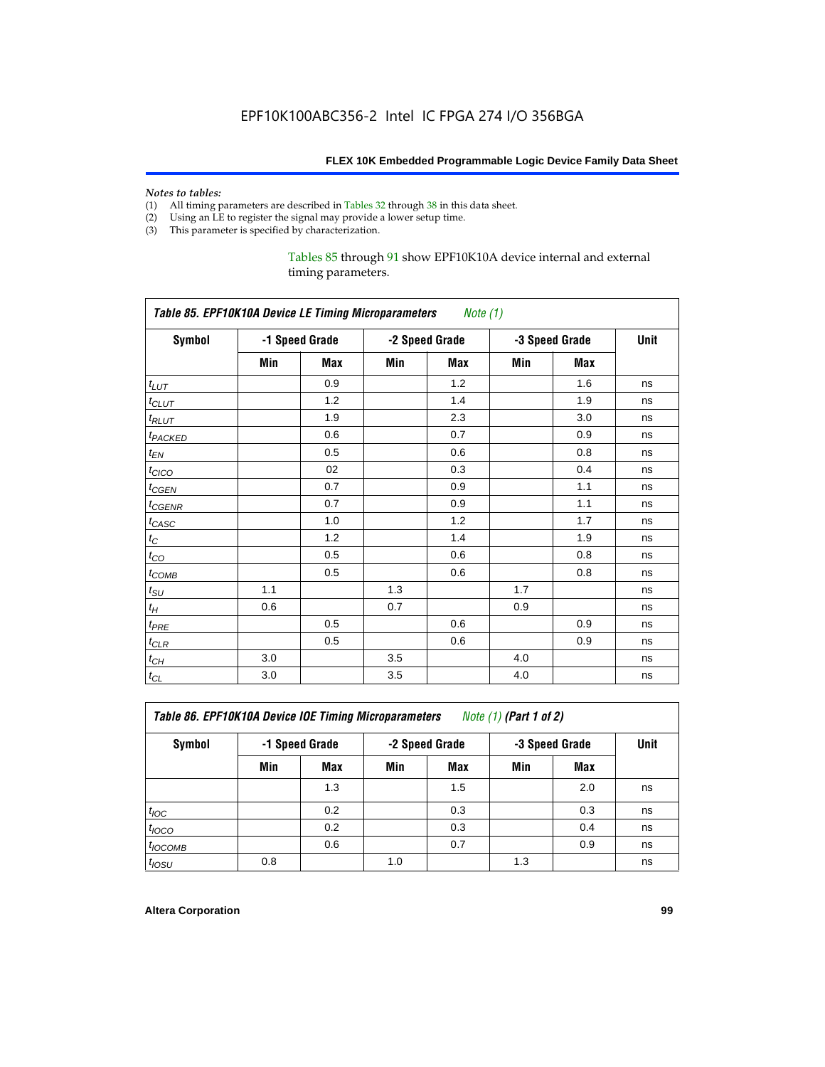*Notes to tables:*

(1) All timing parameters are described in Tables 32 through 38 in this data sheet.
(2) Using an LE to register the signal may provide a lower setup time.
(3) This parameter is specified by characterization.

Tables 85 through 91 show EPF10K10A device internal and external timing parameters.

| *Table 85. EPF10K10A Device LE Timing Microparameters Note (1)* | | | | | | | |
|---|---|---|---|---|---|---|---|
| **Symbol** | **-1 Speed Grade** | | **-2 Speed Grade** | | **-3 Speed Grade** | | **Unit** |
| | **Min** | **Max** | **Min** | **Max** | **Min** | **Max** | |
| $t_{LUT}$ | | 0.9 | | 1.2 | | 1.6 | ns |
| $t_{CLUT}$ | | 1.2 | | 1.4 | | 1.9 | ns |
| $t_{RLUT}$ | | 1.9 | | 2.3 | | 3.0 | ns |
| $t_{PACKED}$ | | 0.6 | | 0.7 | | 0.9 | ns |
| $t_{EN}$ | | 0.5 | | 0.6 | | 0.8 | ns |
| $t_{CICO}$ | | 02 | | 0.3 | | 0.4 | ns |
| $t_{CGEN}$ | | 0.7 | | 0.9 | | 1.1 | ns |
| $t_{CGENR}$ | | 0.7 | | 0.9 | | 1.1 | ns |
| $t_{CASC}$ | | 1.0 | | 1.2 | | 1.7 | ns |
| $t_{C}$ | | 1.2 | | 1.4 | | 1.9 | ns |
| $t_{CO}$ | | 0.5 | | 0.6 | | 0.8 | ns |
| $t_{COMB}$ | | 0.5 | | 0.6 | | 0.8 | ns |
| $t_{SU}$ | 1.1 | | 1.3 | | 1.7 | | ns |
| $t_{H}$ | 0.6 | | 0.7 | | 0.9 | | ns |
| $t_{PRE}$ | | 0.5 | | 0.6 | | 0.9 | ns |
| $t_{CLR}$ | | 0.5 | | 0.6 | | 0.9 | ns |
| $t_{CH}$ | 3.0 | | 3.5 | | 4.0 | | ns |
| $t_{CL}$ | 3.0 | | 3.5 | | 4.0 | | ns |

| *Table 86. EPF10K10A Device IOE Timing Microparameters Note (1) (Part 1 of 2)* | | | | | | | |
|---|---|---|---|---|---|---|---|
| **Symbol** | **-1 Speed Grade** | | **-2 Speed Grade** | | **-3 Speed Grade** | | **Unit** |
| | **Min** | **Max** | **Min** | **Max** | **Min** | **Max** | |
| | | 1.3 | | 1.5 | | 2.0 | ns |
| $t_{IOC}$ | | 0.2 | | 0.3 | | 0.3 | ns |
| $t_{IOCO}$ | | 0.2 | | 0.3 | | 0.4 | ns |
| $t_{IOCOMB}$ | | 0.6 | | 0.7 | | 0.9 | ns |
| $t_{IOSU}$ | 0.8 | | 1.0 | | 1.3 | | ns |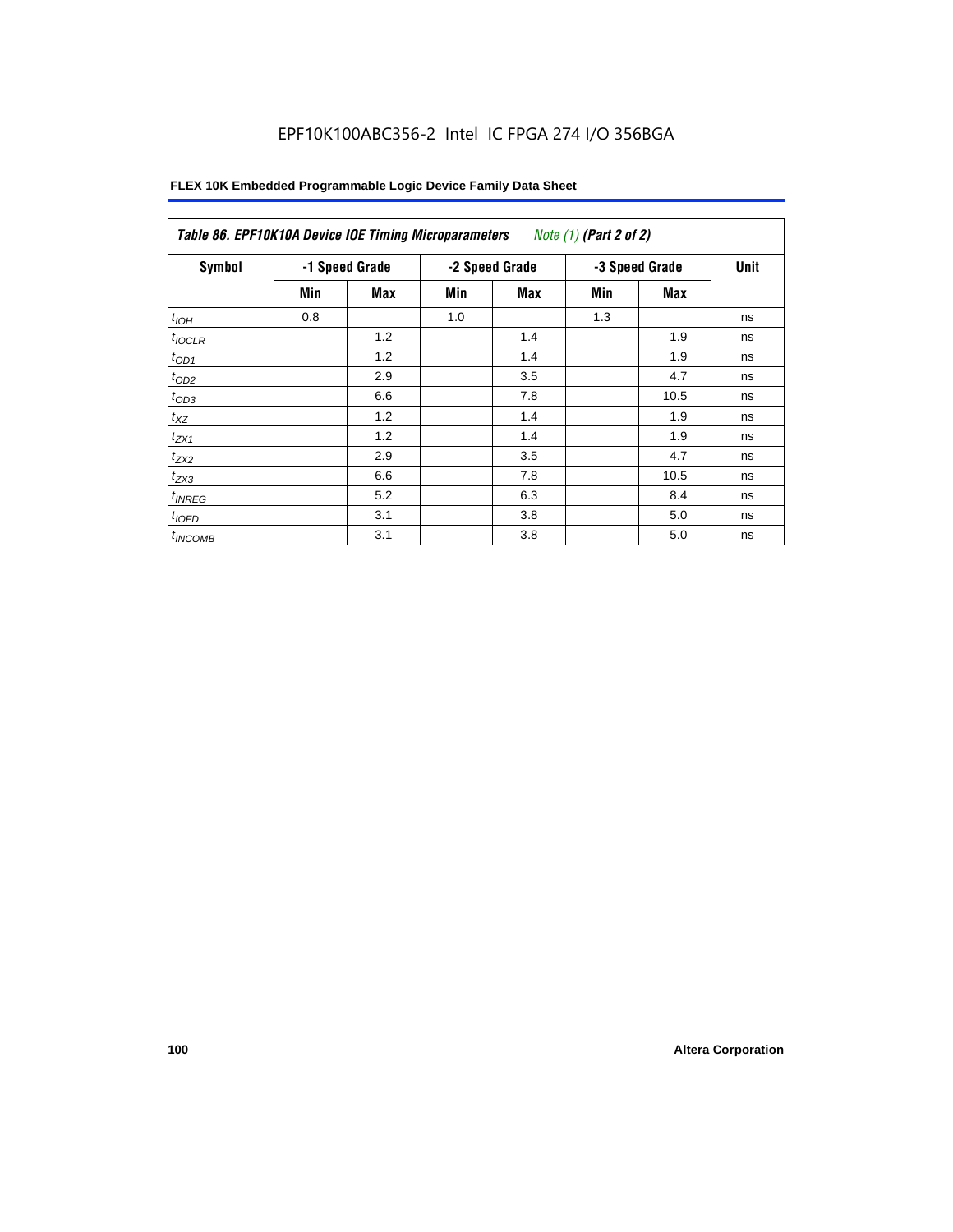EPF10K100ABC356-2 Intel IC FPGA 274 I/O 356BGA

**FLEX 10K Embedded Programmable Logic Device Family Data Sheet**

| *Table 86. EPF10K10A Device IOE Timing Microparameters* *Note (1)* *(Part 2 of 2)* | | | | | | | |
|---|---|---|---|---|---|---|---|
| **Symbol** | **-1 Speed Grade** | | **-2 Speed Grade** | | **-3 Speed Grade** | | **Unit** |
| | **Min** | **Max** | **Min** | **Max** | **Min** | **Max** | |
| $t_{IOH}$ | 0.8 | | 1.0 | | 1.3 | | ns |
| $t_{IOCLR}$ | | 1.2 | | 1.4 | | 1.9 | ns |
| $t_{OD1}$ | | 1.2 | | 1.4 | | 1.9 | ns |
| $t_{OD2}$ | | 2.9 | | 3.5 | | 4.7 | ns |
| $t_{OD3}$ | | 6.6 | | 7.8 | | 10.5 | ns |
| $t_{XZ}$ | | 1.2 | | 1.4 | | 1.9 | ns |
| $t_{ZX1}$ | | 1.2 | | 1.4 | | 1.9 | ns |
| $t_{ZX2}$ | | 2.9 | | 3.5 | | 4.7 | ns |
| $t_{ZX3}$ | | 6.6 | | 7.8 | | 10.5 | ns |
| $t_{INREG}$ | | 5.2 | | 6.3 | | 8.4 | ns |
| $t_{IOFD}$ | | 3.1 | | 3.8 | | 5.0 | ns |
| $t_{INCOMB}$ | | 3.1 | | 3.8 | | 5.0 | ns |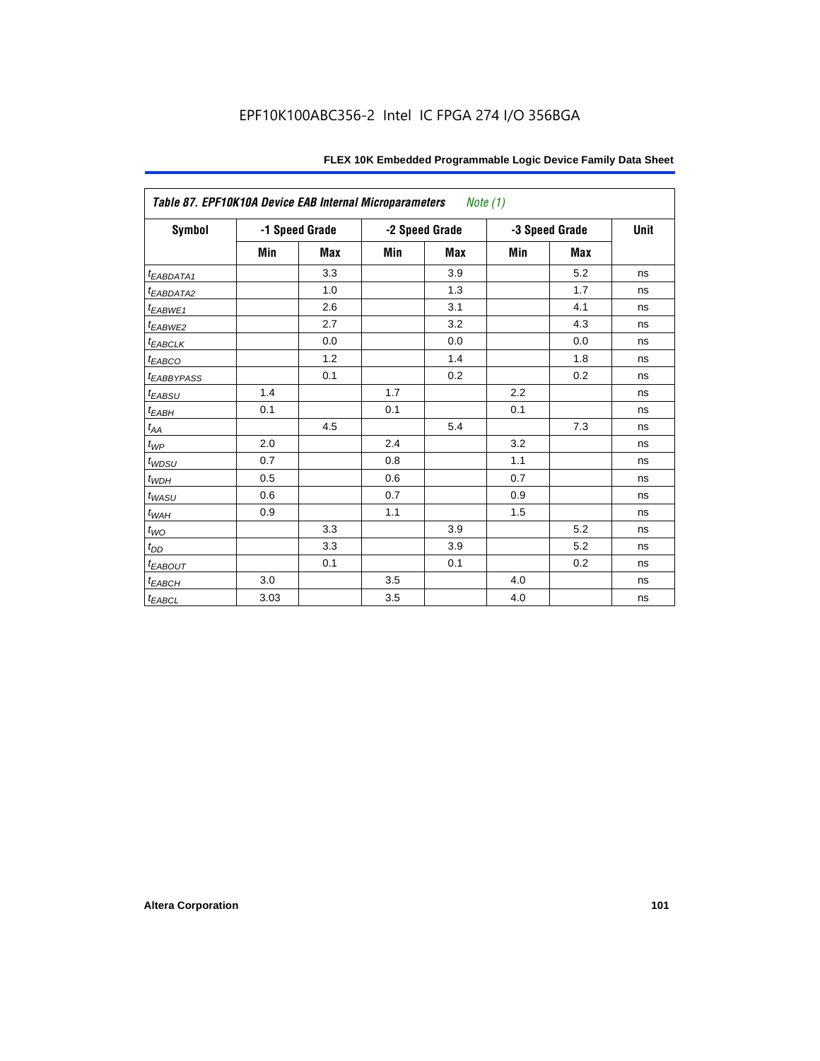EPF10K100ABC356-2 Intel IC FPGA 274 I/O 356BGA

**Table 87. EPF10K10A Device EAB Internal Microparameters** *Note (1)*

| Symbol | -1 Speed Grade | | -2 Speed Grade | | -3 Speed Grade | | Unit |
|---|---|---|---|---|---|---|---|
| | Min | Max | Min | Max | Min | Max | |
| $t_{EABDATA1}$ | | 3.3 | | 3.9 | | 5.2 | ns |
| $t_{EABDATA2}$ | | 1.0 | | 1.3 | | 1.7 | ns |
| $t_{EABWE1}$ | | 2.6 | | 3.1 | | 4.1 | ns |
| $t_{EABWE2}$ | | 2.7 | | 3.2 | | 4.3 | ns |
| $t_{EABCLK}$ | | 0.0 | | 0.0 | | 0.0 | ns |
| $t_{EABCO}$ | | 1.2 | | 1.4 | | 1.8 | ns |
| $t_{EABBYPASS}$ | | 0.1 | | 0.2 | | 0.2 | ns |
| $t_{EABSU}$ | 1.4 | | 1.7 | | 2.2 | | ns |
| $t_{EABH}$ | 0.1 | | 0.1 | | 0.1 | | ns |
| $t_{AA}$ | | 4.5 | | 5.4 | | 7.3 | ns |
| $t_{WP}$ | 2.0 | | 2.4 | | 3.2 | | ns |
| $t_{WDSU}$ | 0.7 | | 0.8 | | 1.1 | | ns |
| $t_{WDH}$ | 0.5 | | 0.6 | | 0.7 | | ns |
| $t_{WASU}$ | 0.6 | | 0.7 | | 0.9 | | ns |
| $t_{WAH}$ | 0.9 | | 1.1 | | 1.5 | | ns |
| $t_{WO}$ | | 3.3 | | 3.9 | | 5.2 | ns |
| $t_{DD}$ | | 3.3 | | 3.9 | | 5.2 | ns |
| $t_{EABOUT}$ | | 0.1 | | 0.1 | | 0.2 | ns |
| $t_{EABCH}$ | 3.0 | | 3.5 | | 4.0 | | ns |
| $t_{EABCL}$ | 3.03 | | 3.5 | | 4.0 | | ns |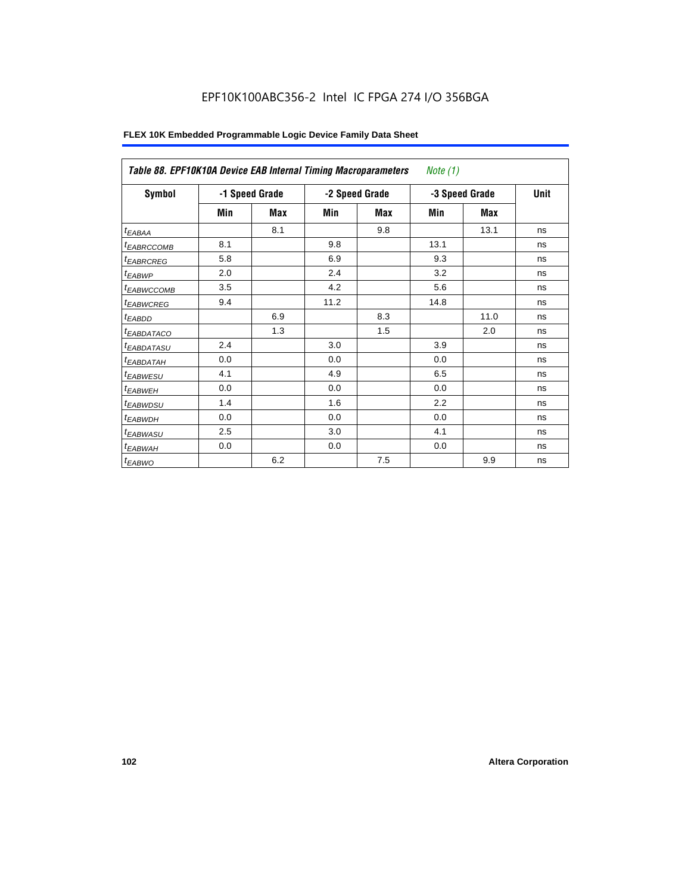EPF10K100ABC356-2 Intel IC FPGA 274 I/O 356BGA

**FLEX 10K Embedded Programmable Logic Device Family Data Sheet**

| *Table 88. EPF10K10A Device EAB Internal Timing Macroparameters* *Note (1)* | | | | | | | |
|---|---|---|---|---|---|---|---|
| **Symbol** | **-1 Speed Grade** | | **-2 Speed Grade** | | **-3 Speed Grade** | | **Unit** |
| | **Min** | **Max** | **Min** | **Max** | **Min** | **Max** | |
| $t_{EABAA}$ | | 8.1 | | 9.8 | | 13.1 | ns |
| $t_{EABRCCOMB}$ | 8.1 | | 9.8 | | 13.1 | | ns |
| $t_{EABRCREG}$ | 5.8 | | 6.9 | | 9.3 | | ns |
| $t_{EABWP}$ | 2.0 | | 2.4 | | 3.2 | | ns |
| $t_{EABWCCOMB}$ | 3.5 | | 4.2 | | 5.6 | | ns |
| $t_{EABWCREG}$ | 9.4 | | 11.2 | | 14.8 | | ns |
| $t_{EABDD}$ | | 6.9 | | 8.3 | | 11.0 | ns |
| $t_{EABDATACO}$ | | 1.3 | | 1.5 | | 2.0 | ns |
| $t_{EABDATASU}$ | 2.4 | | 3.0 | | 3.9 | | ns |
| $t_{EABDATAH}$ | 0.0 | | 0.0 | | 0.0 | | ns |
| $t_{EABWESU}$ | 4.1 | | 4.9 | | 6.5 | | ns |
| $t_{EABWEH}$ | 0.0 | | 0.0 | | 0.0 | | ns |
| $t_{EABWDSU}$ | 1.4 | | 1.6 | | 2.2 | | ns |
| $t_{EABWDH}$ | 0.0 | | 0.0 | | 0.0 | | ns |
| $t_{EABWASU}$ | 2.5 | | 3.0 | | 4.1 | | ns |
| $t_{EABWAH}$ | 0.0 | | 0.0 | | 0.0 | | ns |
| $t_{EABWO}$ | | 6.2 | | 7.5 | | 9.9 | ns |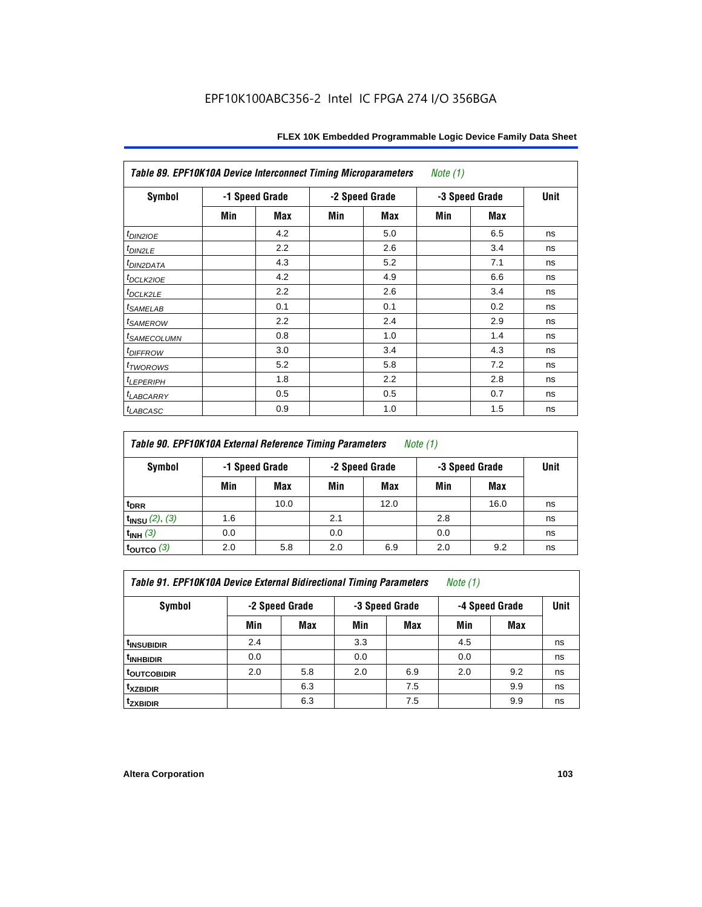## Table 89. EPF10K10A Device Interconnect Timing Microparameters *Note (1)*

| Symbol | -1 Speed Grade | | -2 Speed Grade | | -3 Speed Grade | | Unit |
|---|---|---|---|---|---|---|---|
| | Min | Max | Min | Max | Min | Max | |
| $t_{DIN2IOE}$ | | 4.2 | | 5.0 | | 6.5 | ns |
| $t_{DIN2LE}$ | | 2.2 | | 2.6 | | 3.4 | ns |
| $t_{DIN2DATA}$ | | 4.3 | | 5.2 | | 7.1 | ns |
| $t_{DCLK2IOE}$ | | 4.2 | | 4.9 | | 6.6 | ns |
| $t_{DCLK2LE}$ | | 2.2 | | 2.6 | | 3.4 | ns |
| $t_{SAMELAB}$ | | 0.1 | | 0.1 | | 0.2 | ns |
| $t_{SAMEROW}$ | | 2.2 | | 2.4 | | 2.9 | ns |
| $t_{SAMECOLUMN}$ | | 0.8 | | 1.0 | | 1.4 | ns |
| $t_{DIFFROW}$ | | 3.0 | | 3.4 | | 4.3 | ns |
| $t_{TWOROWS}$ | | 5.2 | | 5.8 | | 7.2 | ns |
| $t_{LEPERIPH}$ | | 1.8 | | 2.2 | | 2.8 | ns |
| $t_{LABCARRY}$ | | 0.5 | | 0.5 | | 0.7 | ns |
| $t_{LABCASC}$ | | 0.9 | | 1.0 | | 1.5 | ns |

## Table 90. EPF10K10A External Reference Timing Parameters *Note (1)*

| Symbol | -1 Speed Grade | | -2 Speed Grade | | -3 Speed Grade | | Unit |
|---|---|---|---|---|---|---|---|
| | Min | Max | Min | Max | Min | Max | |
| $t_{DRR}$ | | 10.0 | | 12.0 | | 16.0 | ns |
| $t_{INSU}$ *(2)*, *(3)* | 1.6 | | 2.1 | | 2.8 | | ns |
| $t_{INH}$ *(3)* | 0.0 | | 0.0 | | 0.0 | | ns |
| $t_{OUTCO}$ *(3)* | 2.0 | 5.8 | 2.0 | 6.9 | 2.0 | 9.2 | ns |

## Table 91. EPF10K10A Device External Bidirectional Timing Parameters *Note (1)*

| Symbol | -2 Speed Grade | | -3 Speed Grade | | -4 Speed Grade | | Unit |
|---|---|---|---|---|---|---|---|
| | Min | Max | Min | Max | Min | Max | |
| $t_{INSUBIDIR}$ | 2.4 | | 3.3 | | 4.5 | | ns |
| $t_{INHBIDIR}$ | 0.0 | | 0.0 | | 0.0 | | ns |
| $t_{OUTCOBIDIR}$ | 2.0 | 5.8 | 2.0 | 6.9 | 2.0 | 9.2 | ns |
| $t_{XZBIDIR}$ | | 6.3 | | 7.5 | | 9.9 | ns |
| $t_{ZXBIDIR}$ | | 6.3 | | 7.5 | | 9.9 | ns |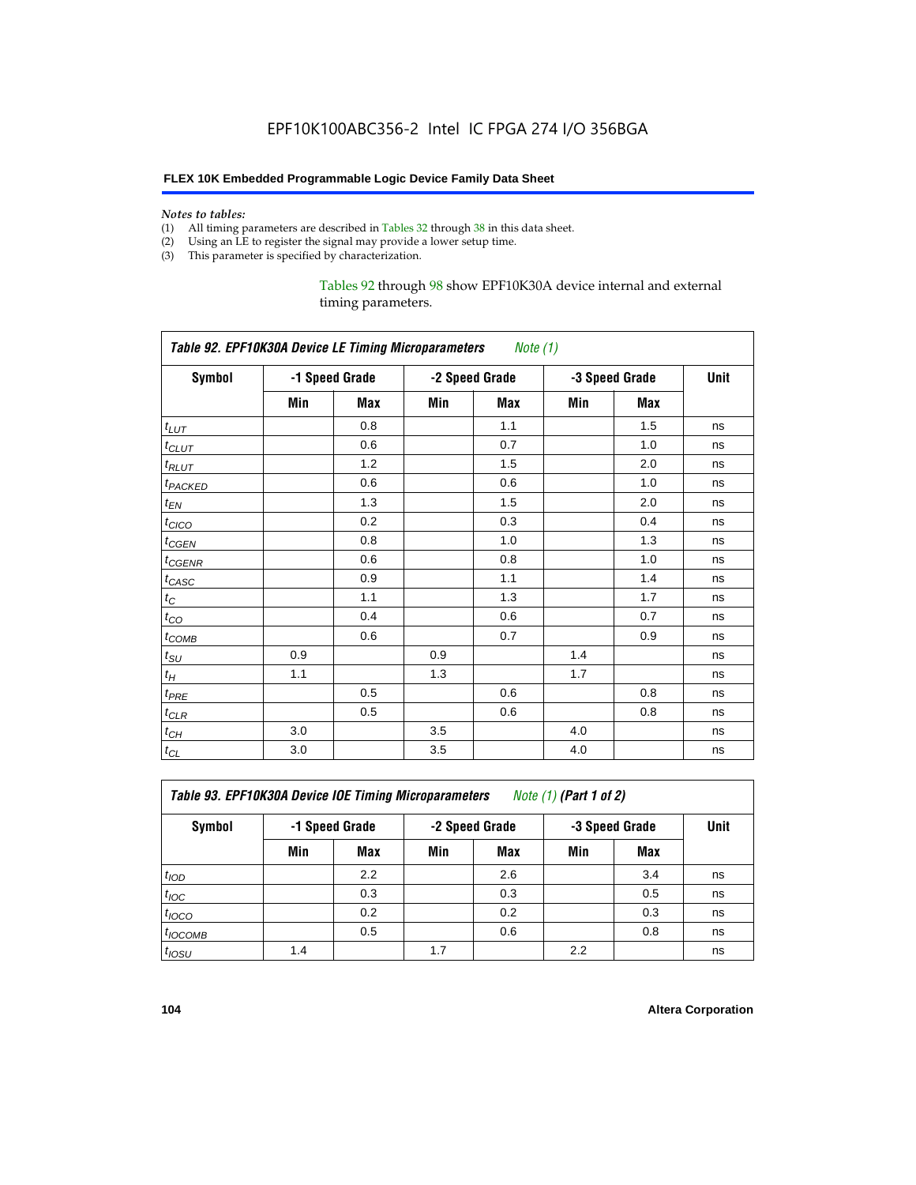*Notes to tables:*

(1) All timing parameters are described in Tables 32 through 38 in this data sheet.
(2) Using an LE to register the signal may provide a lower setup time.
(3) This parameter is specified by characterization.

Tables 92 through 98 show EPF10K30A device internal and external timing parameters.

**Table 92. EPF10K30A Device LE Timing Microparameters** *Note (1)*

| Symbol | -1 Speed Grade | | -2 Speed Grade | | -3 Speed Grade | | Unit |
|---|---|---|---|---|---|---|---|
| | Min | Max | Min | Max | Min | Max | |
| $t_{LUT}$ | | 0.8 | | 1.1 | | 1.5 | ns |
| $t_{CLUT}$ | | 0.6 | | 0.7 | | 1.0 | ns |
| $t_{RLUT}$ | | 1.2 | | 1.5 | | 2.0 | ns |
| $t_{PACKED}$ | | 0.6 | | 0.6 | | 1.0 | ns |
| $t_{EN}$ | | 1.3 | | 1.5 | | 2.0 | ns |
| $t_{CICO}$ | | 0.2 | | 0.3 | | 0.4 | ns |
| $t_{CGEN}$ | | 0.8 | | 1.0 | | 1.3 | ns |
| $t_{CGENR}$ | | 0.6 | | 0.8 | | 1.0 | ns |
| $t_{CASC}$ | | 0.9 | | 1.1 | | 1.4 | ns |
| $t_{C}$ | | 1.1 | | 1.3 | | 1.7 | ns |
| $t_{CO}$ | | 0.4 | | 0.6 | | 0.7 | ns |
| $t_{COMB}$ | | 0.6 | | 0.7 | | 0.9 | ns |
| $t_{SU}$ | 0.9 | | 0.9 | | 1.4 | | ns |
| $t_{H}$ | 1.1 | | 1.3 | | 1.7 | | ns |
| $t_{PRE}$ | | 0.5 | | 0.6 | | 0.8 | ns |
| $t_{CLR}$ | | 0.5 | | 0.6 | | 0.8 | ns |
| $t_{CH}$ | 3.0 | | 3.5 | | 4.0 | | ns |
| $t_{CL}$ | 3.0 | | 3.5 | | 4.0 | | ns |

**Table 93. EPF10K30A Device IOE Timing Microparameters** *Note (1)* **(Part 1 of 2)**

| Symbol | -1 Speed Grade | | -2 Speed Grade | | -3 Speed Grade | | Unit |
|---|---|---|---|---|---|---|---|
| | Min | Max | Min | Max | Min | Max | |
| $t_{IOD}$ | | 2.2 | | 2.6 | | 3.4 | ns |
| $t_{IOC}$ | | 0.3 | | 0.3 | | 0.5 | ns |
| $t_{IOCO}$ | | 0.2 | | 0.2 | | 0.3 | ns |
| $t_{IOCOMB}$ | | 0.5 | | 0.6 | | 0.8 | ns |
| $t_{IOSU}$ | 1.4 | | 1.7 | | 2.2 | | ns |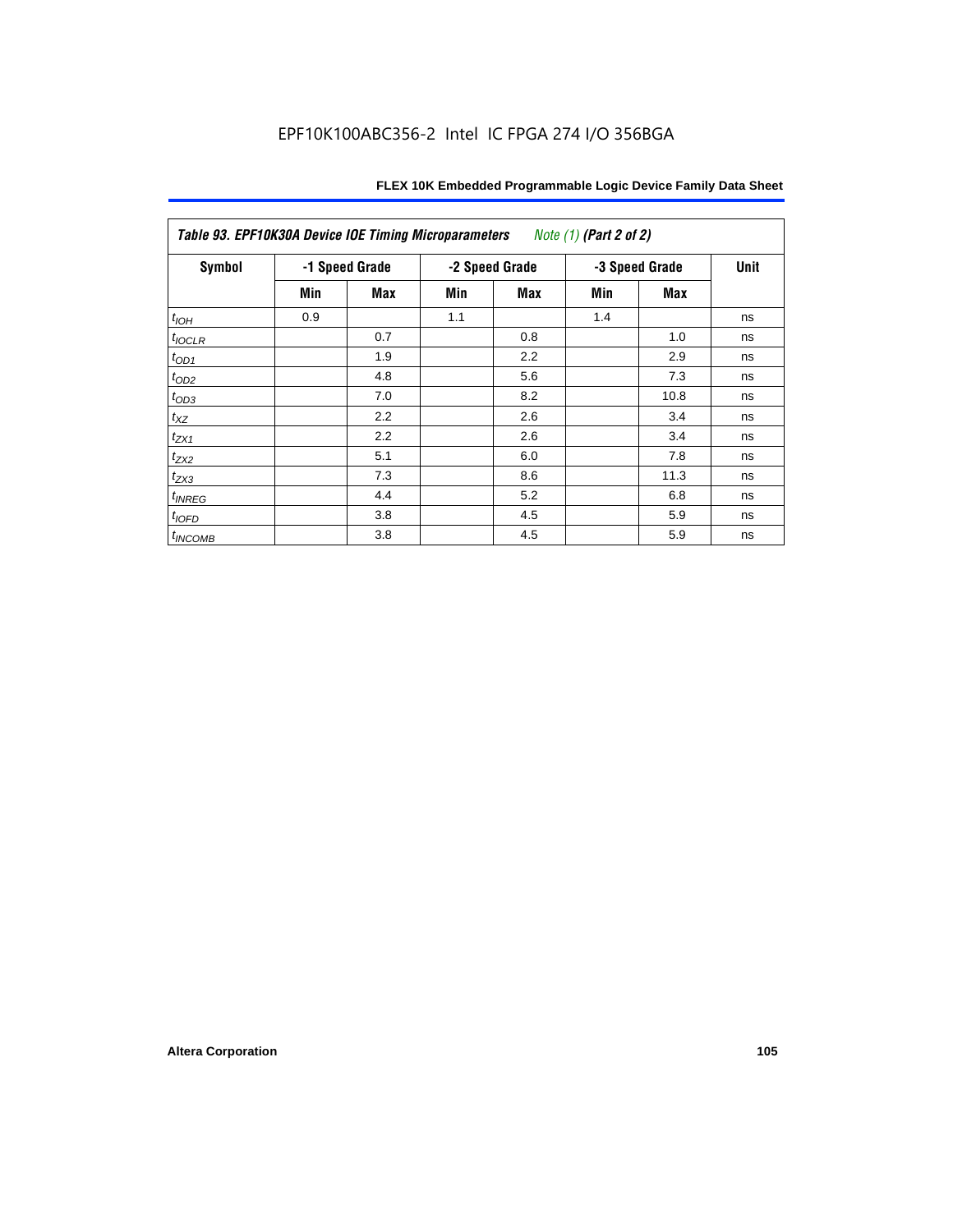| Table 93. EPF10K30A Device IOE Timing Microparameters *Note (1)* (Part 2 of 2) | | | | | | | |
|---|---|---|---|---|---|---|---|
| Symbol | -1 Speed Grade | | -2 Speed Grade | | -3 Speed Grade | | Unit |
| | Min | Max | Min | Max | Min | Max | |
| $t_{IOH}$ | 0.9 | | 1.1 | | 1.4 | | ns |
| $t_{IOCLR}$ | | 0.7 | | 0.8 | | 1.0 | ns |
| $t_{OD1}$ | | 1.9 | | 2.2 | | 2.9 | ns |
| $t_{OD2}$ | | 4.8 | | 5.6 | | 7.3 | ns |
| $t_{OD3}$ | | 7.0 | | 8.2 | | 10.8 | ns |
| $t_{XZ}$ | | 2.2 | | 2.6 | | 3.4 | ns |
| $t_{ZX1}$ | | 2.2 | | 2.6 | | 3.4 | ns |
| $t_{ZX2}$ | | 5.1 | | 6.0 | | 7.8 | ns |
| $t_{ZX3}$ | | 7.3 | | 8.6 | | 11.3 | ns |
| $t_{INREG}$ | | 4.4 | | 5.2 | | 6.8 | ns |
| $t_{IOFD}$ | | 3.8 | | 4.5 | | 5.9 | ns |
| $t_{INCOMB}$ | | 3.8 | | 4.5 | | 5.9 | ns |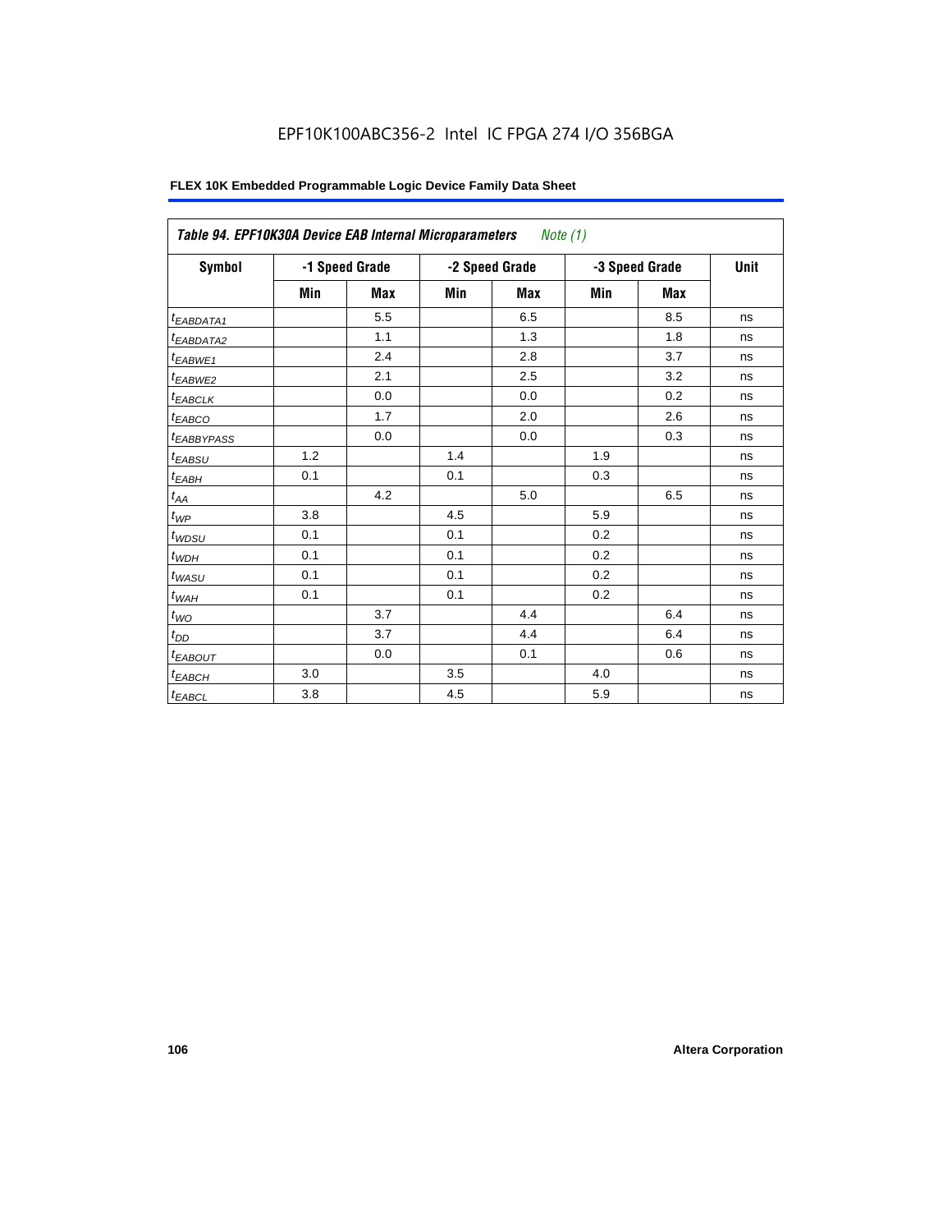EPF10K100ABC356-2 Intel IC FPGA 274 I/O 356BGA

**FLEX 10K Embedded Programmable Logic Device Family Data Sheet**

| *Table 94. EPF10K30A Device EAB Internal Microparameters* *Note (1)* | | | | | | | |
|---|---|---|---|---|---|---|---|
| **Symbol** | **-1 Speed Grade** | | **-2 Speed Grade** | | **-3 Speed Grade** | | **Unit** |
| | **Min** | **Max** | **Min** | **Max** | **Min** | **Max** | |
| $t_{EABDATA1}$ | | 5.5 | | 6.5 | | 8.5 | ns |
| $t_{EABDATA2}$ | | 1.1 | | 1.3 | | 1.8 | ns |
| $t_{EABWE1}$ | | 2.4 | | 2.8 | | 3.7 | ns |
| $t_{EABWE2}$ | | 2.1 | | 2.5 | | 3.2 | ns |
| $t_{EABCLK}$ | | 0.0 | | 0.0 | | 0.2 | ns |
| $t_{EABCO}$ | | 1.7 | | 2.0 | | 2.6 | ns |
| $t_{EABBYPASS}$ | | 0.0 | | 0.0 | | 0.3 | ns |
| $t_{EABSU}$ | 1.2 | | 1.4 | | 1.9 | | ns |
| $t_{EABH}$ | 0.1 | | 0.1 | | 0.3 | | ns |
| $t_{AA}$ | | 4.2 | | 5.0 | | 6.5 | ns |
| $t_{WP}$ | 3.8 | | 4.5 | | 5.9 | | ns |
| $t_{WDSU}$ | 0.1 | | 0.1 | | 0.2 | | ns |
| $t_{WDH}$ | 0.1 | | 0.1 | | 0.2 | | ns |
| $t_{WASU}$ | 0.1 | | 0.1 | | 0.2 | | ns |
| $t_{WAH}$ | 0.1 | | 0.1 | | 0.2 | | ns |
| $t_{WO}$ | | 3.7 | | 4.4 | | 6.4 | ns |
| $t_{DD}$ | | 3.7 | | 4.4 | | 6.4 | ns |
| $t_{EABOUT}$ | | 0.0 | | 0.1 | | 0.6 | ns |
| $t_{EABCH}$ | 3.0 | | 3.5 | | 4.0 | | ns |
| $t_{EABCL}$ | 3.8 | | 4.5 | | 5.9 | | ns |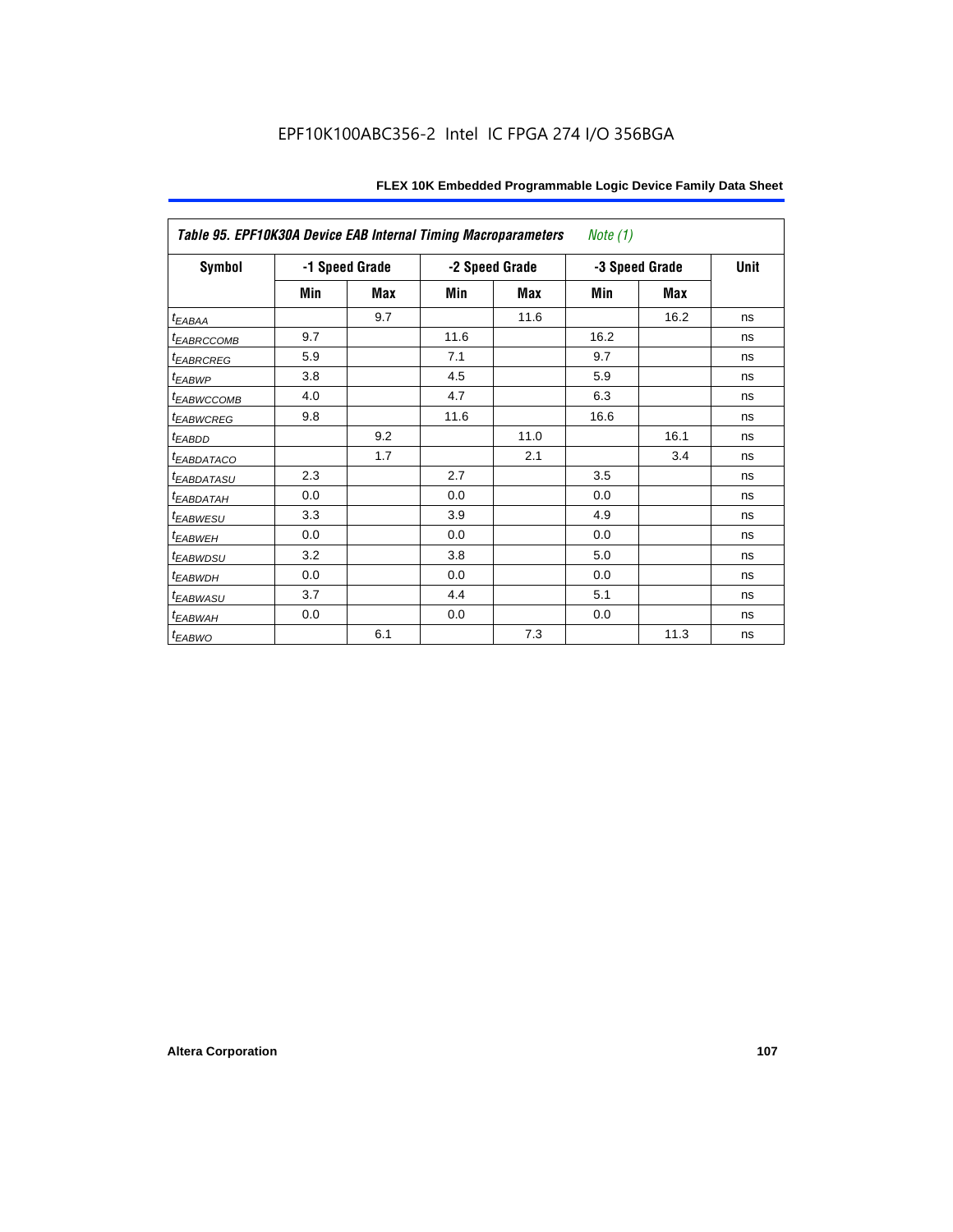| Table 95. EPF10K30A Device EAB Internal Timing Macroparameters *Note (1)* | | | | | | | |
|---|---|---|---|---|---|---|---|
| **Symbol** | **-1 Speed Grade** | | **-2 Speed Grade** | | **-3 Speed Grade** | | **Unit** |
| | **Min** | **Max** | **Min** | **Max** | **Min** | **Max** | |
| $t_{EABAA}$ | | 9.7 | | 11.6 | | 16.2 | ns |
| $t_{EABRCCOMB}$ | 9.7 | | 11.6 | | 16.2 | | ns |
| $t_{EABRCREG}$ | 5.9 | | 7.1 | | 9.7 | | ns |
| $t_{EABWP}$ | 3.8 | | 4.5 | | 5.9 | | ns |
| $t_{EABWCCOMB}$ | 4.0 | | 4.7 | | 6.3 | | ns |
| $t_{EABWCREG}$ | 9.8 | | 11.6 | | 16.6 | | ns |
| $t_{EABDD}$ | | 9.2 | | 11.0 | | 16.1 | ns |
| $t_{EABDATACO}$ | | 1.7 | | 2.1 | | 3.4 | ns |
| $t_{EABDATASU}$ | 2.3 | | 2.7 | | 3.5 | | ns |
| $t_{EABDATAH}$ | 0.0 | | 0.0 | | 0.0 | | ns |
| $t_{EABWESU}$ | 3.3 | | 3.9 | | 4.9 | | ns |
| $t_{EABWEH}$ | 0.0 | | 0.0 | | 0.0 | | ns |
| $t_{EABWDSU}$ | 3.2 | | 3.8 | | 5.0 | | ns |
| $t_{EABWDH}$ | 0.0 | | 0.0 | | 0.0 | | ns |
| $t_{EABWASU}$ | 3.7 | | 4.4 | | 5.1 | | ns |
| $t_{EABWAH}$ | 0.0 | | 0.0 | | 0.0 | | ns |
| $t_{EABWO}$ | | 6.1 | | 7.3 | | 11.3 | ns |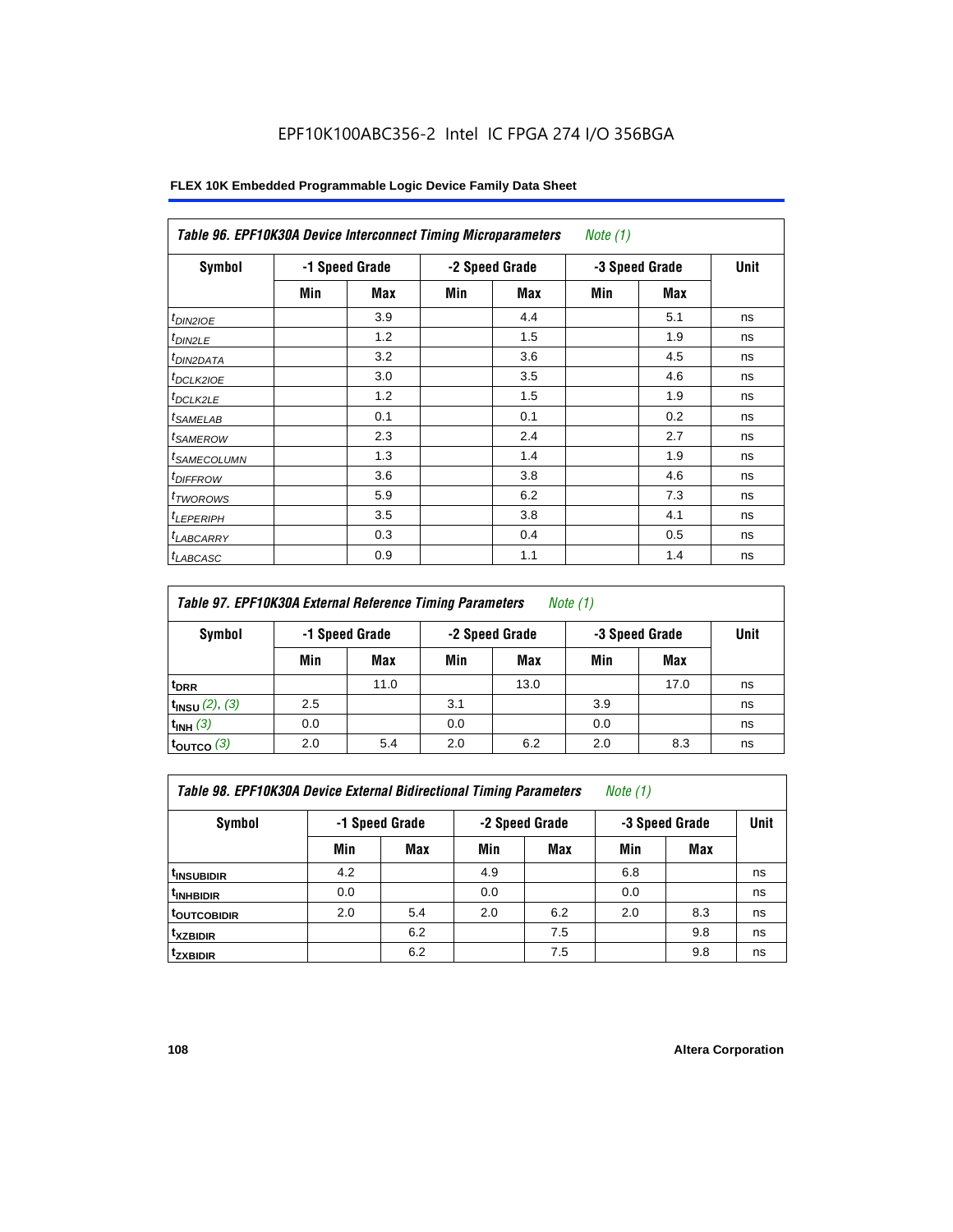EPF10K100ABC356-2 Intel IC FPGA 274 I/O 356BGA

**FLEX 10K Embedded Programmable Logic Device Family Data Sheet**

| *Table 96. EPF10K30A Device Interconnect Timing Microparameters* *Note (1)* | | | | | | | |
|---|---|---|---|---|---|---|---|
| **Symbol** | **-1 Speed Grade** | | **-2 Speed Grade** | | **-3 Speed Grade** | | **Unit** |
| | **Min** | **Max** | **Min** | **Max** | **Min** | **Max** | |
| $t_{DIN2IOE}$ | | 3.9 | | 4.4 | | 5.1 | ns |
| $t_{DIN2LE}$ | | 1.2 | | 1.5 | | 1.9 | ns |
| $t_{DIN2DATA}$ | | 3.2 | | 3.6 | | 4.5 | ns |
| $t_{DCLK2IOE}$ | | 3.0 | | 3.5 | | 4.6 | ns |
| $t_{DCLK2LE}$ | | 1.2 | | 1.5 | | 1.9 | ns |
| $t_{SAMELAB}$ | | 0.1 | | 0.1 | | 0.2 | ns |
| $t_{SAMEROW}$ | | 2.3 | | 2.4 | | 2.7 | ns |
| $t_{SAMECOLUMN}$ | | 1.3 | | 1.4 | | 1.9 | ns |
| $t_{DIFFROW}$ | | 3.6 | | 3.8 | | 4.6 | ns |
| $t_{TWOROWS}$ | | 5.9 | | 6.2 | | 7.3 | ns |
| $t_{LEPERIPH}$ | | 3.5 | | 3.8 | | 4.1 | ns |
| $t_{LABCARRY}$ | | 0.3 | | 0.4 | | 0.5 | ns |
| $t_{LABCASC}$ | | 0.9 | | 1.1 | | 1.4 | ns |

| *Table 97. EPF10K30A External Reference Timing Parameters* *Note (1)* | | | | | | | |
|---|---|---|---|---|---|---|---|
| **Symbol** | **-1 Speed Grade** | | **-2 Speed Grade** | | **-3 Speed Grade** | | **Unit** |
| | **Min** | **Max** | **Min** | **Max** | **Min** | **Max** | |
| $t_{DRR}$ | | 11.0 | | 13.0 | | 17.0 | ns |
| $t_{INSU}$ *(2), (3)* | 2.5 | | 3.1 | | 3.9 | | ns |
| $t_{INH}$ *(3)* | 0.0 | | 0.0 | | 0.0 | | ns |
| $t_{OUTCO}$ *(3)* | 2.0 | 5.4 | 2.0 | 6.2 | 2.0 | 8.3 | ns |

| *Table 98. EPF10K30A Device External Bidirectional Timing Parameters* *Note (1)* | | | | | | | |
|---|---|---|---|---|---|---|---|
| **Symbol** | **-1 Speed Grade** | | **-2 Speed Grade** | | **-3 Speed Grade** | | **Unit** |
| | **Min** | **Max** | **Min** | **Max** | **Min** | **Max** | |
| $t_{INSUBIDIR}$ | 4.2 | | 4.9 | | 6.8 | | ns |
| $t_{INHBIDIR}$ | 0.0 | | 0.0 | | 0.0 | | ns |
| $t_{OUTCOBIDIR}$ | 2.0 | 5.4 | 2.0 | 6.2 | 2.0 | 8.3 | ns |
| $t_{XZBIDIR}$ | | 6.2 | | 7.5 | | 9.8 | ns |
| $t_{ZXBIDIR}$ | | 6.2 | | 7.5 | | 9.8 | ns |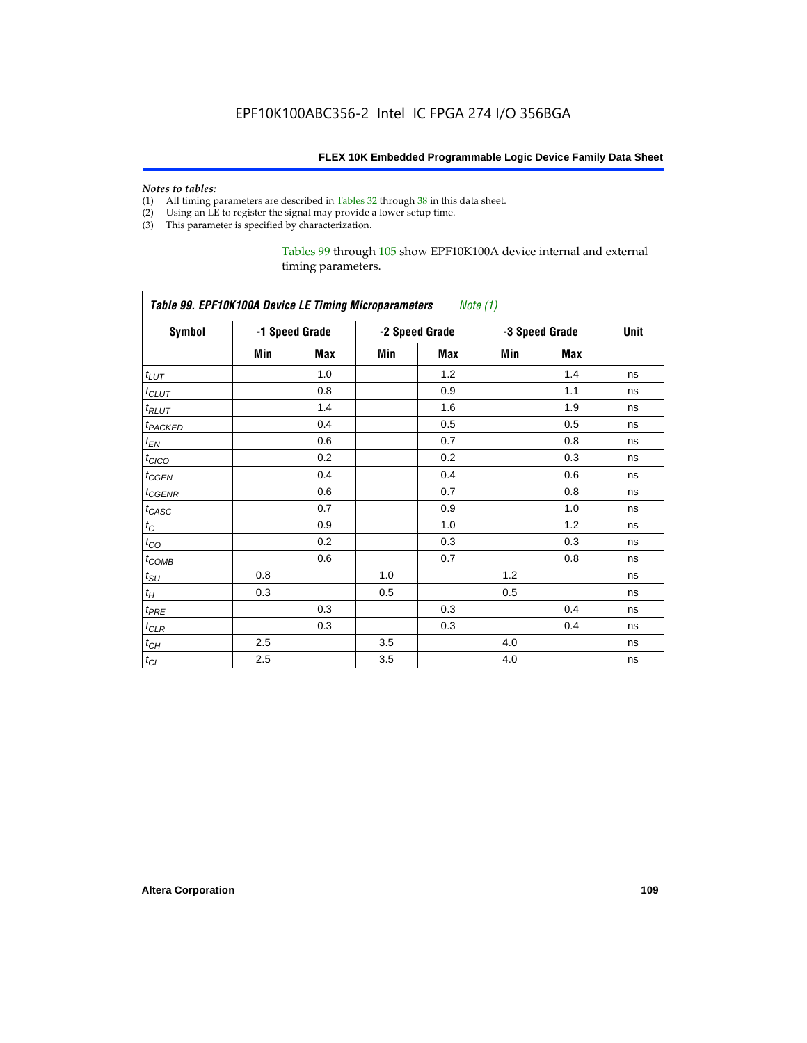*Notes to tables:*

(1) All timing parameters are described in Tables 32 through 38 in this data sheet.
(2) Using an LE to register the signal may provide a lower setup time.
(3) This parameter is specified by characterization.

Tables 99 through 105 show EPF10K100A device internal and external timing parameters.

| *Table 99. EPF10K100A Device LE Timing Microparameters* *Note (1)* | | | | | | | |
|---|---|---|---|---|---|---|---|
| **Symbol** | **-1 Speed Grade** | | **-2 Speed Grade** | | **-3 Speed Grade** | | **Unit** |
| | **Min** | **Max** | **Min** | **Max** | **Min** | **Max** | |
| $t_{LUT}$ | | 1.0 | | 1.2 | | 1.4 | ns |
| $t_{CLUT}$ | | 0.8 | | 0.9 | | 1.1 | ns |
| $t_{RLUT}$ | | 1.4 | | 1.6 | | 1.9 | ns |
| $t_{PACKED}$ | | 0.4 | | 0.5 | | 0.5 | ns |
| $t_{EN}$ | | 0.6 | | 0.7 | | 0.8 | ns |
| $t_{CICO}$ | | 0.2 | | 0.2 | | 0.3 | ns |
| $t_{CGEN}$ | | 0.4 | | 0.4 | | 0.6 | ns |
| $t_{CGENR}$ | | 0.6 | | 0.7 | | 0.8 | ns |
| $t_{CASC}$ | | 0.7 | | 0.9 | | 1.0 | ns |
| $t_{C}$ | | 0.9 | | 1.0 | | 1.2 | ns |
| $t_{CO}$ | | 0.2 | | 0.3 | | 0.3 | ns |
| $t_{COMB}$ | | 0.6 | | 0.7 | | 0.8 | ns |
| $t_{SU}$ | 0.8 | | 1.0 | | 1.2 | | ns |
| $t_{H}$ | 0.3 | | 0.5 | | 0.5 | | ns |
| $t_{PRE}$ | | 0.3 | | 0.3 | | 0.4 | ns |
| $t_{CLR}$ | | 0.3 | | 0.3 | | 0.4 | ns |
| $t_{CH}$ | 2.5 | | 3.5 | | 4.0 | | ns |
| $t_{CL}$ | 2.5 | | 3.5 | | 4.0 | | ns |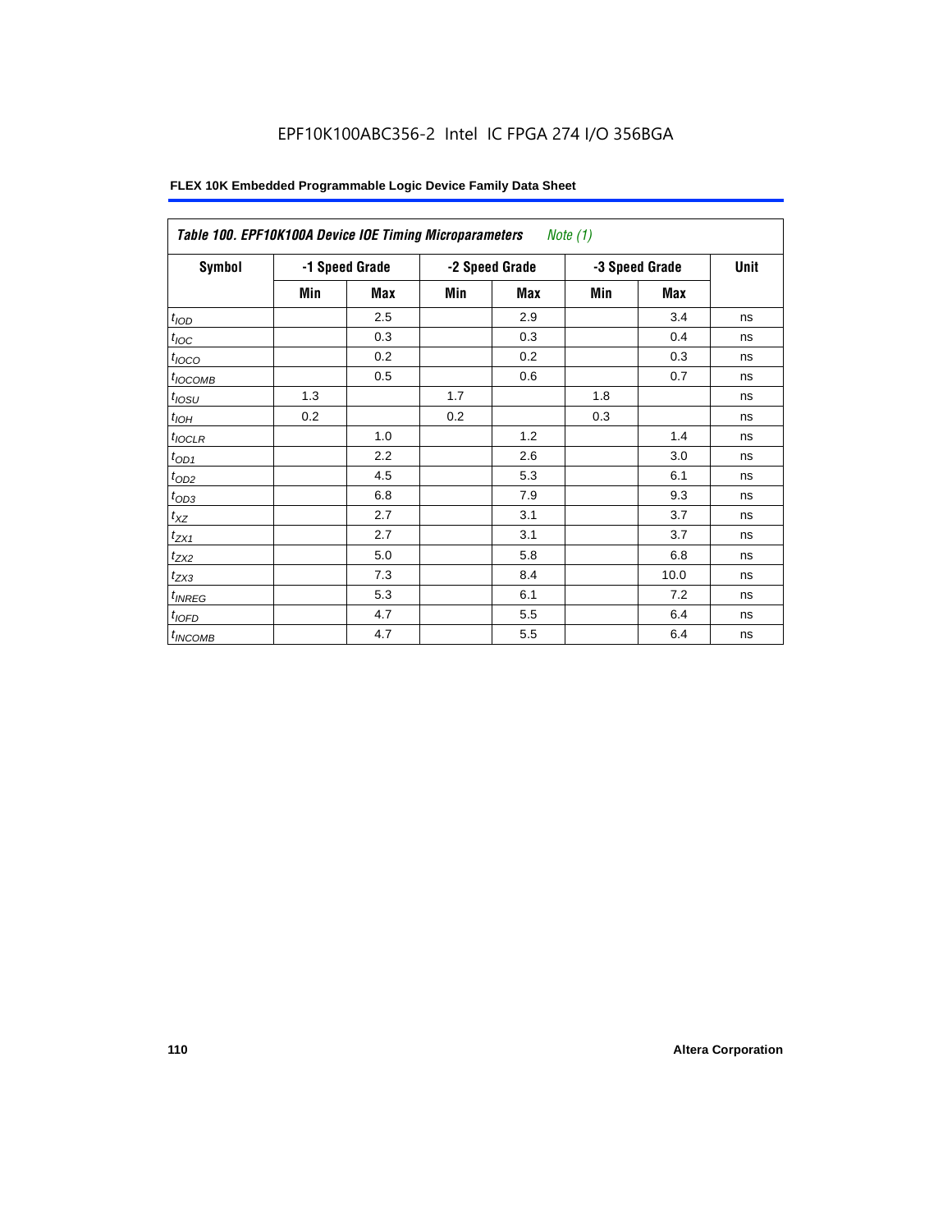EPF10K100ABC356-2 Intel IC FPGA 274 I/O 356BGA

**FLEX 10K Embedded Programmable Logic Device Family Data Sheet**

| *Table 100. EPF10K100A Device IOE Timing Microparameters* *Note (1)* | | | | | | | |
|---|---|---|---|---|---|---|---|
| **Symbol** | **-1 Speed Grade** | | **-2 Speed Grade** | | **-3 Speed Grade** | | **Unit** |
| | **Min** | **Max** | **Min** | **Max** | **Min** | **Max** | |
| $t_{IOD}$ | | 2.5 | | 2.9 | | 3.4 | ns |
| $t_{IOC}$ | | 0.3 | | 0.3 | | 0.4 | ns |
| $t_{IOCO}$ | | 0.2 | | 0.2 | | 0.3 | ns |
| $t_{IOCOMB}$ | | 0.5 | | 0.6 | | 0.7 | ns |
| $t_{IOSU}$ | 1.3 | | 1.7 | | 1.8 | | ns |
| $t_{IOH}$ | 0.2 | | 0.2 | | 0.3 | | ns |
| $t_{IOCLR}$ | | 1.0 | | 1.2 | | 1.4 | ns |
| $t_{OD1}$ | | 2.2 | | 2.6 | | 3.0 | ns |
| $t_{OD2}$ | | 4.5 | | 5.3 | | 6.1 | ns |
| $t_{OD3}$ | | 6.8 | | 7.9 | | 9.3 | ns |
| $t_{XZ}$ | | 2.7 | | 3.1 | | 3.7 | ns |
| $t_{ZX1}$ | | 2.7 | | 3.1 | | 3.7 | ns |
| $t_{ZX2}$ | | 5.0 | | 5.8 | | 6.8 | ns |
| $t_{ZX3}$ | | 7.3 | | 8.4 | | 10.0 | ns |
| $t_{INREG}$ | | 5.3 | | 6.1 | | 7.2 | ns |
| $t_{IOFD}$ | | 4.7 | | 5.5 | | 6.4 | ns |
| $t_{INCOMB}$ | | 4.7 | | 5.5 | | 6.4 | ns |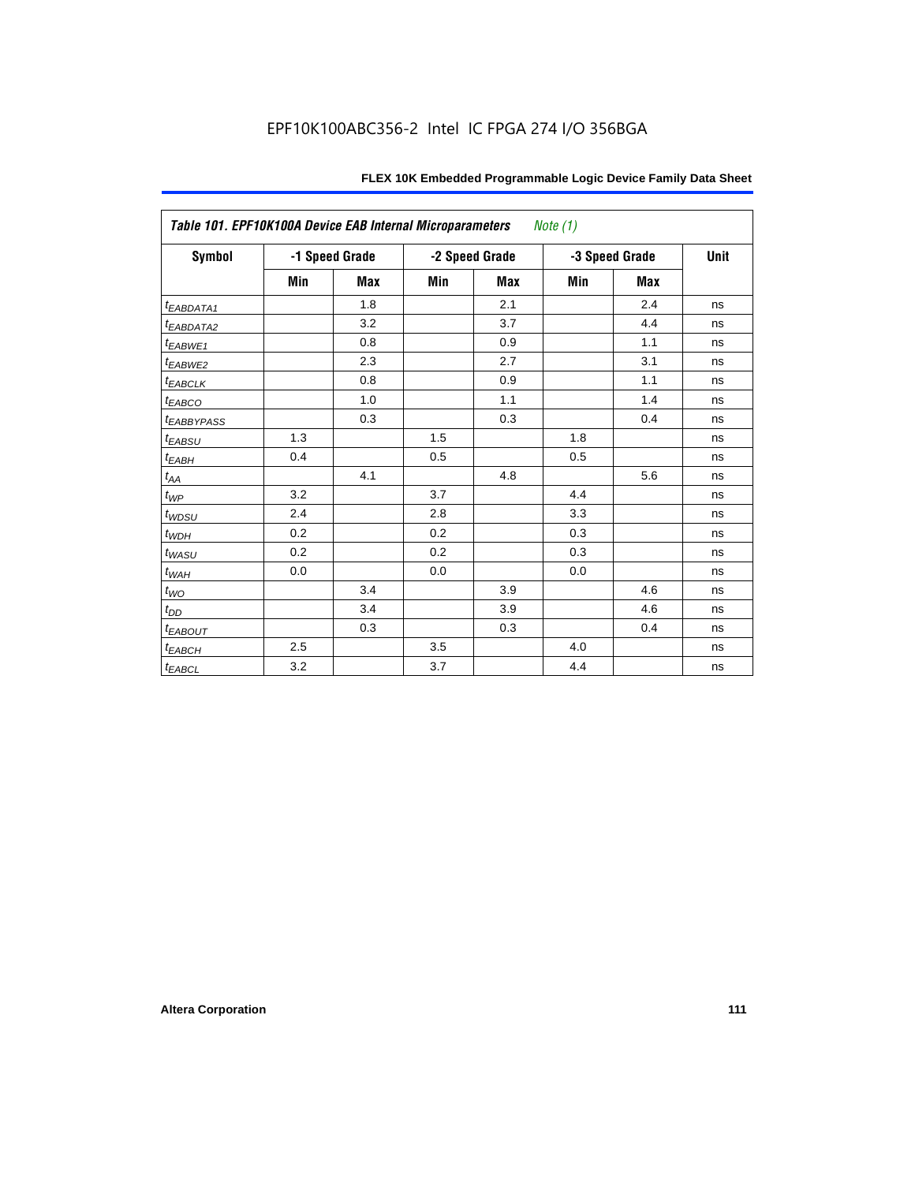EPF10K100ABC356-2 Intel IC FPGA 274 I/O 356BGA

| Table 101. EPF10K100A Device EAB Internal Microparameters *Note (1)* | | | | | | | |
|---|---|---|---|---|---|---|---|
| **Symbol** | **-1 Speed Grade** | | **-2 Speed Grade** | | **-3 Speed Grade** | | **Unit** |
| | **Min** | **Max** | **Min** | **Max** | **Min** | **Max** | |
| $t_{EABDATA1}$ | | 1.8 | | 2.1 | | 2.4 | ns |
| $t_{EABDATA2}$ | | 3.2 | | 3.7 | | 4.4 | ns |
| $t_{EABWE1}$ | | 0.8 | | 0.9 | | 1.1 | ns |
| $t_{EABWE2}$ | | 2.3 | | 2.7 | | 3.1 | ns |
| $t_{EABCLK}$ | | 0.8 | | 0.9 | | 1.1 | ns |
| $t_{EABCO}$ | | 1.0 | | 1.1 | | 1.4 | ns |
| $t_{EABBYPASS}$ | | 0.3 | | 0.3 | | 0.4 | ns |
| $t_{EABSU}$ | 1.3 | | 1.5 | | 1.8 | | ns |
| $t_{EABH}$ | 0.4 | | 0.5 | | 0.5 | | ns |
| $t_{AA}$ | | 4.1 | | 4.8 | | 5.6 | ns |
| $t_{WP}$ | 3.2 | | 3.7 | | 4.4 | | ns |
| $t_{WDSU}$ | 2.4 | | 2.8 | | 3.3 | | ns |
| $t_{WDH}$ | 0.2 | | 0.2 | | 0.3 | | ns |
| $t_{WASU}$ | 0.2 | | 0.2 | | 0.3 | | ns |
| $t_{WAH}$ | 0.0 | | 0.0 | | 0.0 | | ns |
| $t_{WO}$ | | 3.4 | | 3.9 | | 4.6 | ns |
| $t_{DD}$ | | 3.4 | | 3.9 | | 4.6 | ns |
| $t_{EABOUT}$ | | 0.3 | | 0.3 | | 0.4 | ns |
| $t_{EABCH}$ | 2.5 | | 3.5 | | 4.0 | | ns |
| $t_{EABCL}$ | 3.2 | | 3.7 | | 4.4 | | ns |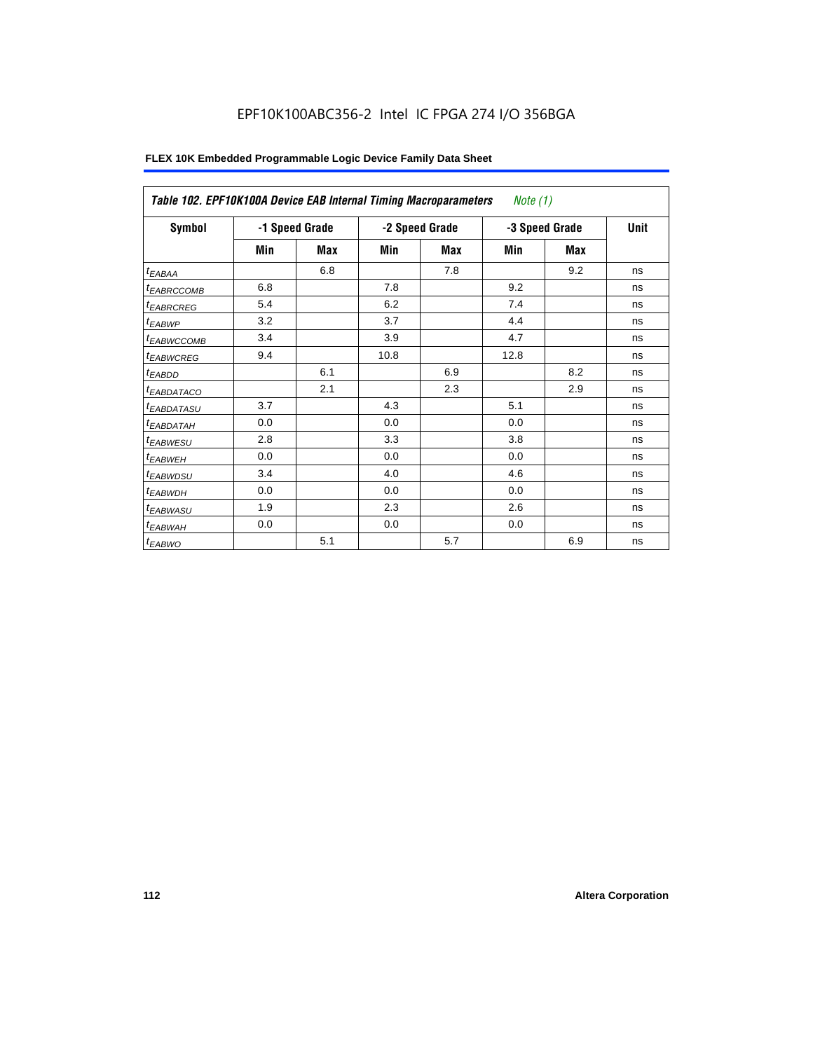EPF10K100ABC356-2 Intel IC FPGA 274 I/O 356BGA

**FLEX 10K Embedded Programmable Logic Device Family Data Sheet**

| *Table 102. EPF10K100A Device EAB Internal Timing Macroparameters* *Note (1)* | | | | | | | |
|---|---|---|---|---|---|---|---|
| **Symbol** | **-1 Speed Grade** | | **-2 Speed Grade** | | **-3 Speed Grade** | | **Unit** |
| | **Min** | **Max** | **Min** | **Max** | **Min** | **Max** | |
| $t_{EABAA}$ | | 6.8 | | 7.8 | | 9.2 | ns |
| $t_{EABRCCOMB}$ | 6.8 | | 7.8 | | 9.2 | | ns |
| $t_{EABRCREG}$ | 5.4 | | 6.2 | | 7.4 | | ns |
| $t_{EABWP}$ | 3.2 | | 3.7 | | 4.4 | | ns |
| $t_{EABWCCOMB}$ | 3.4 | | 3.9 | | 4.7 | | ns |
| $t_{EABWCREG}$ | 9.4 | | 10.8 | | 12.8 | | ns |
| $t_{EABDD}$ | | 6.1 | | 6.9 | | 8.2 | ns |
| $t_{EABDATACO}$ | | 2.1 | | 2.3 | | 2.9 | ns |
| $t_{EABDATASU}$ | 3.7 | | 4.3 | | 5.1 | | ns |
| $t_{EABDATAH}$ | 0.0 | | 0.0 | | 0.0 | | ns |
| $t_{EABWESU}$ | 2.8 | | 3.3 | | 3.8 | | ns |
| $t_{EABWEH}$ | 0.0 | | 0.0 | | 0.0 | | ns |
| $t_{EABWDSU}$ | 3.4 | | 4.0 | | 4.6 | | ns |
| $t_{EABWDH}$ | 0.0 | | 0.0 | | 0.0 | | ns |
| $t_{EABWASU}$ | 1.9 | | 2.3 | | 2.6 | | ns |
| $t_{EABWAH}$ | 0.0 | | 0.0 | | 0.0 | | ns |
| $t_{EABWO}$ | | 5.1 | | 5.7 | | 6.9 | ns |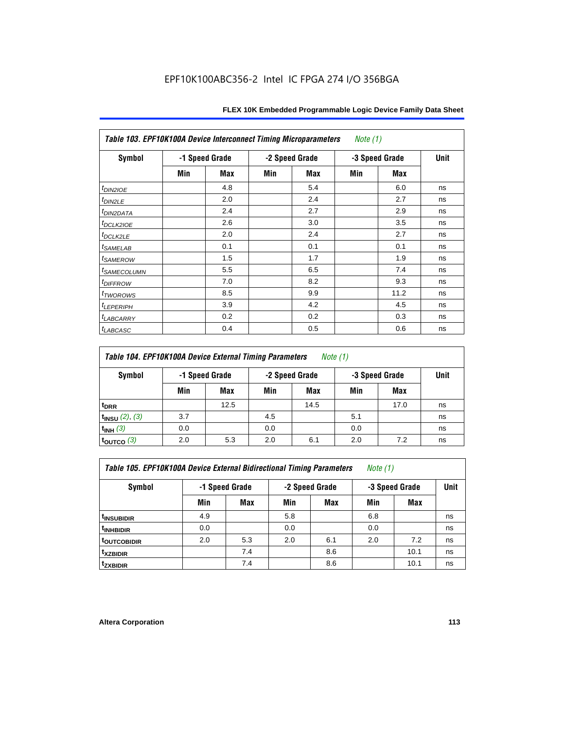EPF10K100ABC356-2 Intel IC FPGA 274 I/O 356BGA

| *Table 103. EPF10K100A Device Interconnect Timing Microparameters* *Note (1)* | | | | | | | |
|---|---|---|---|---|---|---|---|
| **Symbol** | **-1 Speed Grade** | | **-2 Speed Grade** | | **-3 Speed Grade** | | **Unit** |
| | **Min** | **Max** | **Min** | **Max** | **Min** | **Max** | |
| $t_{DIN2IOE}$ | | 4.8 | | 5.4 | | 6.0 | ns |
| $t_{DIN2LE}$ | | 2.0 | | 2.4 | | 2.7 | ns |
| $t_{DIN2DATA}$ | | 2.4 | | 2.7 | | 2.9 | ns |
| $t_{DCLK2IOE}$ | | 2.6 | | 3.0 | | 3.5 | ns |
| $t_{DCLK2LE}$ | | 2.0 | | 2.4 | | 2.7 | ns |
| $t_{SAMELAB}$ | | 0.1 | | 0.1 | | 0.1 | ns |
| $t_{SAMEROW}$ | | 1.5 | | 1.7 | | 1.9 | ns |
| $t_{SAMECOLUMN}$ | | 5.5 | | 6.5 | | 7.4 | ns |
| $t_{DIFFROW}$ | | 7.0 | | 8.2 | | 9.3 | ns |
| $t_{TWOROWS}$ | | 8.5 | | 9.9 | | 11.2 | ns |
| $t_{LEPERIPH}$ | | 3.9 | | 4.2 | | 4.5 | ns |
| $t_{LABCARRY}$ | | 0.2 | | 0.2 | | 0.3 | ns |
| $t_{LABCASC}$ | | 0.4 | | 0.5 | | 0.6 | ns |

| *Table 104. EPF10K100A Device External Timing Parameters* *Note (1)* | | | | | | | |
|---|---|---|---|---|---|---|---|
| **Symbol** | **-1 Speed Grade** | | **-2 Speed Grade** | | **-3 Speed Grade** | | **Unit** |
| | **Min** | **Max** | **Min** | **Max** | **Min** | **Max** | |
| $t_{DRR}$ | | 12.5 | | 14.5 | | 17.0 | ns |
| $t_{INSU}$ *(2), (3)* | 3.7 | | 4.5 | | 5.1 | | ns |
| $t_{INH}$ *(3)* | 0.0 | | 0.0 | | 0.0 | | ns |
| $t_{OUTCO}$ *(3)* | 2.0 | 5.3 | 2.0 | 6.1 | 2.0 | 7.2 | ns |

| *Table 105. EPF10K100A Device External Bidirectional Timing Parameters* *Note (1)* | | | | | | | |
|---|---|---|---|---|---|---|---|
| **Symbol** | **-1 Speed Grade** | | **-2 Speed Grade** | | **-3 Speed Grade** | | **Unit** |
| | **Min** | **Max** | **Min** | **Max** | **Min** | **Max** | |
| $t_{INSUBIDIR}$ | 4.9 | | 5.8 | | 6.8 | | ns |
| $t_{INHBIDIR}$ | 0.0 | | 0.0 | | 0.0 | | ns |
| $t_{OUTCOBIDIR}$ | 2.0 | 5.3 | 2.0 | 6.1 | 2.0 | 7.2 | ns |
| $t_{XZBIDIR}$ | | 7.4 | | 8.6 | | 10.1 | ns |
| $t_{ZXBIDIR}$ | | 7.4 | | 8.6 | | 10.1 | ns |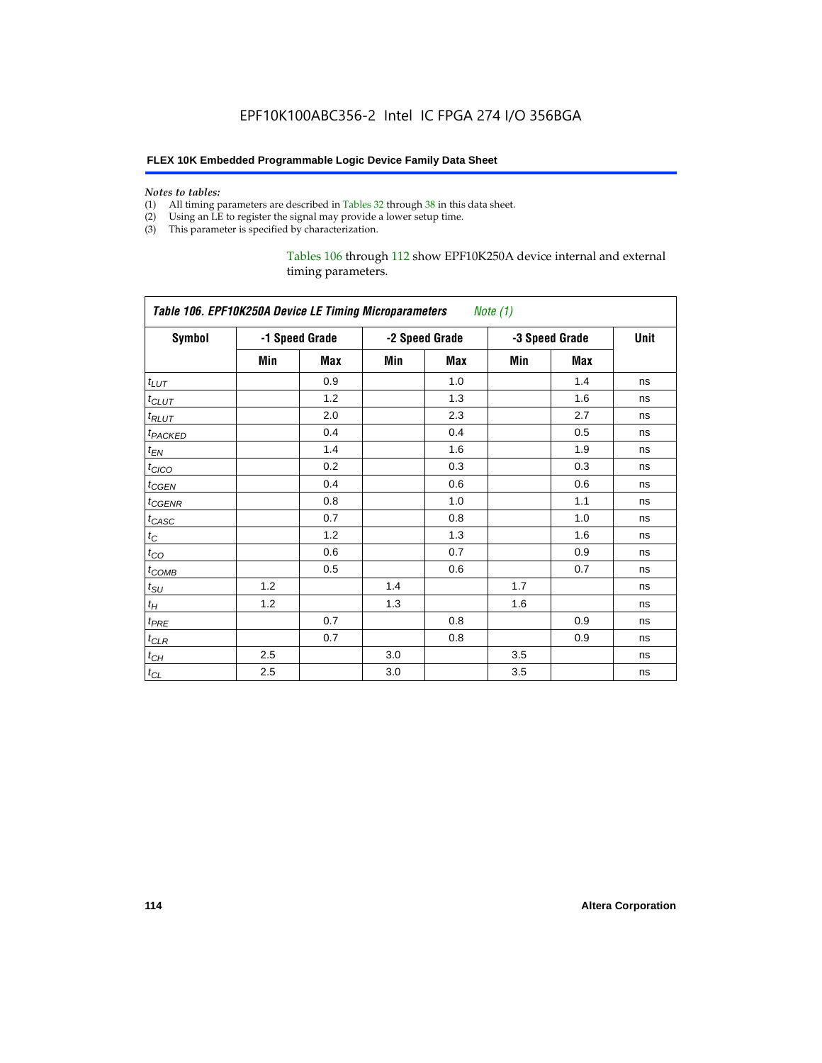*Notes to tables:*

(1) All timing parameters are described in Tables 32 through 38 in this data sheet.
(2) Using an LE to register the signal may provide a lower setup time.
(3) This parameter is specified by characterization.

Tables 106 through 112 show EPF10K250A device internal and external timing parameters.

| *Table 106. EPF10K250A Device LE Timing Microparameters Note (1)* | | | | | | | |
|---|---|---|---|---|---|---|---|
| **Symbol** | **-1 Speed Grade** | | **-2 Speed Grade** | | **-3 Speed Grade** | | **Unit** |
| | **Min** | **Max** | **Min** | **Max** | **Min** | **Max** | |
| $t_{LUT}$ | | 0.9 | | 1.0 | | 1.4 | ns |
| $t_{CLUT}$ | | 1.2 | | 1.3 | | 1.6 | ns |
| $t_{RLUT}$ | | 2.0 | | 2.3 | | 2.7 | ns |
| $t_{PACKED}$ | | 0.4 | | 0.4 | | 0.5 | ns |
| $t_{EN}$ | | 1.4 | | 1.6 | | 1.9 | ns |
| $t_{CICO}$ | | 0.2 | | 0.3 | | 0.3 | ns |
| $t_{CGEN}$ | | 0.4 | | 0.6 | | 0.6 | ns |
| $t_{CGENR}$ | | 0.8 | | 1.0 | | 1.1 | ns |
| $t_{CASC}$ | | 0.7 | | 0.8 | | 1.0 | ns |
| $t_{C}$ | | 1.2 | | 1.3 | | 1.6 | ns |
| $t_{CO}$ | | 0.6 | | 0.7 | | 0.9 | ns |
| $t_{COMB}$ | | 0.5 | | 0.6 | | 0.7 | ns |
| $t_{SU}$ | 1.2 | | 1.4 | | 1.7 | | ns |
| $t_{H}$ | 1.2 | | 1.3 | | 1.6 | | ns |
| $t_{PRE}$ | | 0.7 | | 0.8 | | 0.9 | ns |
| $t_{CLR}$ | | 0.7 | | 0.8 | | 0.9 | ns |
| $t_{CH}$ | 2.5 | | 3.0 | | 3.5 | | ns |
| $t_{CL}$ | 2.5 | | 3.0 | | 3.5 | | ns |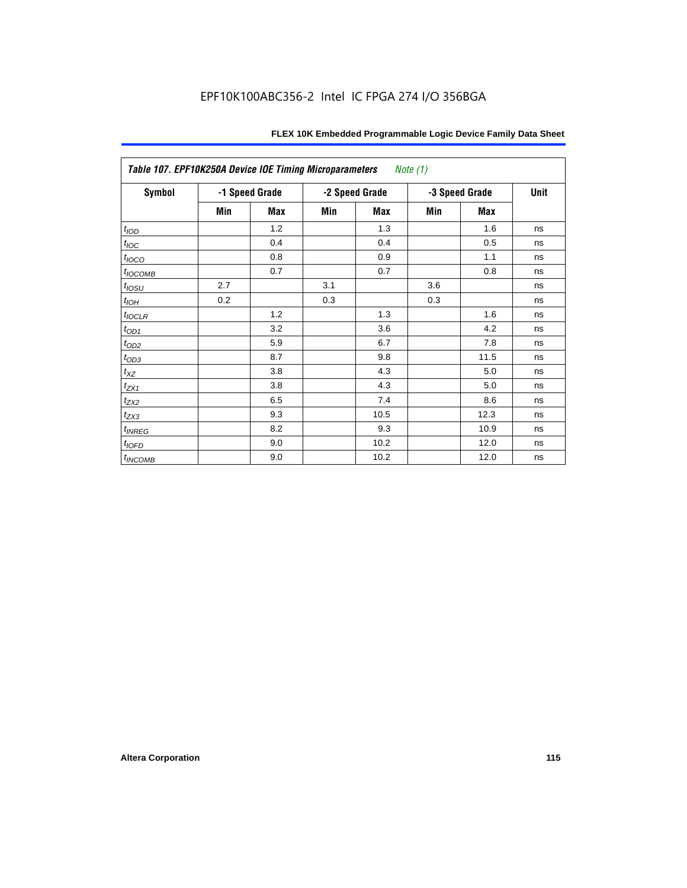**Table 107. EPF10K250A Device IOE Timing Microparameters** *Note (1)*

| Symbol | -1 Speed Grade | | -2 Speed Grade | | -3 Speed Grade | | Unit |
|---|---|---|---|---|---|---|---|
| | Min | Max | Min | Max | Min | Max | |
| $t_{IOD}$ | | 1.2 | | 1.3 | | 1.6 | ns |
| $t_{IOC}$ | | 0.4 | | 0.4 | | 0.5 | ns |
| $t_{IOCO}$ | | 0.8 | | 0.9 | | 1.1 | ns |
| $t_{IOCOMB}$ | | 0.7 | | 0.7 | | 0.8 | ns |
| $t_{IOSU}$ | 2.7 | | 3.1 | | 3.6 | | ns |
| $t_{IOH}$ | 0.2 | | 0.3 | | 0.3 | | ns |
| $t_{IOCLR}$ | | 1.2 | | 1.3 | | 1.6 | ns |
| $t_{OD1}$ | | 3.2 | | 3.6 | | 4.2 | ns |
| $t_{OD2}$ | | 5.9 | | 6.7 | | 7.8 | ns |
| $t_{OD3}$ | | 8.7 | | 9.8 | | 11.5 | ns |
| $t_{XZ}$ | | 3.8 | | 4.3 | | 5.0 | ns |
| $t_{ZX1}$ | | 3.8 | | 4.3 | | 5.0 | ns |
| $t_{ZX2}$ | | 6.5 | | 7.4 | | 8.6 | ns |
| $t_{ZX3}$ | | 9.3 | | 10.5 | | 12.3 | ns |
| $t_{INREG}$ | | 8.2 | | 9.3 | | 10.9 | ns |
| $t_{IOFD}$ | | 9.0 | | 10.2 | | 12.0 | ns |
| $t_{INCOMB}$ | | 9.0 | | 10.2 | | 12.0 | ns |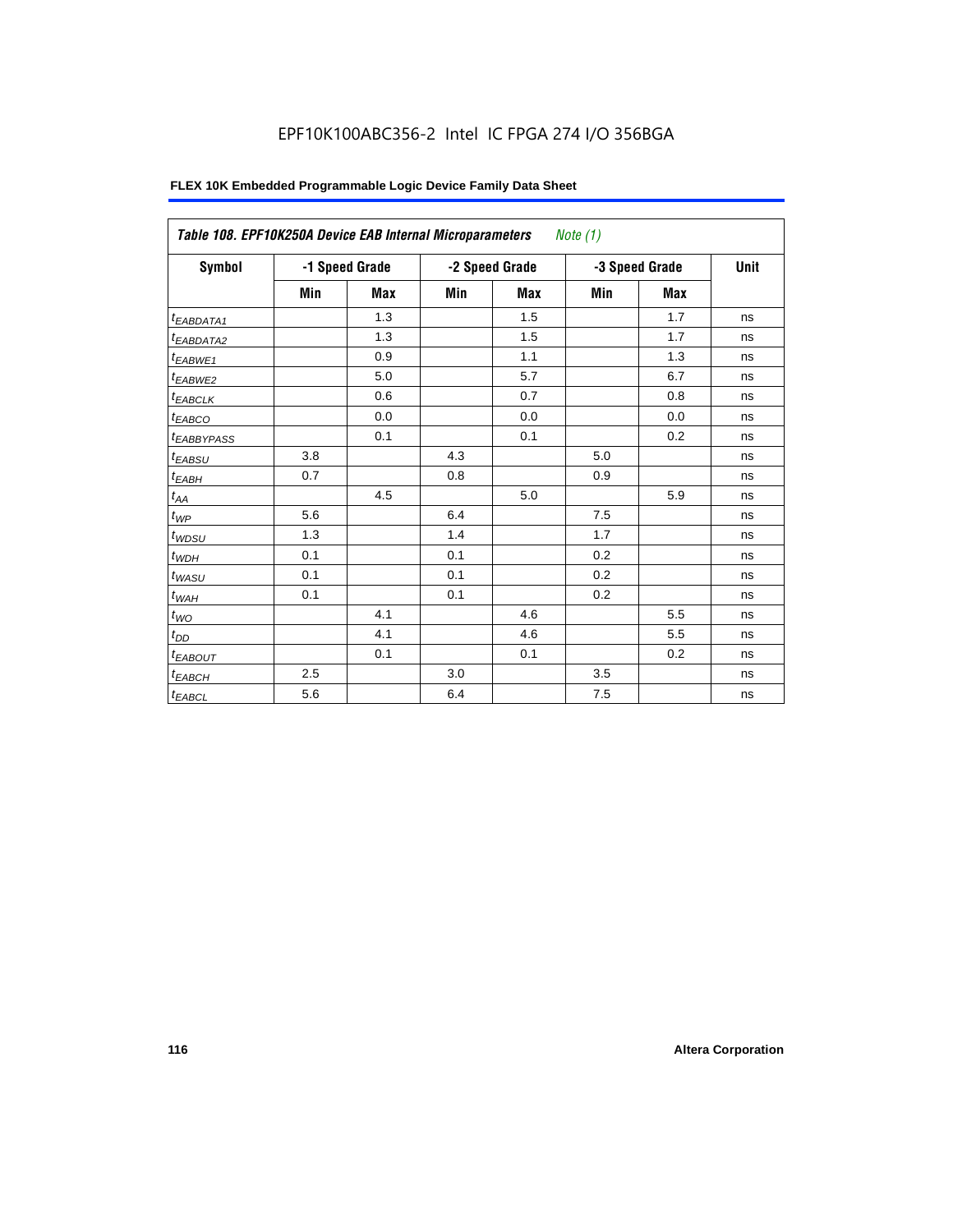EPF10K100ABC356-2 Intel IC FPGA 274 I/O 356BGA

**FLEX 10K Embedded Programmable Logic Device Family Data Sheet**

| *Table 108. EPF10K250A Device EAB Internal Microparameters* *Note (1)* | | | | | | | |
|---|---|---|---|---|---|---|---|
| **Symbol** | **-1 Speed Grade** | | **-2 Speed Grade** | | **-3 Speed Grade** | | **Unit** |
| | **Min** | **Max** | **Min** | **Max** | **Min** | **Max** | |
| $t_{EABDATA1}$ | | 1.3 | | 1.5 | | 1.7 | ns |
| $t_{EABDATA2}$ | | 1.3 | | 1.5 | | 1.7 | ns |
| $t_{EABWE1}$ | | 0.9 | | 1.1 | | 1.3 | ns |
| $t_{EABWE2}$ | | 5.0 | | 5.7 | | 6.7 | ns |
| $t_{EABCLK}$ | | 0.6 | | 0.7 | | 0.8 | ns |
| $t_{EABCO}$ | | 0.0 | | 0.0 | | 0.0 | ns |
| $t_{EABBYPASS}$ | | 0.1 | | 0.1 | | 0.2 | ns |
| $t_{EABSU}$ | 3.8 | | 4.3 | | 5.0 | | ns |
| $t_{EABH}$ | 0.7 | | 0.8 | | 0.9 | | ns |
| $t_{AA}$ | | 4.5 | | 5.0 | | 5.9 | ns |
| $t_{WP}$ | 5.6 | | 6.4 | | 7.5 | | ns |
| $t_{WDSU}$ | 1.3 | | 1.4 | | 1.7 | | ns |
| $t_{WDH}$ | 0.1 | | 0.1 | | 0.2 | | ns |
| $t_{WASU}$ | 0.1 | | 0.1 | | 0.2 | | ns |
| $t_{WAH}$ | 0.1 | | 0.1 | | 0.2 | | ns |
| $t_{WO}$ | | 4.1 | | 4.6 | | 5.5 | ns |
| $t_{DD}$ | | 4.1 | | 4.6 | | 5.5 | ns |
| $t_{EABOUT}$ | | 0.1 | | 0.1 | | 0.2 | ns |
| $t_{EABCH}$ | 2.5 | | 3.0 | | 3.5 | | ns |
| $t_{EABCL}$ | 5.6 | | 6.4 | | 7.5 | | ns |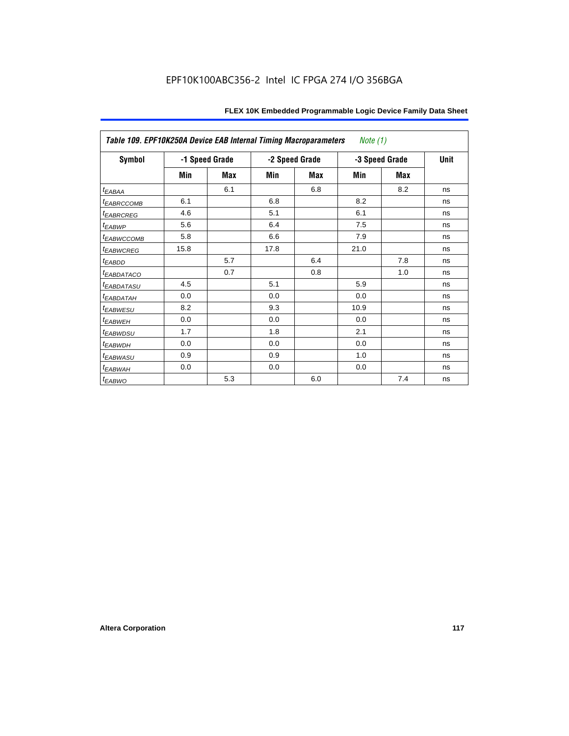| *Table 109. EPF10K250A Device EAB Internal Timing Macroparameters* *Note (1)* | | | | | | | |
|---|---|---|---|---|---|---|---|
| **Symbol** | **-1 Speed Grade** | | **-2 Speed Grade** | | **-3 Speed Grade** | | **Unit** |
| | **Min** | **Max** | **Min** | **Max** | **Min** | **Max** | |
| $t_{EABAA}$ | | 6.1 | | 6.8 | | 8.2 | ns |
| $t_{EABRCCOMB}$ | 6.1 | | 6.8 | | 8.2 | | ns |
| $t_{EABRCREG}$ | 4.6 | | 5.1 | | 6.1 | | ns |
| $t_{EABWP}$ | 5.6 | | 6.4 | | 7.5 | | ns |
| $t_{EABWCCOMB}$ | 5.8 | | 6.6 | | 7.9 | | ns |
| $t_{EABWCREG}$ | 15.8 | | 17.8 | | 21.0 | | ns |
| $t_{EABDD}$ | | 5.7 | | 6.4 | | 7.8 | ns |
| $t_{EABDATACO}$ | | 0.7 | | 0.8 | | 1.0 | ns |
| $t_{EABDATASU}$ | 4.5 | | 5.1 | | 5.9 | | ns |
| $t_{EABDATAH}$ | 0.0 | | 0.0 | | 0.0 | | ns |
| $t_{EABWESU}$ | 8.2 | | 9.3 | | 10.9 | | ns |
| $t_{EABWEH}$ | 0.0 | | 0.0 | | 0.0 | | ns |
| $t_{EABWDSU}$ | 1.7 | | 1.8 | | 2.1 | | ns |
| $t_{EABWDH}$ | 0.0 | | 0.0 | | 0.0 | | ns |
| $t_{EABWASU}$ | 0.9 | | 0.9 | | 1.0 | | ns |
| $t_{EABWAH}$ | 0.0 | | 0.0 | | 0.0 | | ns |
| $t_{EABWO}$ | | 5.3 | | 6.0 | | 7.4 | ns |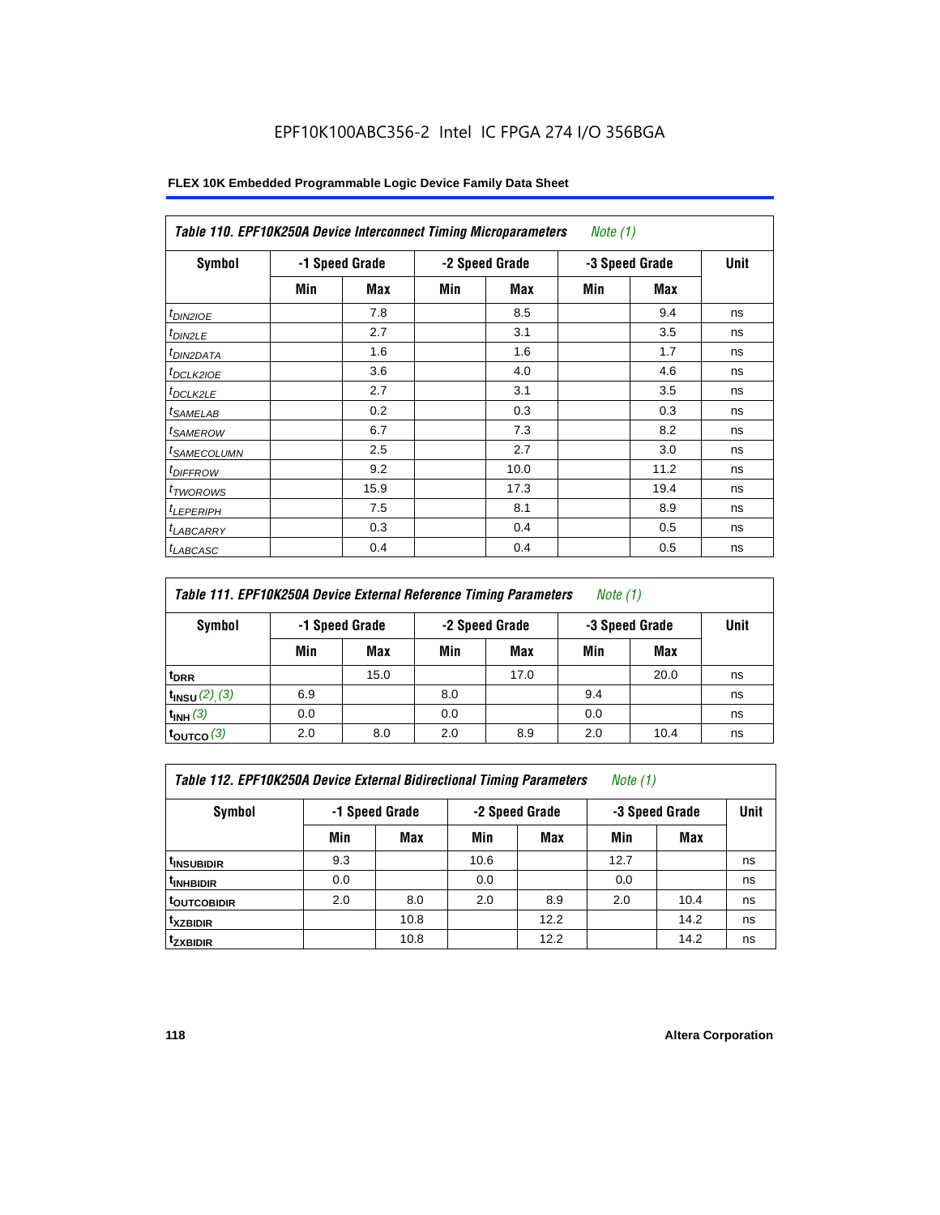EPF10K100ABC356-2 Intel IC FPGA 274 I/O 356BGA

**FLEX 10K Embedded Programmable Logic Device Family Data Sheet**

| *Table 110. EPF10K250A Device Interconnect Timing Microparameters* *Note (1)* | | | | | | | |
|---|---|---|---|---|---|---|---|
| **Symbol** | **-1 Speed Grade** | | **-2 Speed Grade** | | **-3 Speed Grade** | | **Unit** |
| | **Min** | **Max** | **Min** | **Max** | **Min** | **Max** | |
| $t_{DIN2IOE}$ | | 7.8 | | 8.5 | | 9.4 | ns |
| $t_{DIN2LE}$ | | 2.7 | | 3.1 | | 3.5 | ns |
| $t_{DIN2DATA}$ | | 1.6 | | 1.6 | | 1.7 | ns |
| $t_{DCLK2IOE}$ | | 3.6 | | 4.0 | | 4.6 | ns |
| $t_{DCLK2LE}$ | | 2.7 | | 3.1 | | 3.5 | ns |
| $t_{SAMELAB}$ | | 0.2 | | 0.3 | | 0.3 | ns |
| $t_{SAMEROW}$ | | 6.7 | | 7.3 | | 8.2 | ns |
| $t_{SAMECOLUMN}$ | | 2.5 | | 2.7 | | 3.0 | ns |
| $t_{DIFFROW}$ | | 9.2 | | 10.0 | | 11.2 | ns |
| $t_{TWOROWS}$ | | 15.9 | | 17.3 | | 19.4 | ns |
| $t_{LEPERIPH}$ | | 7.5 | | 8.1 | | 8.9 | ns |
| $t_{LABCARRY}$ | | 0.3 | | 0.4 | | 0.5 | ns |
| $t_{LABCASC}$ | | 0.4 | | 0.4 | | 0.5 | ns |

| *Table 111. EPF10K250A Device External Reference Timing Parameters* *Note (1)* | | | | | | | |
|---|---|---|---|---|---|---|---|
| **Symbol** | **-1 Speed Grade** | | **-2 Speed Grade** | | **-3 Speed Grade** | | **Unit** |
| | **Min** | **Max** | **Min** | **Max** | **Min** | **Max** | |
| $t_{DRR}$ | | 15.0 | | 17.0 | | 20.0 | ns |
| $t_{INSU}$ *(2), (3)* | 6.9 | | 8.0 | | 9.4 | | ns |
| $t_{INH}$ *(3)* | 0.0 | | 0.0 | | 0.0 | | ns |
| $t_{OUTCO}$ *(3)* | 2.0 | 8.0 | 2.0 | 8.9 | 2.0 | 10.4 | ns |

| *Table 112. EPF10K250A Device External Bidirectional Timing Parameters* *Note (1)* | | | | | | | |
|---|---|---|---|---|---|---|---|
| **Symbol** | **-1 Speed Grade** | | **-2 Speed Grade** | | **-3 Speed Grade** | | **Unit** |
| | **Min** | **Max** | **Min** | **Max** | **Min** | **Max** | |
| $t_{INSUBIDIR}$ | 9.3 | | 10.6 | | 12.7 | | ns |
| $t_{INHBIDIR}$ | 0.0 | | 0.0 | | 0.0 | | ns |
| $t_{OUTCOBIDIR}$ | 2.0 | 8.0 | 2.0 | 8.9 | 2.0 | 10.4 | ns |
| $t_{XZBIDIR}$ | | 10.8 | | 12.2 | | 14.2 | ns |
| $t_{ZXBIDIR}$ | | 10.8 | | 12.2 | | 14.2 | ns |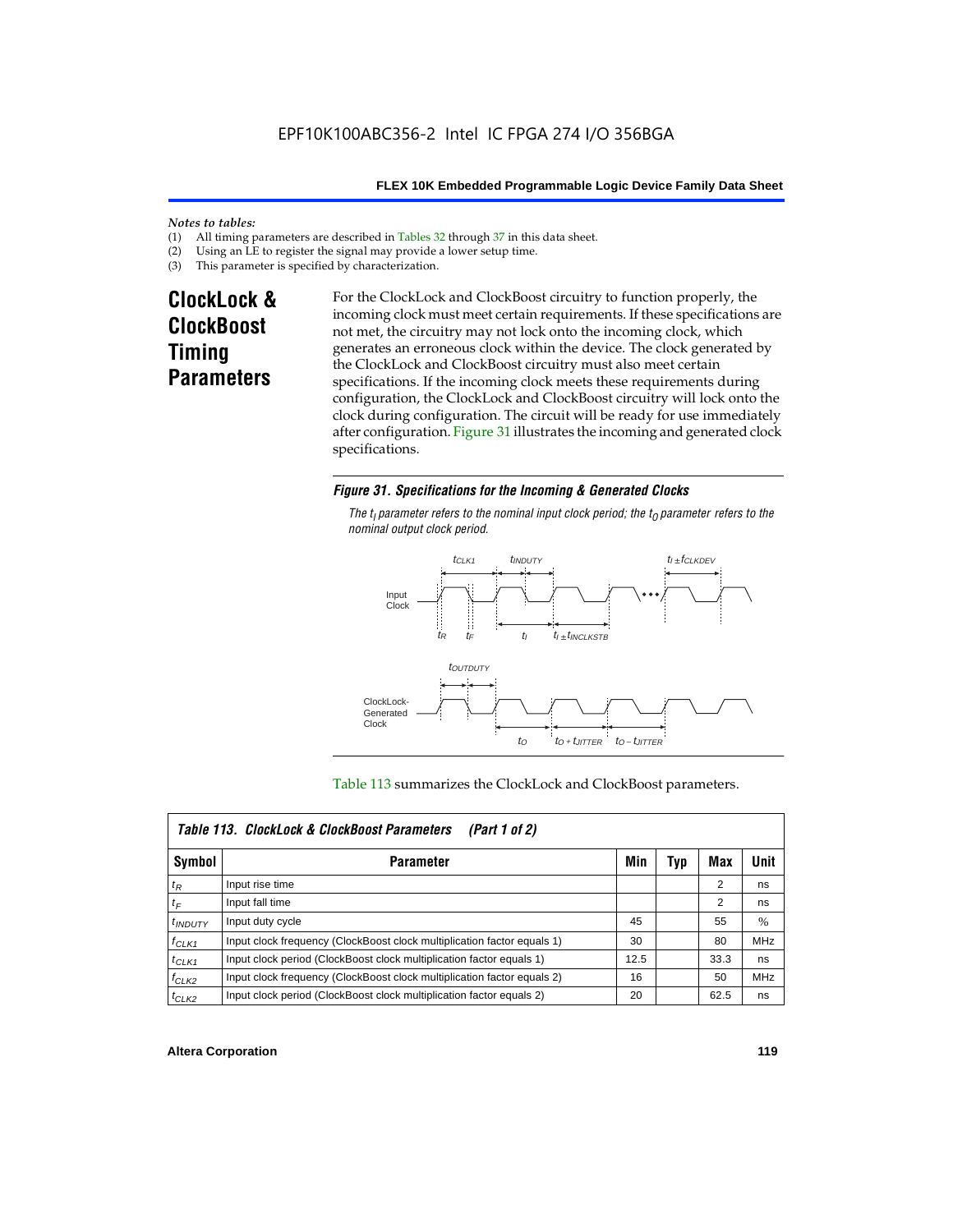*Notes to tables:*

(1) All timing parameters are described in Tables 32 through 37 in this data sheet.
(2) Using an LE to register the signal may provide a lower setup time.
(3) This parameter is specified by characterization.

## ClockLock & ClockBoost Timing Parameters

For the ClockLock and ClockBoost circuitry to function properly, the incoming clock must meet certain requirements. If these specifications are not met, the circuitry may not lock onto the incoming clock, which generates an erroneous clock within the device. The clock generated by the ClockLock and ClockBoost circuitry must also meet certain specifications. If the incoming clock meets these requirements during configuration, the ClockLock and ClockBoost circuitry will lock onto the clock during configuration. The circuit will be ready for use immediately after configuration. Figure 31 illustrates the incoming and generated clock specifications.

***Figure 31. Specifications for the Incoming & Generated Clocks***

*The $t_I$ parameter refers to the nominal input clock period; the $t_O$ parameter refers to the nominal output clock period.*

Table 113 summarizes the ClockLock and ClockBoost parameters.

***Table 113. ClockLock & ClockBoost Parameters (Part 1 of 2)***

| Symbol | Parameter | Min | Typ | Max | Unit |
|---|---|---|---|---|---|
| $t_R$ | Input rise time | | | 2 | ns |
| $t_F$ | Input fall time | | | 2 | ns |
| $t_{INDUTY}$ | Input duty cycle | 45 | | 55 | % |
| $f_{CLK1}$ | Input clock frequency (ClockBoost clock multiplication factor equals 1) | 30 | | 80 | MHz |
| $t_{CLK1}$ | Input clock period (ClockBoost clock multiplication factor equals 1) | 12.5 | | 33.3 | ns |
| $f_{CLK2}$ | Input clock frequency (ClockBoost clock multiplication factor equals 2) | 16 | | 50 | MHz |
| $t_{CLK2}$ | Input clock period (ClockBoost clock multiplication factor equals 2) | 20 | | 62.5 | ns |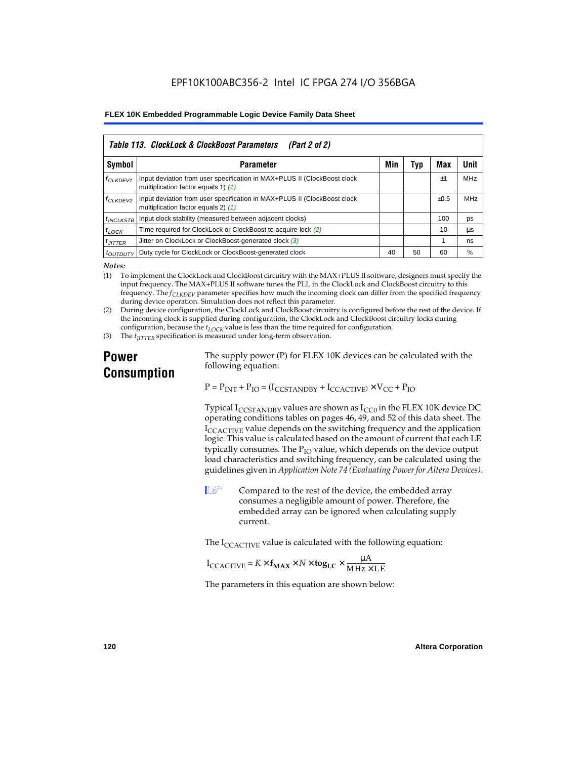**Table 113. ClockLock & ClockBoost Parameters (Part 2 of 2)**

| Symbol | Parameter | Min | Typ | Max | Unit |
|---|---|---|---|---|---|
| $f_{CLKDEV1}$ | Input deviation from user specification in MAX+PLUS II (ClockBoost clock multiplication factor equals 1) *(1)* | | | ±1 | MHz |
| $f_{CLKDEV2}$ | Input deviation from user specification in MAX+PLUS II (ClockBoost clock multiplication factor equals 2) *(1)* | | | ±0.5 | MHz |
| $t_{INCLKSTB}$ | Input clock stability (measured between adjacent clocks) | | | 100 | ps |
| $t_{LOCK}$ | Time required for ClockLock or ClockBoost to acquire lock *(2)* | | | 10 | µs |
| $t_{JITTER}$ | Jitter on ClockLock or ClockBoost-generated clock *(3)* | | | 1 | ns |
| $t_{OUTDUTY}$ | Duty cycle for ClockLock or ClockBoost-generated clock | 40 | 50 | 60 | % |

*Notes:*

(1) To implement the ClockLock and ClockBoost circuitry with the MAX+PLUS II software, designers must specify the input frequency. The MAX+PLUS II software tunes the PLL in the ClockLock and ClockBoost circuitry to this frequency. The $f_{CLKDEV}$ parameter specifies how much the incoming clock can differ from the specified frequency during device operation. Simulation does not reflect this parameter.

(2) During device configuration, the ClockLock and ClockBoost circuitry is configured before the rest of the device. If the incoming clock is supplied during configuration, the ClockLock and ClockBoost circuitry locks during configuration, because the $t_{LOCK}$ value is less than the time required for configuration.

(3) The $t_{JITTER}$ specification is measured under long-term observation.

## Power Consumption

The supply power (P) for FLEX 10K devices can be calculated with the following equation:

$$P = P_{INT} + P_{IO} = (I_{CCSTANDBY} + I_{CCACTIVE}) \times V_{CC} + P_{IO}$$

Typical $I_{CCSTANDBY}$ values are shown as $I_{CC0}$ in the FLEX 10K device DC operating conditions tables on pages 46, 49, and 52 of this data sheet. The $I_{CCACTIVE}$ value depends on the switching frequency and the application logic. This value is calculated based on the amount of current that each LE typically consumes. The $P_{IO}$ value, which depends on the device output load characteristics and switching frequency, can be calculated using the guidelines given in *Application Note 74 (Evaluating Power for Altera Devices)*.

Compared to the rest of the device, the embedded array consumes a negligible amount of power. Therefore, the embedded array can be ignored when calculating supply current.

The $I_{CCACTIVE}$ value is calculated with the following equation:

$$I_{CCACTIVE} = K \times \mathbf{f_{MAX}} \times N \times \mathbf{tog_{LC}} \times \frac{\mu A}{MHz \times LE}$$

The parameters in this equation are shown below: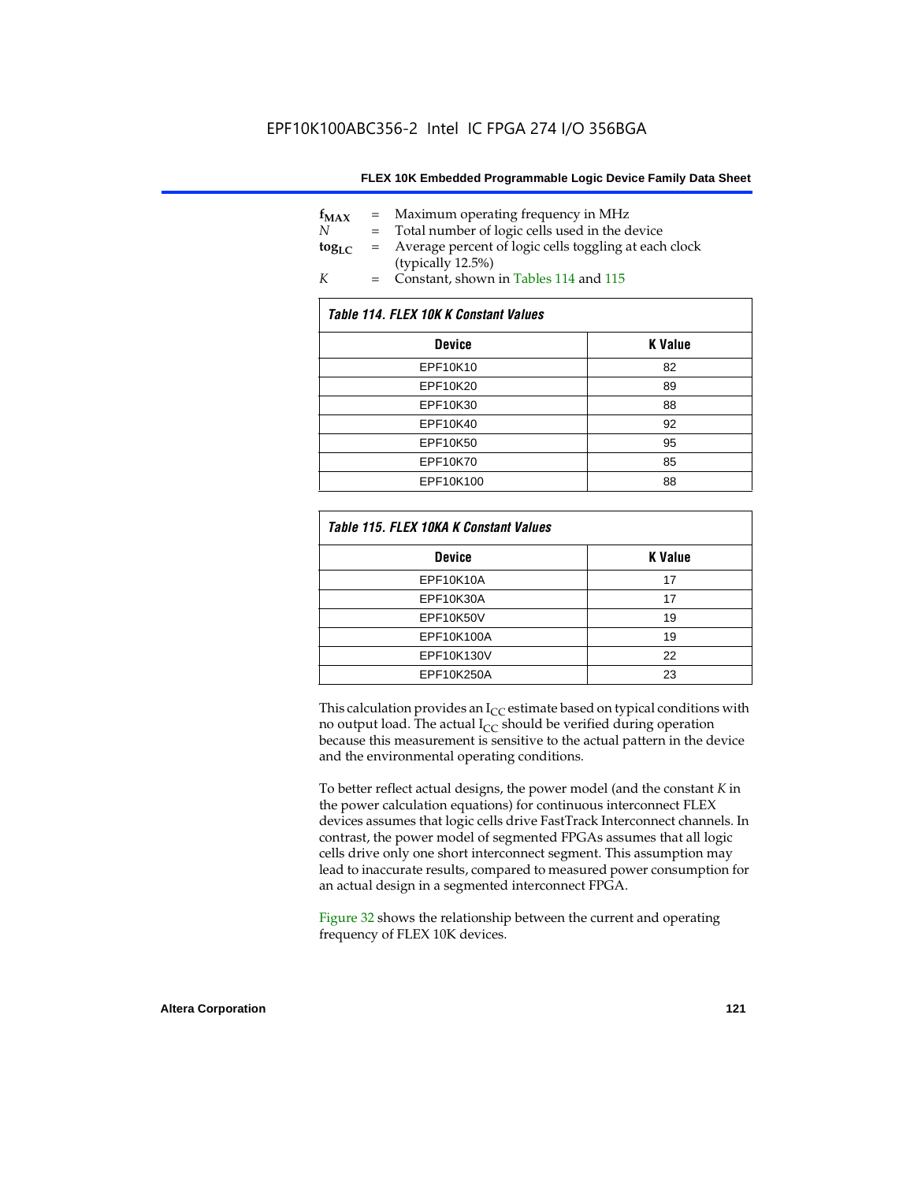$f_{MAX}$ = Maximum operating frequency in MHz
$N$ = Total number of logic cells used in the device
$tog_{LC}$ = Average percent of logic cells toggling at each clock (typically 12.5%)
$K$ = Constant, shown in Tables 114 and 115

*Table 114. FLEX 10K K Constant Values*

| Device | K Value |
|---|---|
| EPF10K10 | 82 |
| EPF10K20 | 89 |
| EPF10K30 | 88 |
| EPF10K40 | 92 |
| EPF10K50 | 95 |
| EPF10K70 | 85 |
| EPF10K100 | 88 |

*Table 115. FLEX 10KA K Constant Values*

| Device | K Value |
|---|---|
| EPF10K10A | 17 |
| EPF10K30A | 17 |
| EPF10K50V | 19 |
| EPF10K100A | 19 |
| EPF10K130V | 22 |
| EPF10K250A | 23 |

This calculation provides an $I_{CC}$ estimate based on typical conditions with no output load. The actual $I_{CC}$ should be verified during operation because this measurement is sensitive to the actual pattern in the device and the environmental operating conditions.

To better reflect actual designs, the power model (and the constant $K$ in the power calculation equations) for continuous interconnect FLEX devices assumes that logic cells drive FastTrack Interconnect channels. In contrast, the power model of segmented FPGAs assumes that all logic cells drive only one short interconnect segment. This assumption may lead to inaccurate results, compared to measured power consumption for an actual design in a segmented interconnect FPGA.

Figure 32 shows the relationship between the current and operating frequency of FLEX 10K devices.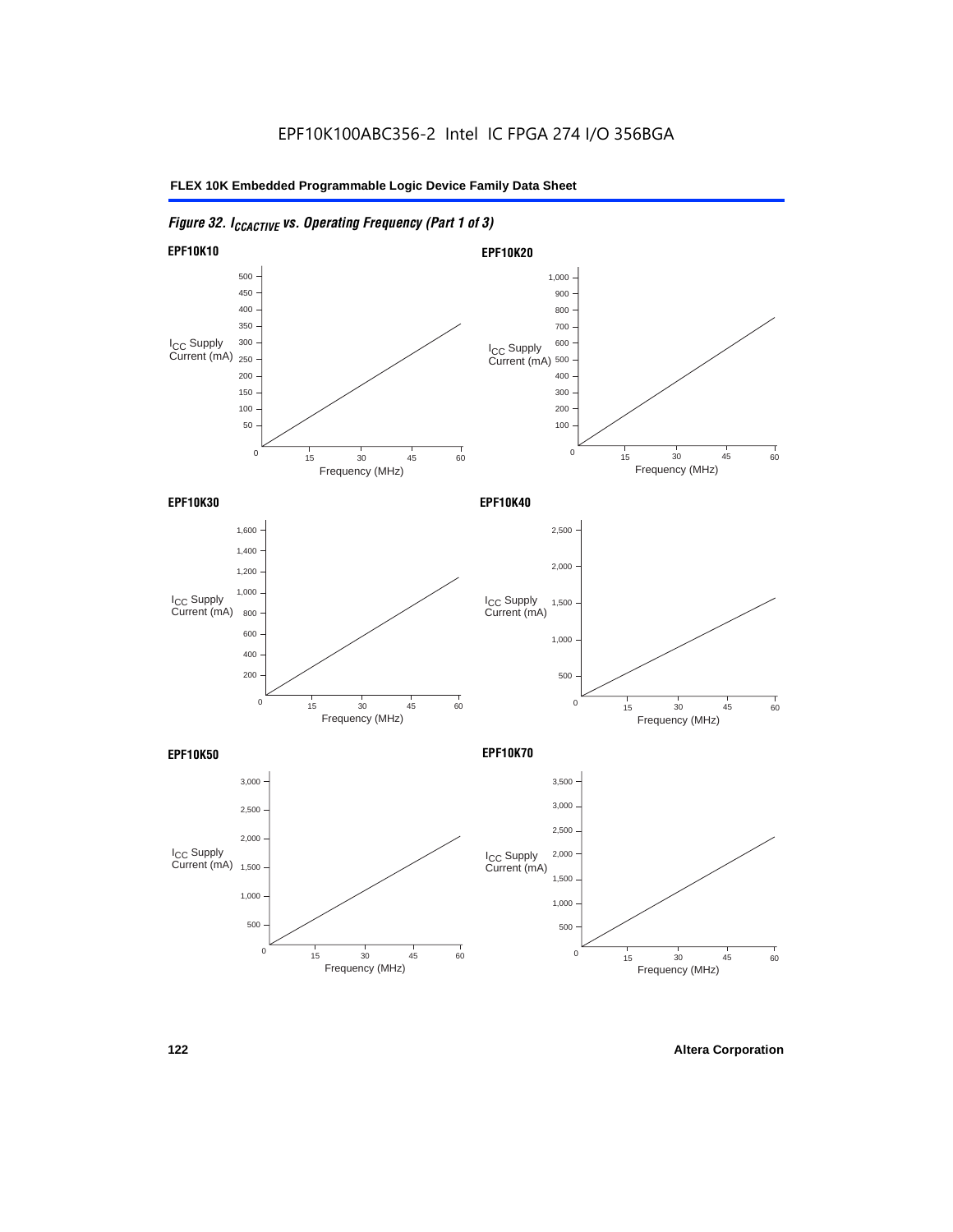*Figure 32. $I_{CCACTIVE}$ vs. Operating Frequency (Part 1 of 3)*

**EPF10K10**

$I_{CC}$ Supply Current (mA) vs. Frequency (MHz)

**EPF10K20**

$I_{CC}$ Supply Current (mA) vs. Frequency (MHz)

**EPF10K30**

$I_{CC}$ Supply Current (mA) vs. Frequency (MHz)

**EPF10K40**

$I_{CC}$ Supply Current (mA) vs. Frequency (MHz)

**EPF10K50**

$I_{CC}$ Supply Current (mA) vs. Frequency (MHz)

**EPF10K70**

$I_{CC}$ Supply Current (mA) vs. Frequency (MHz)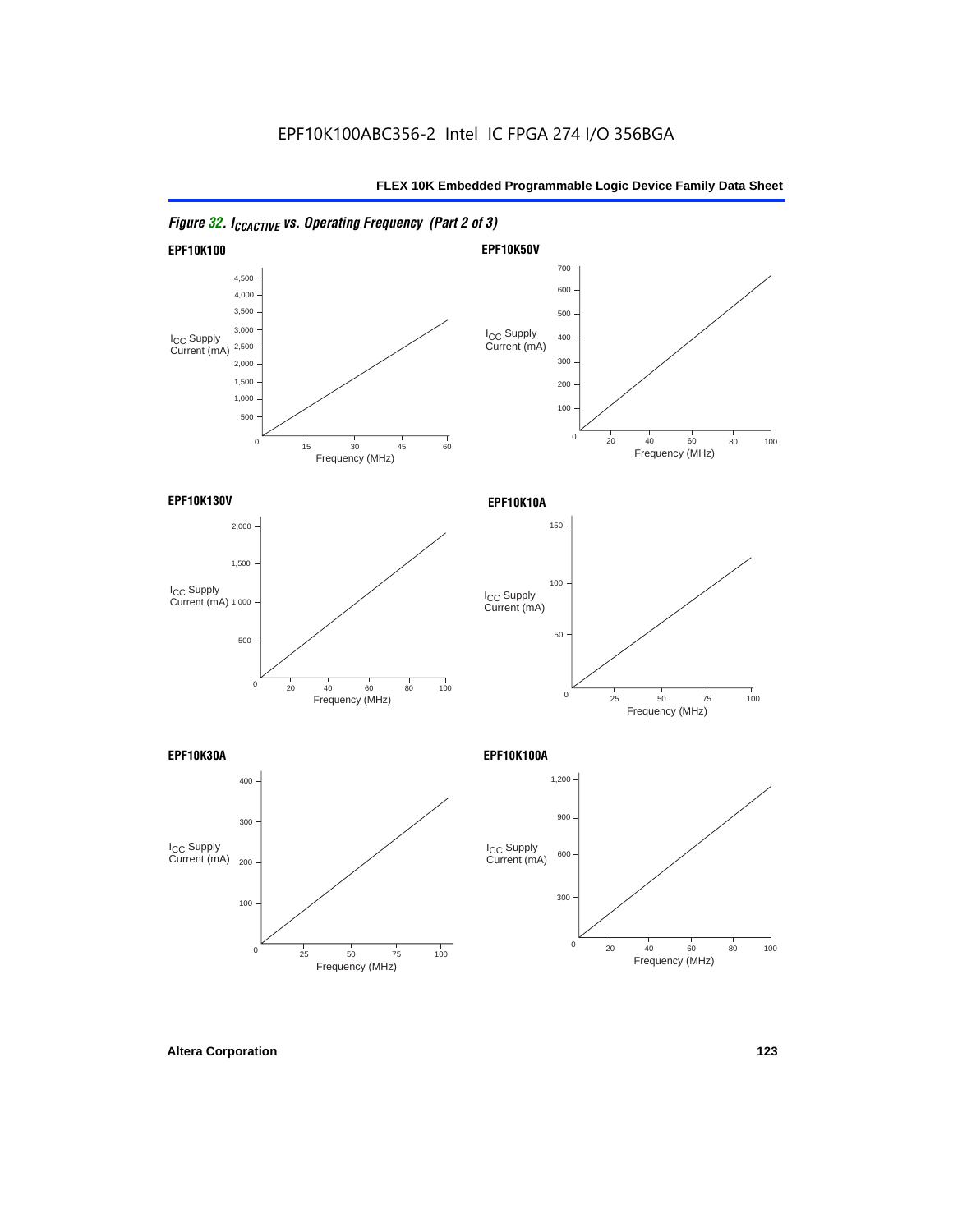## Figure 32. $I_{CCACTIVE}$ vs. Operating Frequency (Part 2 of 3)

**EPF10K100**

$I_{CC}$ Supply Current (mA)

4,500, 4,000, 3,500, 3,000, 2,500, 2,000, 1,500, 1,000, 500, 0

Frequency (MHz): 0, 15, 30, 45, 60

**EPF10K50V**

$I_{CC}$ Supply Current (mA)

700, 600, 500, 400, 300, 200, 100, 0

Frequency (MHz): 0, 20, 40, 60, 80, 100

**EPF10K130V**

$I_{CC}$ Supply Current (mA)

2,000, 1,500, 1,000, 500, 0

Frequency (MHz): 0, 20, 40, 60, 80, 100

**EPF10K10A**

$I_{CC}$ Supply Current (mA)

150, 100, 50, 0

Frequency (MHz): 0, 25, 50, 75, 100

**EPF10K30A**

$I_{CC}$ Supply Current (mA)

400, 300, 200, 100, 0

Frequency (MHz): 0, 25, 50, 75, 100

**EPF10K100A**

$I_{CC}$ Supply Current (mA)

1,200, 900, 600, 300, 0

Frequency (MHz): 0, 20, 40, 60, 80, 100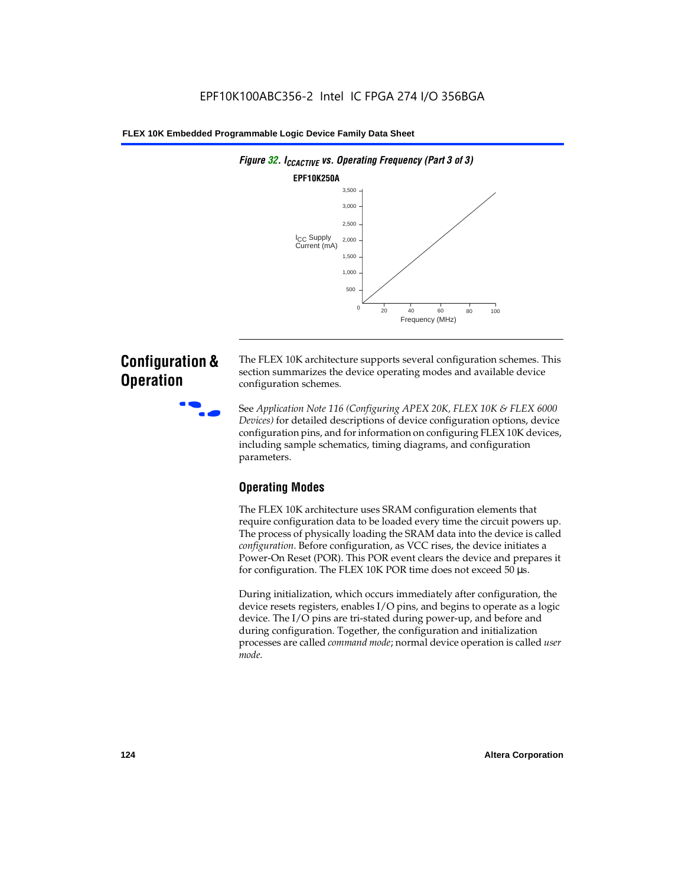*Figure 32. $I_{CCACTIVE}$ vs. Operating Frequency (Part 3 of 3)*

**EPF10K250A**

## Configuration & Operation

The FLEX 10K architecture supports several configuration schemes. This section summarizes the device operating modes and available device configuration schemes.

See *Application Note 116 (Configuring APEX 20K, FLEX 10K & FLEX 6000 Devices)* for detailed descriptions of device configuration options, device configuration pins, and for information on configuring FLEX 10K devices, including sample schematics, timing diagrams, and configuration parameters.

### Operating Modes

The FLEX 10K architecture uses SRAM configuration elements that require configuration data to be loaded every time the circuit powers up. The process of physically loading the SRAM data into the device is called *configuration*. Before configuration, as VCC rises, the device initiates a Power-On Reset (POR). This POR event clears the device and prepares it for configuration. The FLEX 10K POR time does not exceed 50 µs.

During initialization, which occurs immediately after configuration, the device resets registers, enables I/O pins, and begins to operate as a logic device. The I/O pins are tri-stated during power-up, and before and during configuration. Together, the configuration and initialization processes are called *command mode*; normal device operation is called *user mode*.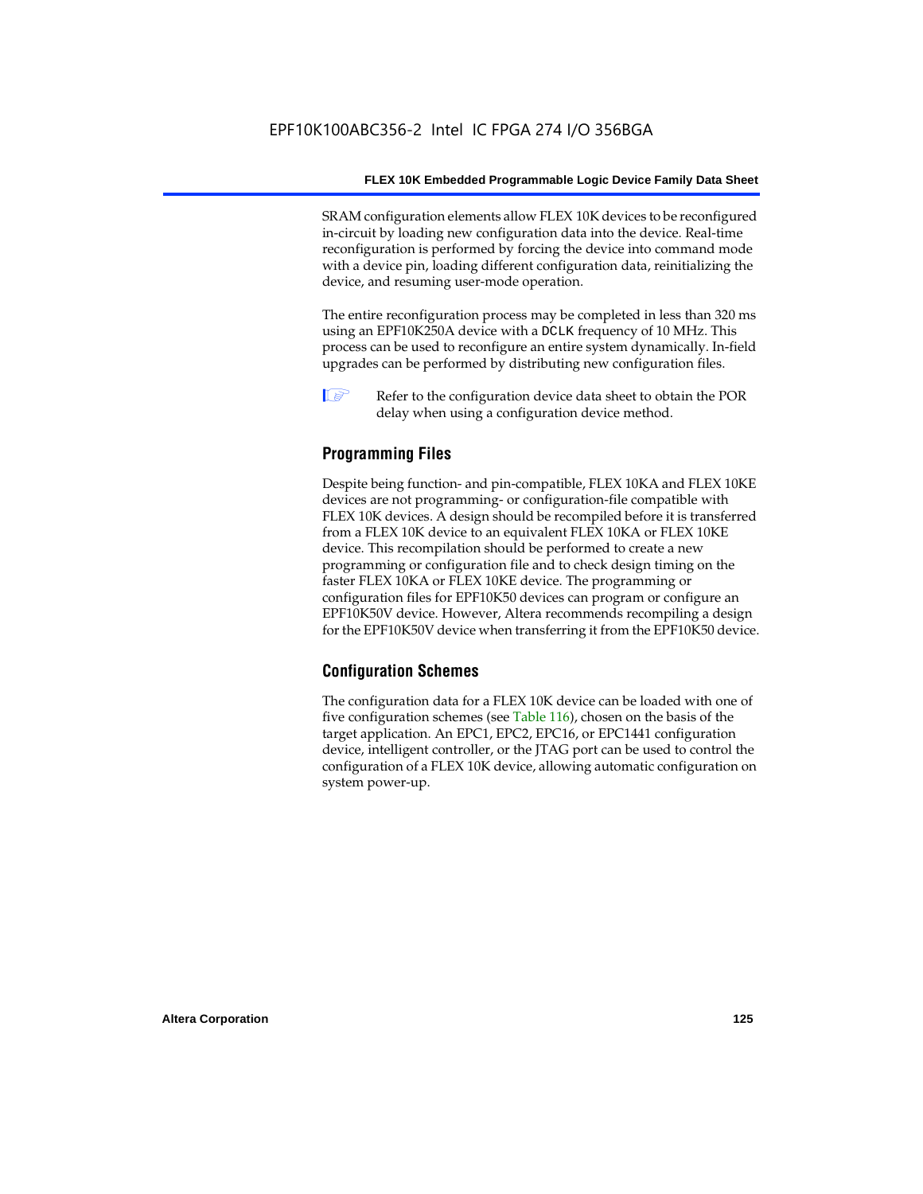SRAM configuration elements allow FLEX 10K devices to be reconfigured in-circuit by loading new configuration data into the device. Real-time reconfiguration is performed by forcing the device into command mode with a device pin, loading different configuration data, reinitializing the device, and resuming user-mode operation.

The entire reconfiguration process may be completed in less than 320 ms using an EPF10K250A device with a DCLK frequency of 10 MHz. This process can be used to reconfigure an entire system dynamically. In-field upgrades can be performed by distributing new configuration files.

Refer to the configuration device data sheet to obtain the POR delay when using a configuration device method.

## Programming Files

Despite being function- and pin-compatible, FLEX 10KA and FLEX 10KE devices are not programming- or configuration-file compatible with FLEX 10K devices. A design should be recompiled before it is transferred from a FLEX 10K device to an equivalent FLEX 10KA or FLEX 10KE device. This recompilation should be performed to create a new programming or configuration file and to check design timing on the faster FLEX 10KA or FLEX 10KE device. The programming or configuration files for EPF10K50 devices can program or configure an EPF10K50V device. However, Altera recommends recompiling a design for the EPF10K50V device when transferring it from the EPF10K50 device.

## Configuration Schemes

The configuration data for a FLEX 10K device can be loaded with one of five configuration schemes (see Table 116), chosen on the basis of the target application. An EPC1, EPC2, EPC16, or EPC1441 configuration device, intelligent controller, or the JTAG port can be used to control the configuration of a FLEX 10K device, allowing automatic configuration on system power-up.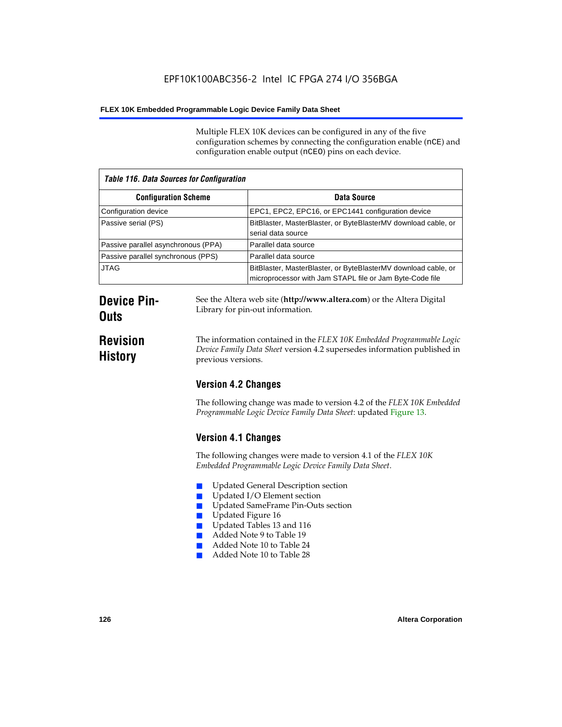Multiple FLEX 10K devices can be configured in any of the five configuration schemes by connecting the configuration enable (nCE) and configuration enable output (nCEO) pins on each device.

*Table 116. Data Sources for Configuration*

| Configuration Scheme | Data Source |
|---|---|
| Configuration device | EPC1, EPC2, EPC16, or EPC1441 configuration device |
| Passive serial (PS) | BitBlaster, MasterBlaster, or ByteBlasterMV download cable, or serial data source |
| Passive parallel asynchronous (PPA) | Parallel data source |
| Passive parallel synchronous (PPS) | Parallel data source |
| JTAG | BitBlaster, MasterBlaster, or ByteBlasterMV download cable, or microprocessor with Jam STAPL file or Jam Byte-Code file |

## Device Pin-Outs

See the Altera web site (**http://www.altera.com**) or the Altera Digital Library for pin-out information.

## Revision History

The information contained in the *FLEX 10K Embedded Programmable Logic Device Family Data Sheet* version 4.2 supersedes information published in previous versions.

### Version 4.2 Changes

The following change was made to version 4.2 of the *FLEX 10K Embedded Programmable Logic Device Family Data Sheet*: updated Figure 13.

### Version 4.1 Changes

The following changes were made to version 4.1 of the *FLEX 10K Embedded Programmable Logic Device Family Data Sheet*.

- Updated General Description section
- Updated I/O Element section
- Updated SameFrame Pin-Outs section
- Updated Figure 16
- Updated Tables 13 and 116
- Added Note 9 to Table 19
- Added Note 10 to Table 24
- Added Note 10 to Table 28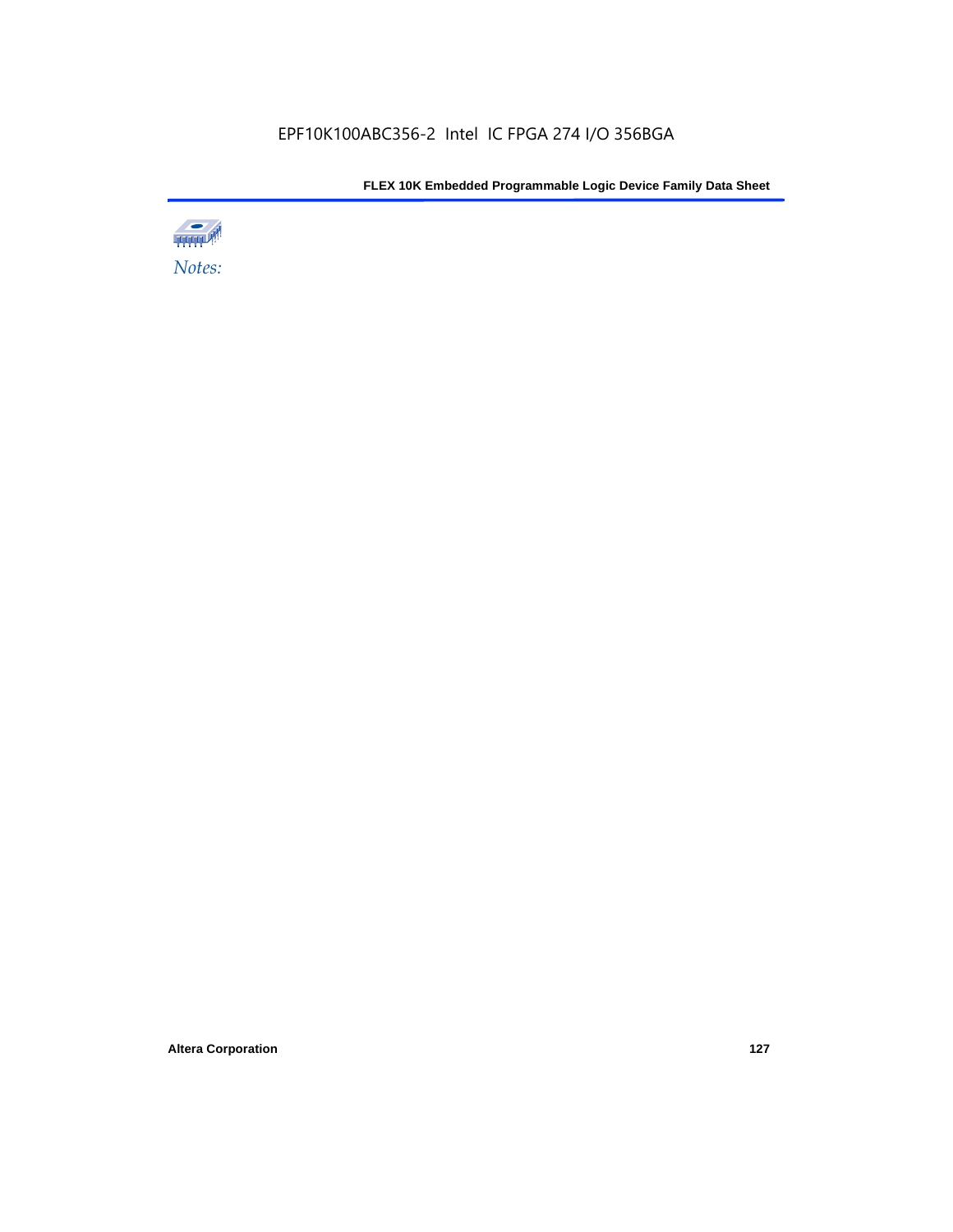*Notes:*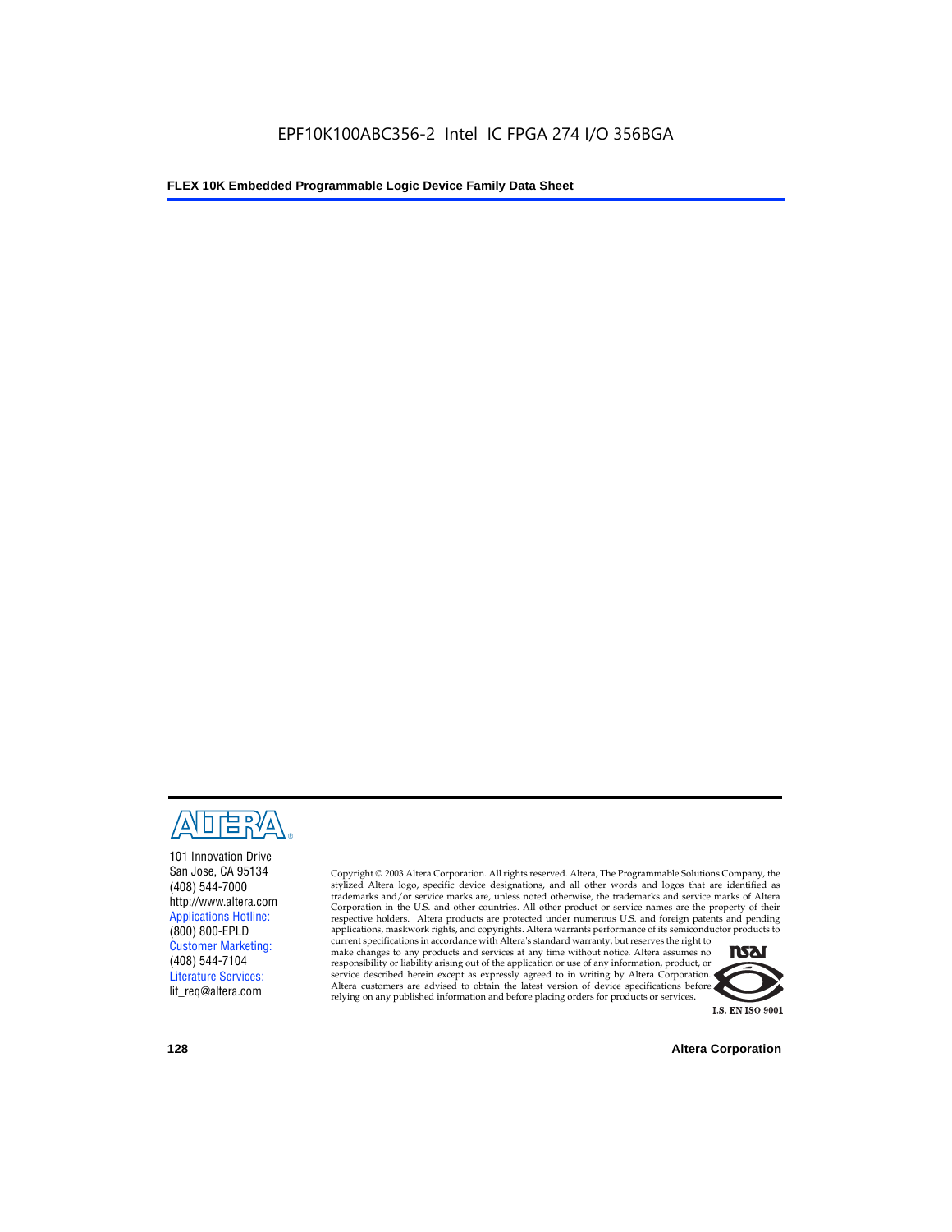101 Innovation Drive
San Jose, CA 95134
(408) 544-7000
http://www.altera.com
Applications Hotline:
(800) 800-EPLD
Customer Marketing:
(408) 544-7104
Literature Services:
lit_req@altera.com

Copyright © 2003 Altera Corporation. All rights reserved. Altera, The Programmable Solutions Company, the stylized Altera logo, specific device designations, and all other words and logos that are identified as trademarks and/or service marks are, unless noted otherwise, the trademarks and service marks of Altera Corporation in the U.S. and other countries. All other product or service names are the property of their respective holders. Altera products are protected under numerous U.S. and foreign patents and pending applications, maskwork rights, and copyrights. Altera warrants performance of its semiconductor products to current specifications in accordance with Altera's standard warranty, but reserves the right to make changes to any products and services at any time without notice. Altera assumes no responsibility or liability arising out of the application or use of any information, product, or service described herein except as expressly agreed to in writing by Altera Corporation. Altera customers are advised to obtain the latest version of device specifications before relying on any published information and before placing orders for products or services.

I.S. EN ISO 9001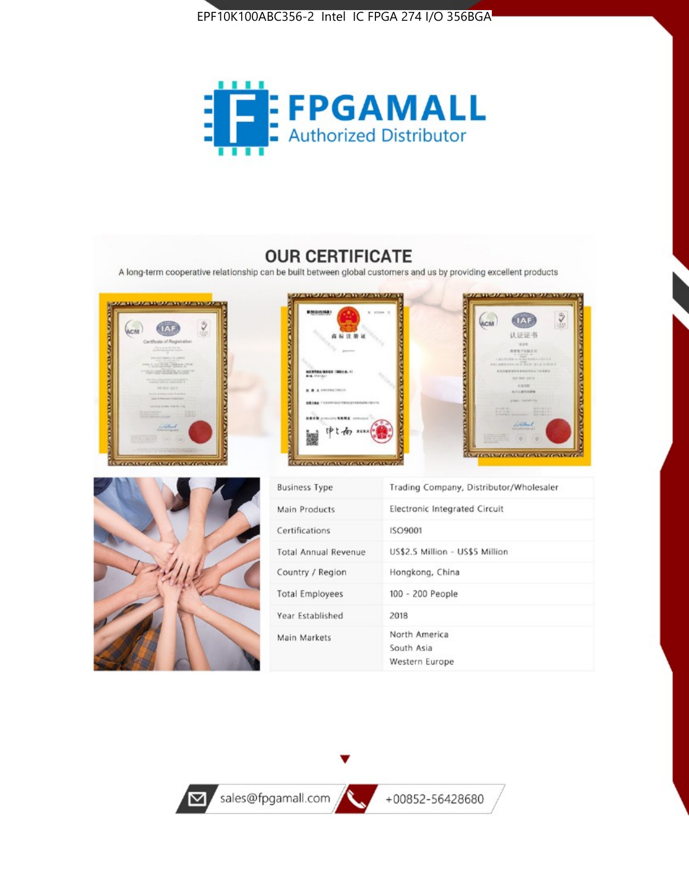FPGAMALL
Authorized Distributor

## OUR CERTIFICATE

A long-term cooperative relationship can be built between global customers and us by providing excellent products

| | |
|---|---|
| Business Type | Trading Company, Distributor/Wholesaler |
| Main Products | Electronic Integrated Circuit |
| Certifications | ISO9001 |
| Total Annual Revenue | US$2.5 Million - US$5 Million |
| Country / Region | Hongkong, China |
| Total Employees | 100 - 200 People |
| Year Established | 2018 |
| Main Markets | North America<br>South Asia<br>Western Europe |

sales@fpgamall.com

+00852-56428680